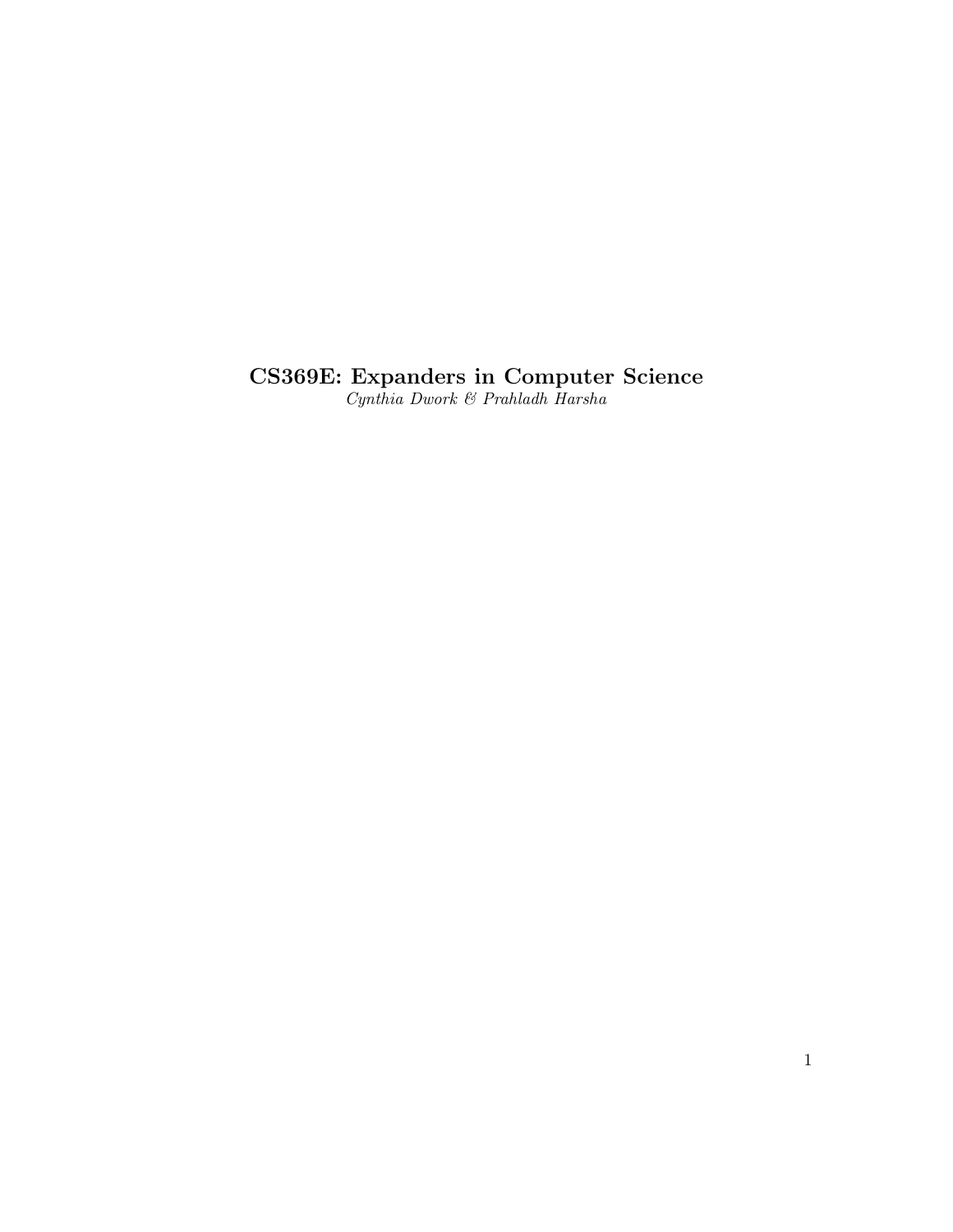# CS369E: Expanders in Computer Science

*Cynthia Dwork & Prahladh Harsha*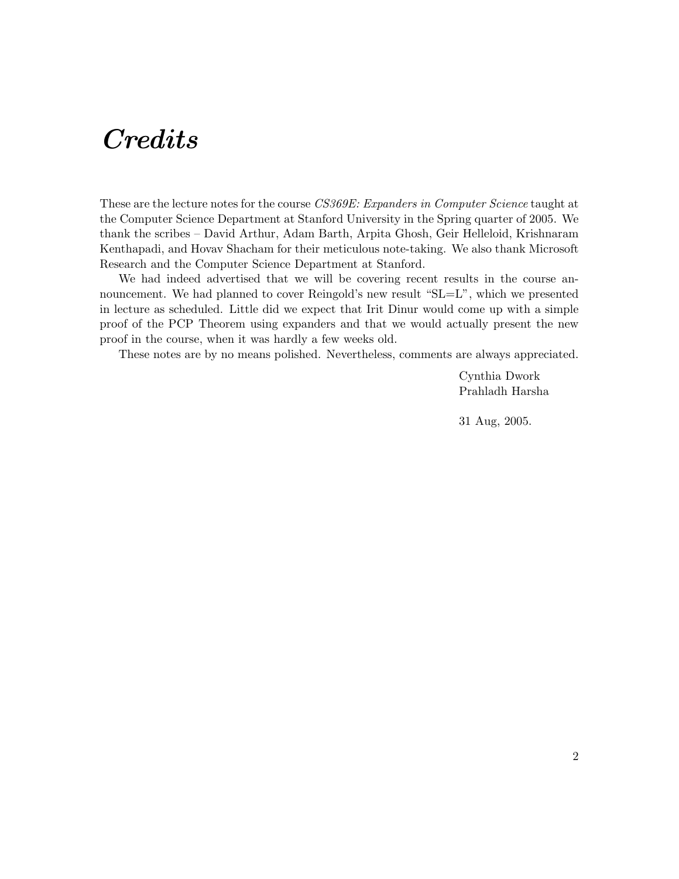# *Credits*

These are the lecture notes for the course *CS369E: Expanders in Computer Science* taught at the Computer Science Department at Stanford University in the Spring quarter of 2005. We thank the scribes – David Arthur, Adam Barth, Arpita Ghosh, Geir Helleloid, Krishnaram Kenthapadi, and Hovav Shacham for their meticulous note-taking. We also thank Microsoft Research and the Computer Science Department at Stanford.

We had indeed advertised that we will be covering recent results in the course announcement. We had planned to cover Reingold's new result "SL=L", which we presented in lecture as scheduled. Little did we expect that Irit Dinur would come up with a simple proof of the PCP Theorem using expanders and that we would actually present the new proof in the course, when it was hardly a few weeks old.

These notes are by no means polished. Nevertheless, comments are always appreciated.

Cynthia Dwork
Prahladh Harsha

31 Aug, 2005.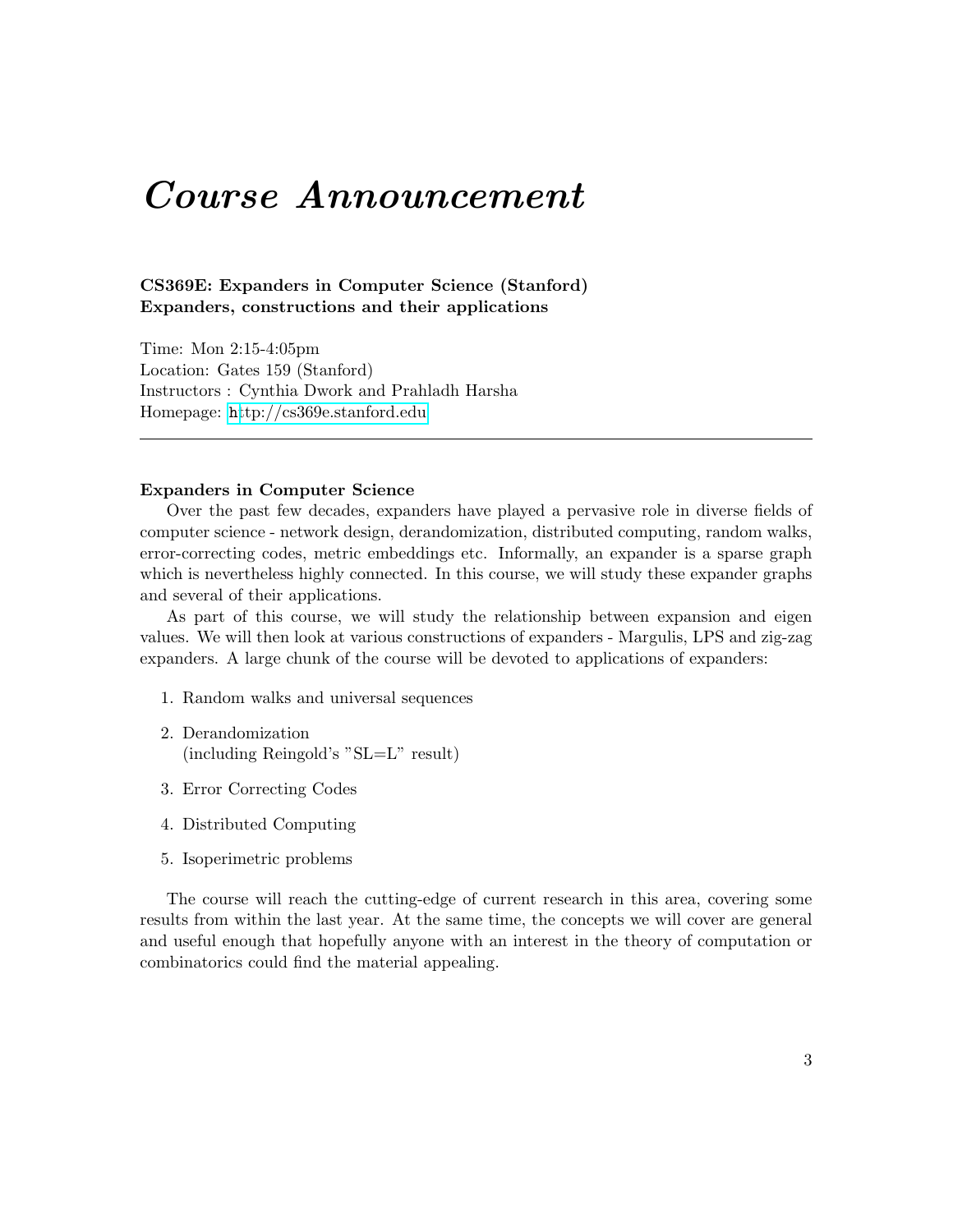# *Course Announcement*

**CS369E: Expanders in Computer Science (Stanford)**
**Expanders, constructions and their applications**

Time: Mon 2:15-4:05pm
Location: Gates 159 (Stanford)
Instructors : Cynthia Dwork and Prahladh Harsha
Homepage: http://cs369e.stanford.edu

---

**Expanders in Computer Science**

Over the past few decades, expanders have played a pervasive role in diverse fields of computer science - network design, derandomization, distributed computing, random walks, error-correcting codes, metric embeddings etc. Informally, an expander is a sparse graph which is nevertheless highly connected. In this course, we will study these expander graphs and several of their applications.

As part of this course, we will study the relationship between expansion and eigen values. We will then look at various constructions of expanders - Margulis, LPS and zig-zag expanders. A large chunk of the course will be devoted to applications of expanders:

1. Random walks and universal sequences
2. Derandomization
   (including Reingold's "SL=L" result)
3. Error Correcting Codes
4. Distributed Computing
5. Isoperimetric problems

The course will reach the cutting-edge of current research in this area, covering some results from within the last year. At the same time, the concepts we will cover are general and useful enough that hopefully anyone with an interest in the theory of computation or combinatorics could find the material appealing.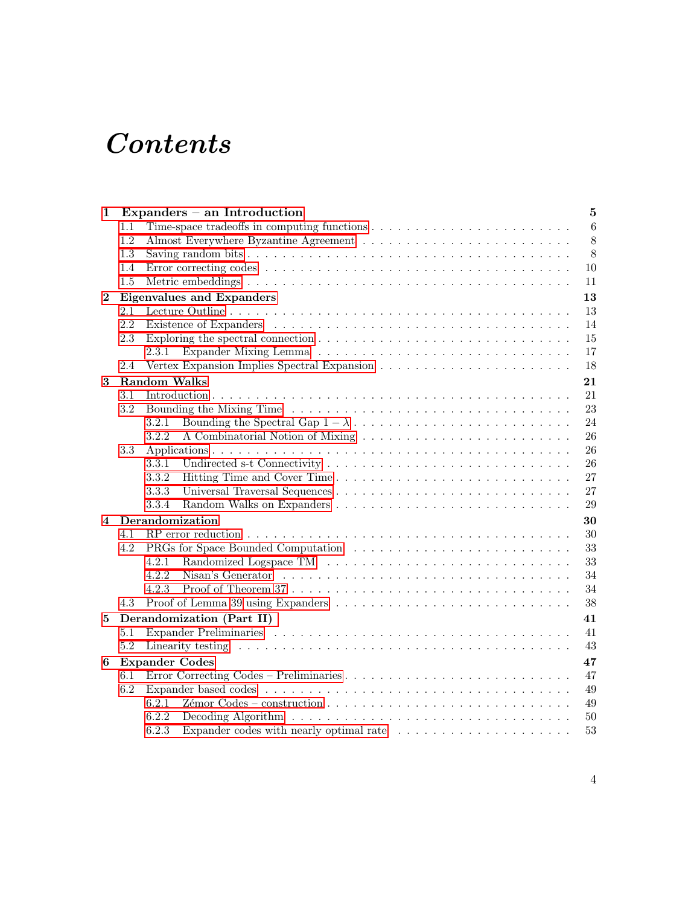# *Contents*

**1 Expanders – an Introduction** **5**

- 1.1 Time-space tradeoffs in computing functions . . . . . 6
- 1.2 Almost Everywhere Byzantine Agreement . . . . . 8
- 1.3 Saving random bits . . . . . 8
- 1.4 Error correcting codes . . . . . 10
- 1.5 Metric embeddings . . . . . 11

**2 Eigenvalues and Expanders** **13**

- 2.1 Lecture Outline . . . . . 13
- 2.2 Existence of Expanders . . . . . 14
- 2.3 Exploring the spectral connection . . . . . 15
  - 2.3.1 Expander Mixing Lemma . . . . . 17
- 2.4 Vertex Expansion Implies Spectral Expansion . . . . . 18

**3 Random Walks** **21**

- 3.1 Introduction . . . . . 21
- 3.2 Bounding the Mixing Time . . . . . 23
  - 3.2.1 Bounding the Spectral Gap $1 - \lambda$ . . . . . 24
  - 3.2.2 A Combinatorial Notion of Mixing . . . . . 26
- 3.3 Applications . . . . . 26
  - 3.3.1 Undirected s-t Connectivity . . . . . 26
  - 3.3.2 Hitting Time and Cover Time . . . . . 27
  - 3.3.3 Universal Traversal Sequences . . . . . 27
  - 3.3.4 Random Walks on Expanders . . . . . 29

**4 Derandomization** **30**

- 4.1 RP error reduction . . . . . 30
- 4.2 PRGs for Space Bounded Computation . . . . . 33
  - 4.2.1 Randomized Logspace TM . . . . . 33
  - 4.2.2 Nisan's Generator . . . . . 34
  - 4.2.3 Proof of Theorem 37 . . . . . 34
- 4.3 Proof of Lemma 39 using Expanders . . . . . 38

**5 Derandomization (Part II)** **41**

- 5.1 Expander Preliminaries . . . . . 41
- 5.2 Linearity testing . . . . . 43

**6 Expander Codes** **47**

- 6.1 Error Correcting Codes – Preliminaries . . . . . 47
- 6.2 Expander based codes . . . . . 49
  - 6.2.1 Zémor Codes – construction . . . . . 49
  - 6.2.2 Decoding Algorithm . . . . . 50
  - 6.2.3 Expander codes with nearly optimal rate . . . . . 53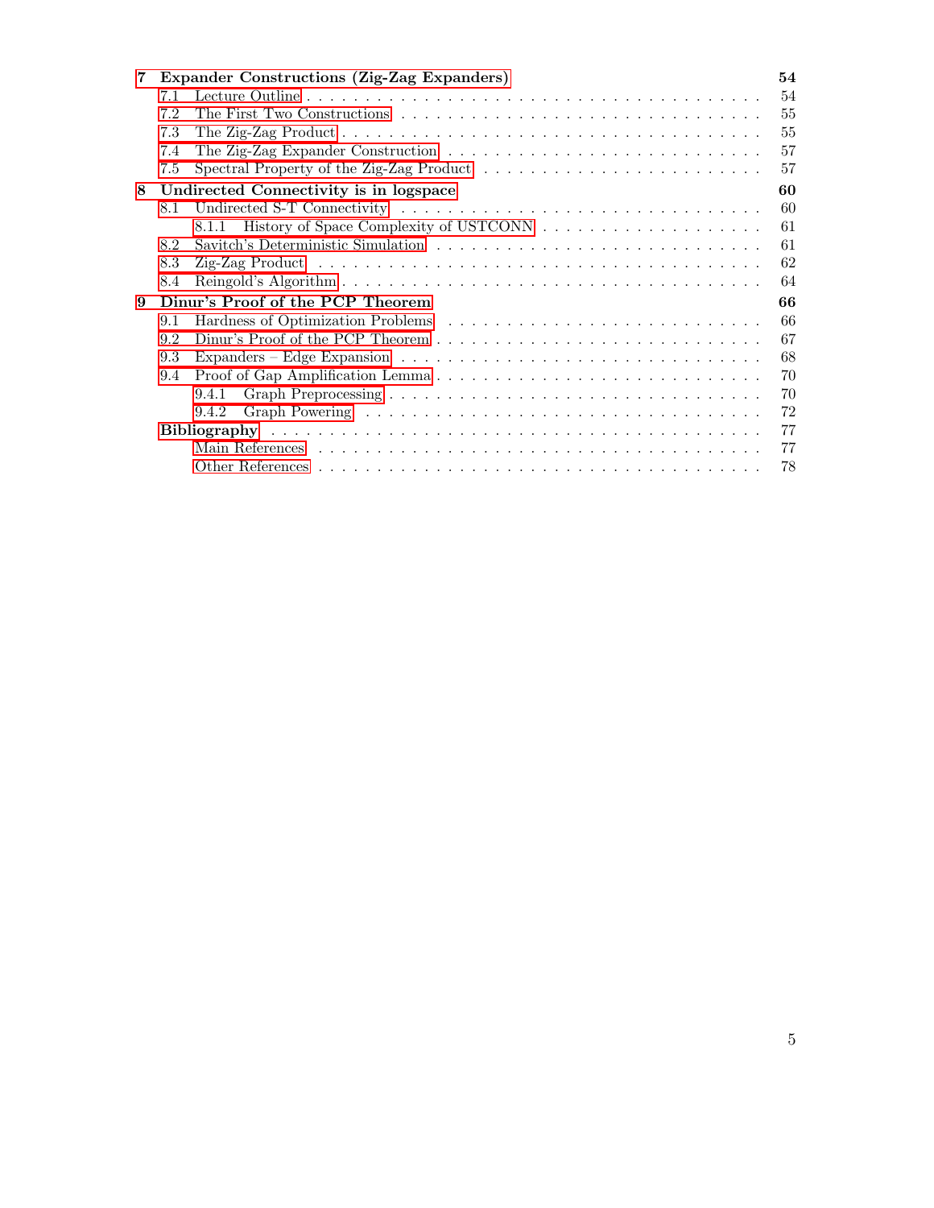**7 Expander Constructions (Zig-Zag Expanders)** **54**
- 7.1 Lecture Outline . . . 54
- 7.2 The First Two Constructions . . . 55
- 7.3 The Zig-Zag Product . . . 55
- 7.4 The Zig-Zag Expander Construction . . . 57
- 7.5 Spectral Property of the Zig-Zag Product . . . 57

**8 Undirected Connectivity is in logspace** **60**
- 8.1 Undirected S-T Connectivity . . . 60
  - 8.1.1 History of Space Complexity of USTCONN . . . 61
- 8.2 Savitch's Deterministic Simulation . . . 61
- 8.3 Zig-Zag Product . . . 62
- 8.4 Reingold's Algorithm . . . 64

**9 Dinur's Proof of the PCP Theorem** **66**
- 9.1 Hardness of Optimization Problems . . . 66
- 9.2 Dinur's Proof of the PCP Theorem . . . 67
- 9.3 Expanders – Edge Expansion . . . 68
- 9.4 Proof of Gap Amplification Lemma . . . 70
  - 9.4.1 Graph Preprocessing . . . 70
  - 9.4.2 Graph Powering . . . 72

**Bibliography** . . . 77
- Main References . . . 77
- Other References . . . 78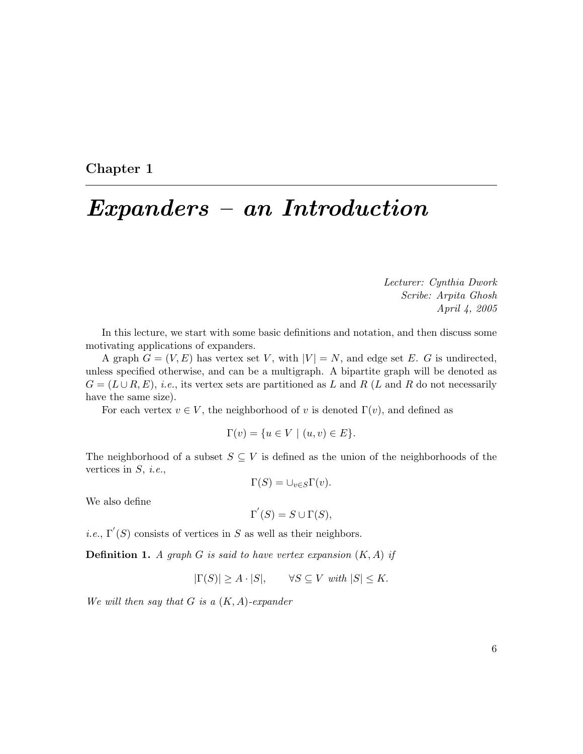**Chapter 1**

# *Expanders – an Introduction*

*Lecturer: Cynthia Dwork*
*Scribe: Arpita Ghosh*
*April 4, 2005*

In this lecture, we start with some basic definitions and notation, and then discuss some motivating applications of expanders.

A graph $G = (V, E)$ has vertex set $V$, with $|V| = N$, and edge set $E$. $G$ is undirected, unless specified otherwise, and can be a multigraph. A bipartite graph will be denoted as $G = (L \cup R, E)$, *i.e.*, its vertex sets are partitioned as $L$ and $R$ ($L$ and $R$ do not necessarily have the same size).

For each vertex $v \in V$, the neighborhood of $v$ is denoted $\Gamma(v)$, and defined as

$$\Gamma(v) = \{u \in V \mid (u, v) \in E\}.$$

The neighborhood of a subset $S \subseteq V$ is defined as the union of the neighborhoods of the vertices in $S$, *i.e.*,

$$\Gamma(S) = \cup_{v \in S} \Gamma(v).$$

We also define

$$\Gamma^{'}(S) = S \cup \Gamma(S),$$

*i.e.*, $\Gamma^{'}(S)$ consists of vertices in $S$ as well as their neighbors.

**Definition 1.** *A graph $G$ is said to have vertex expansion $(K, A)$ if*

$$|\Gamma(S)| \geq A \cdot |S|, \qquad \forall S \subseteq V \text{ with } |S| \leq K.$$

*We will then say that $G$ is a $(K, A)$-expander*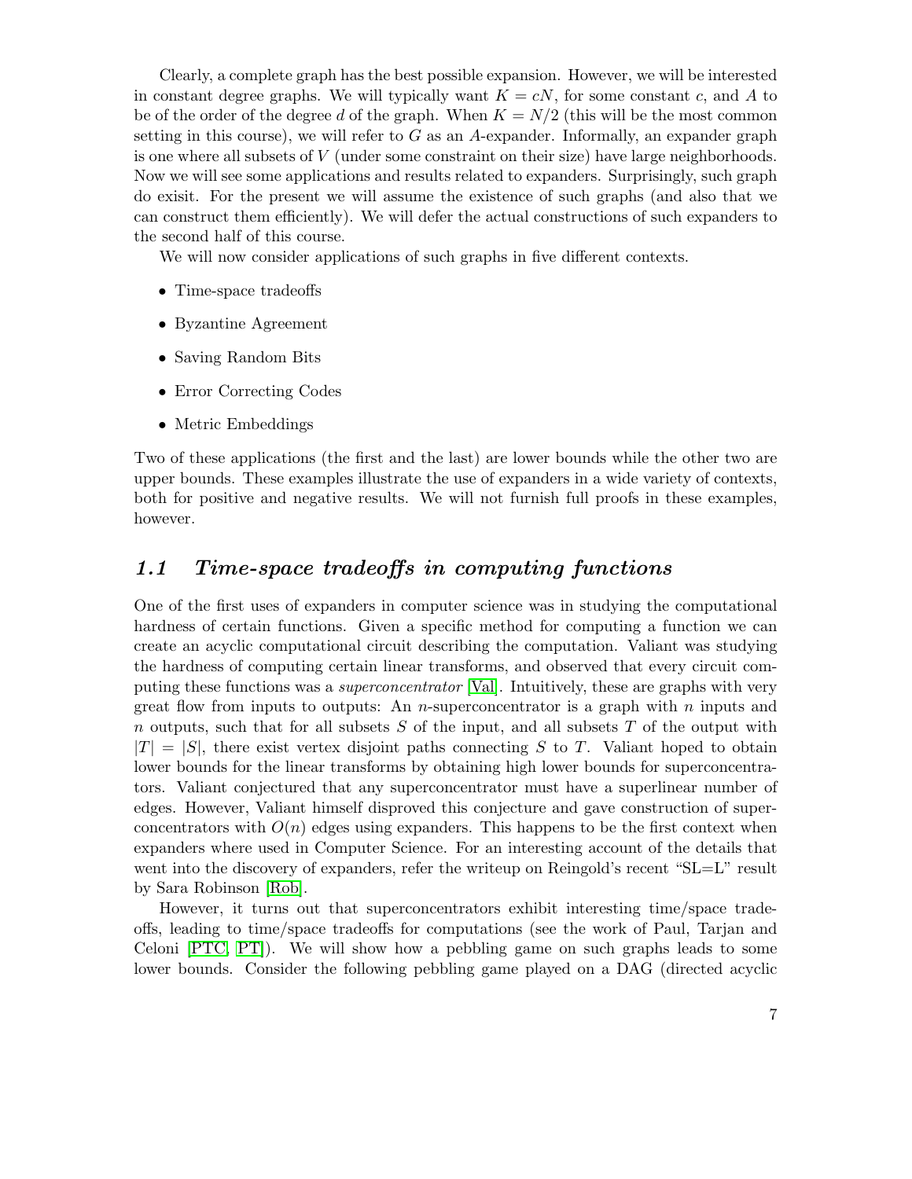Clearly, a complete graph has the best possible expansion. However, we will be interested in constant degree graphs. We will typically want $K = cN$, for some constant $c$, and $A$ to be of the order of the degree $d$ of the graph. When $K = N/2$ (this will be the most common setting in this course), we will refer to $G$ as an $A$-expander. Informally, an expander graph is one where all subsets of $V$ (under some constraint on their size) have large neighborhoods. Now we will see some applications and results related to expanders. Surprisingly, such graph do exisit. For the present we will assume the existence of such graphs (and also that we can construct them efficiently). We will defer the actual constructions of such expanders to the second half of this course.

We will now consider applications of such graphs in five different contexts.

- Time-space tradeoffs
- Byzantine Agreement
- Saving Random Bits
- Error Correcting Codes
- Metric Embeddings

Two of these applications (the first and the last) are lower bounds while the other two are upper bounds. These examples illustrate the use of expanders in a wide variety of contexts, both for positive and negative results. We will not furnish full proofs in these examples, however.

## 1.1 Time-space tradeoffs in computing functions

One of the first uses of expanders in computer science was in studying the computational hardness of certain functions. Given a specific method for computing a function we can create an acyclic computational circuit describing the computation. Valiant was studying the hardness of computing certain linear transforms, and observed that every circuit computing these functions was a *superconcentrator* [Val]. Intuitively, these are graphs with very great flow from inputs to outputs: An $n$-superconcentrator is a graph with $n$ inputs and $n$ outputs, such that for all subsets $S$ of the input, and all subsets $T$ of the output with $|T| = |S|$, there exist vertex disjoint paths connecting $S$ to $T$. Valiant hoped to obtain lower bounds for the linear transforms by obtaining high lower bounds for superconcentrators. Valiant conjectured that any superconcentrator must have a superlinear number of edges. However, Valiant himself disproved this conjecture and gave construction of superconcentrators with $O(n)$ edges using expanders. This happens to be the first context when expanders where used in Computer Science. For an interesting account of the details that went into the discovery of expanders, refer the writeup on Reingold's recent "SL=L" result by Sara Robinson [Rob].

However, it turns out that superconcentrators exhibit interesting time/space tradeoffs, leading to time/space tradeoffs for computations (see the work of Paul, Tarjan and Celoni [PTC, PT]). We will show how a pebbling game on such graphs leads to some lower bounds. Consider the following pebbling game played on a DAG (directed acyclic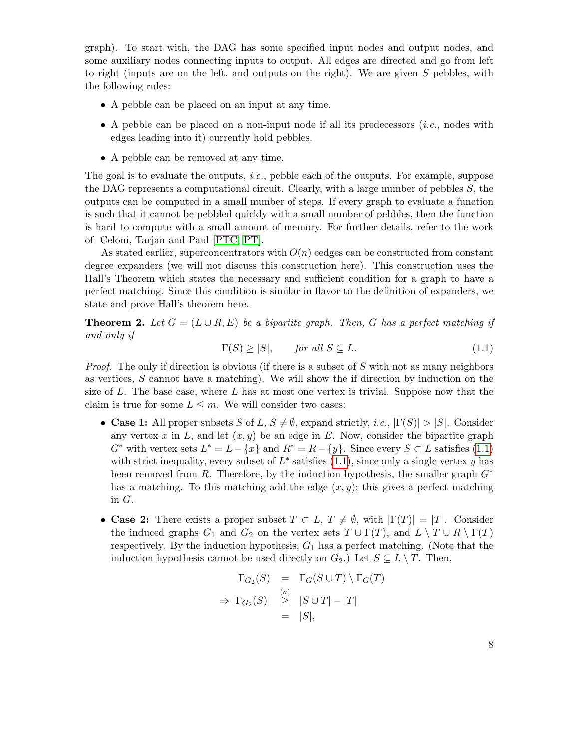graph). To start with, the DAG has some specified input nodes and output nodes, and some auxiliary nodes connecting inputs to output. All edges are directed and go from left to right (inputs are on the left, and outputs on the right). We are given $S$ pebbles, with the following rules:

- A pebble can be placed on an input at any time.
- A pebble can be placed on a non-input node if all its predecessors (*i.e.*, nodes with edges leading into it) currently hold pebbles.
- A pebble can be removed at any time.

The goal is to evaluate the outputs, *i.e.*, pebble each of the outputs. For example, suppose the DAG represents a computational circuit. Clearly, with a large number of pebbles $S$, the outputs can be computed in a small number of steps. If every graph to evaluate a function is such that it cannot be pebbled quickly with a small number of pebbles, then the function is hard to compute with a small amount of memory. For further details, refer to the work of Celoni, Tarjan and Paul [PTC, PT].

As stated earlier, superconcentrators with $O(n)$ eedges can be constructed from constant degree expanders (we will not discuss this construction here). This construction uses the Hall's Theorem which states the necessary and sufficient condition for a graph to have a perfect matching. Since this condition is similar in flavor to the definition of expanders, we state and prove Hall's theorem here.

**Theorem 2.** *Let $G = (L \cup R, E)$ be a bipartite graph. Then, $G$ has a perfect matching if and only if*

$$\Gamma(S) \geq |S|, \qquad \text{for all } S \subseteq L. \tag{1.1}$$

*Proof.* The only if direction is obvious (if there is a subset of $S$ with not as many neighbors as vertices, $S$ cannot have a matching). We will show the if direction by induction on the size of $L$. The base case, where $L$ has at most one vertex is trivial. Suppose now that the claim is true for some $L \leq m$. We will consider two cases:

- **Case 1:** All proper subsets $S$ of $L$, $S \neq \emptyset$, expand strictly, *i.e.*, $|\Gamma(S)| > |S|$. Consider any vertex $x$ in $L$, and let $(x, y)$ be an edge in $E$. Now, consider the bipartite graph $G^*$ with vertex sets $L^* = L - \{x\}$ and $R^* = R - \{y\}$. Since every $S \subset L$ satisfies (1.1) with strict inequality, every subset of $L^*$ satisfies (1.1), since only a single vertex $y$ has been removed from $R$. Therefore, by the induction hypothesis, the smaller graph $G^*$ has a matching. To this matching add the edge $(x, y)$; this gives a perfect matching in $G$.

- **Case 2:** There exists a proper subset $T \subset L$, $T \neq \emptyset$, with $|\Gamma(T)| = |T|$. Consider the induced graphs $G_1$ and $G_2$ on the vertex sets $T \cup \Gamma(T)$, and $L \setminus T \cup R \setminus \Gamma(T)$ respectively. By the induction hypothesis, $G_1$ has a perfect matching. (Note that the induction hypothesis cannot be used directly on $G_2$.) Let $S \subseteq L \setminus T$. Then,

$$\begin{aligned}
\Gamma_{G_2}(S) &= \Gamma_G(S \cup T) \setminus \Gamma_G(T) \\
\Rightarrow |\Gamma_{G_2}(S)| &\overset{(a)}{\geq} |S \cup T| - |T| \\
&= |S|,
\end{aligned}$$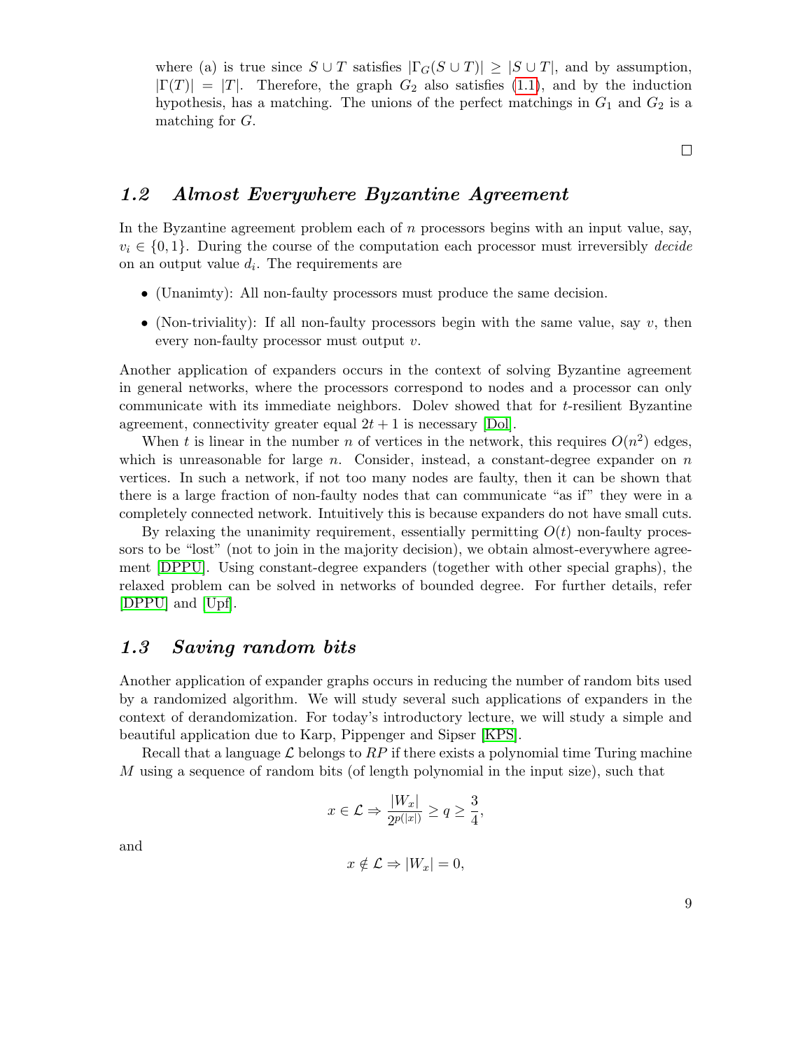where (a) is true since $S \cup T$ satisfies $|\Gamma_G(S \cup T)| \geq |S \cup T|$, and by assumption, $|\Gamma(T)| = |T|$. Therefore, the graph $G_2$ also satisfies (1.1), and by the induction hypothesis, has a matching. The unions of the perfect matchings in $G_1$ and $G_2$ is a matching for $G$.

□

## 1.2 Almost Everywhere Byzantine Agreement

In the Byzantine agreement problem each of $n$ processors begins with an input value, say, $v_i \in \{0, 1\}$. During the course of the computation each processor must irreversibly *decide* on an output value $d_i$. The requirements are

- (Unanimty): All non-faulty processors must produce the same decision.
- (Non-triviality): If all non-faulty processors begin with the same value, say $v$, then every non-faulty processor must output $v$.

Another application of expanders occurs in the context of solving Byzantine agreement in general networks, where the processors correspond to nodes and a processor can only communicate with its immediate neighbors. Dolev showed that for $t$-resilient Byzantine agreement, connectivity greater equal $2t + 1$ is necessary [Dol].

When $t$ is linear in the number $n$ of vertices in the network, this requires $O(n^2)$ edges, which is unreasonable for large $n$. Consider, instead, a constant-degree expander on $n$ vertices. In such a network, if not too many nodes are faulty, then it can be shown that there is a large fraction of non-faulty nodes that can communicate "as if" they were in a completely connected network. Intuitively this is because expanders do not have small cuts.

By relaxing the unanimity requirement, essentially permitting $O(t)$ non-faulty processors to be "lost" (not to join in the majority decision), we obtain almost-everywhere agreement [DPPU]. Using constant-degree expanders (together with other special graphs), the relaxed problem can be solved in networks of bounded degree. For further details, refer [DPPU] and [Upf].

## 1.3 Saving random bits

Another application of expander graphs occurs in reducing the number of random bits used by a randomized algorithm. We will study several such applications of expanders in the context of derandomization. For today's introductory lecture, we will study a simple and beautiful application due to Karp, Pippenger and Sipser [KPS].

Recall that a language $\mathcal{L}$ belongs to $RP$ if there exists a polynomial time Turing machine $M$ using a sequence of random bits (of length polynomial in the input size), such that

$$x \in \mathcal{L} \Rightarrow \frac{|W_x|}{2^{p(|x|)}} \geq q \geq \frac{3}{4},$$

and

$$x \notin \mathcal{L} \Rightarrow |W_x| = 0,$$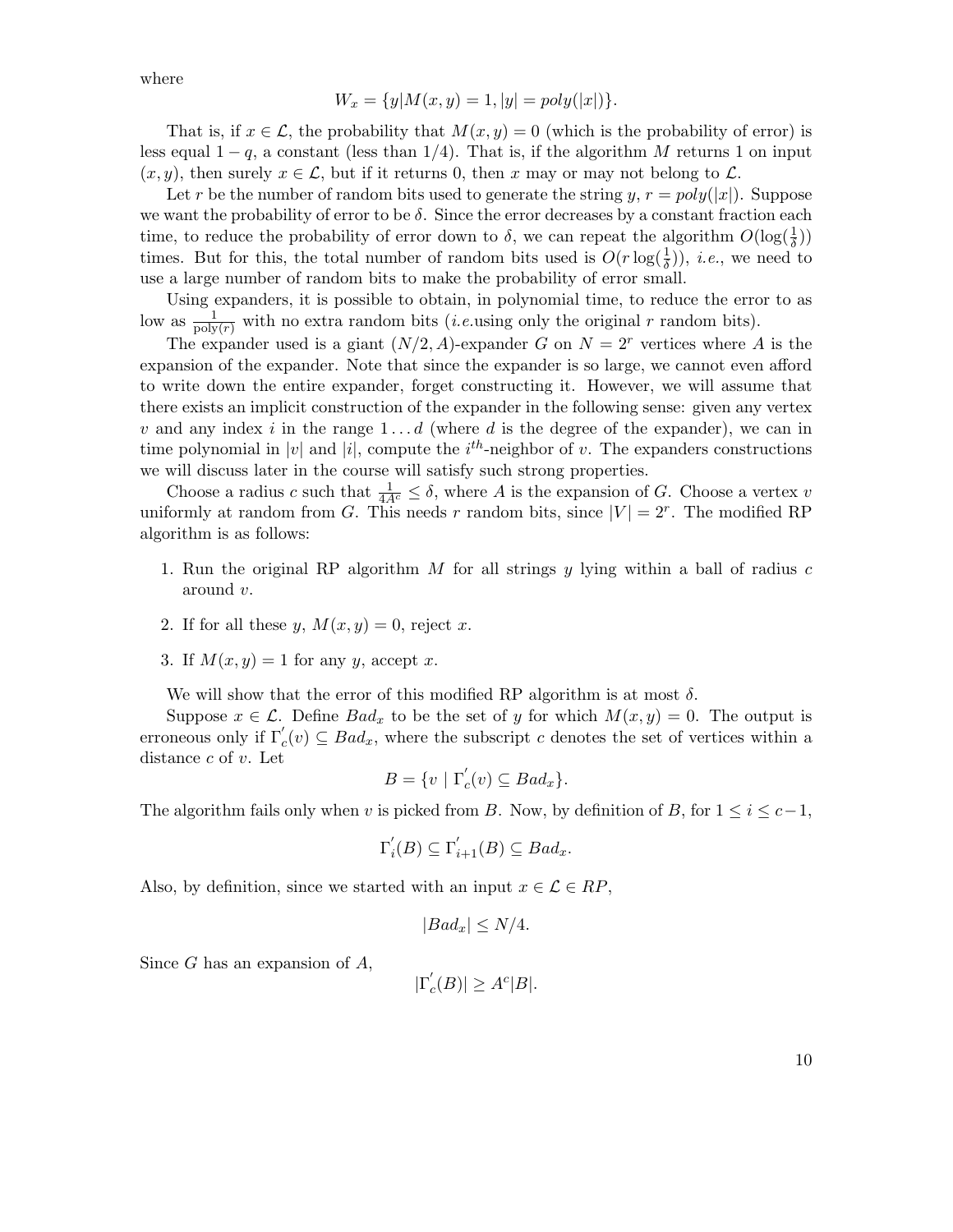where

$$W_x = \{y | M(x,y) = 1, |y| = poly(|x|)\}.$$

That is, if $x \in \mathcal{L}$, the probability that $M(x,y) = 0$ (which is the probability of error) is less equal $1-q$, a constant (less than 1/4). That is, if the algorithm $M$ returns 1 on input $(x, y)$, then surely $x \in \mathcal{L}$, but if it returns 0, then $x$ may or may not belong to $\mathcal{L}$.

Let $r$ be the number of random bits used to generate the string $y$, $r = poly(|x|)$. Suppose we want the probability of error to be $\delta$. Since the error decreases by a constant fraction each time, to reduce the probability of error down to $\delta$, we can repeat the algorithm $O(\log(\frac{1}{\delta}))$ times. But for this, the total number of random bits used is $O(r \log(\frac{1}{\delta}))$, *i.e.*, we need to use a large number of random bits to make the probability of error small.

Using expanders, it is possible to obtain, in polynomial time, to reduce the error to as low as $\frac{1}{\text{poly}(r)}$ with no extra random bits (*i.e.*using only the original $r$ random bits).

The expander used is a giant $(N/2, A)$-expander $G$ on $N = 2^r$ vertices where $A$ is the expansion of the expander. Note that since the expander is so large, we cannot even afford to write down the entire expander, forget constructing it. However, we will assume that there exists an implicit construction of the expander in the following sense: given any vertex $v$ and any index $i$ in the range $1 \ldots d$ (where $d$ is the degree of the expander), we can in time polynomial in $|v|$ and $|i|$, compute the $i^{th}$-neighbor of $v$. The expanders constructions we will discuss later in the course will satisfy such strong properties.

Choose a radius $c$ such that $\frac{1}{4A^c} \leq \delta$, where $A$ is the expansion of $G$. Choose a vertex $v$ uniformly at random from $G$. This needs $r$ random bits, since $|V| = 2^r$. The modified RP algorithm is as follows:

1. Run the original RP algorithm $M$ for all strings $y$ lying within a ball of radius $c$ around $v$.
2. If for all these $y$, $M(x,y) = 0$, reject $x$.
3. If $M(x,y) = 1$ for any $y$, accept $x$.

We will show that the error of this modified RP algorithm is at most $\delta$.

Suppose $x \in \mathcal{L}$. Define $Bad_x$ to be the set of $y$ for which $M(x,y) = 0$. The output is erroneous only if $\Gamma'_c(v) \subseteq Bad_x$, where the subscript $c$ denotes the set of vertices within a distance $c$ of $v$. Let

$$B = \{v \mid \Gamma'_c(v) \subseteq Bad_x\}.$$

The algorithm fails only when $v$ is picked from $B$. Now, by definition of $B$, for $1 \leq i \leq c-1$,

$$\Gamma'_i(B) \subseteq \Gamma'_{i+1}(B) \subseteq Bad_x.$$

Also, by definition, since we started with an input $x \in \mathcal{L} \in RP$,

$$|Bad_x| \leq N/4.$$

Since $G$ has an expansion of $A$,

$$|\Gamma'_c(B)| \geq A^c |B|.$$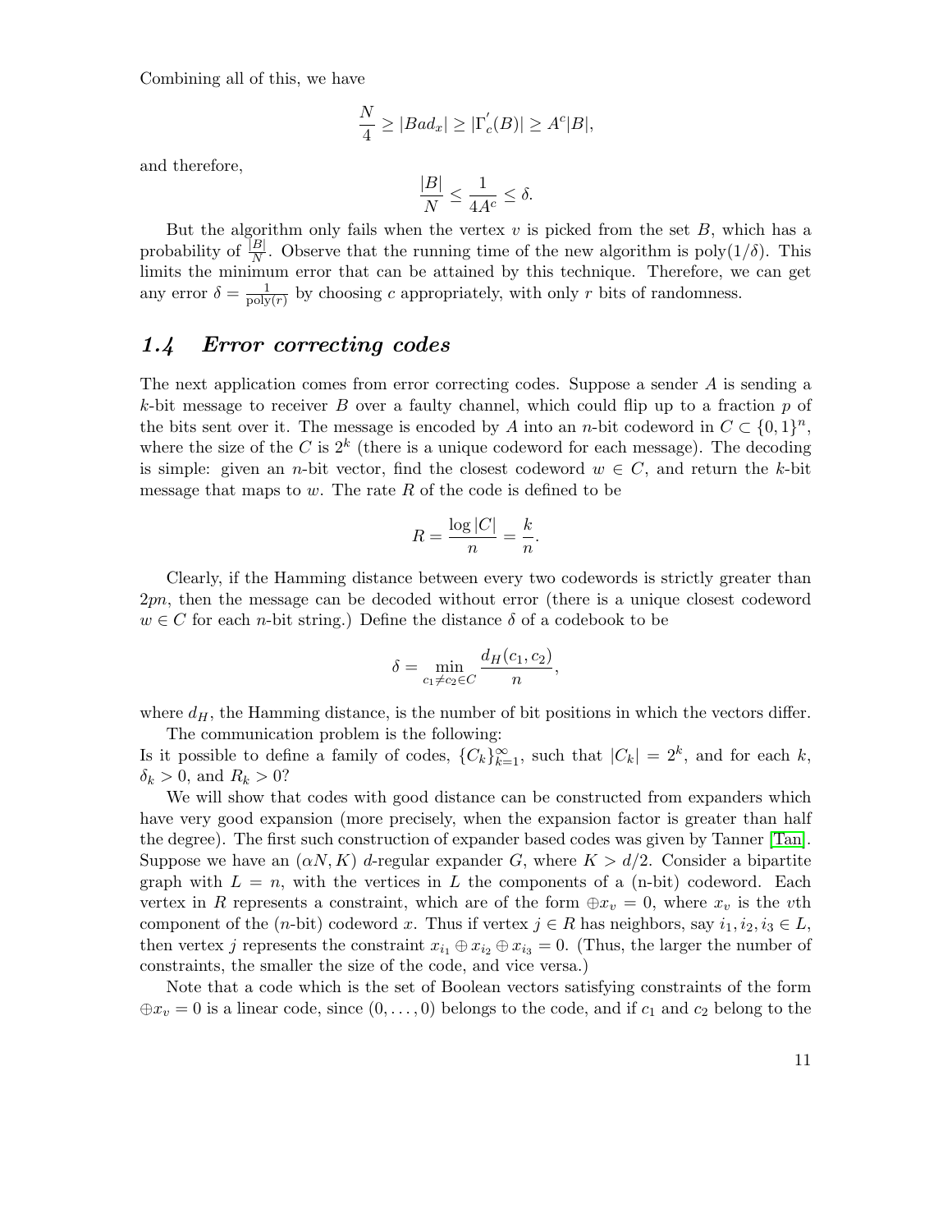Combining all of this, we have

$$\frac{N}{4} \geq |Bad_x| \geq |\Gamma_c^{'}(B)| \geq A^c|B|,$$

and therefore,

$$\frac{|B|}{N} \leq \frac{1}{4A^c} \leq \delta.$$

But the algorithm only fails when the vertex $v$ is picked from the set $B$, which has a probability of $\frac{|B|}{N}$. Observe that the running time of the new algorithm is $\text{poly}(1/\delta)$. This limits the minimum error that can be attained by this technique. Therefore, we can get any error $\delta = \frac{1}{\text{poly}(r)}$ by choosing $c$ appropriately, with only $r$ bits of randomness.

## *1.4 Error correcting codes*

The next application comes from error correcting codes. Suppose a sender $A$ is sending a $k$-bit message to receiver $B$ over a faulty channel, which could flip up to a fraction $p$ of the bits sent over it. The message is encoded by $A$ into an $n$-bit codeword in $C \subset \{0,1\}^n$, where the size of the $C$ is $2^k$ (there is a unique codeword for each message). The decoding is simple: given an $n$-bit vector, find the closest codeword $w \in C$, and return the $k$-bit message that maps to $w$. The rate $R$ of the code is defined to be

$$R = \frac{\log |C|}{n} = \frac{k}{n}.$$

Clearly, if the Hamming distance between every two codewords is strictly greater than $2pn$, then the message can be decoded without error (there is a unique closest codeword $w \in C$ for each $n$-bit string.) Define the distance $\delta$ of a codebook to be

$$\delta = \min_{c_1 \neq c_2 \in C} \frac{d_H(c_1, c_2)}{n},$$

where $d_H$, the Hamming distance, is the number of bit positions in which the vectors differ.

The communication problem is the following:
Is it possible to define a family of codes, $\{C_k\}_{k=1}^{\infty}$, such that $|C_k| = 2^k$, and for each $k$, $\delta_k > 0$, and $R_k > 0$?

We will show that codes with good distance can be constructed from expanders which have very good expansion (more precisely, when the expansion factor is greater than half the degree). The first such construction of expander based codes was given by Tanner [Tan]. Suppose we have an $(\alpha N, K)$ $d$-regular expander $G$, where $K > d/2$. Consider a bipartite graph with $L = n$, with the vertices in $L$ the components of a (n-bit) codeword. Each vertex in $R$ represents a constraint, which are of the form $\oplus x_v = 0$, where $x_v$ is the $v$th component of the ($n$-bit) codeword $x$. Thus if vertex $j \in R$ has neighbors, say $i_1, i_2, i_3 \in L$, then vertex $j$ represents the constraint $x_{i_1} \oplus x_{i_2} \oplus x_{i_3} = 0$. (Thus, the larger the number of constraints, the smaller the size of the code, and vice versa.)

Note that a code which is the set of Boolean vectors satisfying constraints of the form $\oplus x_v = 0$ is a linear code, since $(0, \ldots, 0)$ belongs to the code, and if $c_1$ and $c_2$ belong to the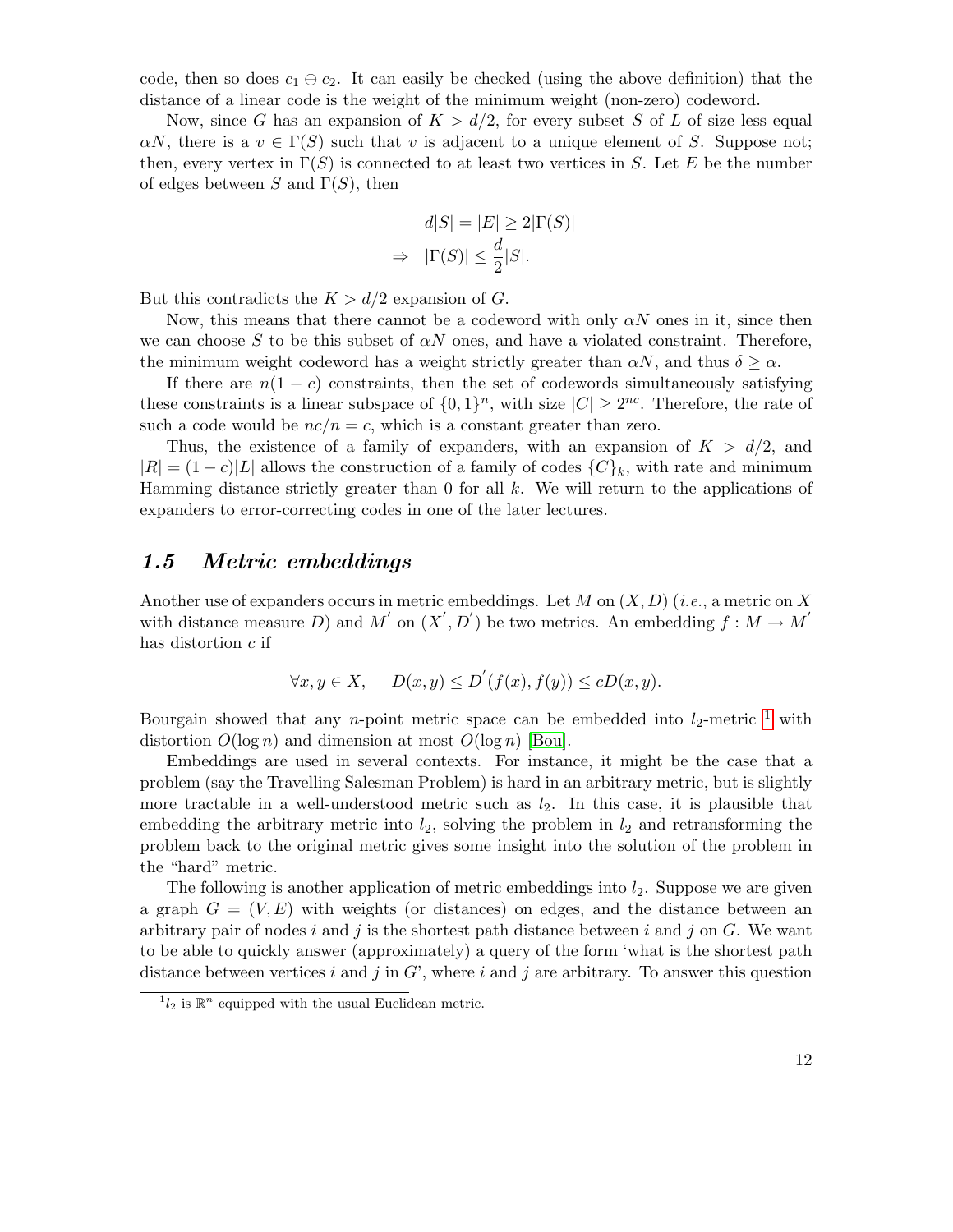code, then so does $c_1 \oplus c_2$. It can easily be checked (using the above definition) that the distance of a linear code is the weight of the minimum weight (non-zero) codeword.

Now, since $G$ has an expansion of $K > d/2$, for every subset $S$ of $L$ of size less equal $\alpha N$, there is a $v \in \Gamma(S)$ such that $v$ is adjacent to a unique element of $S$. Suppose not; then, every vertex in $\Gamma(S)$ is connected to at least two vertices in $S$. Let $E$ be the number of edges between $S$ and $\Gamma(S)$, then

$$\begin{aligned} & d|S| = |E| \geq 2|\Gamma(S)| \\ \Rightarrow \quad & |\Gamma(S)| \leq \frac{d}{2}|S|. \end{aligned}$$

But this contradicts the $K > d/2$ expansion of $G$.

Now, this means that there cannot be a codeword with only $\alpha N$ ones in it, since then we can choose $S$ to be this subset of $\alpha N$ ones, and have a violated constraint. Therefore, the minimum weight codeword has a weight strictly greater than $\alpha N$, and thus $\delta \geq \alpha$.

If there are $n(1-c)$ constraints, then the set of codewords simultaneously satisfying these constraints is a linear subspace of $\{0,1\}^n$, with size $|C| \geq 2^{nc}$. Therefore, the rate of such a code would be $nc/n = c$, which is a constant greater than zero.

Thus, the existence of a family of expanders, with an expansion of $K > d/2$, and $|R| = (1-c)|L|$ allows the construction of a family of codes $\{C\}_k$, with rate and minimum Hamming distance strictly greater than 0 for all $k$. We will return to the applications of expanders to error-correcting codes in one of the later lectures.

## 1.5 *Metric embeddings*

Another use of expanders occurs in metric embeddings. Let $M$ on $(X, D)$ (*i.e.*, a metric on $X$ with distance measure $D$) and $M'$ on $(X', D')$ be two metrics. An embedding $f : M \to M'$ has distortion $c$ if

$$\forall x, y \in X, \quad D(x,y) \leq D'(f(x), f(y)) \leq cD(x,y).$$

Bourgain showed that any $n$-point metric space can be embedded into $l_2$-metric [1] with distortion $O(\log n)$ and dimension at most $O(\log n)$ [Bou].

Embeddings are used in several contexts. For instance, it might be the case that a problem (say the Travelling Salesman Problem) is hard in an arbitrary metric, but is slightly more tractable in a well-understood metric such as $l_2$. In this case, it is plausible that embedding the arbitrary metric into $l_2$, solving the problem in $l_2$ and retransforming the problem back to the original metric gives some insight into the solution of the problem in the "hard" metric.

The following is another application of metric embeddings into $l_2$. Suppose we are given a graph $G = (V, E)$ with weights (or distances) on edges, and the distance between an arbitrary pair of nodes $i$ and $j$ is the shortest path distance between $i$ and $j$ on $G$. We want to be able to quickly answer (approximately) a query of the form 'what is the shortest path distance between vertices $i$ and $j$ in $G$', where $i$ and $j$ are arbitrary. To answer this question

[1] $l_2$ is $\mathbb{R}^n$ equipped with the usual Euclidean metric.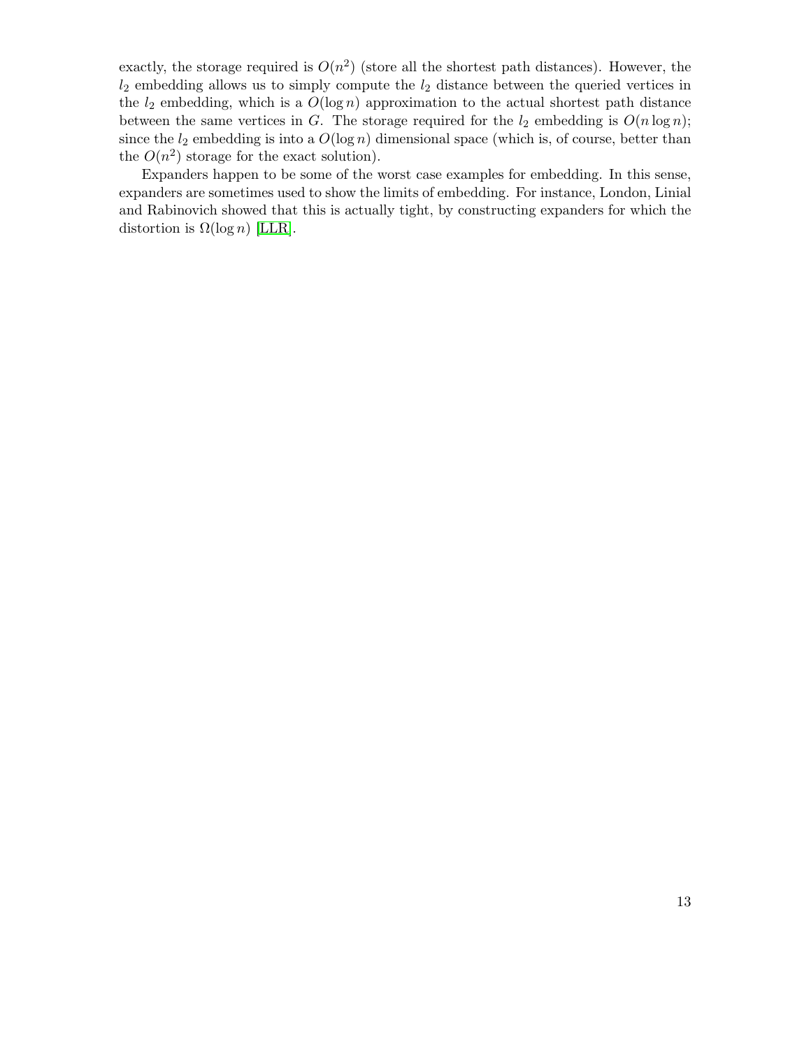exactly, the storage required is $O(n^2)$ (store all the shortest path distances). However, the $l_2$ embedding allows us to simply compute the $l_2$ distance between the queried vertices in the $l_2$ embedding, which is a $O(\log n)$ approximation to the actual shortest path distance between the same vertices in $G$. The storage required for the $l_2$ embedding is $O(n \log n)$; since the $l_2$ embedding is into a $O(\log n)$ dimensional space (which is, of course, better than the $O(n^2)$ storage for the exact solution).

Expanders happen to be some of the worst case examples for embedding. In this sense, expanders are sometimes used to show the limits of embedding. For instance, London, Linial and Rabinovich showed that this is actually tight, by constructing expanders for which the distortion is $\Omega(\log n)$ [LLR].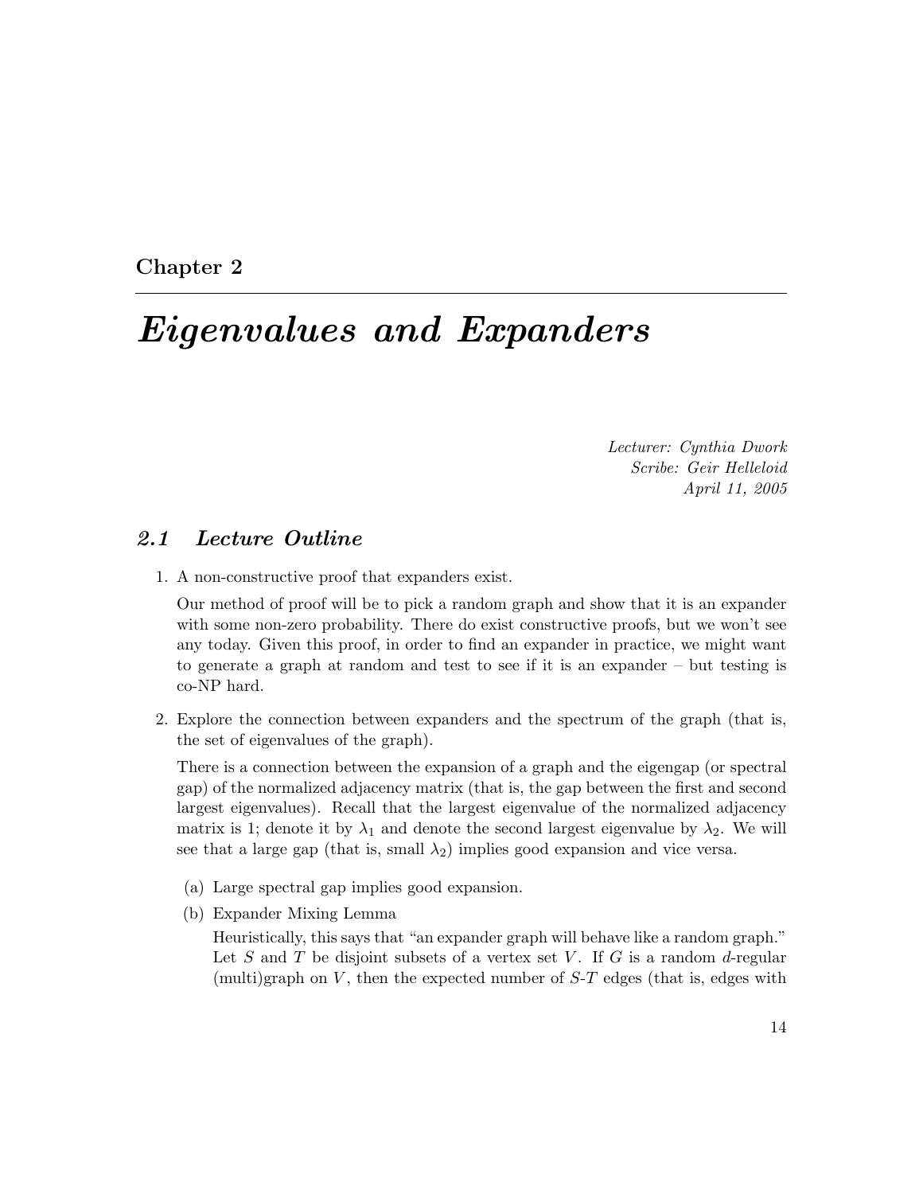Chapter 2

# *Eigenvalues and Expanders*

*Lecturer: Cynthia Dwork*
*Scribe: Geir Helleloid*
*April 11, 2005*

## *2.1 Lecture Outline*

1. A non-constructive proof that expanders exist.

   Our method of proof will be to pick a random graph and show that it is an expander with some non-zero probability. There do exist constructive proofs, but we won't see any today. Given this proof, in order to find an expander in practice, we might want to generate a graph at random and test to see if it is an expander – but testing is co-NP hard.

2. Explore the connection between expanders and the spectrum of the graph (that is, the set of eigenvalues of the graph).

   There is a connection between the expansion of a graph and the eigengap (or spectral gap) of the normalized adjacency matrix (that is, the gap between the first and second largest eigenvalues). Recall that the largest eigenvalue of the normalized adjacency matrix is 1; denote it by $\lambda_1$ and denote the second largest eigenvalue by $\lambda_2$. We will see that a large gap (that is, small $\lambda_2$) implies good expansion and vice versa.

   (a) Large spectral gap implies good expansion.

   (b) Expander Mixing Lemma

   Heuristically, this says that "an expander graph will behave like a random graph." Let $S$ and $T$ be disjoint subsets of a vertex set $V$. If $G$ is a random $d$-regular (multi)graph on $V$, then the expected number of $S$-$T$ edges (that is, edges with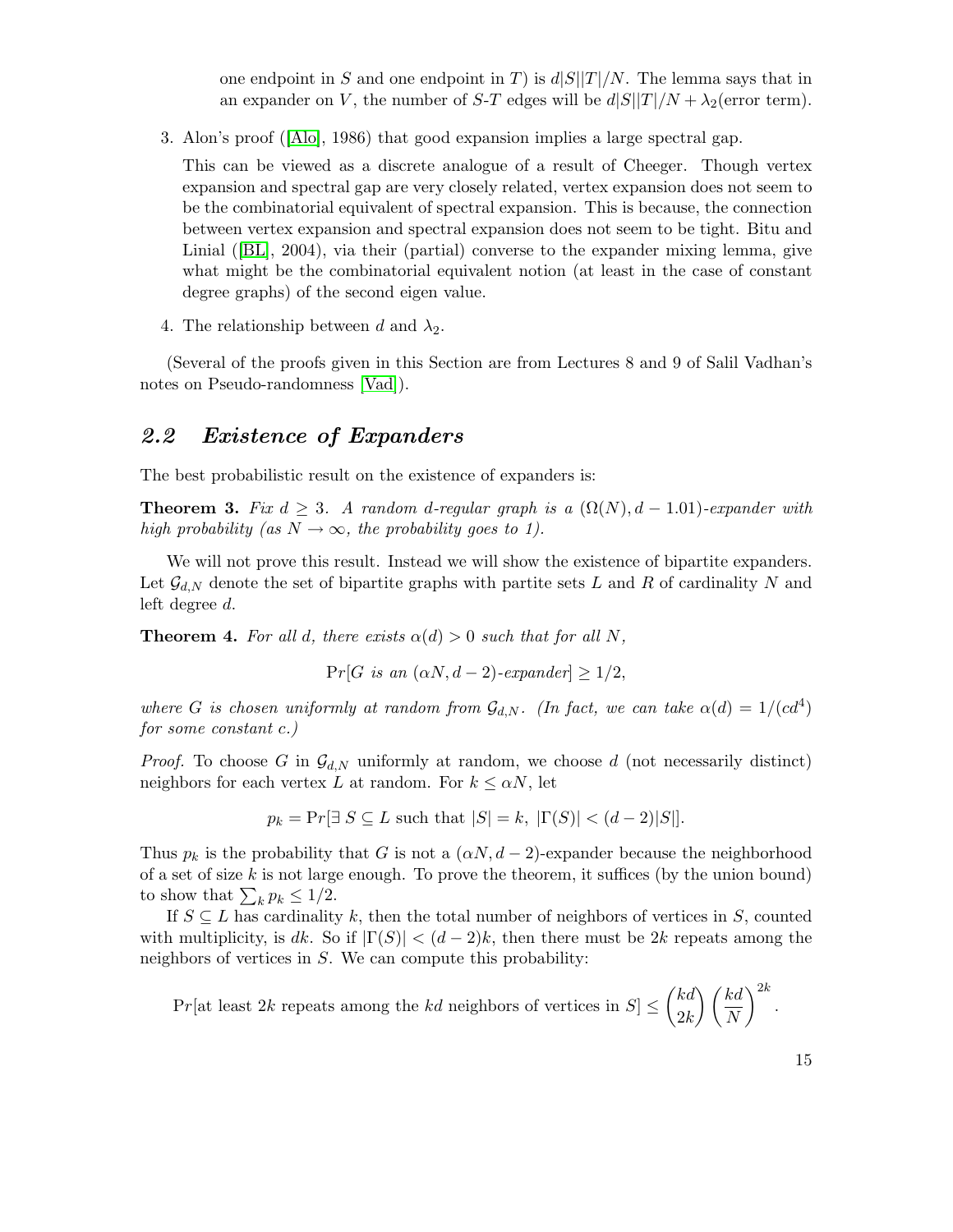one endpoint in $S$ and one endpoint in $T$) is $d|S||T|/N$. The lemma says that in an expander on $V$, the number of $S$-$T$ edges will be $d|S||T|/N + \lambda_2$(error term).

3. Alon's proof ([Alo], 1986) that good expansion implies a large spectral gap.

   This can be viewed as a discrete analogue of a result of Cheeger. Though vertex expansion and spectral gap are very closely related, vertex expansion does not seem to be the combinatorial equivalent of spectral expansion. This is because, the connection between vertex expansion and spectral expansion does not seem to be tight. Bitu and Linial ([BL], 2004), via their (partial) converse to the expander mixing lemma, give what might be the combinatorial equivalent notion (at least in the case of constant degree graphs) of the second eigen value.

4. The relationship between $d$ and $\lambda_2$.

(Several of the proofs given in this Section are from Lectures 8 and 9 of Salil Vadhan's notes on Pseudo-randomness [Vad]).

## 2.2 Existence of Expanders

The best probabilistic result on the existence of expanders is:

**Theorem 3.** *Fix $d \geq 3$. A random $d$-regular graph is a $(\Omega(N), d - 1.01)$-expander with high probability (as $N \to \infty$, the probability goes to 1).*

We will not prove this result. Instead we will show the existence of bipartite expanders. Let $\mathcal{G}_{d,N}$ denote the set of bipartite graphs with partite sets $L$ and $R$ of cardinality $N$ and left degree $d$.

**Theorem 4.** *For all $d$, there exists $\alpha(d) > 0$ such that for all $N$,*

$$\Pr[G \text{ is an } (\alpha N, d-2)\text{-expander}] \geq 1/2,$$

*where $G$ is chosen uniformly at random from $\mathcal{G}_{d,N}$. (In fact, we can take $\alpha(d) = 1/(cd^4)$ for some constant $c$.)*

*Proof.* To choose $G$ in $\mathcal{G}_{d,N}$ uniformly at random, we choose $d$ (not necessarily distinct) neighbors for each vertex $L$ at random. For $k \leq \alpha N$, let

$$p_k = \Pr[\exists\, S \subseteq L \text{ such that } |S| = k,\ |\Gamma(S)| < (d-2)|S|].$$

Thus $p_k$ is the probability that $G$ is not a $(\alpha N, d-2)$-expander because the neighborhood of a set of size $k$ is not large enough. To prove the theorem, it suffices (by the union bound) to show that $\sum_k p_k \leq 1/2$.

If $S \subseteq L$ has cardinality $k$, then the total number of neighbors of vertices in $S$, counted with multiplicity, is $dk$. So if $|\Gamma(S)| < (d-2)k$, then there must be $2k$ repeats among the neighbors of vertices in $S$. We can compute this probability:

$$\Pr[\text{at least } 2k \text{ repeats among the } kd \text{ neighbors of vertices in } S] \leq \binom{kd}{2k}\left(\frac{kd}{N}\right)^{2k}.$$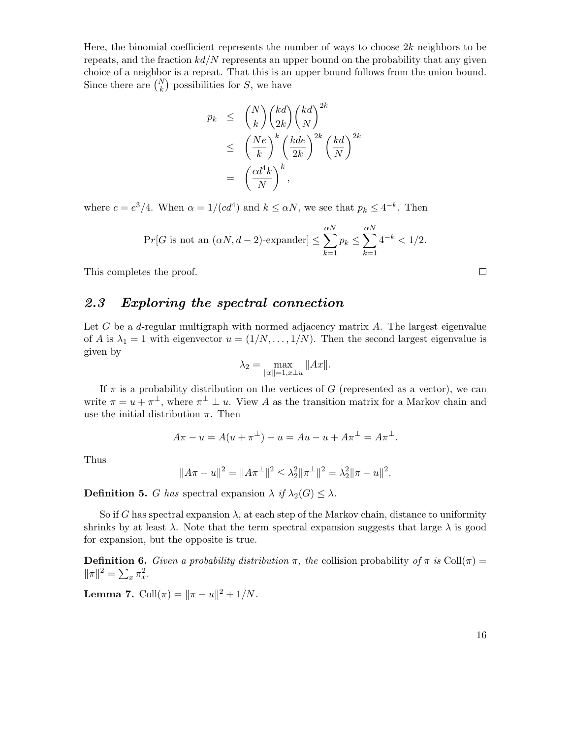Here, the binomial coefficient represents the number of ways to choose $2k$ neighbors to be repeats, and the fraction $kd/N$ represents an upper bound on the probability that any given choice of a neighbor is a repeat. That this is an upper bound follows from the union bound. Since there are $\binom{N}{k}$ possibilities for $S$, we have

$$
\begin{aligned}
p_k &\leq \binom{N}{k}\binom{kd}{2k}\left(\frac{kd}{N}\right)^{2k} \\
&\leq \left(\frac{Ne}{k}\right)^{k}\left(\frac{kde}{2k}\right)^{2k}\left(\frac{kd}{N}\right)^{2k} \\
&= \left(\frac{cd^4k}{N}\right)^{k},
\end{aligned}
$$

where $c = e^3/4$. When $\alpha = 1/(cd^4)$ and $k \leq \alpha N$, we see that $p_k \leq 4^{-k}$. Then

$$
\Pr[G \text{ is not an } (\alpha N, d-2)\text{-expander}] \leq \sum_{k=1}^{\alpha N} p_k \leq \sum_{k=1}^{\alpha N} 4^{-k} < 1/2.
$$

This completes the proof. □

## 2.3 Exploring the spectral connection

Let $G$ be a $d$-regular multigraph with normed adjacency matrix $A$. The largest eigenvalue of $A$ is $\lambda_1 = 1$ with eigenvector $u = (1/N, \ldots, 1/N)$. Then the second largest eigenvalue is given by

$$
\lambda_2 = \max_{\|x\|=1, x \perp u} \|Ax\|.
$$

If $\pi$ is a probability distribution on the vertices of $G$ (represented as a vector), we can write $\pi = u + \pi^{\perp}$, where $\pi^{\perp} \perp u$. View $A$ as the transition matrix for a Markov chain and use the initial distribution $\pi$. Then

$$
A\pi - u = A(u + \pi^{\perp}) - u = Au - u + A\pi^{\perp} = A\pi^{\perp}.
$$

Thus

$$
\|A\pi - u\|^2 = \|A\pi^{\perp}\|^2 \leq \lambda_2^2 \|\pi^{\perp}\|^2 = \lambda_2^2 \|\pi - u\|^2.
$$

**Definition 5.** *$G$ has* spectral expansion *$\lambda$ if $\lambda_2(G) \leq \lambda$.*

So if $G$ has spectral expansion $\lambda$, at each step of the Markov chain, distance to uniformity shrinks by at least $\lambda$. Note that the term spectral expansion suggests that large $\lambda$ is good for expansion, but the opposite is true.

**Definition 6.** *Given a probability distribution $\pi$, the* collision probability *of $\pi$ is* $\mathrm{Coll}(\pi) = \|\pi\|^2 = \sum_x \pi_x^2$.

**Lemma 7.** $\mathrm{Coll}(\pi) = \|\pi - u\|^2 + 1/N$.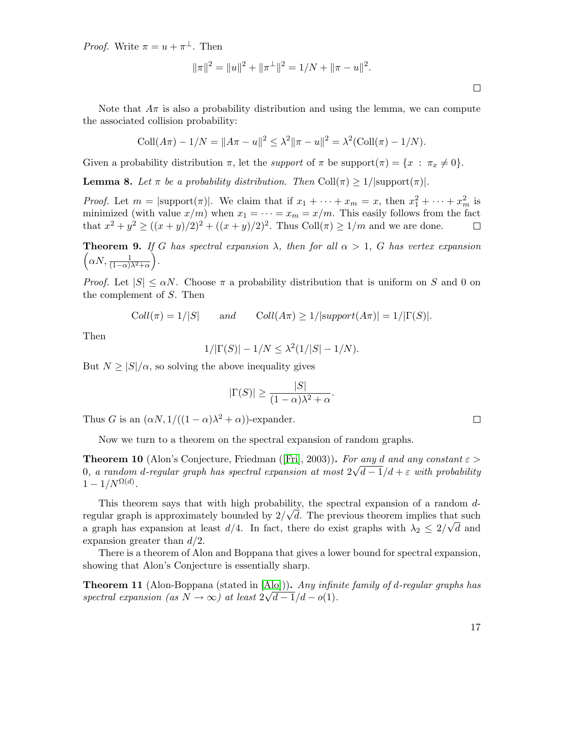*Proof.* Write $\pi = u + \pi^{\perp}$. Then

$$\|\pi\|^2 = \|u\|^2 + \|\pi^{\perp}\|^2 = 1/N + \|\pi - u\|^2.$$

□

Note that $A\pi$ is also a probability distribution and using the lemma, we can compute the associated collision probability:

$$\text{Coll}(A\pi) - 1/N = \|A\pi - u\|^2 \leq \lambda^2 \|\pi - u\|^2 = \lambda^2(\text{Coll}(\pi) - 1/N).$$

Given a probability distribution $\pi$, let the *support* of $\pi$ be $\text{support}(\pi) = \{x \;:\; \pi_x \neq 0\}$.

**Lemma 8.** *Let $\pi$ be a probability distribution. Then $\text{Coll}(\pi) \geq 1/|\text{support}(\pi)|$.*

*Proof.* Let $m = |\text{support}(\pi)|$. We claim that if $x_1 + \cdots + x_m = x$, then $x_1^2 + \cdots + x_m^2$ is minimized (with value $x/m$) when $x_1 = \cdots = x_m = x/m$. This easily follows from the fact that $x^2 + y^2 \geq ((x+y)/2)^2 + ((x+y)/2)^2$. Thus $\text{Coll}(\pi) \geq 1/m$ and we are done. □

**Theorem 9.** *If $G$ has spectral expansion $\lambda$, then for all $\alpha > 1$, $G$ has vertex expansion $\left(\alpha N, \frac{1}{(1-\alpha)\lambda^2 + \alpha}\right)$.*

*Proof.* Let $|S| \leq \alpha N$. Choose $\pi$ a probability distribution that is uniform on $S$ and 0 on the complement of $S$. Then

$$\text{Coll}(\pi) = 1/|S| \qquad \text{and} \qquad \text{Coll}(A\pi) \geq 1/|\text{support}(A\pi)| = 1/|\Gamma(S)|.$$

Then

$$1/|\Gamma(S)| - 1/N \leq \lambda^2(1/|S| - 1/N).$$

But $N \geq |S|/\alpha$, so solving the above inequality gives

$$|\Gamma(S)| \geq \frac{|S|}{(1-\alpha)\lambda^2 + \alpha}.$$

Thus $G$ is an $(\alpha N, 1/((1-\alpha)\lambda^2 + \alpha))$-expander. □

Now we turn to a theorem on the spectral expansion of random graphs.

**Theorem 10** (Alon's Conjecture, Friedman ([Fri], 2003))**.** *For any $d$ and any constant $\varepsilon > 0$, a random $d$-regular graph has spectral expansion at most $2\sqrt{d-1}/d + \varepsilon$ with probability $1 - 1/N^{\Omega(d)}$.*

This theorem says that with high probability, the spectral expansion of a random $d$-regular graph is approximately bounded by $2/\sqrt{d}$. The previous theorem implies that such a graph has expansion at least $d/4$. In fact, there do exist graphs with $\lambda_2 \leq 2/\sqrt{d}$ and expansion greater than $d/2$.

There is a theorem of Alon and Boppana that gives a lower bound for spectral expansion, showing that Alon's Conjecture is essentially sharp.

**Theorem 11** (Alon-Boppana (stated in [Alo]))**.** *Any infinite family of $d$-regular graphs has spectral expansion (as $N \to \infty$) at least $2\sqrt{d-1}/d - o(1)$.*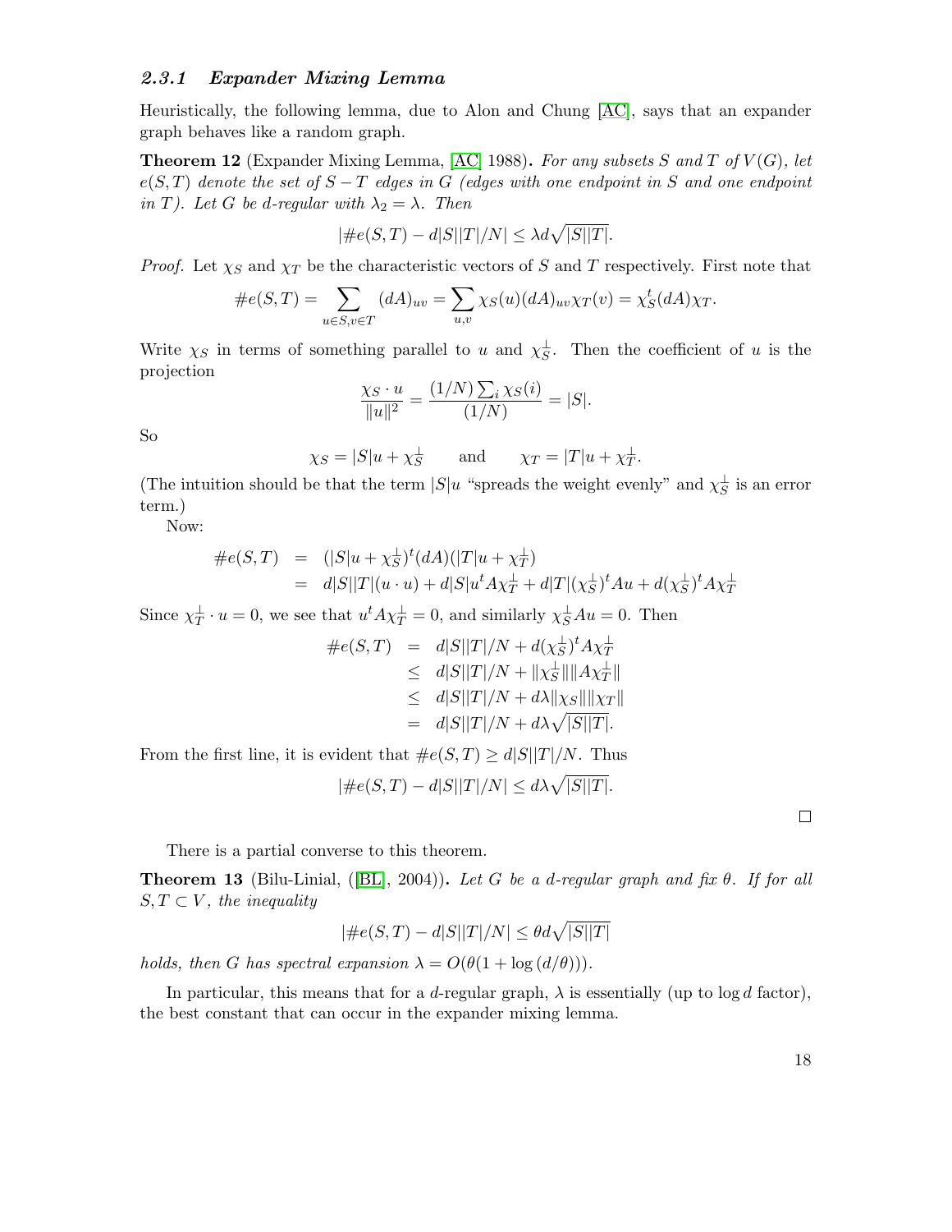### 2.3.1 Expander Mixing Lemma

Heuristically, the following lemma, due to Alon and Chung [AC], says that an expander graph behaves like a random graph.

**Theorem 12** (Expander Mixing Lemma, [AC] 1988)**.** *For any subsets $S$ and $T$ of $V(G)$, let $e(S,T)$ denote the set of $S-T$ edges in $G$ (edges with one endpoint in $S$ and one endpoint in $T$). Let $G$ be $d$-regular with $\lambda_2 = \lambda$. Then*

$$|\#e(S,T) - d|S||T|/N| \leq \lambda d \sqrt{|S||T|}.$$

*Proof.* Let $\chi_S$ and $\chi_T$ be the characteristic vectors of $S$ and $T$ respectively. First note that

$$\#e(S,T) = \sum_{u\in S, v\in T} (dA)_{uv} = \sum_{u,v} \chi_S(u)(dA)_{uv}\chi_T(v) = \chi_S^t (dA)\chi_T.$$

Write $\chi_S$ in terms of something parallel to $u$ and $\chi_S^\perp$. Then the coefficient of $u$ is the projection

$$\frac{\chi_S \cdot u}{\|u\|^2} = \frac{(1/N)\sum_i \chi_S(i)}{(1/N)} = |S|.$$

So

$$\chi_S = |S|u + \chi_S^\perp \qquad \text{and} \qquad \chi_T = |T|u + \chi_T^\perp.$$

(The intuition should be that the term $|S|u$ "spreads the weight evenly" and $\chi_S^\perp$ is an error term.)

Now:

$$\begin{aligned}
\#e(S,T) &= (|S|u + \chi_S^\perp)^t (dA)(|T|u + \chi_T^\perp) \\
&= d|S||T|(u \cdot u) + d|S|u^t A \chi_T^\perp + d|T|(\chi_S^\perp)^t A u + d(\chi_S^\perp)^t A \chi_T^\perp
\end{aligned}$$

Since $\chi_T^\perp \cdot u = 0$, we see that $u^t A \chi_T^\perp = 0$, and similarly $\chi_S^\perp A u = 0$. Then

$$\begin{aligned}
\#e(S,T) &= d|S||T|/N + d(\chi_S^\perp)^t A \chi_T^\perp \\
&\leq d|S||T|/N + \|\chi_S^\perp\|\|A\chi_T^\perp\| \\
&\leq d|S||T|/N + d\lambda \|\chi_S\|\|\chi_T\| \\
&= d|S||T|/N + d\lambda\sqrt{|S||T|}.
\end{aligned}$$

From the first line, it is evident that $\#e(S,T) \geq d|S||T|/N$. Thus

$$|\#e(S,T) - d|S||T|/N| \leq d\lambda\sqrt{|S||T|}.$$

□

There is a partial converse to this theorem.

**Theorem 13** (Bilu-Linial, ([BL], 2004))**.** *Let $G$ be a $d$-regular graph and fix $\theta$. If for all $S,T \subset V$, the inequality*

$$|\#e(S,T) - d|S||T|/N| \leq \theta d\sqrt{|S||T|}$$

*holds, then $G$ has spectral expansion $\lambda = O(\theta(1 + \log(d/\theta)))$.*

In particular, this means that for a $d$-regular graph, $\lambda$ is essentially (up to $\log d$ factor), the best constant that can occur in the expander mixing lemma.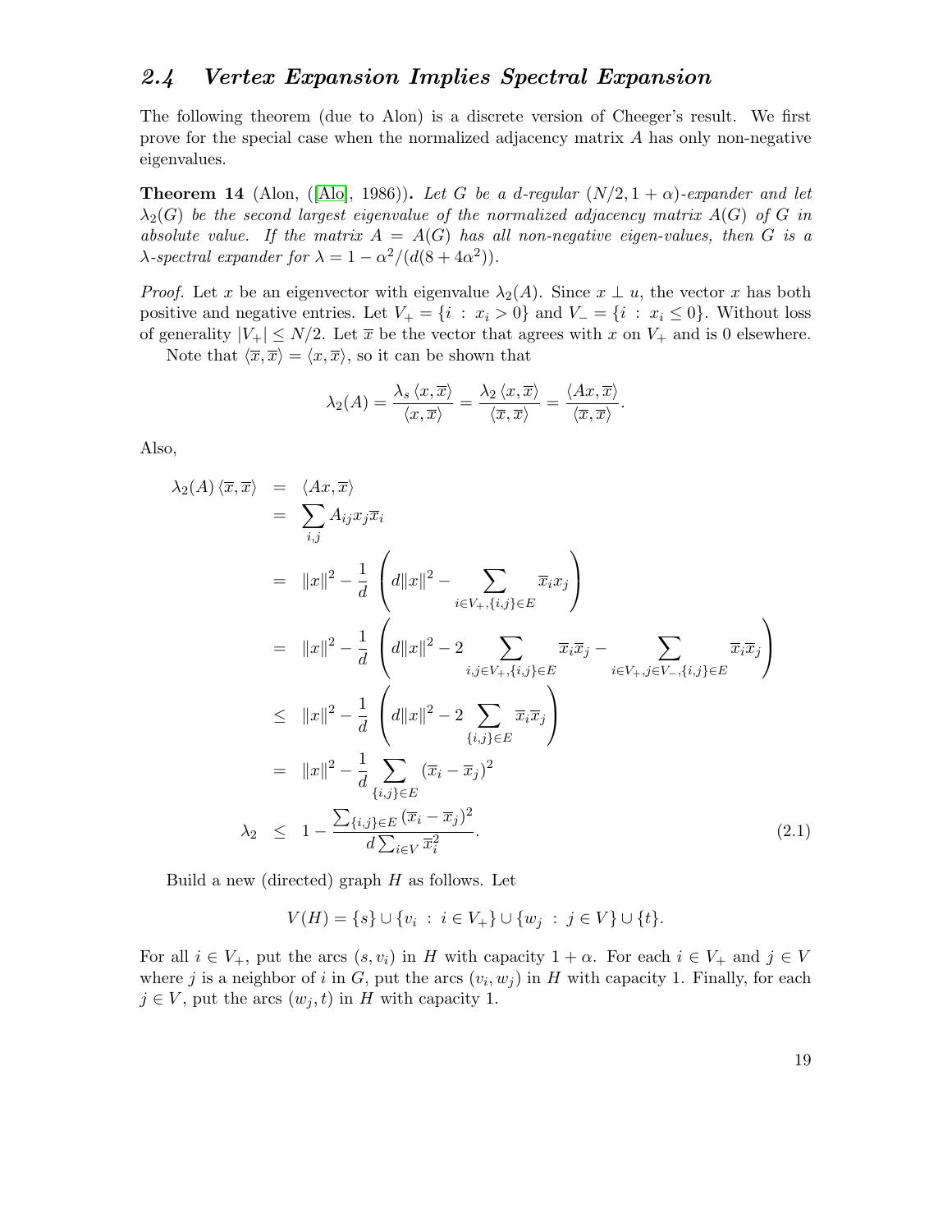## 2.4 Vertex Expansion Implies Spectral Expansion

The following theorem (due to Alon) is a discrete version of Cheeger's result. We first prove for the special case when the normalized adjacency matrix $A$ has only non-negative eigenvalues.

**Theorem 14** (Alon, ([Alo], 1986)). *Let $G$ be a $d$-regular $(N/2, 1+\alpha)$-expander and let $\lambda_2(G)$ be the second largest eigenvalue of the normalized adjacency matrix $A(G)$ of $G$ in absolute value. If the matrix $A = A(G)$ has all non-negative eigen-values, then $G$ is a $\lambda$-spectral expander for $\lambda = 1 - \alpha^2/(d(8+4\alpha^2))$.*

*Proof.* Let $x$ be an eigenvector with eigenvalue $\lambda_2(A)$. Since $x \perp u$, the vector $x$ has both positive and negative entries. Let $V_+ = \{i \,:\, x_i > 0\}$ and $V_- = \{i \,:\, x_i \leq 0\}$. Without loss of generality $|V_+| \leq N/2$. Let $\overline{x}$ be the vector that agrees with $x$ on $V_+$ and is 0 elsewhere.

Note that $\langle \overline{x}, \overline{x} \rangle = \langle x, \overline{x} \rangle$, so it can be shown that

$$\lambda_2(A) = \frac{\lambda_s \langle x, \overline{x} \rangle}{\langle x, \overline{x} \rangle} = \frac{\lambda_2 \langle x, \overline{x} \rangle}{\langle \overline{x}, \overline{x} \rangle} = \frac{\langle Ax, \overline{x} \rangle}{\langle \overline{x}, \overline{x} \rangle}.$$

Also,

$$\begin{aligned}
\lambda_2(A) \langle \overline{x}, \overline{x} \rangle &= \langle Ax, \overline{x} \rangle \\
&= \sum_{i,j} A_{ij} x_j \overline{x}_i \\
&= \|x\|^2 - \frac{1}{d} \left( d\|x\|^2 - \sum_{i \in V_+, \{i,j\} \in E} \overline{x}_i x_j \right) \\
&= \|x\|^2 - \frac{1}{d} \left( d\|x\|^2 - 2 \sum_{i,j \in V_+, \{i,j\} \in E} \overline{x}_i \overline{x}_j - \sum_{i \in V_+, j \in V_-, \{i,j\} \in E} \overline{x}_i \overline{x}_j \right) \\
&\leq \|x\|^2 - \frac{1}{d} \left( d\|x\|^2 - 2 \sum_{\{i,j\} \in E} \overline{x}_i \overline{x}_j \right) \\
&= \|x\|^2 - \frac{1}{d} \sum_{\{i,j\} \in E} (\overline{x}_i - \overline{x}_j)^2 \\
\lambda_2 &\leq 1 - \frac{\sum_{\{i,j\} \in E} (\overline{x}_i - \overline{x}_j)^2}{d \sum_{i \in V} \overline{x}_i^2}. \qquad (2.1)
\end{aligned}$$

Build a new (directed) graph $H$ as follows. Let

$$V(H) = \{s\} \cup \{v_i \,:\, i \in V_+\} \cup \{w_j \,:\, j \in V\} \cup \{t\}.$$

For all $i \in V_+$, put the arcs $(s, v_i)$ in $H$ with capacity $1 + \alpha$. For each $i \in V_+$ and $j \in V$ where $j$ is a neighbor of $i$ in $G$, put the arcs $(v_i, w_j)$ in $H$ with capacity 1. Finally, for each $j \in V$, put the arcs $(w_j, t)$ in $H$ with capacity 1.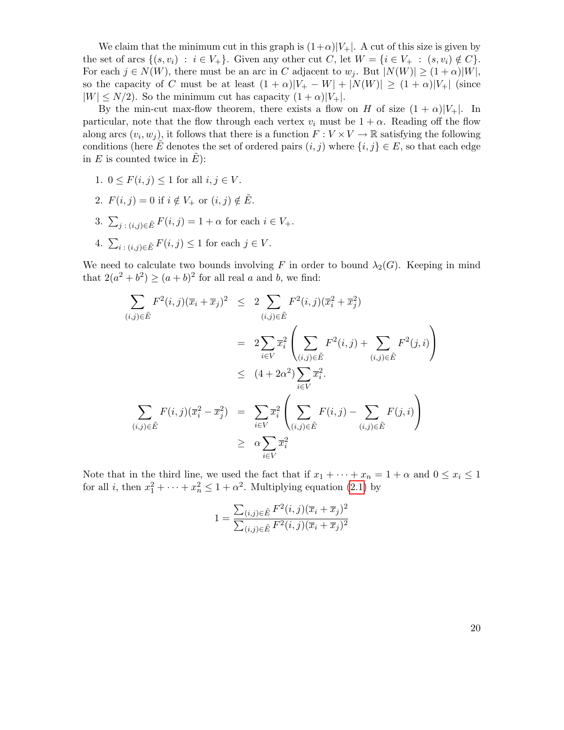We claim that the minimum cut in this graph is $(1+\alpha)|V_+|$. A cut of this size is given by the set of arcs $\{(s, v_i) : i \in V_+\}$. Given any other cut $C$, let $W = \{i \in V_+ : (s, v_i) \notin C\}$. For each $j \in N(W)$, there must be an arc in $C$ adjacent to $w_j$. But $|N(W)| \geq (1+\alpha)|W|$, so the capacity of $C$ must be at least $(1+\alpha)|V_+ - W| + |N(W)| \geq (1+\alpha)|V_+|$ (since $|W| \leq N/2$). So the minimum cut has capacity $(1+\alpha)|V_+|$.

By the min-cut max-flow theorem, there exists a flow on $H$ of size $(1+\alpha)|V_+|$. In particular, note that the flow through each vertex $v_i$ must be $1+\alpha$. Reading off the flow along arcs $(v_i, w_j)$, it follows that there is a function $F : V \times V \to \mathbb{R}$ satisfying the following conditions (here $\tilde{E}$ denotes the set of ordered pairs $(i,j)$ where $\{i,j\} \in E$, so that each edge in $E$ is counted twice in $\tilde{E}$):

1. $0 \leq F(i,j) \leq 1$ for all $i, j \in V$.
2. $F(i,j) = 0$ if $i \notin V_+$ or $(i,j) \notin \tilde{E}$.
3. $\sum_{j\,:\,(i,j)\in\tilde{E}} F(i,j) = 1+\alpha$ for each $i \in V_+$.
4. $\sum_{i\,:\,(i,j)\in\tilde{E}} F(i,j) \leq 1$ for each $j \in V$.

We need to calculate two bounds involving $F$ in order to bound $\lambda_2(G)$. Keeping in mind that $2(a^2+b^2) \geq (a+b)^2$ for all real $a$ and $b$, we find:

$$
\begin{aligned}
\sum_{(i,j)\in\tilde{E}} F^2(i,j)(\overline{x}_i + \overline{x}_j)^2 &\leq 2\sum_{(i,j)\in\tilde{E}} F^2(i,j)(\overline{x}_i^2 + \overline{x}_j^2) \\
&= 2\sum_{i\in V} \overline{x}_i^2 \left( \sum_{(i,j)\in\tilde{E}} F^2(i,j) + \sum_{(i,j)\in\tilde{E}} F^2(j,i) \right) \\
&\leq (4 + 2\alpha^2)\sum_{i\in V} \overline{x}_i^2. \\
\sum_{(i,j)\in\tilde{E}} F(i,j)(\overline{x}_i^2 - \overline{x}_j^2) &= \sum_{i\in V} \overline{x}_i^2 \left( \sum_{(i,j)\in\tilde{E}} F(i,j) - \sum_{(i,j)\in\tilde{E}} F(j,i) \right) \\
&\geq \alpha \sum_{i\in V} \overline{x}_i^2
\end{aligned}
$$

Note that in the third line, we used the fact that if $x_1 + \cdots + x_n = 1+\alpha$ and $0 \leq x_i \leq 1$ for all $i$, then $x_1^2 + \cdots + x_n^2 \leq 1 + \alpha^2$. Multiplying equation (2.1) by

$$
1 = \frac{\sum_{(i,j)\in\tilde{E}} F^2(i,j)(\overline{x}_i + \overline{x}_j)^2}{\sum_{(i,j)\in\tilde{E}} F^2(i,j)(\overline{x}_i + \overline{x}_j)^2}
$$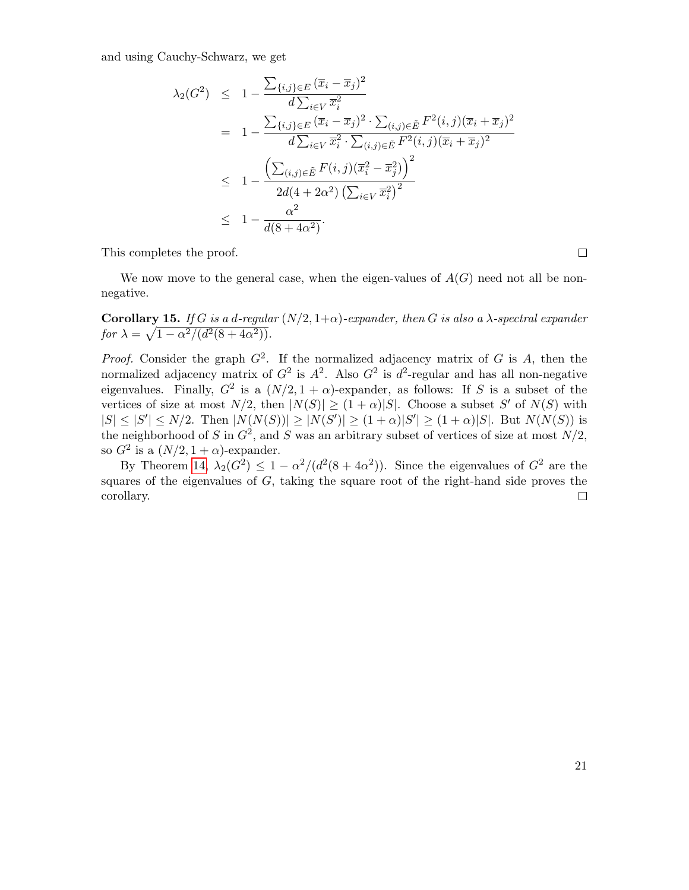and using Cauchy-Schwarz, we get

$$
\begin{aligned}
\lambda_2(G^2) &\leq 1 - \frac{\sum_{\{i,j\}\in E} (\overline{x}_i - \overline{x}_j)^2}{d\sum_{i\in V} \overline{x}_i^2} \\
&= 1 - \frac{\sum_{\{i,j\}\in E} (\overline{x}_i - \overline{x}_j)^2 \cdot \sum_{(i,j)\in \tilde{E}} F^2(i,j)(\overline{x}_i + \overline{x}_j)^2}{d\sum_{i\in V} \overline{x}_i^2 \cdot \sum_{(i,j)\in \tilde{E}} F^2(i,j)(\overline{x}_i + \overline{x}_j)^2} \\
&\leq 1 - \frac{\left(\sum_{(i,j)\in \tilde{E}} F(i,j)(\overline{x}_i^2 - \overline{x}_j^2)\right)^2}{2d(4+2\alpha^2)\left(\sum_{i\in V} \overline{x}_i^2\right)^2} \\
&\leq 1 - \frac{\alpha^2}{d(8+4\alpha^2)}.
\end{aligned}
$$

This completes the proof. □

We now move to the general case, when the eigen-values of $A(G)$ need not all be non-negative.

**Corollary 15.** *If $G$ is a $d$-regular $(N/2, 1+\alpha)$-expander, then $G$ is also a $\lambda$-spectral expander for $\lambda = \sqrt{1 - \alpha^2/(d^2(8+4\alpha^2))}$.*

*Proof.* Consider the graph $G^2$. If the normalized adjacency matrix of $G$ is $A$, then the normalized adjacency matrix of $G^2$ is $A^2$. Also $G^2$ is $d^2$-regular and has all non-negative eigenvalues. Finally, $G^2$ is a $(N/2, 1+\alpha)$-expander, as follows: If $S$ is a subset of the vertices of size at most $N/2$, then $|N(S)| \geq (1+\alpha)|S|$. Choose a subset $S'$ of $N(S)$ with $|S| \leq |S'| \leq N/2$. Then $|N(N(S))| \geq |N(S')| \geq (1+\alpha)|S'| \geq (1+\alpha)|S|$. But $N(N(S))$ is the neighborhood of $S$ in $G^2$, and $S$ was an arbitrary subset of vertices of size at most $N/2$, so $G^2$ is a $(N/2, 1+\alpha)$-expander.

By Theorem 14, $\lambda_2(G^2) \leq 1 - \alpha^2/(d^2(8+4\alpha^2))$. Since the eigenvalues of $G^2$ are the squares of the eigenvalues of $G$, taking the square root of the right-hand side proves the corollary. □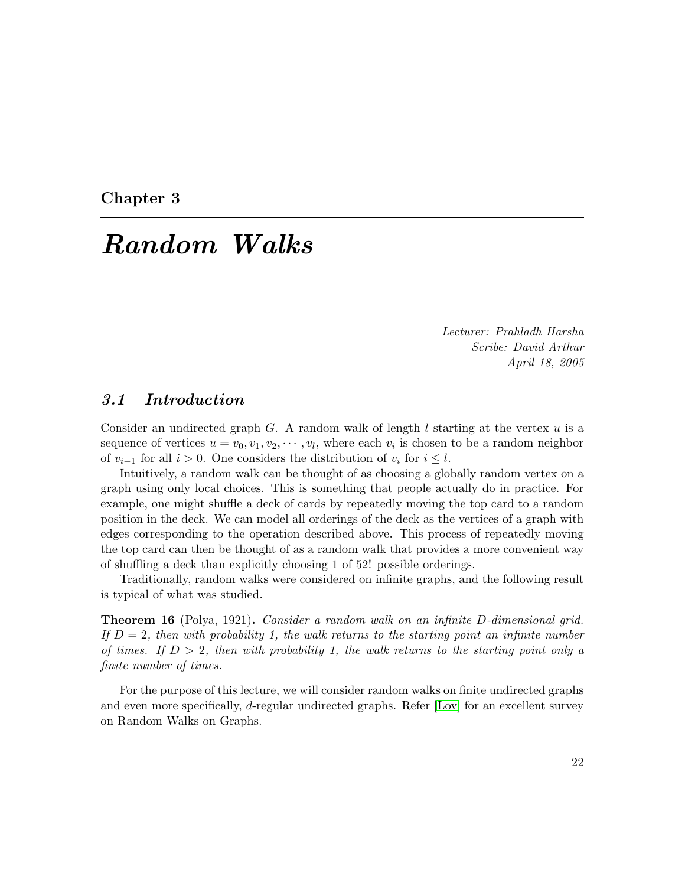Chapter 3

# *Random Walks*

*Lecturer: Prahladh Harsha*
*Scribe: David Arthur*
*April 18, 2005*

## *3.1 Introduction*

Consider an undirected graph $G$. A random walk of length $l$ starting at the vertex $u$ is a sequence of vertices $u = v_0, v_1, v_2, \cdots, v_l$, where each $v_i$ is chosen to be a random neighbor of $v_{i-1}$ for all $i > 0$. One considers the distribution of $v_i$ for $i \leq l$.

Intuitively, a random walk can be thought of as choosing a globally random vertex on a graph using only local choices. This is something that people actually do in practice. For example, one might shuffle a deck of cards by repeatedly moving the top card to a random position in the deck. We can model all orderings of the deck as the vertices of a graph with edges corresponding to the operation described above. This process of repeatedly moving the top card can then be thought of as a random walk that provides a more convenient way of shuffling a deck than explicitly choosing 1 of 52! possible orderings.

Traditionally, random walks were considered on infinite graphs, and the following result is typical of what was studied.

**Theorem 16** (Polya, 1921)**.** *Consider a random walk on an infinite $D$-dimensional grid. If $D = 2$, then with probability 1, the walk returns to the starting point an infinite number of times. If $D > 2$, then with probability 1, the walk returns to the starting point only a finite number of times.*

For the purpose of this lecture, we will consider random walks on finite undirected graphs and even more specifically, $d$-regular undirected graphs. Refer [Lov] for an excellent survey on Random Walks on Graphs.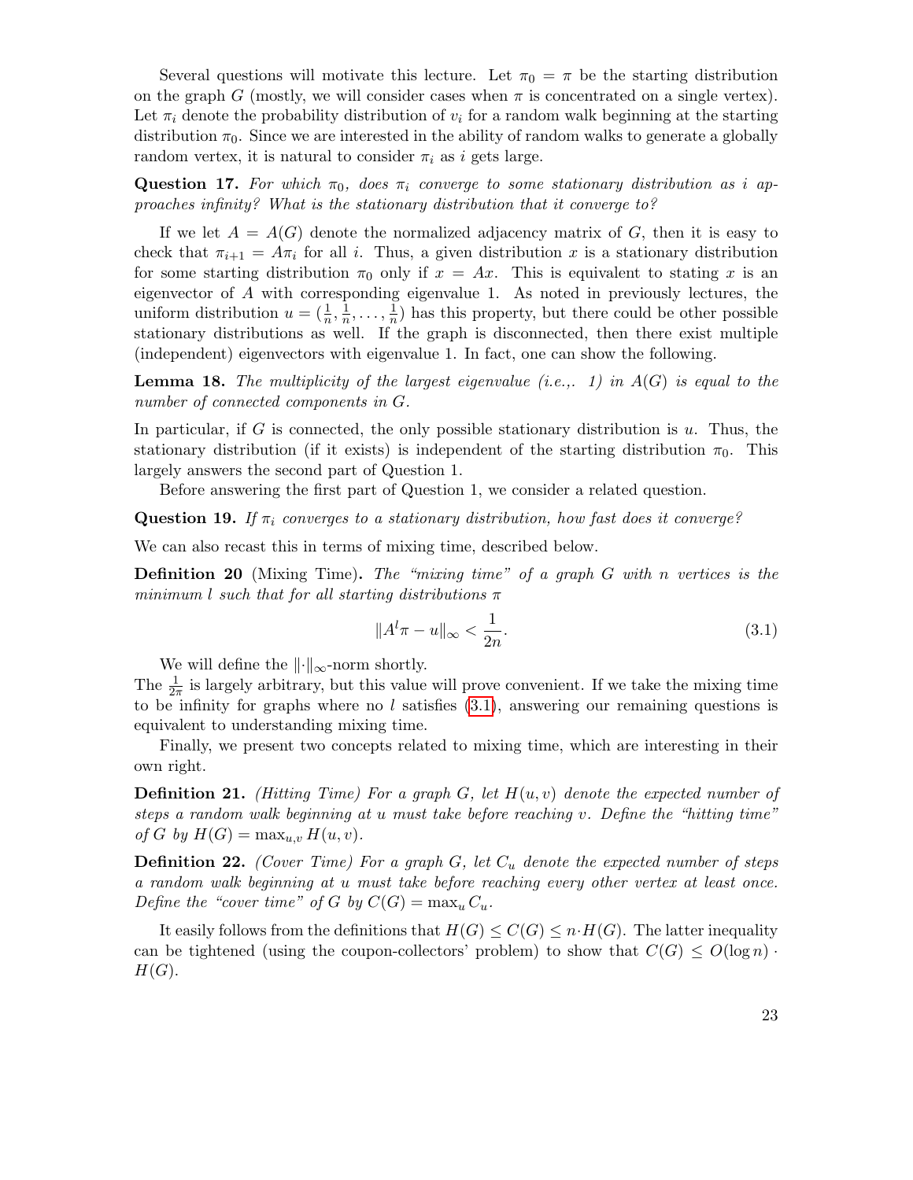Several questions will motivate this lecture. Let $\pi_0 = \pi$ be the starting distribution on the graph $G$ (mostly, we will consider cases when $\pi$ is concentrated on a single vertex). Let $\pi_i$ denote the probability distribution of $v_i$ for a random walk beginning at the starting distribution $\pi_0$. Since we are interested in the ability of random walks to generate a globally random vertex, it is natural to consider $\pi_i$ as $i$ gets large.

**Question 17.** *For which $\pi_0$, does $\pi_i$ converge to some stationary distribution as $i$ approaches infinity? What is the stationary distribution that it converge to?*

If we let $A = A(G)$ denote the normalized adjacency matrix of $G$, then it is easy to check that $\pi_{i+1} = A\pi_i$ for all $i$. Thus, a given distribution $x$ is a stationary distribution for some starting distribution $\pi_0$ only if $x = Ax$. This is equivalent to stating $x$ is an eigenvector of $A$ with corresponding eigenvalue 1. As noted in previously lectures, the uniform distribution $u = (\frac{1}{n}, \frac{1}{n}, \ldots, \frac{1}{n})$ has this property, but there could be other possible stationary distributions as well. If the graph is disconnected, then there exist multiple (independent) eigenvectors with eigenvalue 1. In fact, one can show the following.

**Lemma 18.** *The multiplicity of the largest eigenvalue (i.e.,. 1) in $A(G)$ is equal to the number of connected components in $G$.*

In particular, if $G$ is connected, the only possible stationary distribution is $u$. Thus, the stationary distribution (if it exists) is independent of the starting distribution $\pi_0$. This largely answers the second part of Question 1.

Before answering the first part of Question 1, we consider a related question.

**Question 19.** *If $\pi_i$ converges to a stationary distribution, how fast does it converge?*

We can also recast this in terms of mixing time, described below.

**Definition 20** (Mixing Time)**.** *The "mixing time" of a graph $G$ with $n$ vertices is the minimum $l$ such that for all starting distributions $\pi$*

$$\|A^l \pi - u\|_\infty < \frac{1}{2n}. \tag{3.1}$$

We will define the $\|\cdot\|_\infty$-norm shortly.

The $\frac{1}{2\pi}$ is largely arbitrary, but this value will prove convenient. If we take the mixing time to be infinity for graphs where no $l$ satisfies (3.1), answering our remaining questions is equivalent to understanding mixing time.

Finally, we present two concepts related to mixing time, which are interesting in their own right.

**Definition 21.** *(Hitting Time) For a graph $G$, let $H(u, v)$ denote the expected number of steps a random walk beginning at $u$ must take before reaching $v$. Define the "hitting time" of $G$ by $H(G) = \max_{u,v} H(u, v)$.*

**Definition 22.** *(Cover Time) For a graph $G$, let $C_u$ denote the expected number of steps a random walk beginning at $u$ must take before reaching every other vertex at least once. Define the "cover time" of $G$ by $C(G) = \max_u C_u$.*

It easily follows from the definitions that $H(G) \leq C(G) \leq n \cdot H(G)$. The latter inequality can be tightened (using the coupon-collectors' problem) to show that $C(G) \leq O(\log n) \cdot H(G)$.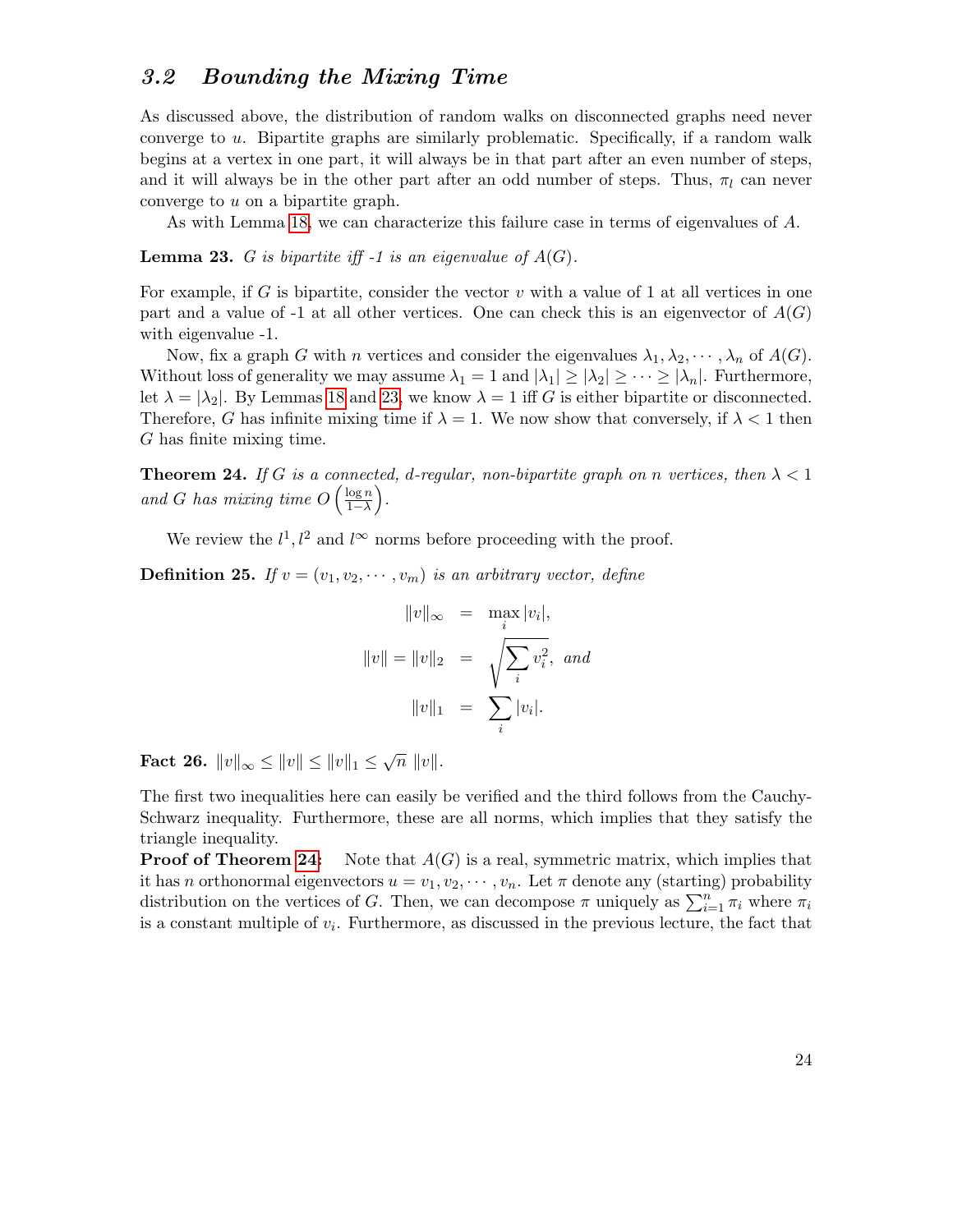## 3.2 *Bounding the Mixing Time*

As discussed above, the distribution of random walks on disconnected graphs need never converge to $u$. Bipartite graphs are similarly problematic. Specifically, if a random walk begins at a vertex in one part, it will always be in that part after an even number of steps, and it will always be in the other part after an odd number of steps. Thus, $\pi_l$ can never converge to $u$ on a bipartite graph.

As with Lemma 18, we can characterize this failure case in terms of eigenvalues of $A$.

**Lemma 23.** *$G$ is bipartite iff -1 is an eigenvalue of $A(G)$.*

For example, if $G$ is bipartite, consider the vector $v$ with a value of 1 at all vertices in one part and a value of -1 at all other vertices. One can check this is an eigenvector of $A(G)$ with eigenvalue -1.

Now, fix a graph $G$ with $n$ vertices and consider the eigenvalues $\lambda_1, \lambda_2, \cdots, \lambda_n$ of $A(G)$. Without loss of generality we may assume $\lambda_1 = 1$ and $|\lambda_1| \geq |\lambda_2| \geq \cdots \geq |\lambda_n|$. Furthermore, let $\lambda = |\lambda_2|$. By Lemmas 18 and 23, we know $\lambda = 1$ iff $G$ is either bipartite or disconnected. Therefore, $G$ has infinite mixing time if $\lambda = 1$. We now show that conversely, if $\lambda < 1$ then $G$ has finite mixing time.

**Theorem 24.** *If $G$ is a connected, $d$-regular, non-bipartite graph on $n$ vertices, then $\lambda < 1$ and $G$ has mixing time $O\left(\frac{\log n}{1-\lambda}\right)$.*

We review the $l^1, l^2$ and $l^\infty$ norms before proceeding with the proof.

**Definition 25.** *If $v = (v_1, v_2, \cdots, v_m)$ is an arbitrary vector, define*

$$\begin{aligned}
\|v\|_\infty &= \max_i |v_i|, \\
\|v\| = \|v\|_2 &= \sqrt{\sum_i v_i^2}, \text{ and} \\
\|v\|_1 &= \sum_i |v_i|.
\end{aligned}$$

**Fact 26.** $\|v\|_\infty \leq \|v\| \leq \|v\|_1 \leq \sqrt{n}\ \|v\|$.

The first two inequalities here can easily be verified and the third follows from the Cauchy-Schwarz inequality. Furthermore, these are all norms, which implies that they satisfy the triangle inequality.

**Proof of Theorem 24:** Note that $A(G)$ is a real, symmetric matrix, which implies that it has $n$ orthonormal eigenvectors $u = v_1, v_2, \cdots, v_n$. Let $\pi$ denote any (starting) probability distribution on the vertices of $G$. Then, we can decompose $\pi$ uniquely as $\sum_{i=1}^n \pi_i$ where $\pi_i$ is a constant multiple of $v_i$. Furthermore, as discussed in the previous lecture, the fact that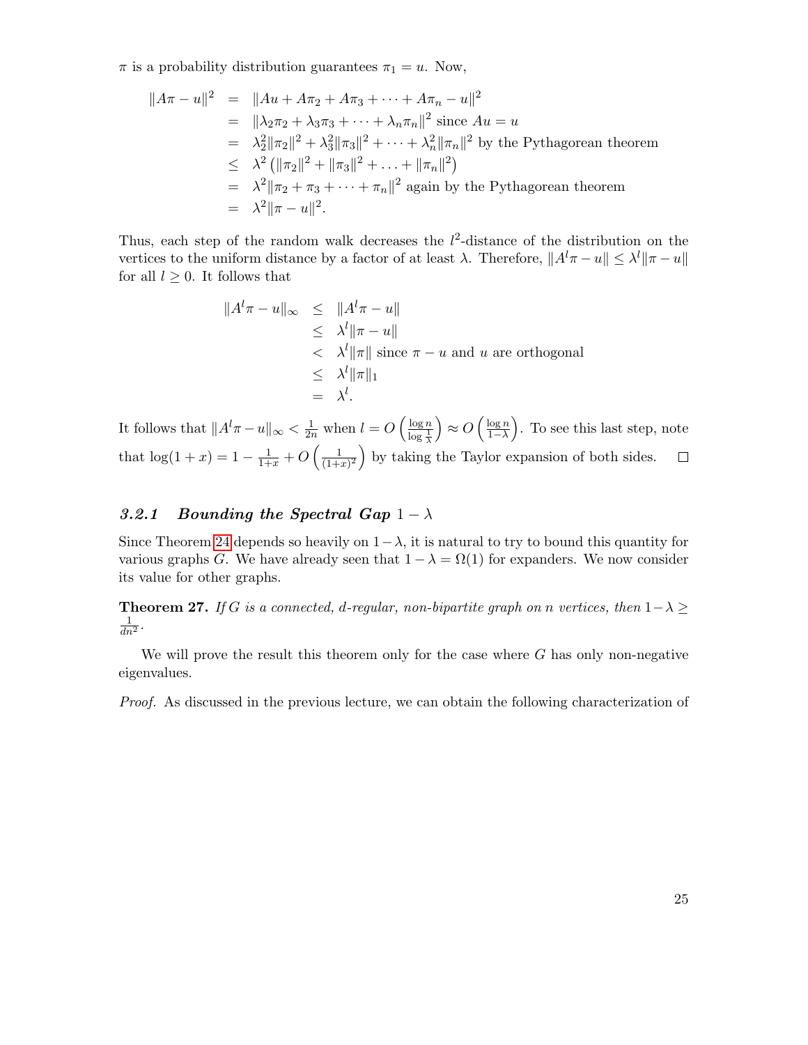$\pi$ is a probability distribution guarantees $\pi_1 = u$. Now,

$$
\begin{aligned}
\|A\pi - u\|^2 &= \|Au + A\pi_2 + A\pi_3 + \cdots + A\pi_n - u\|^2 \\
&= \|\lambda_2\pi_2 + \lambda_3\pi_3 + \cdots + \lambda_n\pi_n\|^2 \text{ since } Au = u \\
&= \lambda_2^2\|\pi_2\|^2 + \lambda_3^2\|\pi_3\|^2 + \cdots + \lambda_n^2\|\pi_n\|^2 \text{ by the Pythagorean theorem} \\
&\leq \lambda^2\left(\|\pi_2\|^2 + \|\pi_3\|^2 + \ldots + \|\pi_n\|^2\right) \\
&= \lambda^2\|\pi_2 + \pi_3 + \cdots + \pi_n\|^2 \text{ again by the Pythagorean theorem} \\
&= \lambda^2\|\pi - u\|^2.
\end{aligned}
$$

Thus, each step of the random walk decreases the $l^2$-distance of the distribution on the vertices to the uniform distance by a factor of at least $\lambda$. Therefore, $\|A^l\pi - u\| \leq \lambda^l\|\pi - u\|$ for all $l \geq 0$. It follows that

$$
\begin{aligned}
\|A^l\pi - u\|_\infty &\leq \|A^l\pi - u\| \\
&\leq \lambda^l\|\pi - u\| \\
&< \lambda^l\|\pi\| \text{ since } \pi - u \text{ and } u \text{ are orthogonal} \\
&\leq \lambda^l\|\pi\|_1 \\
&= \lambda^l.
\end{aligned}
$$

It follows that $\|A^l\pi - u\|_\infty < \frac{1}{2n}$ when $l = O\left(\frac{\log n}{\log\frac{1}{\lambda}}\right) \approx O\left(\frac{\log n}{1-\lambda}\right)$. To see this last step, note that $\log(1+x) = 1 - \frac{1}{1+x} + O\left(\frac{1}{(1+x)^2}\right)$ by taking the Taylor expansion of both sides. $\square$

### 3.2.1 Bounding the Spectral Gap $1 - \lambda$

Since Theorem 24 depends so heavily on $1-\lambda$, it is natural to try to bound this quantity for various graphs $G$. We have already seen that $1 - \lambda = \Omega(1)$ for expanders. We now consider its value for other graphs.

**Theorem 27.** *If $G$ is a connected, $d$-regular, non-bipartite graph on $n$ vertices, then $1-\lambda \geq \frac{1}{dn^2}$.*

We will prove the result this theorem only for the case where $G$ has only non-negative eigenvalues.

*Proof.* As discussed in the previous lecture, we can obtain the following characterization of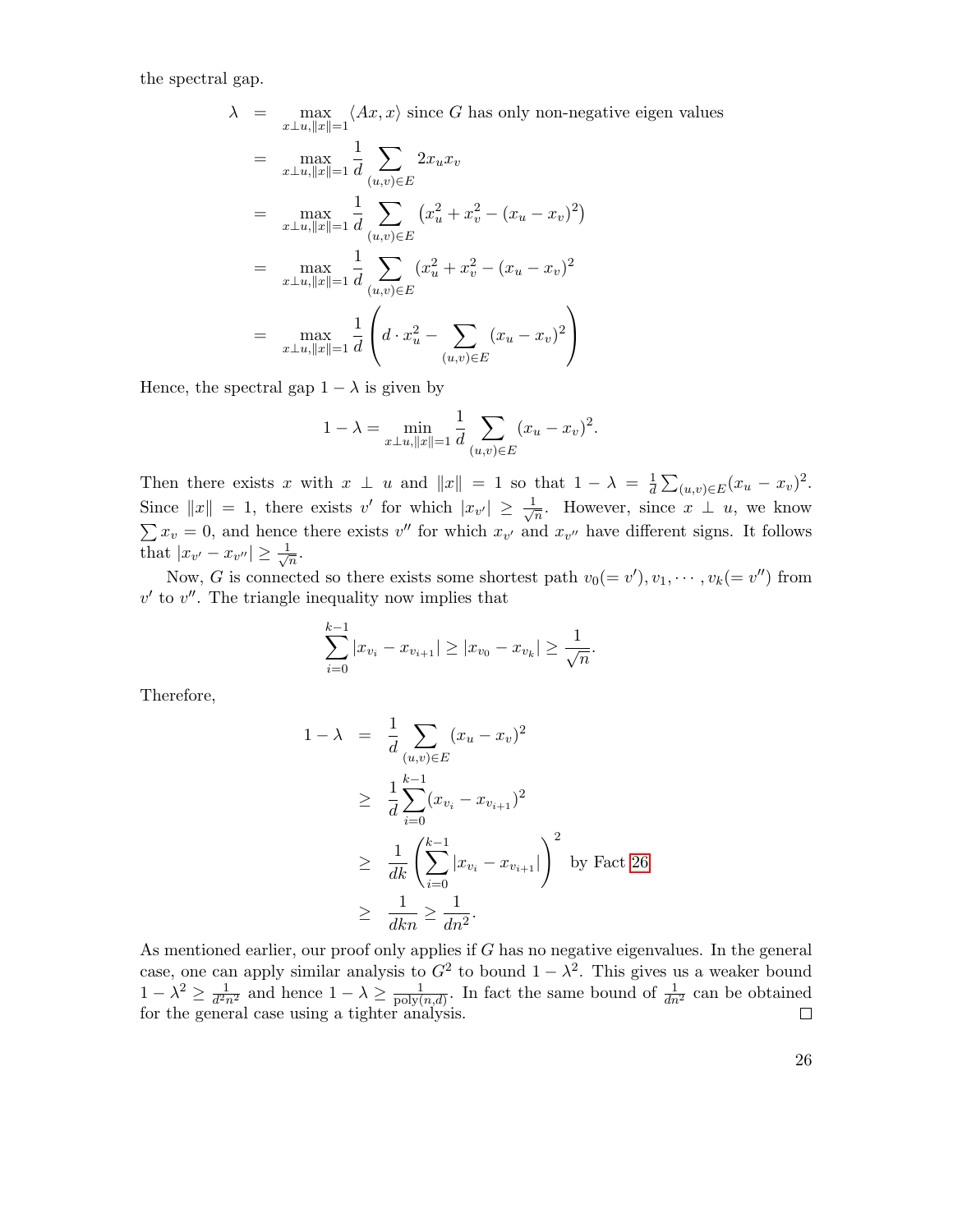the spectral gap.

$$
\begin{aligned}
\lambda &= \max_{x \perp u, \|x\|=1} \langle Ax, x \rangle \text{ since } G \text{ has only non-negative eigen values} \\
&= \max_{x \perp u, \|x\|=1} \frac{1}{d} \sum_{(u,v) \in E} 2 x_u x_v \\
&= \max_{x \perp u, \|x\|=1} \frac{1}{d} \sum_{(u,v) \in E} \left( x_u^2 + x_v^2 - (x_u - x_v)^2 \right) \\
&= \max_{x \perp u, \|x\|=1} \frac{1}{d} \sum_{(u,v) \in E} (x_u^2 + x_v^2 - (x_u - x_v)^2 \\
&= \max_{x \perp u, \|x\|=1} \frac{1}{d} \left( d \cdot x_u^2 - \sum_{(u,v) \in E} (x_u - x_v)^2 \right)
\end{aligned}
$$

Hence, the spectral gap $1 - \lambda$ is given by

$$
1 - \lambda = \min_{x \perp u, \|x\|=1} \frac{1}{d} \sum_{(u,v) \in E} (x_u - x_v)^2.
$$

Then there exists $x$ with $x \perp u$ and $\|x\| = 1$ so that $1 - \lambda = \frac{1}{d} \sum_{(u,v) \in E} (x_u - x_v)^2$. Since $\|x\| = 1$, there exists $v'$ for which $|x_{v'}| \geq \frac{1}{\sqrt{n}}$. However, since $x \perp u$, we know $\sum x_v = 0$, and hence there exists $v''$ for which $x_{v'}$ and $x_{v''}$ have different signs. It follows that $|x_{v'} - x_{v''}| \geq \frac{1}{\sqrt{n}}$.

Now, $G$ is connected so there exists some shortest path $v_0 (= v'), v_1, \cdots, v_k (= v'')$ from $v'$ to $v''$. The triangle inequality now implies that

$$
\sum_{i=0}^{k-1} |x_{v_i} - x_{v_{i+1}}| \geq |x_{v_0} - x_{v_k}| \geq \frac{1}{\sqrt{n}}.
$$

Therefore,

$$
\begin{aligned}
1 - \lambda &= \frac{1}{d} \sum_{(u,v) \in E} (x_u - x_v)^2 \\
&\geq \frac{1}{d} \sum_{i=0}^{k-1} (x_{v_i} - x_{v_{i+1}})^2 \\
&\geq \frac{1}{dk} \left( \sum_{i=0}^{k-1} |x_{v_i} - x_{v_{i+1}}| \right)^2 \text{ by Fact 26} \\
&\geq \frac{1}{dkn} \geq \frac{1}{dn^2}.
\end{aligned}
$$

As mentioned earlier, our proof only applies if $G$ has no negative eigenvalues. In the general case, one can apply similar analysis to $G^2$ to bound $1 - \lambda^2$. This gives us a weaker bound $1 - \lambda^2 \geq \frac{1}{d^2 n^2}$ and hence $1 - \lambda \geq \frac{1}{\text{poly}(n,d)}$. In fact the same bound of $\frac{1}{dn^2}$ can be obtained for the general case using a tighter analysis. □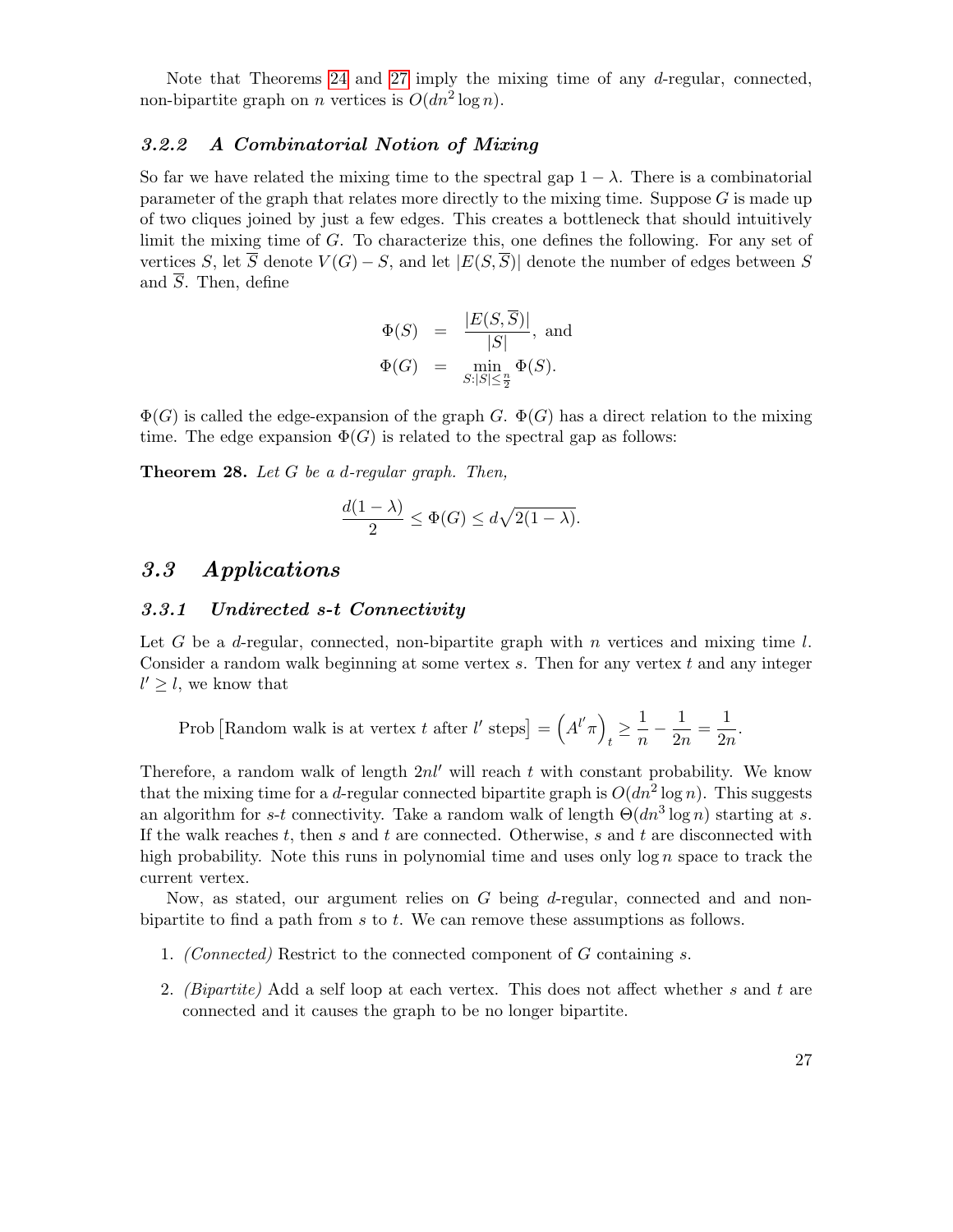Note that Theorems 24 and 27 imply the mixing time of any $d$-regular, connected, non-bipartite graph on $n$ vertices is $O(dn^2 \log n)$.

### *3.2.2 A Combinatorial Notion of Mixing*

So far we have related the mixing time to the spectral gap $1 - \lambda$. There is a combinatorial parameter of the graph that relates more directly to the mixing time. Suppose $G$ is made up of two cliques joined by just a few edges. This creates a bottleneck that should intuitively limit the mixing time of $G$. To characterize this, one defines the following. For any set of vertices $S$, let $\overline{S}$ denote $V(G) - S$, and let $|E(S, \overline{S})|$ denote the number of edges between $S$ and $\overline{S}$. Then, define

$$
\begin{aligned}
\Phi(S) &= \frac{|E(S,\overline{S})|}{|S|}, \text{ and} \\
\Phi(G) &= \min_{S:|S| \leq \frac{n}{2}} \Phi(S).
\end{aligned}
$$

$\Phi(G)$ is called the edge-expansion of the graph $G$. $\Phi(G)$ has a direct relation to the mixing time. The edge expansion $\Phi(G)$ is related to the spectral gap as follows:

**Theorem 28.** *Let $G$ be a $d$-regular graph. Then,*

$$
\frac{d(1-\lambda)}{2} \leq \Phi(G) \leq d\sqrt{2(1-\lambda)}.
$$

## *3.3 Applications*

### *3.3.1 Undirected s-t Connectivity*

Let $G$ be a $d$-regular, connected, non-bipartite graph with $n$ vertices and mixing time $l$. Consider a random walk beginning at some vertex $s$. Then for any vertex $t$ and any integer $l' \geq l$, we know that

$$
\text{Prob}\left[\text{Random walk is at vertex } t \text{ after } l' \text{ steps}\right] = \left(A^{l'}\pi\right)_t \geq \frac{1}{n} - \frac{1}{2n} = \frac{1}{2n}.
$$

Therefore, a random walk of length $2nl'$ will reach $t$ with constant probability. We know that the mixing time for a $d$-regular connected bipartite graph is $O(dn^2 \log n)$. This suggests an algorithm for $s$-$t$ connectivity. Take a random walk of length $\Theta(dn^3 \log n)$ starting at $s$. If the walk reaches $t$, then $s$ and $t$ are connected. Otherwise, $s$ and $t$ are disconnected with high probability. Note this runs in polynomial time and uses only $\log n$ space to track the current vertex.

Now, as stated, our argument relies on $G$ being $d$-regular, connected and and non-bipartite to find a path from $s$ to $t$. We can remove these assumptions as follows.

1. *(Connected)* Restrict to the connected component of $G$ containing $s$.

2. *(Bipartite)* Add a self loop at each vertex. This does not affect whether $s$ and $t$ are connected and it causes the graph to be no longer bipartite.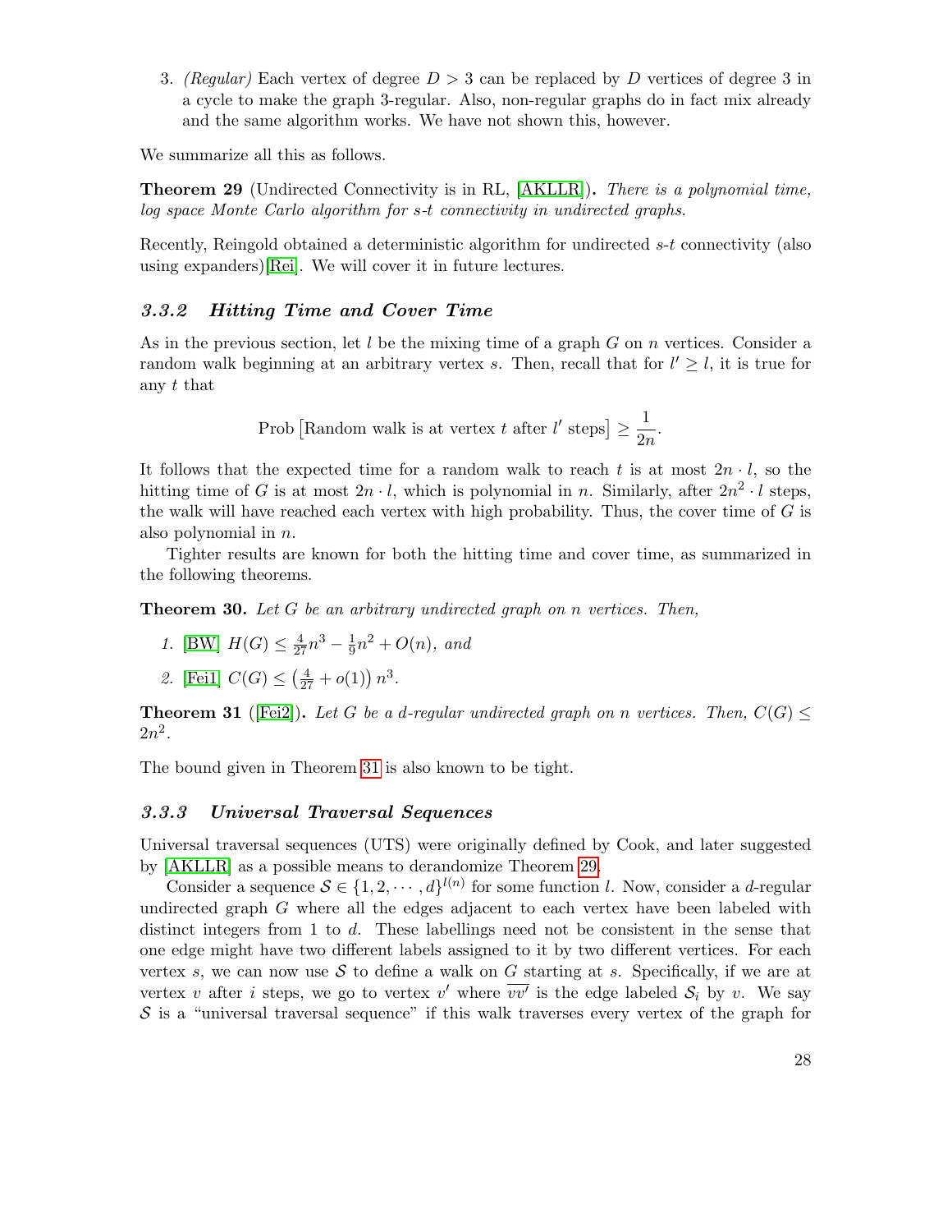3. *(Regular)* Each vertex of degree $D > 3$ can be replaced by $D$ vertices of degree 3 in a cycle to make the graph 3-regular. Also, non-regular graphs do in fact mix already and the same algorithm works. We have not shown this, however.

We summarize all this as follows.

**Theorem 29** (Undirected Connectivity is in RL, [AKLLR]). *There is a polynomial time, log space Monte Carlo algorithm for s-t connectivity in undirected graphs.*

Recently, Reingold obtained a deterministic algorithm for undirected $s$-$t$ connectivity (also using expanders)[Rei]. We will cover it in future lectures.

### 3.3.2 Hitting Time and Cover Time

As in the previous section, let $l$ be the mixing time of a graph $G$ on $n$ vertices. Consider a random walk beginning at an arbitrary vertex $s$. Then, recall that for $l' \geq l$, it is true for any $t$ that

$$\text{Prob}\left[\text{Random walk is at vertex } t \text{ after } l' \text{ steps}\right] \geq \frac{1}{2n}.$$

It follows that the expected time for a random walk to reach $t$ is at most $2n \cdot l$, so the hitting time of $G$ is at most $2n \cdot l$, which is polynomial in $n$. Similarly, after $2n^2 \cdot l$ steps, the walk will have reached each vertex with high probability. Thus, the cover time of $G$ is also polynomial in $n$.

Tighter results are known for both the hitting time and cover time, as summarized in the following theorems.

**Theorem 30.** *Let $G$ be an arbitrary undirected graph on $n$ vertices. Then,*

1. [BW] $H(G) \leq \frac{4}{27}n^3 - \frac{1}{9}n^2 + O(n)$, *and*
2. [Fei1] $C(G) \leq \left(\frac{4}{27} + o(1)\right) n^3$.

**Theorem 31** ([Fei2]). *Let $G$ be a $d$-regular undirected graph on $n$ vertices. Then, $C(G) \leq 2n^2$.*

The bound given in Theorem 31 is also known to be tight.

### 3.3.3 Universal Traversal Sequences

Universal traversal sequences (UTS) were originally defined by Cook, and later suggested by [AKLLR] as a possible means to derandomize Theorem 29.

Consider a sequence $\mathcal{S} \in \{1, 2, \cdots, d\}^{l(n)}$ for some function $l$. Now, consider a $d$-regular undirected graph $G$ where all the edges adjacent to each vertex have been labeled with distinct integers from 1 to $d$. These labellings need not be consistent in the sense that one edge might have two different labels assigned to it by two different vertices. For each vertex $s$, we can now use $\mathcal{S}$ to define a walk on $G$ starting at $s$. Specifically, if we are at vertex $v$ after $i$ steps, we go to vertex $v'$ where $\overline{vv'}$ is the edge labeled $\mathcal{S}_i$ by $v$. We say $\mathcal{S}$ is a "universal traversal sequence" if this walk traverses every vertex of the graph for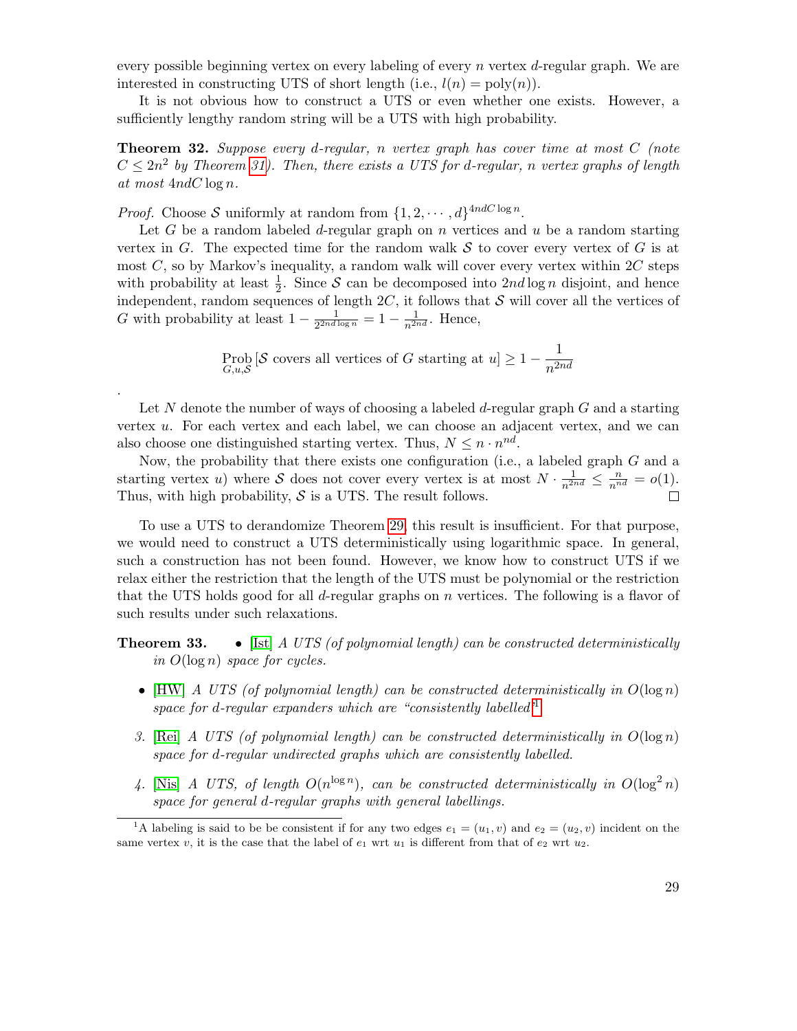every possible beginning vertex on every labeling of every $n$ vertex $d$-regular graph. We are interested in constructing UTS of short length (i.e., $l(n) = \text{poly}(n)$).

It is not obvious how to construct a UTS or even whether one exists. However, a sufficiently lengthy random string will be a UTS with high probability.

**Theorem 32.** *Suppose every $d$-regular, $n$ vertex graph has cover time at most $C$ (note $C \leq 2n^2$ by Theorem 31). Then, there exists a UTS for $d$-regular, $n$ vertex graphs of length at most $4ndC \log n$.*

*Proof.* Choose $\mathcal{S}$ uniformly at random from $\{1, 2, \cdots, d\}^{4ndC \log n}$.

Let $G$ be a random labeled $d$-regular graph on $n$ vertices and $u$ be a random starting vertex in $G$. The expected time for the random walk $\mathcal{S}$ to cover every vertex of $G$ is at most $C$, so by Markov's inequality, a random walk will cover every vertex within $2C$ steps with probability at least $\frac{1}{2}$. Since $\mathcal{S}$ can be decomposed into $2nd \log n$ disjoint, and hence independent, random sequences of length $2C$, it follows that $\mathcal{S}$ will cover all the vertices of $G$ with probability at least $1 - \frac{1}{2^{2nd \log n}} = 1 - \frac{1}{n^{2nd}}$. Hence,

$$\operatorname*{Prob}_{G,u,\mathcal{S}} [\mathcal{S} \text{ covers all vertices of } G \text{ starting at } u] \geq 1 - \frac{1}{n^{2nd}}$$

.

Let $N$ denote the number of ways of choosing a labeled $d$-regular graph $G$ and a starting vertex $u$. For each vertex and each label, we can choose an adjacent vertex, and we can also choose one distinguished starting vertex. Thus, $N \leq n \cdot n^{nd}$.

Now, the probability that there exists one configuration (i.e., a labeled graph $G$ and a starting vertex $u$) where $\mathcal{S}$ does not cover every vertex is at most $N \cdot \frac{1}{n^{2nd}} \leq \frac{n}{n^{nd}} = o(1)$. Thus, with high probability, $\mathcal{S}$ is a UTS. The result follows. ∎

To use a UTS to derandomize Theorem 29, this result is insufficient. For that purpose, we would need to construct a UTS deterministically using logarithmic space. In general, such a construction has not been found. However, we know how to construct UTS if we relax either the restriction that the length of the UTS must be polynomial or the restriction that the UTS holds good for all $d$-regular graphs on $n$ vertices. The following is a flavor of such results under such relaxations.

**Theorem 33.**

- [Ist] *A UTS (of polynomial length) can be constructed deterministically in $O(\log n)$ space for cycles.*
- [HW] *A UTS (of polynomial length) can be constructed deterministically in $O(\log n)$ space for $d$-regular expanders which are "consistently labelled"*[1]
3. [Rei] *A UTS (of polynomial length) can be constructed deterministically in $O(\log n)$ space for $d$-regular undirected graphs which are consistently labelled.*
4. [Nis] *A UTS, of length $O(n^{\log n})$, can be constructed deterministically in $O(\log^2 n)$ space for general $d$-regular graphs with general labellings.*

[1] A labeling is said to be be consistent if for any two edges $e_1 = (u_1, v)$ and $e_2 = (u_2, v)$ incident on the same vertex $v$, it is the case that the label of $e_1$ wrt $u_1$ is different from that of $e_2$ wrt $u_2$.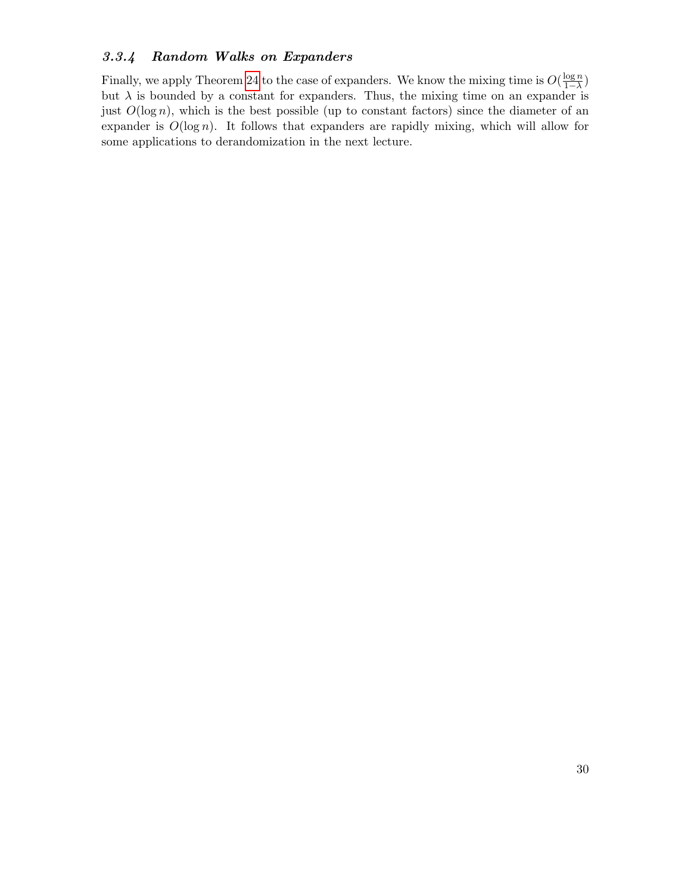#### 3.3.4 Random Walks on Expanders

Finally, we apply Theorem 24 to the case of expanders. We know the mixing time is $O(\frac{\log n}{1-\lambda})$ but $\lambda$ is bounded by a constant for expanders. Thus, the mixing time on an expander is just $O(\log n)$, which is the best possible (up to constant factors) since the diameter of an expander is $O(\log n)$. It follows that expanders are rapidly mixing, which will allow for some applications to derandomization in the next lecture.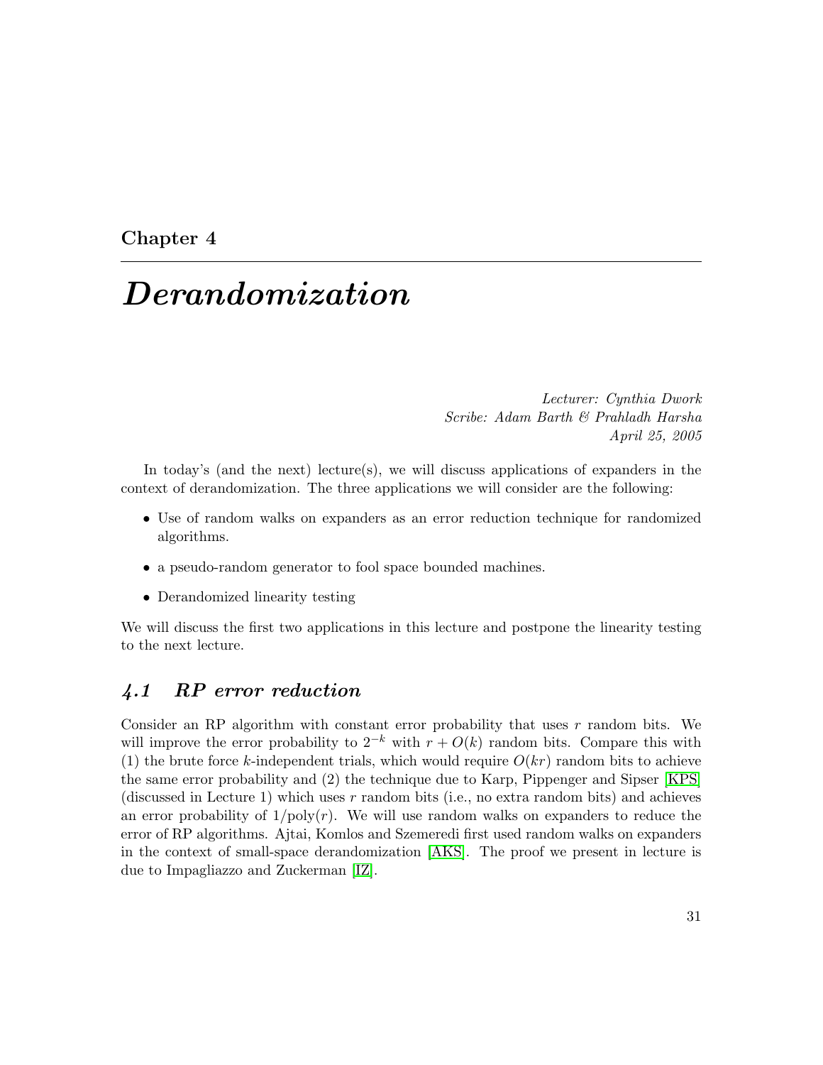Chapter 4

# *Derandomization*

*Lecturer: Cynthia Dwork*
*Scribe: Adam Barth & Prahladh Harsha*
*April 25, 2005*

In today's (and the next) lecture(s), we will discuss applications of expanders in the context of derandomization. The three applications we will consider are the following:

- Use of random walks on expanders as an error reduction technique for randomized algorithms.
- a pseudo-random generator to fool space bounded machines.
- Derandomized linearity testing

We will discuss the first two applications in this lecture and postpone the linearity testing to the next lecture.

## *4.1 RP error reduction*

Consider an RP algorithm with constant error probability that uses $r$ random bits. We will improve the error probability to $2^{-k}$ with $r + O(k)$ random bits. Compare this with (1) the brute force $k$-independent trials, which would require $O(kr)$ random bits to achieve the same error probability and (2) the technique due to Karp, Pippenger and Sipser [KPS] (discussed in Lecture 1) which uses $r$ random bits (i.e., no extra random bits) and achieves an error probability of $1/\text{poly}(r)$. We will use random walks on expanders to reduce the error of RP algorithms. Ajtai, Komlos and Szemeredi first used random walks on expanders in the context of small-space derandomization [AKS]. The proof we present in lecture is due to Impagliazzo and Zuckerman [IZ].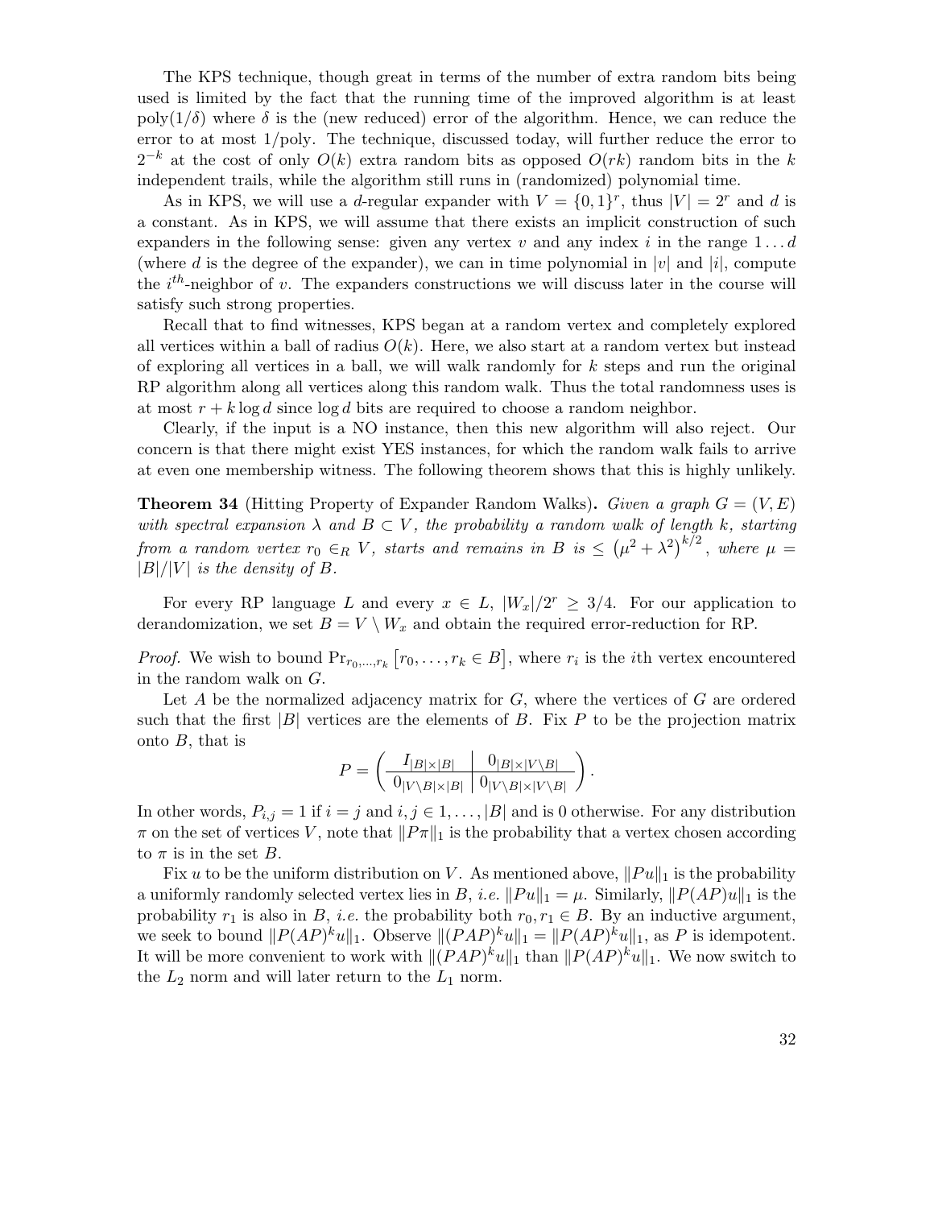The KPS technique, though great in terms of the number of extra random bits being used is limited by the fact that the running time of the improved algorithm is at least $\text{poly}(1/\delta)$ where $\delta$ is the (new reduced) error of the algorithm. Hence, we can reduce the error to at most $1/\text{poly}$. The technique, discussed today, will further reduce the error to $2^{-k}$ at the cost of only $O(k)$ extra random bits as opposed $O(rk)$ random bits in the $k$ independent trails, while the algorithm still runs in (randomized) polynomial time.

As in KPS, we will use a $d$-regular expander with $V = \{0,1\}^r$, thus $|V| = 2^r$ and $d$ is a constant. As in KPS, we will assume that there exists an implicit construction of such expanders in the following sense: given any vertex $v$ and any index $i$ in the range $1 \ldots d$ (where $d$ is the degree of the expander), we can in time polynomial in $|v|$ and $|i|$, compute the $i^{th}$-neighbor of $v$. The expanders constructions we will discuss later in the course will satisfy such strong properties.

Recall that to find witnesses, KPS began at a random vertex and completely explored all vertices within a ball of radius $O(k)$. Here, we also start at a random vertex but instead of exploring all vertices in a ball, we will walk randomly for $k$ steps and run the original RP algorithm along all vertices along this random walk. Thus the total randomness uses is at most $r + k \log d$ since $\log d$ bits are required to choose a random neighbor.

Clearly, if the input is a NO instance, then this new algorithm will also reject. Our concern is that there might exist YES instances, for which the random walk fails to arrive at even one membership witness. The following theorem shows that this is highly unlikely.

**Theorem 34** (Hitting Property of Expander Random Walks)**.** *Given a graph $G = (V, E)$ with spectral expansion $\lambda$ and $B \subset V$, the probability a random walk of length $k$, starting from a random vertex $r_0 \in_R V$, starts and remains in $B$ is $\leq \left(\mu^2 + \lambda^2\right)^{k/2}$, where $\mu = |B|/|V|$ is the density of $B$.*

For every RP language $L$ and every $x \in L$, $|W_x|/2^r \geq 3/4$. For our application to derandomization, we set $B = V \setminus W_x$ and obtain the required error-reduction for RP.

*Proof.* We wish to bound $\Pr_{r_0,\ldots,r_k}\left[r_0, \ldots, r_k \in B\right]$, where $r_i$ is the $i$th vertex encountered in the random walk on $G$.

Let $A$ be the normalized adjacency matrix for $G$, where the vertices of $G$ are ordered such that the first $|B|$ vertices are the elements of $B$. Fix $P$ to be the projection matrix onto $B$, that is

$$P = \left(\begin{array}{c|c} I_{|B|\times|B|} & 0_{|B|\times|V\setminus B|} \\ \hline 0_{|V\setminus B|\times|B|} & 0_{|V\setminus B|\times|V\setminus B|} \end{array}\right).$$

In other words, $P_{i,j} = 1$ if $i = j$ and $i, j \in 1, \ldots, |B|$ and is 0 otherwise. For any distribution $\pi$ on the set of vertices $V$, note that $\|P\pi\|_1$ is the probability that a vertex chosen according to $\pi$ is in the set $B$.

Fix $u$ to be the uniform distribution on $V$. As mentioned above, $\|Pu\|_1$ is the probability a uniformly randomly selected vertex lies in $B$, *i.e.* $\|Pu\|_1 = \mu$. Similarly, $\|P(AP)u\|_1$ is the probability $r_1$ is also in $B$, *i.e.* the probability both $r_0, r_1 \in B$. By an inductive argument, we seek to bound $\|P(AP)^k u\|_1$. Observe $\|(PAP)^k u\|_1 = \|P(AP)^k u\|_1$, as $P$ is idempotent. It will be more convenient to work with $\|(PAP)^k u\|_1$ than $\|P(AP)^k u\|_1$. We now switch to the $L_2$ norm and will later return to the $L_1$ norm.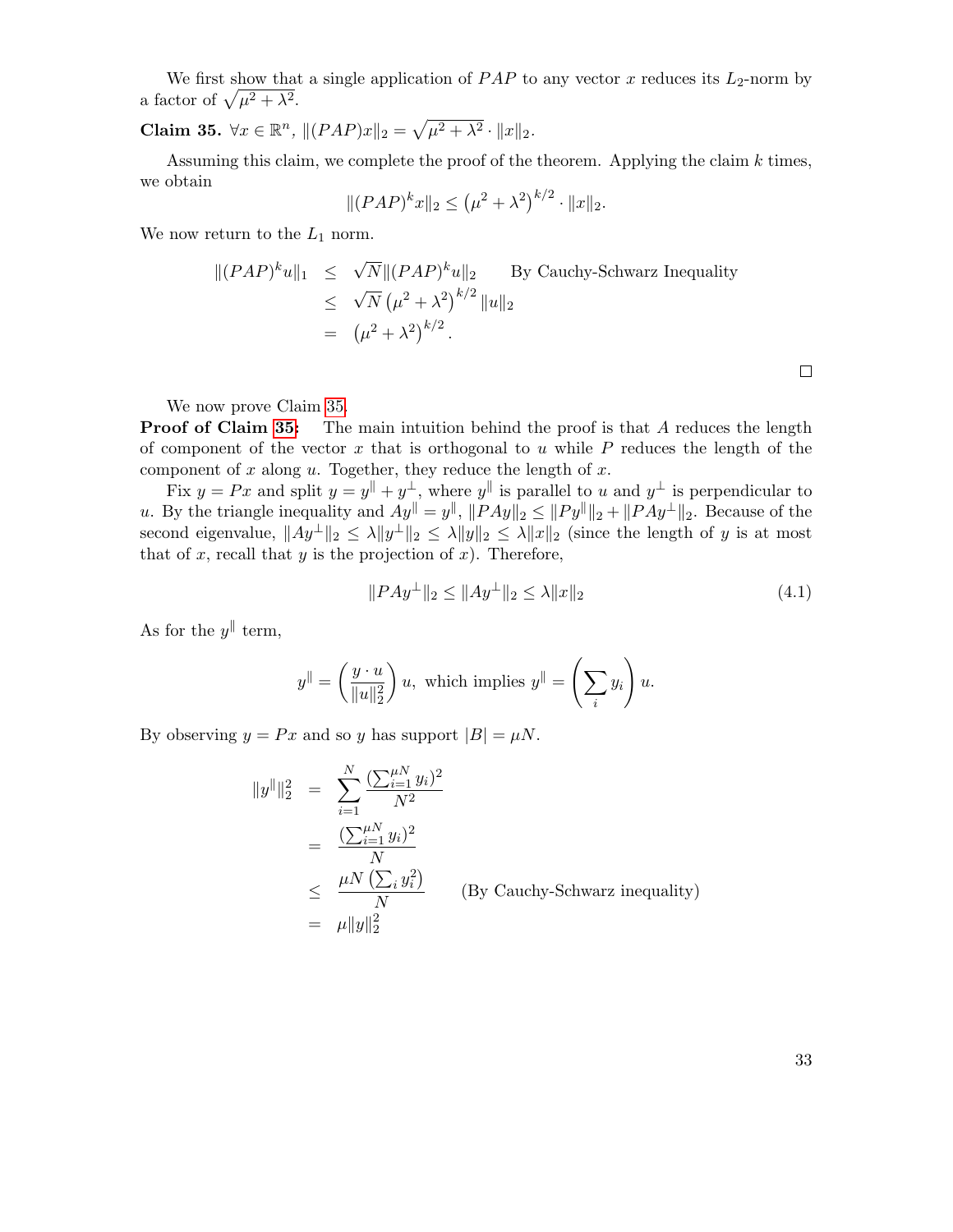We first show that a single application of $PAP$ to any vector $x$ reduces its $L_2$-norm by a factor of $\sqrt{\mu^2 + \lambda^2}$.

**Claim 35.** $\forall x \in \mathbb{R}^n$, $\|(PAP)x\|_2 = \sqrt{\mu^2 + \lambda^2} \cdot \|x\|_2$.

Assuming this claim, we complete the proof of the theorem. Applying the claim $k$ times, we obtain

$$\|(PAP)^k x\|_2 \leq \left(\mu^2 + \lambda^2\right)^{k/2} \cdot \|x\|_2.$$

We now return to the $L_1$ norm.

$$\begin{aligned}
\|(PAP)^k u\|_1 &\leq \sqrt{N}\|(PAP)^k u\|_2 \qquad \text{By Cauchy-Schwarz Inequality} \\
&\leq \sqrt{N}\left(\mu^2 + \lambda^2\right)^{k/2} \|u\|_2 \\
&= \left(\mu^2 + \lambda^2\right)^{k/2}.
\end{aligned}$$

□

We now prove Claim 35.

**Proof of Claim 35:** The main intuition behind the proof is that $A$ reduces the length of component of the vector $x$ that is orthogonal to $u$ while $P$ reduces the length of the component of $x$ along $u$. Together, they reduce the length of $x$.

Fix $y = Px$ and split $y = y^\parallel + y^\perp$, where $y^\parallel$ is parallel to $u$ and $y^\perp$ is perpendicular to $u$. By the triangle inequality and $Ay^\parallel = y^\parallel$, $\|PAy\|_2 \leq \|Py^\parallel\|_2 + \|PAy^\perp\|_2$. Because of the second eigenvalue, $\|Ay^\perp\|_2 \leq \lambda\|y^\perp\|_2 \leq \lambda\|y\|_2 \leq \lambda\|x\|_2$ (since the length of $y$ is at most that of $x$, recall that $y$ is the projection of $x$). Therefore,

$$\|PAy^\perp\|_2 \leq \|Ay^\perp\|_2 \leq \lambda\|x\|_2 \tag{4.1}$$

As for the $y^\parallel$ term,

$$y^\parallel = \left(\frac{y \cdot u}{\|u\|_2^2}\right) u, \text{ which implies } y^\parallel = \left(\sum_i y_i\right) u.$$

By observing $y = Px$ and so $y$ has support $|B| = \mu N$.

$$\begin{aligned}
\|y^\parallel\|_2^2 &= \sum_{i=1}^{N} \frac{(\sum_{i=1}^{\mu N} y_i)^2}{N^2} \\
&= \frac{(\sum_{i=1}^{\mu N} y_i)^2}{N} \\
&\leq \frac{\mu N \left(\sum_i y_i^2\right)}{N} \qquad \text{(By Cauchy-Schwarz inequality)} \\
&= \mu\|y\|_2^2
\end{aligned}$$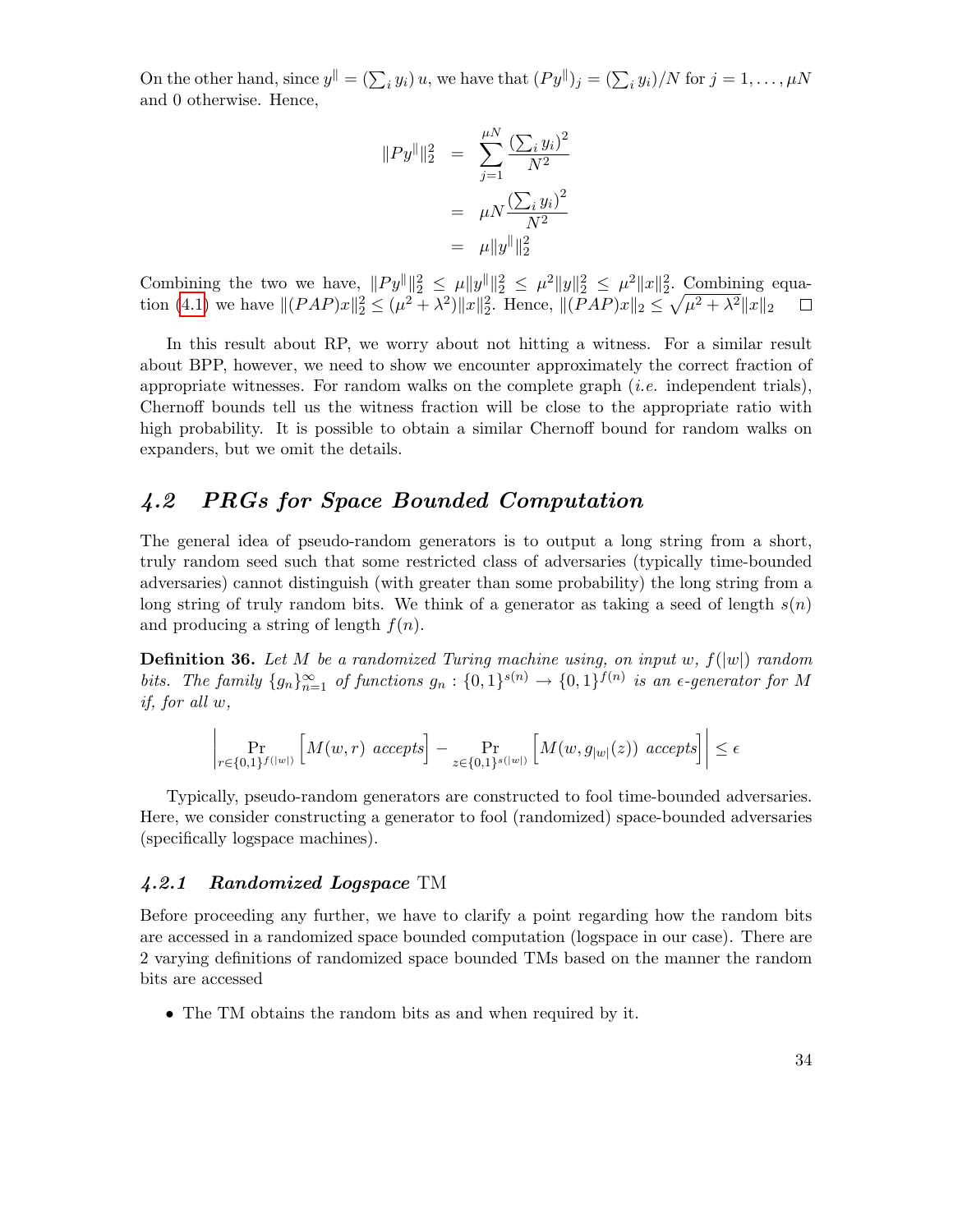On the other hand, since $y^\parallel = (\sum_i y_i)\, u$, we have that $(Py^\parallel)_j = (\sum_i y_i)/N$ for $j = 1, \ldots, \mu N$ and 0 otherwise. Hence,

$$
\begin{aligned}
\|Py^\parallel\|_2^2 &= \sum_{j=1}^{\mu N} \frac{\left(\sum_i y_i\right)^2}{N^2} \\
&= \mu N \frac{\left(\sum_i y_i\right)^2}{N^2} \\
&= \mu \|y^\parallel\|_2^2
\end{aligned}
$$

Combining the two we have, $\|Py^\parallel\|_2^2 \leq \mu \|y^\parallel\|_2^2 \leq \mu^2 \|y\|_2^2 \leq \mu^2 \|x\|_2^2$. Combining equation (4.1) we have $\|(PAP)x\|_2^2 \leq (\mu^2 + \lambda^2)\|x\|_2^2$. Hence, $\|(PAP)x\|_2 \leq \sqrt{\mu^2 + \lambda^2}\|x\|_2$ $\square$

In this result about RP, we worry about not hitting a witness. For a similar result about BPP, however, we need to show we encounter approximately the correct fraction of appropriate witnesses. For random walks on the complete graph (*i.e.* independent trials), Chernoff bounds tell us the witness fraction will be close to the appropriate ratio with high probability. It is possible to obtain a similar Chernoff bound for random walks on expanders, but we omit the details.

## *4.2 PRGs for Space Bounded Computation*

The general idea of pseudo-random generators is to output a long string from a short, truly random seed such that some restricted class of adversaries (typically time-bounded adversaries) cannot distinguish (with greater than some probability) the long string from a long string of truly random bits. We think of a generator as taking a seed of length $s(n)$ and producing a string of length $f(n)$.

**Definition 36.** *Let $M$ be a randomized Turing machine using, on input $w$, $f(|w|)$ random bits. The family $\{g_n\}_{n=1}^\infty$ of functions $g_n : \{0,1\}^{s(n)} \to \{0,1\}^{f(n)}$ is an $\epsilon$-generator for $M$ if, for all $w$,*

$$
\left| \Pr_{r \in \{0,1\}^{f(|w|)}} \Big[ M(w, r) \text{ accepts} \Big] - \Pr_{z \in \{0,1\}^{s(|w|)}} \Big[ M(w, g_{|w|}(z)) \text{ accepts} \Big] \right| \leq \epsilon
$$

Typically, pseudo-random generators are constructed to fool time-bounded adversaries. Here, we consider constructing a generator to fool (randomized) space-bounded adversaries (specifically logspace machines).

### *4.2.1 Randomized Logspace* TM

Before proceeding any further, we have to clarify a point regarding how the random bits are accessed in a randomized space bounded computation (logspace in our case). There are 2 varying definitions of randomized space bounded TMs based on the manner the random bits are accessed

- The TM obtains the random bits as and when required by it.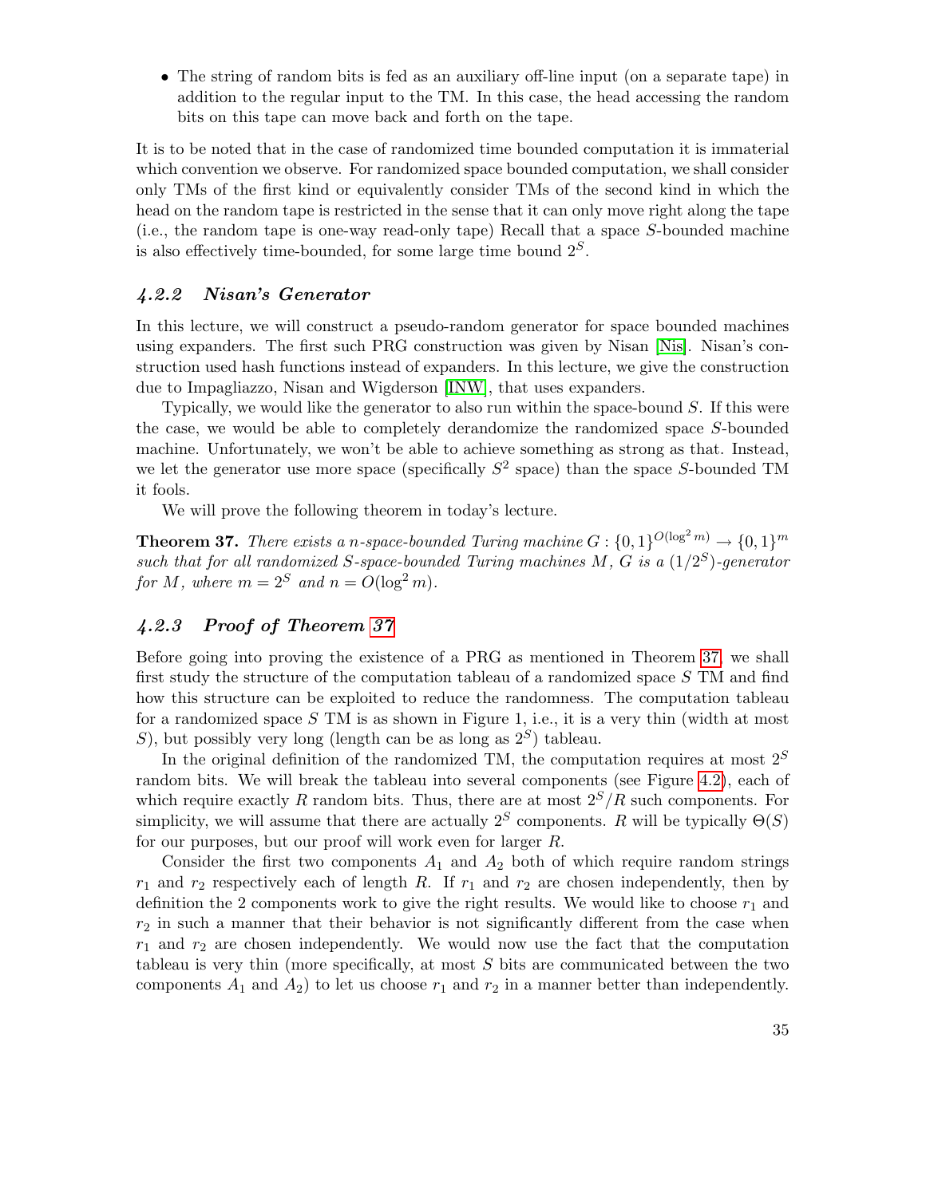- The string of random bits is fed as an auxiliary off-line input (on a separate tape) in addition to the regular input to the TM. In this case, the head accessing the random bits on this tape can move back and forth on the tape.

It is to be noted that in the case of randomized time bounded computation it is immaterial which convention we observe. For randomized space bounded computation, we shall consider only TMs of the first kind or equivalently consider TMs of the second kind in which the head on the random tape is restricted in the sense that it can only move right along the tape (i.e., the random tape is one-way read-only tape) Recall that a space $S$-bounded machine is also effectively time-bounded, for some large time bound $2^S$.

### *4.2.2 Nisan's Generator*

In this lecture, we will construct a pseudo-random generator for space bounded machines using expanders. The first such PRG construction was given by Nisan [Nis]. Nisan's construction used hash functions instead of expanders. In this lecture, we give the construction due to Impagliazzo, Nisan and Wigderson [INW], that uses expanders.

Typically, we would like the generator to also run within the space-bound $S$. If this were the case, we would be able to completely derandomize the randomized space $S$-bounded machine. Unfortunately, we won't be able to achieve something as strong as that. Instead, we let the generator use more space (specifically $S^2$ space) than the space $S$-bounded TM it fools.

We will prove the following theorem in today's lecture.

**Theorem 37.** *There exists a $n$-space-bounded Turing machine $G : \{0,1\}^{O(\log^2 m)} \to \{0,1\}^m$ such that for all randomized $S$-space-bounded Turing machines $M$, $G$ is a $(1/2^S)$-generator for $M$, where $m = 2^S$ and $n = O(\log^2 m)$.*

### *4.2.3 Proof of Theorem 37*

Before going into proving the existence of a PRG as mentioned in Theorem 37, we shall first study the structure of the computation tableau of a randomized space $S$ TM and find how this structure can be exploited to reduce the randomness. The computation tableau for a randomized space $S$ TM is as shown in Figure 1, i.e., it is a very thin (width at most $S$), but possibly very long (length can be as long as $2^S$) tableau.

In the original definition of the randomized TM, the computation requires at most $2^S$ random bits. We will break the tableau into several components (see Figure 4.2), each of which require exactly $R$ random bits. Thus, there are at most $2^S/R$ such components. For simplicity, we will assume that there are actually $2^S$ components. $R$ will be typically $\Theta(S)$ for our purposes, but our proof will work even for larger $R$.

Consider the first two components $A_1$ and $A_2$ both of which require random strings $r_1$ and $r_2$ respectively each of length $R$. If $r_1$ and $r_2$ are chosen independently, then by definition the 2 components work to give the right results. We would like to choose $r_1$ and $r_2$ in such a manner that their behavior is not significantly different from the case when $r_1$ and $r_2$ are chosen independently. We would now use the fact that the computation tableau is very thin (more specifically, at most $S$ bits are communicated between the two components $A_1$ and $A_2$) to let us choose $r_1$ and $r_2$ in a manner better than independently.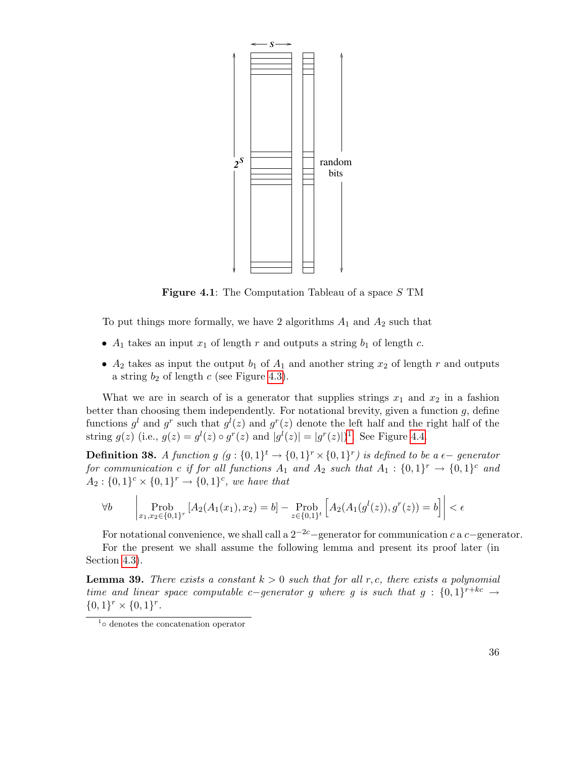**Figure 4.1**: The Computation Tableau of a space $S$ TM

To put things more formally, we have 2 algorithms $A_1$ and $A_2$ such that

- $A_1$ takes an input $x_1$ of length $r$ and outputs a string $b_1$ of length $c$.
- $A_2$ takes as input the output $b_1$ of $A_1$ and another string $x_2$ of length $r$ and outputs a string $b_2$ of length $c$ (see Figure 4.3).

What we are in search of is a generator that supplies strings $x_1$ and $x_2$ in a fashion better than choosing them independently. For notational brevity, given a function $g$, define functions $g^l$ and $g^r$ such that $g^l(z)$ and $g^r(z)$ denote the left half and the right half of the string $g(z)$ (i.e., $g(z) = g^l(z) \circ g^r(z)$ and $|g^l(z)| = |g^r(z)|$)[1]. See Figure 4.4.

**Definition 38.** *A function $g$ ($g : \{0,1\}^t \rightarrow \{0,1\}^r \times \{0,1\}^r$) is defined to be a $\epsilon-$ generator for communication $c$ if for all functions $A_1$ and $A_2$ such that $A_1 : \{0,1\}^r \rightarrow \{0,1\}^c$ and $A_2 : \{0,1\}^c \times \{0,1\}^r \rightarrow \{0,1\}^c$, we have that*

$$\forall b \qquad \left| \operatorname*{Prob}_{x_1,x_2 \in \{0,1\}^r} [A_2(A_1(x_1), x_2) = b] - \operatorname*{Prob}_{z \in \{0,1\}^t} \left[ A_2(A_1(g^l(z)), g^r(z)) = b \right] \right| < \epsilon$$

For notational convenience, we shall call a $2^{-2c}-$generator for communication $c$ a $c-$generator.

For the present we shall assume the following lemma and present its proof later (in Section 4.3).

**Lemma 39.** *There exists a constant $k > 0$ such that for all $r, c$, there exists a polynomial time and linear space computable $c-$generator $g$ where $g$ is such that $g : \{0,1\}^{r+kc} \rightarrow \{0,1\}^r \times \{0,1\}^r$.*

[1] $\circ$ denotes the concatenation operator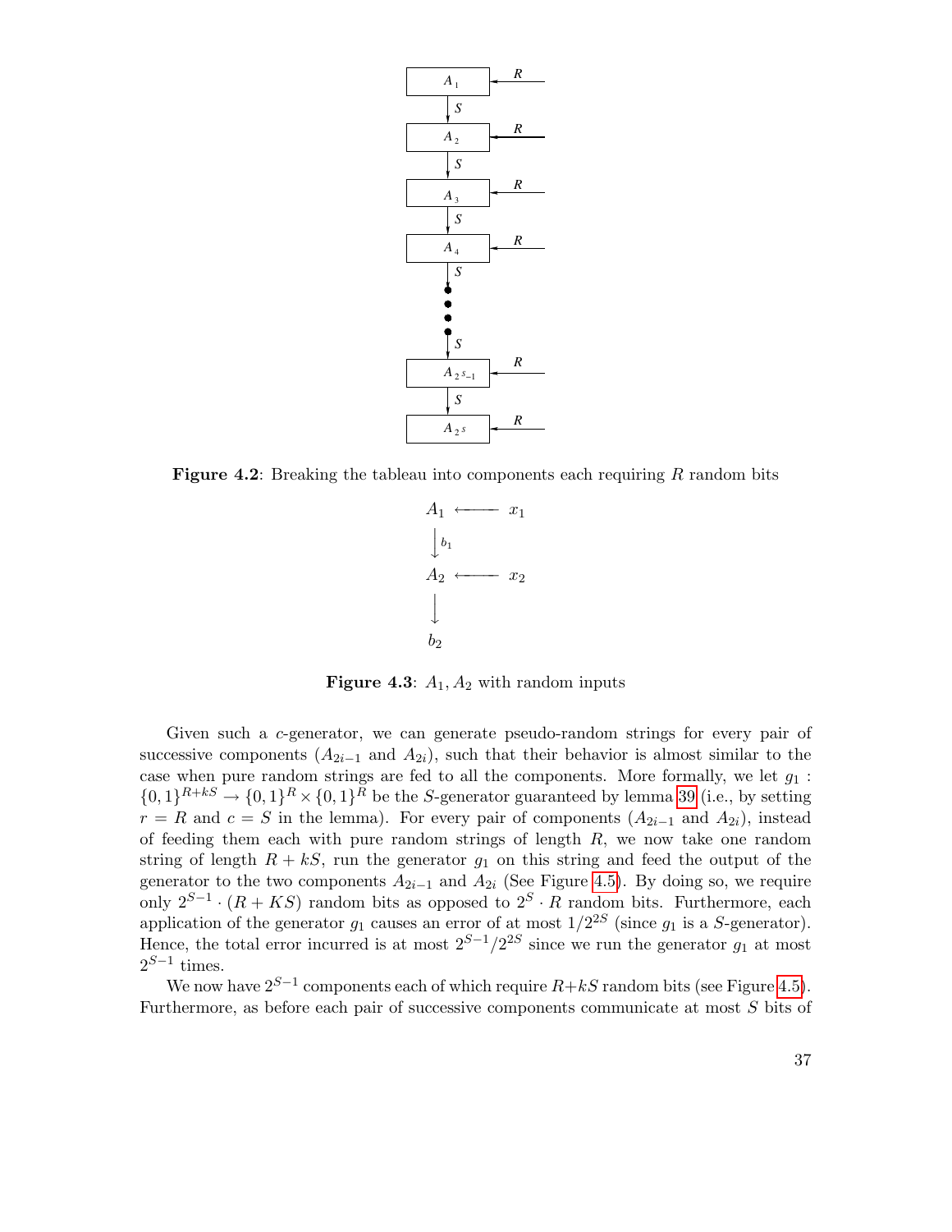**Figure 4.2**: Breaking the tableau into components each requiring $R$ random bits

**Figure 4.3**: $A_1, A_2$ with random inputs

Given such a $c$-generator, we can generate pseudo-random strings for every pair of successive components ($A_{2i-1}$ and $A_{2i}$), such that their behavior is almost similar to the case when pure random strings are fed to all the components. More formally, we let $g_1 : \{0,1\}^{R+kS} \to \{0,1\}^R \times \{0,1\}^R$ be the $S$-generator guaranteed by lemma 39 (i.e., by setting $r = R$ and $c = S$ in the lemma). For every pair of components ($A_{2i-1}$ and $A_{2i}$), instead of feeding them each with pure random strings of length $R$, we now take one random string of length $R + kS$, run the generator $g_1$ on this string and feed the output of the generator to the two components $A_{2i-1}$ and $A_{2i}$ (See Figure 4.5). By doing so, we require only $2^{S-1} \cdot (R + KS)$ random bits as opposed to $2^S \cdot R$ random bits. Furthermore, each application of the generator $g_1$ causes an error of at most $1/2^{2S}$ (since $g_1$ is a $S$-generator). Hence, the total error incurred is at most $2^{S-1}/2^{2S}$ since we run the generator $g_1$ at most $2^{S-1}$ times.

We now have $2^{S-1}$ components each of which require $R+kS$ random bits (see Figure 4.5). Furthermore, as before each pair of successive components communicate at most $S$ bits of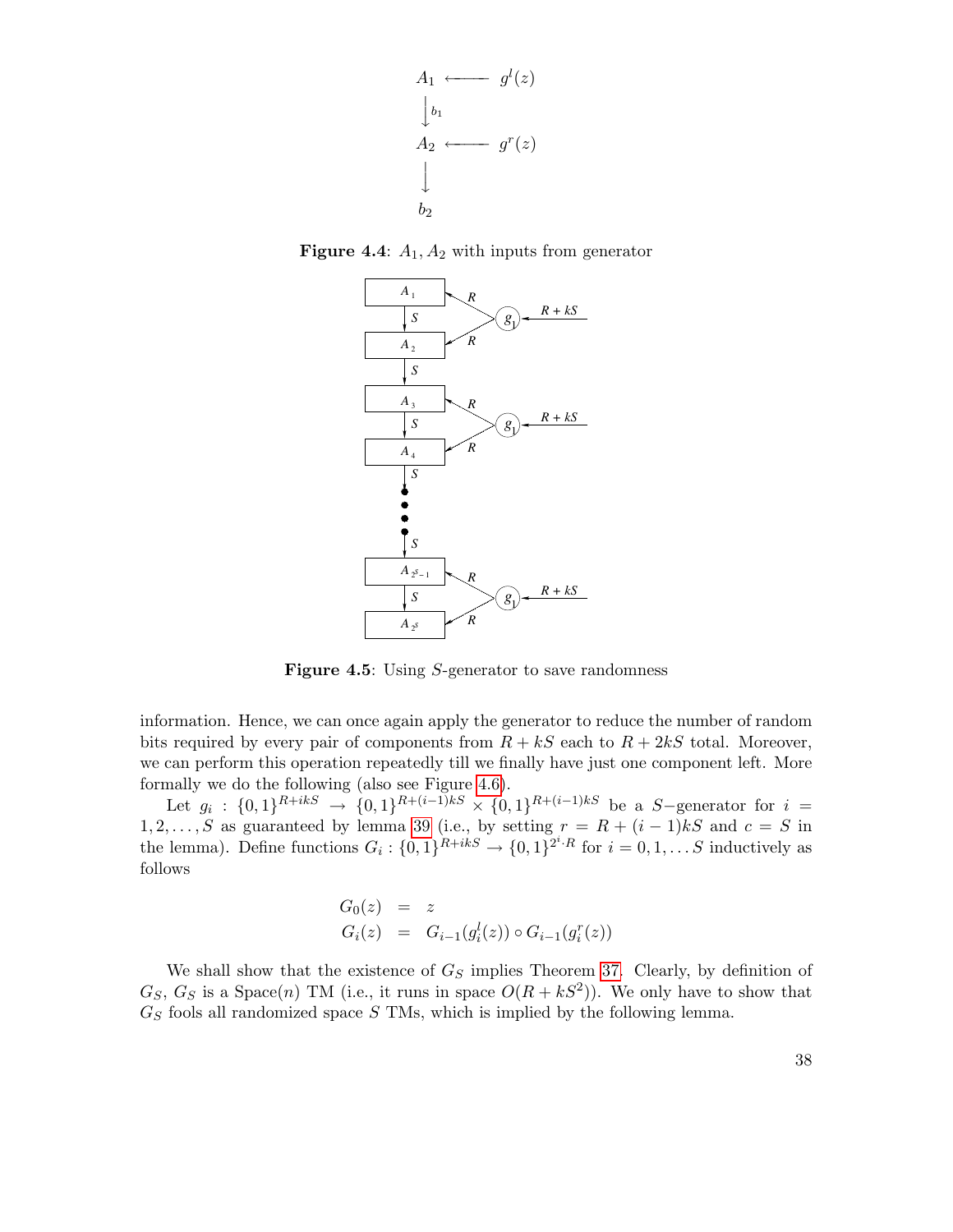**Figure 4.4**: $A_1, A_2$ with inputs from generator

**Figure 4.5**: Using $S$-generator to save randomness

information. Hence, we can once again apply the generator to reduce the number of random bits required by every pair of components from $R + kS$ each to $R + 2kS$ total. Moreover, we can perform this operation repeatedly till we finally have just one component left. More formally we do the following (also see Figure 4.6).

Let $g_i : \{0,1\}^{R+ikS} \to \{0,1\}^{R+(i-1)kS} \times \{0,1\}^{R+(i-1)kS}$ be a $S-$generator for $i = 1, 2, \ldots, S$ as guaranteed by lemma 39 (i.e., by setting $r = R + (i-1)kS$ and $c = S$ in the lemma). Define functions $G_i : \{0,1\}^{R+ikS} \to \{0,1\}^{2^i \cdot R}$ for $i = 0, 1, \ldots S$ inductively as follows

$$
\begin{aligned}
G_0(z) &= z \\
G_i(z) &= G_{i-1}(g_i^l(z)) \circ G_{i-1}(g_i^r(z))
\end{aligned}
$$

We shall show that the existence of $G_S$ implies Theorem 37. Clearly, by definition of $G_S$, $G_S$ is a Space($n$) TM (i.e., it runs in space $O(R + kS^2)$). We only have to show that $G_S$ fools all randomized space $S$ TMs, which is implied by the following lemma.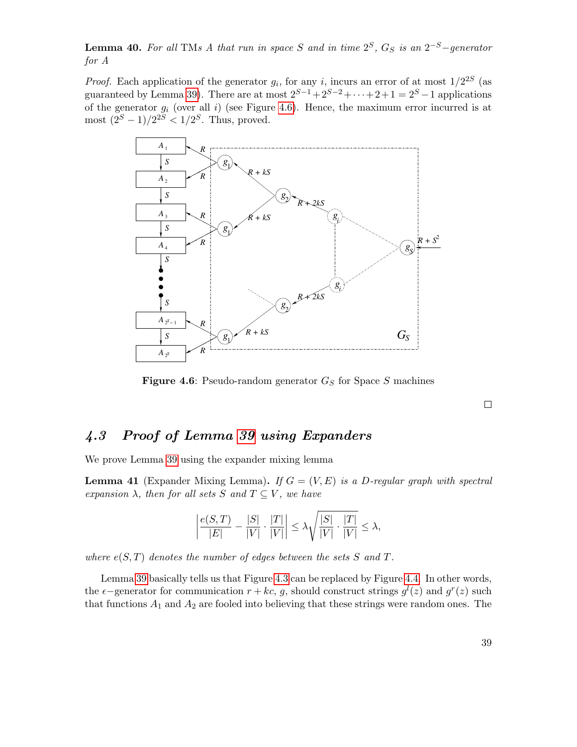**Lemma 40.** *For all* TMs *$A$ that run in space $S$ and in time $2^S$, $G_S$ is an $2^{-S}-$generator for $A$*

*Proof.* Each application of the generator $g_i$, for any $i$, incurs an error of at most $1/2^{2S}$ (as guaranteed by Lemma 39). There are at most $2^{S-1}+2^{S-2}+\cdots+2+1 = 2^S-1$ applications of the generator $g_i$ (over all $i$) (see Figure 4.6). Hence, the maximum error incurred is at most $(2^S-1)/2^{2S} < 1/2^S$. Thus, proved.

**Figure 4.6**: Pseudo-random generator $G_S$ for Space $S$ machines

□

## 4.3 Proof of Lemma 39 using Expanders

We prove Lemma 39 using the expander mixing lemma

**Lemma 41** (Expander Mixing Lemma)**.** *If $G = (V, E)$ is a $D$-regular graph with spectral expansion $\lambda$, then for all sets $S$ and $T \subseteq V$, we have*

$$\left|\frac{e(S,T)}{|E|} - \frac{|S|}{|V|}\cdot\frac{|T|}{|V|}\right| \leq \lambda\sqrt{\frac{|S|}{|V|}\cdot\frac{|T|}{|V|}} \leq \lambda,$$

*where $e(S,T)$ denotes the number of edges between the sets $S$ and $T$.*

Lemma 39 basically tells us that Figure 4.3 can be replaced by Figure 4.4. In other words, the $\epsilon-$generator for communication $r+kc$, $g$, should construct strings $g^l(z)$ and $g^r(z)$ such that functions $A_1$ and $A_2$ are fooled into believing that these strings were random ones. The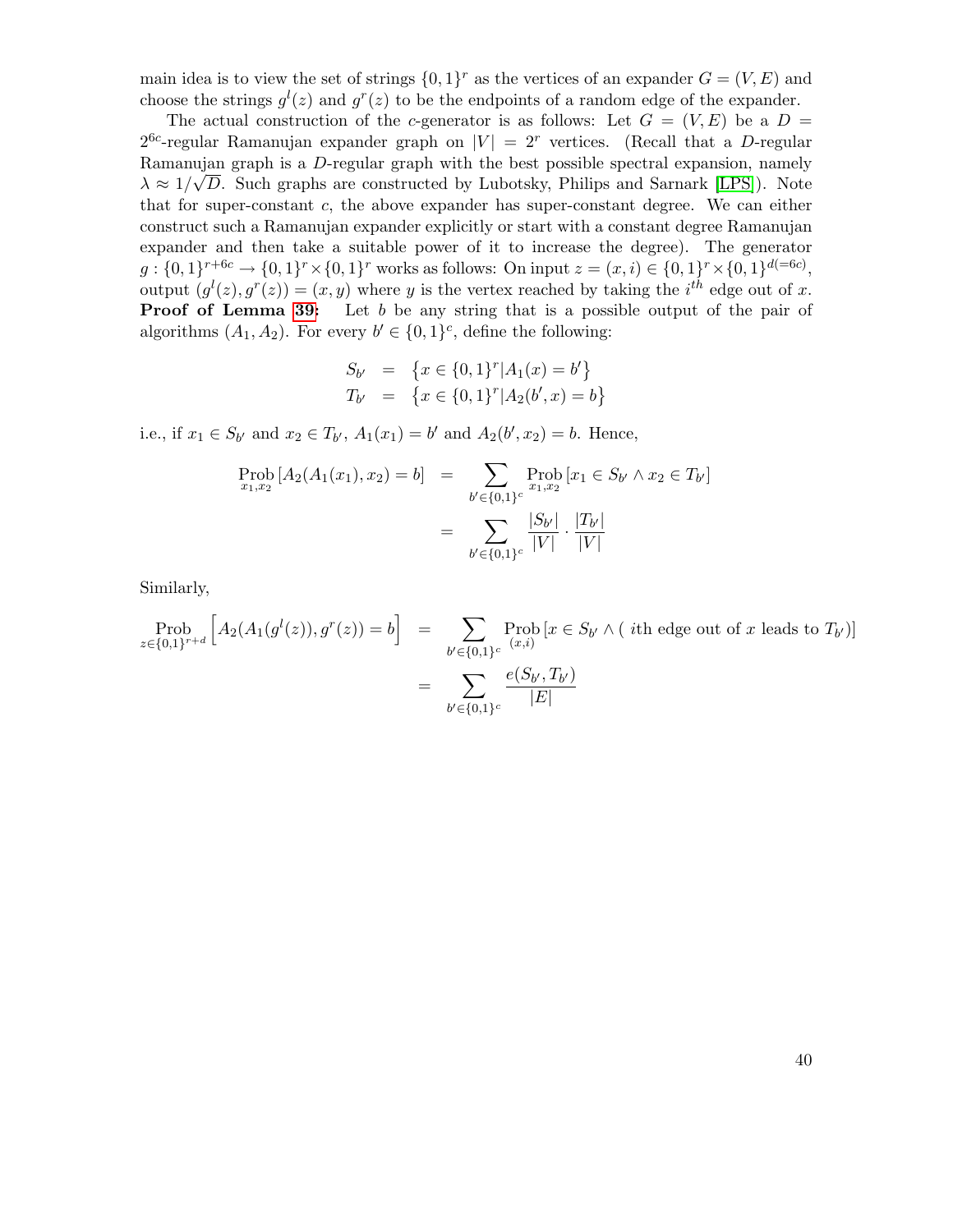main idea is to view the set of strings $\{0,1\}^r$ as the vertices of an expander $G = (V, E)$ and choose the strings $g^l(z)$ and $g^r(z)$ to be the endpoints of a random edge of the expander.

The actual construction of the $c$-generator is as follows: Let $G = (V, E)$ be a $D = 2^{6c}$-regular Ramanujan expander graph on $|V| = 2^r$ vertices. (Recall that a $D$-regular Ramanujan graph is a $D$-regular graph with the best possible spectral expansion, namely $\lambda \approx 1/\sqrt{D}$. Such graphs are constructed by Lubotsky, Philips and Sarnark [LPS]). Note that for super-constant $c$, the above expander has super-constant degree. We can either construct such a Ramanujan expander explicitly or start with a constant degree Ramanujan expander and then take a suitable power of it to increase the degree). The generator $g : \{0,1\}^{r+6c} \to \{0,1\}^r \times \{0,1\}^r$ works as follows: On input $z = (x, i) \in \{0,1\}^r \times \{0,1\}^{d(=6c)}$, output $(g^l(z), g^r(z)) = (x, y)$ where $y$ is the vertex reached by taking the $i^{th}$ edge out of $x$.

**Proof of Lemma 39:** Let $b$ be any string that is a possible output of the pair of algorithms $(A_1, A_2)$. For every $b' \in \{0,1\}^c$, define the following:

$$
\begin{aligned}
S_{b'} &= \left\{x \in \{0,1\}^r | A_1(x) = b'\right\} \\
T_{b'} &= \left\{x \in \{0,1\}^r | A_2(b', x) = b\right\}
\end{aligned}
$$

i.e., if $x_1 \in S_{b'}$ and $x_2 \in T_{b'}$, $A_1(x_1) = b'$ and $A_2(b', x_2) = b$. Hence,

$$
\begin{aligned}
\operatorname*{Prob}_{x_1,x_2}\left[A_2(A_1(x_1), x_2) = b\right] &= \sum_{b' \in \{0,1\}^c} \operatorname*{Prob}_{x_1,x_2}\left[x_1 \in S_{b'} \wedge x_2 \in T_{b'}\right] \\
&= \sum_{b' \in \{0,1\}^c} \frac{|S_{b'}|}{|V|} \cdot \frac{|T_{b'}|}{|V|}
\end{aligned}
$$

Similarly,

$$
\begin{aligned}
\operatorname*{Prob}_{z \in \{0,1\}^{r+d}}\left[A_2(A_1(g^l(z)), g^r(z)) = b\right] &= \sum_{b' \in \{0,1\}^c} \operatorname*{Prob}_{(x,i)}\left[x \in S_{b'} \wedge (\text{ }i\text{th edge out of } x \text{ leads to } T_{b'})\right] \\
&= \sum_{b' \in \{0,1\}^c} \frac{e(S_{b'}, T_{b'})}{|E|}
\end{aligned}
$$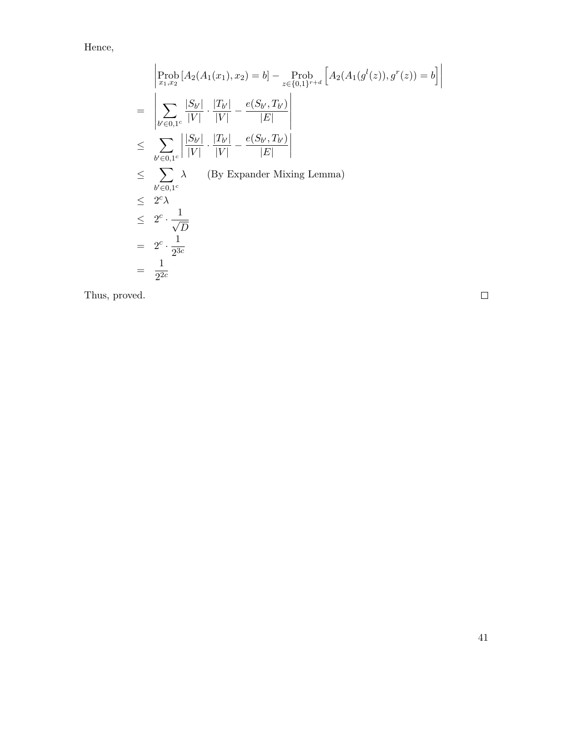Hence,

$$
\begin{aligned}
& \left| \operatorname*{Prob}_{x_1,x_2}\left[A_2(A_1(x_1),x_2)=b\right] - \operatorname*{Prob}_{z\in\{0,1\}^{r+d}}\left[A_2(A_1(g^l(z)),g^r(z))=b\right] \right| \\
= & \left| \sum_{b'\in 0,1^c} \frac{|S_{b'}|}{|V|}\cdot\frac{|T_{b'}|}{|V|} - \frac{e(S_{b'},T_{b'})}{|E|} \right| \\
\leq & \sum_{b'\in 0,1^c} \left| \frac{|S_{b'}|}{|V|}\cdot\frac{|T_{b'}|}{|V|} - \frac{e(S_{b'},T_{b'})}{|E|} \right| \\
\leq & \sum_{b'\in 0,1^c} \lambda \qquad \text{(By Expander Mixing Lemma)} \\
\leq & \; 2^c\lambda \\
\leq & \; 2^c \cdot \frac{1}{\sqrt{D}} \\
= & \; 2^c \cdot \frac{1}{2^{3c}} \\
= & \; \frac{1}{2^{2c}}
\end{aligned}
$$

Thus, proved. □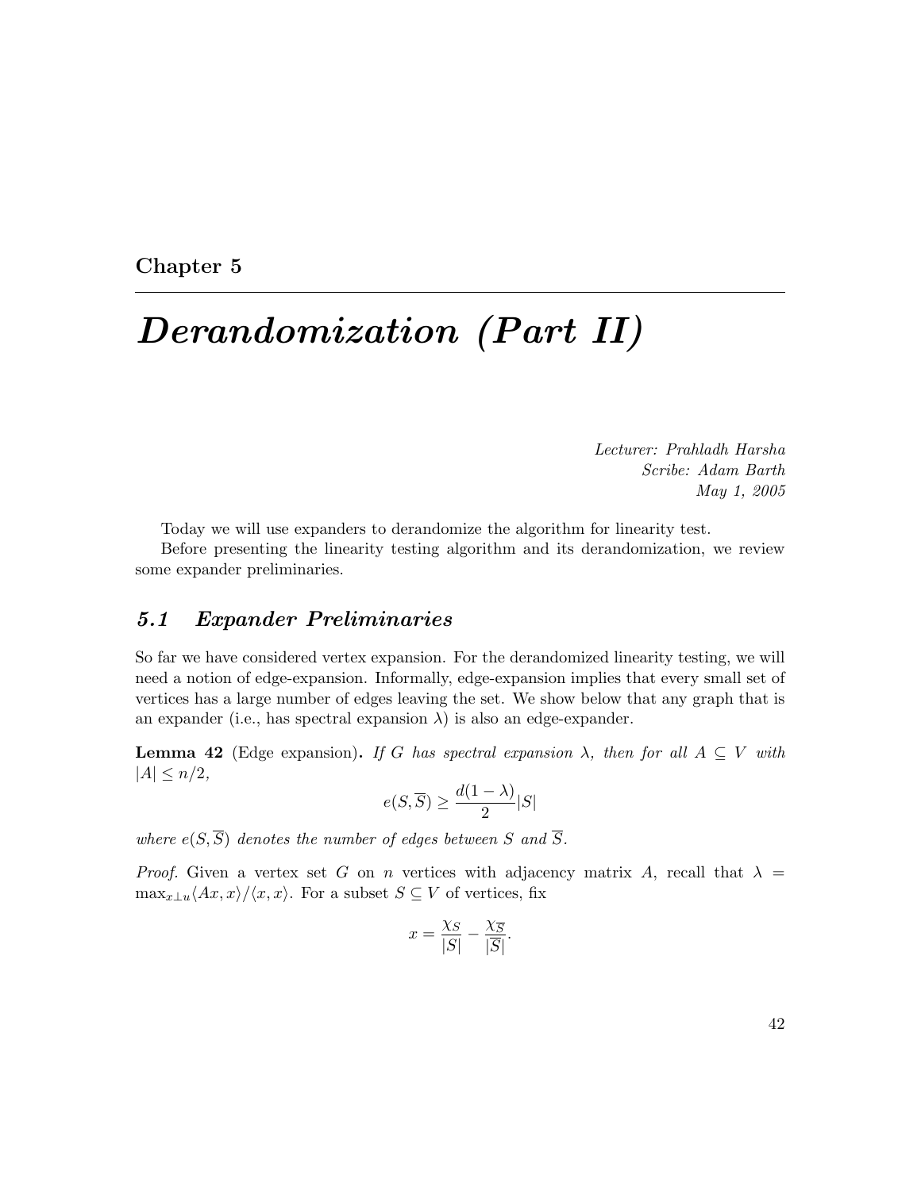# Chapter 5

# *Derandomization (Part II)*

*Lecturer: Prahladh Harsha*
*Scribe: Adam Barth*
*May 1, 2005*

Today we will use expanders to derandomize the algorithm for linearity test.

Before presenting the linearity testing algorithm and its derandomization, we review some expander preliminaries.

## *5.1 Expander Preliminaries*

So far we have considered vertex expansion. For the derandomized linearity testing, we will need a notion of edge-expansion. Informally, edge-expansion implies that every small set of vertices has a large number of edges leaving the set. We show below that any graph that is an expander (i.e., has spectral expansion $\lambda$) is also an edge-expander.

**Lemma 42** (Edge expansion)**.** *If $G$ has spectral expansion $\lambda$, then for all $A \subseteq V$ with $|A| \leq n/2$,*

$$e(S, \overline{S}) \geq \frac{d(1-\lambda)}{2}|S|$$

*where $e(S, \overline{S})$ denotes the number of edges between $S$ and $\overline{S}$.*

*Proof.* Given a vertex set $G$ on $n$ vertices with adjacency matrix $A$, recall that $\lambda = \max_{x \perp u} \langle Ax, x \rangle / \langle x, x \rangle$. For a subset $S \subseteq V$ of vertices, fix

$$x = \frac{\chi_S}{|S|} - \frac{\chi_{\overline{S}}}{|\overline{S}|}.$$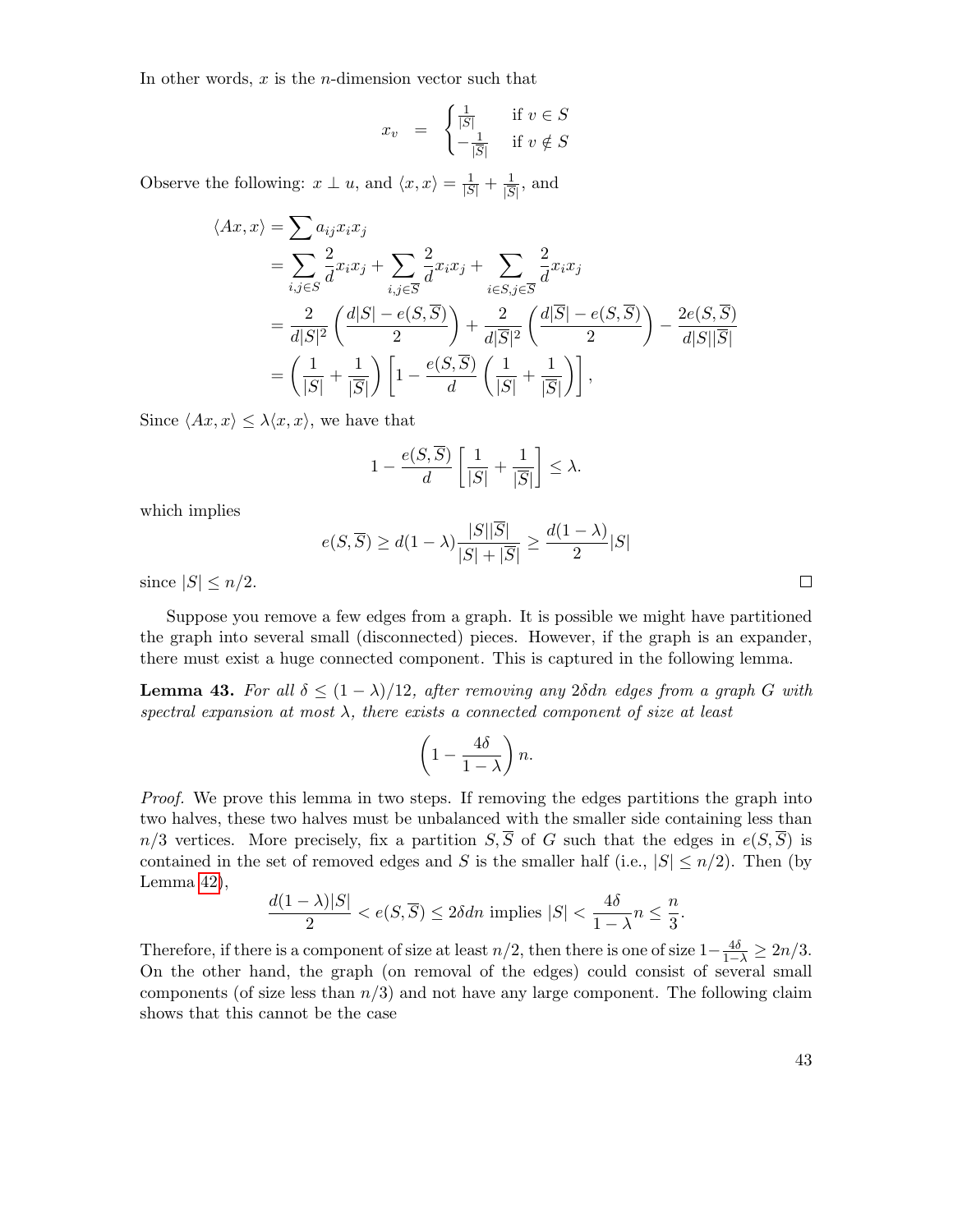In other words, $x$ is the $n$-dimension vector such that

$$x_v \quad = \quad \begin{cases} \frac{1}{|S|} & \text{if } v \in S \\ -\frac{1}{|\overline{S}|} & \text{if } v \notin S \end{cases}$$

Observe the following: $x \perp u$, and $\langle x, x \rangle = \frac{1}{|S|} + \frac{1}{|\overline{S}|}$, and

$$\begin{aligned}
\langle Ax, x \rangle &= \sum a_{ij} x_i x_j \\
&= \sum_{i,j \in S} \frac{2}{d} x_i x_j + \sum_{i,j \in \overline{S}} \frac{2}{d} x_i x_j + \sum_{i \in S, j \in \overline{S}} \frac{2}{d} x_i x_j \\
&= \frac{2}{d|S|^2} \left( \frac{d|S| - e(S, \overline{S})}{2} \right) + \frac{2}{d|\overline{S}|^2} \left( \frac{d|\overline{S}| - e(S, \overline{S})}{2} \right) - \frac{2e(S, \overline{S})}{d|S||\overline{S}|} \\
&= \left( \frac{1}{|S|} + \frac{1}{|\overline{S}|} \right) \left[ 1 - \frac{e(S, \overline{S})}{d} \left( \frac{1}{|S|} + \frac{1}{|\overline{S}|} \right) \right],
\end{aligned}$$

Since $\langle Ax, x \rangle \leq \lambda \langle x, x \rangle$, we have that

$$1 - \frac{e(S, \overline{S})}{d} \left[ \frac{1}{|S|} + \frac{1}{|\overline{S}|} \right] \leq \lambda.$$

which implies

$$e(S, \overline{S}) \geq d(1 - \lambda) \frac{|S||\overline{S}|}{|S| + |\overline{S}|} \geq \frac{d(1 - \lambda)}{2} |S|$$

since $|S| \leq n/2$. $\square$

Suppose you remove a few edges from a graph. It is possible we might have partitioned the graph into several small (disconnected) pieces. However, if the graph is an expander, there must exist a huge connected component. This is captured in the following lemma.

**Lemma 43.** *For all $\delta \leq (1 - \lambda)/12$, after removing any $2\delta dn$ edges from a graph $G$ with spectral expansion at most $\lambda$, there exists a connected component of size at least*

$$\left( 1 - \frac{4\delta}{1 - \lambda} \right) n.$$

*Proof.* We prove this lemma in two steps. If removing the edges partitions the graph into two halves, these two halves must be unbalanced with the smaller side containing less than $n/3$ vertices. More precisely, fix a partition $S, \overline{S}$ of $G$ such that the edges in $e(S, \overline{S})$ is contained in the set of removed edges and $S$ is the smaller half (i.e., $|S| \leq n/2$). Then (by Lemma 42),

$$\frac{d(1 - \lambda)|S|}{2} < e(S, \overline{S}) \leq 2\delta dn \text{ implies } |S| < \frac{4\delta}{1 - \lambda} n \leq \frac{n}{3}.$$

Therefore, if there is a component of size at least $n/2$, then there is one of size $1 - \frac{4\delta}{1-\lambda} \geq 2n/3$. On the other hand, the graph (on removal of the edges) could consist of several small components (of size less than $n/3$) and not have any large component. The following claim shows that this cannot be the case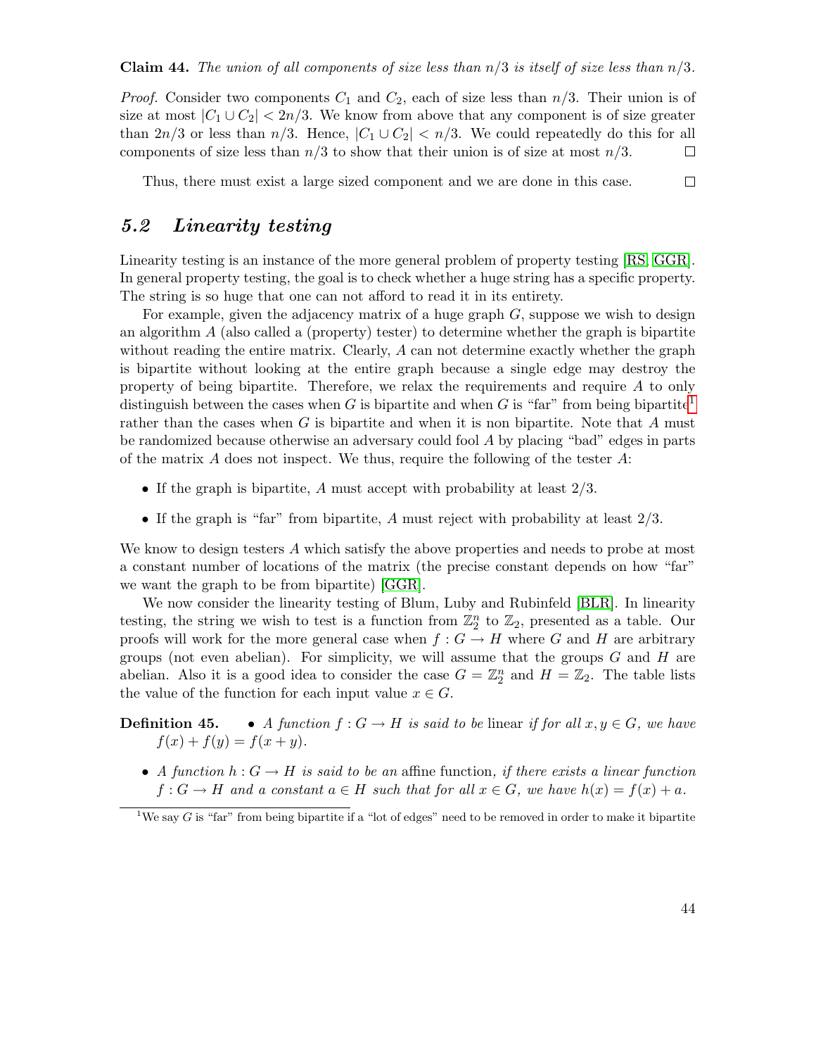**Claim 44.** *The union of all components of size less than $n/3$ is itself of size less than $n/3$.*

*Proof.* Consider two components $C_1$ and $C_2$, each of size less than $n/3$. Their union is of size at most $|C_1 \cup C_2| < 2n/3$. We know from above that any component is of size greater than $2n/3$ or less than $n/3$. Hence, $|C_1 \cup C_2| < n/3$. We could repeatedly do this for all components of size less than $n/3$ to show that their union is of size at most $n/3$. □

Thus, there must exist a large sized component and we are done in this case. □

## 5.2 Linearity testing

Linearity testing is an instance of the more general problem of property testing [RS, GGR]. In general property testing, the goal is to check whether a huge string has a specific property. The string is so huge that one can not afford to read it in its entirety.

For example, given the adjacency matrix of a huge graph $G$, suppose we wish to design an algorithm $A$ (also called a (property) tester) to determine whether the graph is bipartite without reading the entire matrix. Clearly, $A$ can not determine exactly whether the graph is bipartite without looking at the entire graph because a single edge may destroy the property of being bipartite. Therefore, we relax the requirements and require $A$ to only distinguish between the cases when $G$ is bipartite and when $G$ is "far" from being bipartite[1] rather than the cases when $G$ is bipartite and when it is non bipartite. Note that $A$ must be randomized because otherwise an adversary could fool $A$ by placing "bad" edges in parts of the matrix $A$ does not inspect. We thus, require the following of the tester $A$:

- If the graph is bipartite, $A$ must accept with probability at least $2/3$.
- If the graph is "far" from bipartite, $A$ must reject with probability at least $2/3$.

We know to design testers $A$ which satisfy the above properties and needs to probe at most a constant number of locations of the matrix (the precise constant depends on how "far" we want the graph to be from bipartite) [GGR].

We now consider the linearity testing of Blum, Luby and Rubinfeld [BLR]. In linearity testing, the string we wish to test is a function from $\mathbb{Z}_2^n$ to $\mathbb{Z}_2$, presented as a table. Our proofs will work for the more general case when $f : G \to H$ where $G$ and $H$ are arbitrary groups (not even abelian). For simplicity, we will assume that the groups $G$ and $H$ are abelian. Also it is a good idea to consider the case $G = \mathbb{Z}_2^n$ and $H = \mathbb{Z}_2$. The table lists the value of the function for each input value $x \in G$.

**Definition 45.**
- *A function $f : G \to H$ is said to be* linear *if for all $x, y \in G$, we have $f(x) + f(y) = f(x + y)$.*
- *A function $h : G \to H$ is said to be an* affine function*, if there exists a linear function $f : G \to H$ and a constant $a \in H$ such that for all $x \in G$, we have $h(x) = f(x) + a$.*

[1] We say $G$ is "far" from being bipartite if a "lot of edges" need to be removed in order to make it bipartite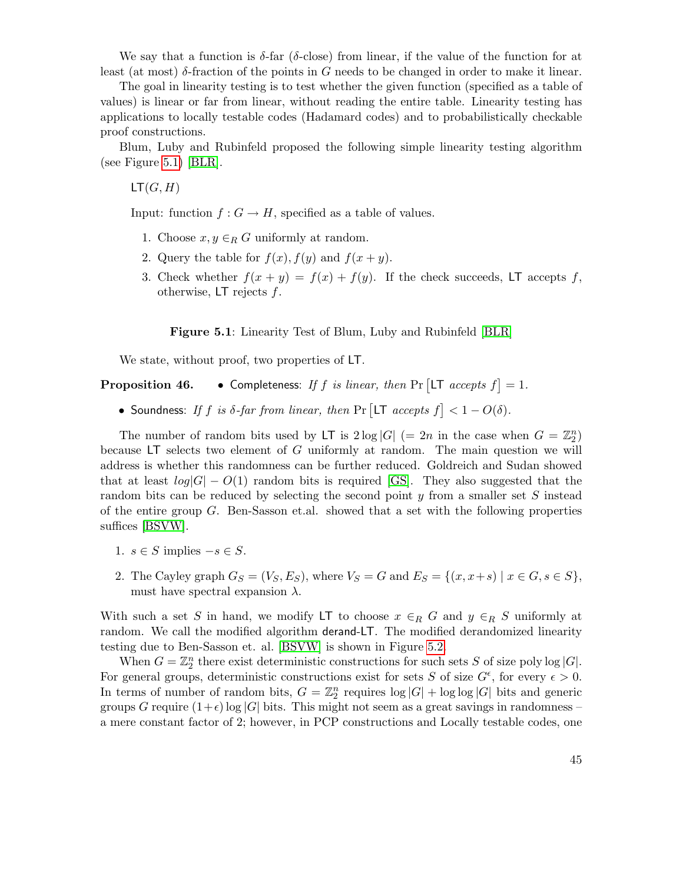We say that a function is $\delta$-far ($\delta$-close) from linear, if the value of the function for at least (at most) $\delta$-fraction of the points in $G$ needs to be changed in order to make it linear.

The goal in linearity testing is to test whether the given function (specified as a table of values) is linear or far from linear, without reading the entire table. Linearity testing has applications to locally testable codes (Hadamard codes) and to probabilistically checkable proof constructions.

Blum, Luby and Rubinfeld proposed the following simple linearity testing algorithm (see Figure 5.1) [BLR].

> $\mathsf{LT}(G, H)$
>
> Input: function $f : G \to H$, specified as a table of values.
>
> 1. Choose $x, y \in_R G$ uniformly at random.
> 2. Query the table for $f(x), f(y)$ and $f(x + y)$.
> 3. Check whether $f(x + y) = f(x) + f(y)$. If the check succeeds, $\mathsf{LT}$ accepts $f$, otherwise, $\mathsf{LT}$ rejects $f$.

**Figure 5.1**: Linearity Test of Blum, Luby and Rubinfeld [BLR]

We state, without proof, two properties of $\mathsf{LT}$.

**Proposition 46.**

- Completeness: *If $f$ is linear, then* $\Pr\left[\mathsf{LT} \text{ accepts } f\right] = 1$.
- Soundness: *If $f$ is $\delta$-far from linear, then* $\Pr\left[\mathsf{LT} \text{ accepts } f\right] < 1 - O(\delta)$.

The number of random bits used by $\mathsf{LT}$ is $2\log|G|$ ($= 2n$ in the case when $G = \mathbb{Z}_2^n$) because $\mathsf{LT}$ selects two element of $G$ uniformly at random. The main question we will address is whether this randomness can be further reduced. Goldreich and Sudan showed that at least $log|G| - O(1)$ random bits is required [GS]. They also suggested that the random bits can be reduced by selecting the second point $y$ from a smaller set $S$ instead of the entire group $G$. Ben-Sasson et.al. showed that a set with the following properties suffices [BSVW].

1. $s \in S$ implies $-s \in S$.
2. The Cayley graph $G_S = (V_S, E_S)$, where $V_S = G$ and $E_S = \{(x, x+s) \mid x \in G, s \in S\}$, must have spectral expansion $\lambda$.

With such a set $S$ in hand, we modify $\mathsf{LT}$ to choose $x \in_R G$ and $y \in_R S$ uniformly at random. We call the modified algorithm $\mathsf{derand\text{-}LT}$. The modified derandomized linearity testing due to Ben-Sasson et. al. [BSVW] is shown in Figure 5.2.

When $G = \mathbb{Z}_2^n$ there exist deterministic constructions for such sets $S$ of size $\text{poly}\log|G|$. For general groups, deterministic constructions exist for sets $S$ of size $G^\epsilon$, for every $\epsilon > 0$. In terms of number of random bits, $G = \mathbb{Z}_2^n$ requires $\log|G| + \log\log|G|$ bits and generic groups $G$ require $(1+\epsilon)\log|G|$ bits. This might not seem as a great savings in randomness – a mere constant factor of 2; however, in PCP constructions and Locally testable codes, one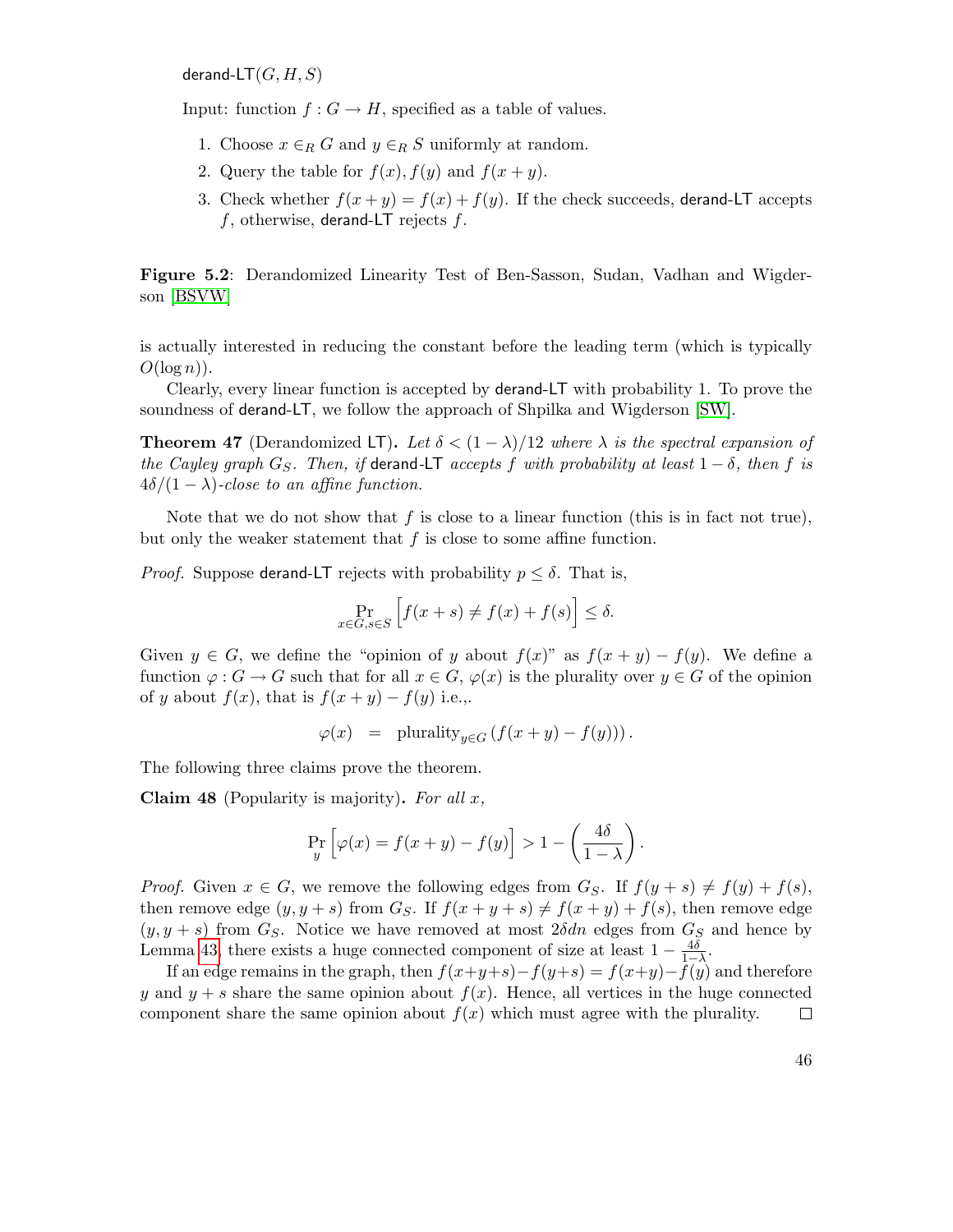derand-LT$(G, H, S)$

Input: function $f : G \to H$, specified as a table of values.

1. Choose $x \in_R G$ and $y \in_R S$ uniformly at random.
2. Query the table for $f(x), f(y)$ and $f(x+y)$.
3. Check whether $f(x+y) = f(x) + f(y)$. If the check succeeds, derand-LT accepts $f$, otherwise, derand-LT rejects $f$.

**Figure 5.2**: Derandomized Linearity Test of Ben-Sasson, Sudan, Vadhan and Wigderson [BSVW]

is actually interested in reducing the constant before the leading term (which is typically $O(\log n)$).

Clearly, every linear function is accepted by derand-LT with probability 1. To prove the soundness of derand-LT, we follow the approach of Shpilka and Wigderson [SW].

**Theorem 47** (Derandomized LT)**.** *Let $\delta < (1-\lambda)/12$ where $\lambda$ is the spectral expansion of the Cayley graph $G_S$. Then, if derand-LT accepts $f$ with probability at least $1-\delta$, then $f$ is $4\delta/(1-\lambda)$-close to an affine function.*

Note that we do not show that $f$ is close to a linear function (this is in fact not true), but only the weaker statement that $f$ is close to some affine function.

*Proof.* Suppose derand-LT rejects with probability $p \leq \delta$. That is,

$$\Pr_{x \in G, s \in S}\Big[f(x+s) \neq f(x) + f(s)\Big] \leq \delta.$$

Given $y \in G$, we define the "opinion of $y$ about $f(x)$" as $f(x+y) - f(y)$. We define a function $\varphi : G \to G$ such that for all $x \in G$, $\varphi(x)$ is the plurality over $y \in G$ of the opinion of $y$ about $f(x)$, that is $f(x+y) - f(y)$ i.e.,.

$$\varphi(x) \quad = \quad \text{plurality}_{y \in G}\left(f(x+y) - f(y)\right).$$

The following three claims prove the theorem.

**Claim 48** (Popularity is majority)**.** *For all $x$,*

$$\Pr_y\Big[\varphi(x) = f(x+y) - f(y)\Big] > 1 - \left(\frac{4\delta}{1-\lambda}\right).$$

*Proof.* Given $x \in G$, we remove the following edges from $G_S$. If $f(y+s) \neq f(y) + f(s)$, then remove edge $(y, y+s)$ from $G_S$. If $f(x+y+s) \neq f(x+y) + f(s)$, then remove edge $(y, y+s)$ from $G_S$. Notice we have removed at most $2\delta dn$ edges from $G_S$ and hence by Lemma 43, there exists a huge connected component of size at least $1 - \frac{4\delta}{1-\lambda}$.

If an edge remains in the graph, then $f(x+y+s) - f(y+s) = f(x+y) - f(y)$ and therefore $y$ and $y+s$ share the same opinion about $f(x)$. Hence, all vertices in the huge connected component share the same opinion about $f(x)$ which must agree with the plurality. □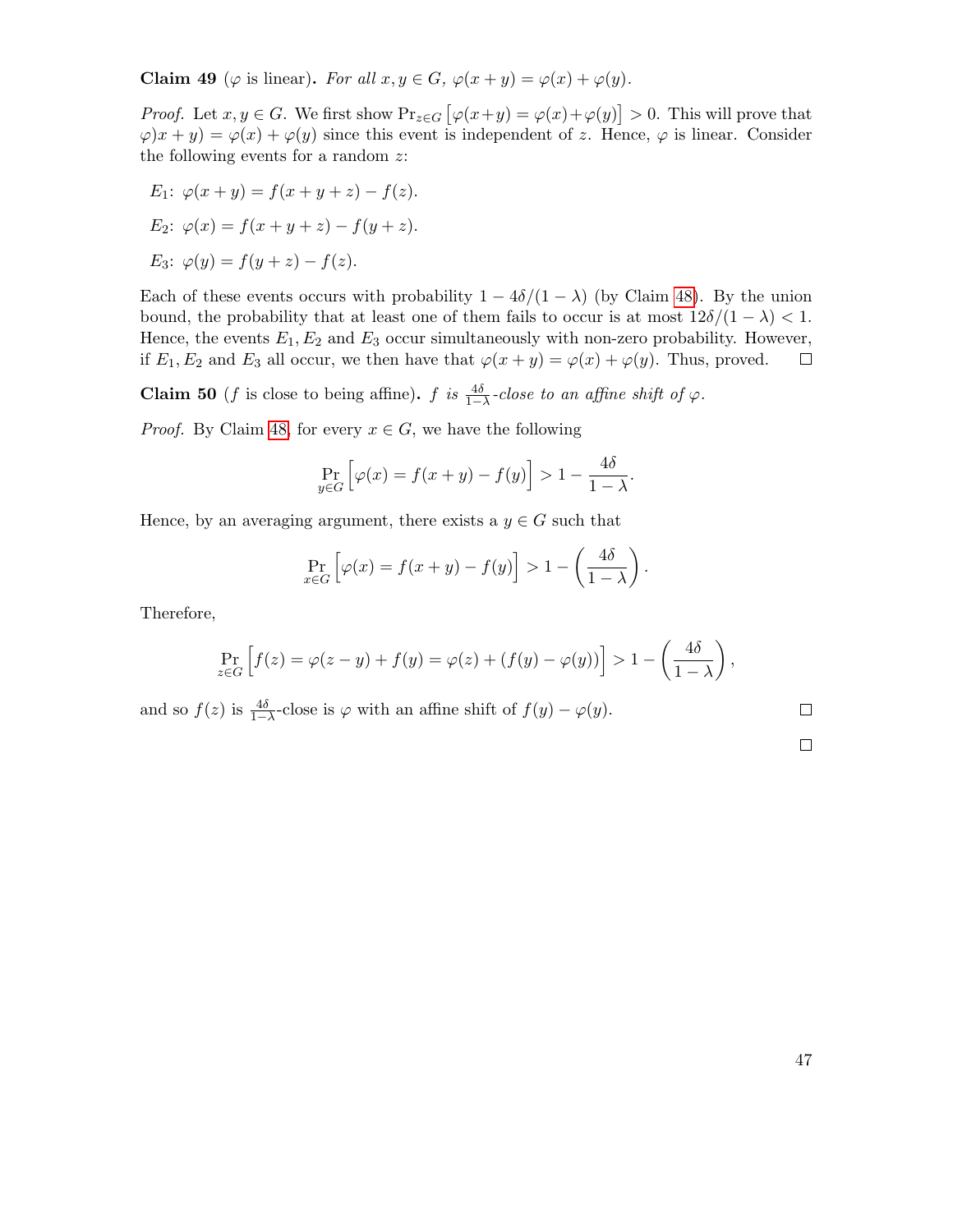**Claim 49** ($\varphi$ is linear)**.** *For all $x, y \in G$, $\varphi(x+y) = \varphi(x) + \varphi(y)$.*

*Proof.* Let $x, y \in G$. We first show $\Pr_{z \in G}\left[\varphi(x+y) = \varphi(x)+\varphi(y)\right] > 0$. This will prove that $\varphi)x+y) = \varphi(x) + \varphi(y)$ since this event is independent of $z$. Hence, $\varphi$ is linear. Consider the following events for a random $z$:

$E_1$: $\varphi(x+y) = f(x+y+z) - f(z)$.

$E_2$: $\varphi(x) = f(x+y+z) - f(y+z)$.

$E_3$: $\varphi(y) = f(y+z) - f(z)$.

Each of these events occurs with probability $1 - 4\delta/(1-\lambda)$ (by Claim 48). By the union bound, the probability that at least one of them fails to occur is at most $12\delta/(1-\lambda) < 1$. Hence, the events $E_1, E_2$ and $E_3$ occur simultaneously with non-zero probability. However, if $E_1, E_2$ and $E_3$ all occur, we then have that $\varphi(x+y) = \varphi(x) + \varphi(y)$. Thus, proved. $\square$

**Claim 50** ($f$ is close to being affine)**.** *$f$ is $\frac{4\delta}{1-\lambda}$-close to an affine shift of $\varphi$.*

*Proof.* By Claim 48, for every $x \in G$, we have the following

$$\Pr_{y \in G}\left[\varphi(x) = f(x+y) - f(y)\right] > 1 - \frac{4\delta}{1-\lambda}.$$

Hence, by an averaging argument, there exists a $y \in G$ such that

$$\Pr_{x \in G}\left[\varphi(x) = f(x+y) - f(y)\right] > 1 - \left(\frac{4\delta}{1-\lambda}\right).$$

Therefore,

$$\Pr_{z \in G}\left[f(z) = \varphi(z-y) + f(y) = \varphi(z) + (f(y) - \varphi(y))\right] > 1 - \left(\frac{4\delta}{1-\lambda}\right),$$

and so $f(z)$ is $\frac{4\delta}{1-\lambda}$-close is $\varphi$ with an affine shift of $f(y) - \varphi(y)$. $\square$

$\square$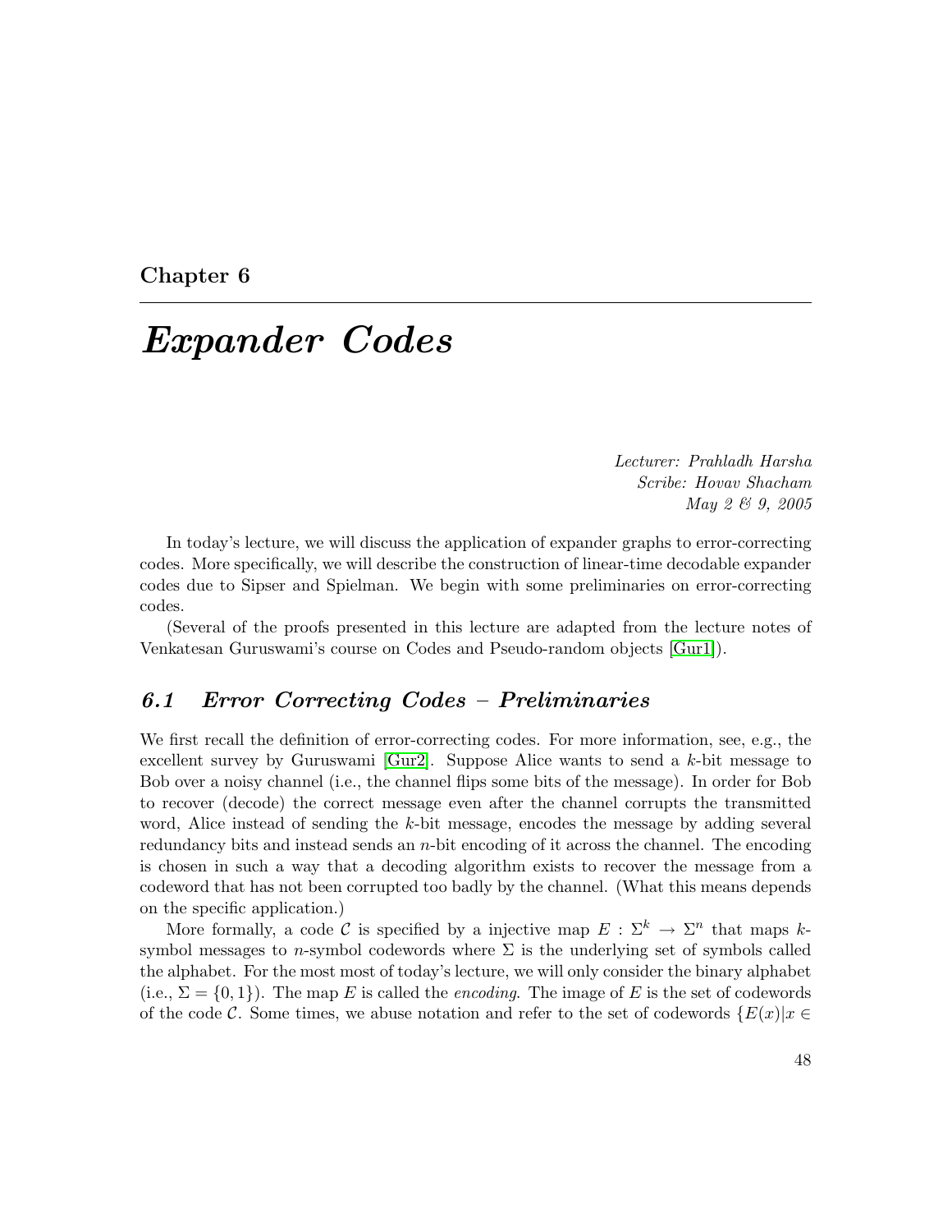# Chapter 6

# *Expander Codes*

*Lecturer: Prahladh Harsha*
*Scribe: Hovav Shacham*
*May 2 & 9, 2005*

In today's lecture, we will discuss the application of expander graphs to error-correcting codes. More specifically, we will describe the construction of linear-time decodable expander codes due to Sipser and Spielman. We begin with some preliminaries on error-correcting codes.

(Several of the proofs presented in this lecture are adapted from the lecture notes of Venkatesan Guruswami's course on Codes and Pseudo-random objects [Gur1]).

## *6.1 Error Correcting Codes – Preliminaries*

We first recall the definition of error-correcting codes. For more information, see, e.g., the excellent survey by Guruswami [Gur2]. Suppose Alice wants to send a $k$-bit message to Bob over a noisy channel (i.e., the channel flips some bits of the message). In order for Bob to recover (decode) the correct message even after the channel corrupts the transmitted word, Alice instead of sending the $k$-bit message, encodes the message by adding several redundancy bits and instead sends an $n$-bit encoding of it across the channel. The encoding is chosen in such a way that a decoding algorithm exists to recover the message from a codeword that has not been corrupted too badly by the channel. (What this means depends on the specific application.)

More formally, a code $\mathcal{C}$ is specified by a injective map $E : \Sigma^k \to \Sigma^n$ that maps $k$-symbol messages to $n$-symbol codewords where $\Sigma$ is the underlying set of symbols called the alphabet. For the most most of today's lecture, we will only consider the binary alphabet (i.e., $\Sigma = \{0, 1\}$). The map $E$ is called the *encoding*. The image of $E$ is the set of codewords of the code $\mathcal{C}$. Some times, we abuse notation and refer to the set of codewords $\{E(x)|x \in$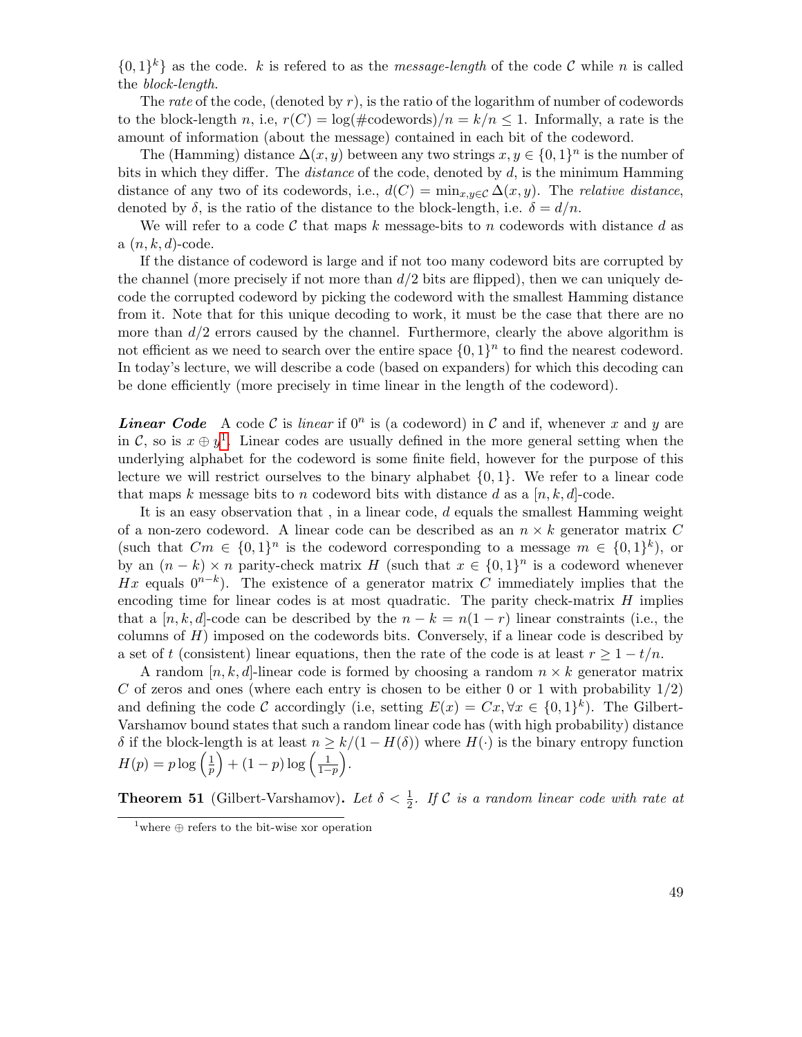$\{0,1\}^k\}$ as the code. $k$ is refered to as the *message-length* of the code $\mathcal{C}$ while $n$ is called the *block-length*.

The *rate* of the code, (denoted by $r$), is the ratio of the logarithm of number of codewords to the block-length $n$, i.e, $r(C) = \log(\#\text{codewords})/n = k/n \leq 1$. Informally, a rate is the amount of information (about the message) contained in each bit of the codeword.

The (Hamming) distance $\Delta(x, y)$ between any two strings $x, y \in \{0,1\}^n$ is the number of bits in which they differ. The *distance* of the code, denoted by $d$, is the minimum Hamming distance of any two of its codewords, i.e., $d(C) = \min_{x,y \in \mathcal{C}} \Delta(x, y)$. The *relative distance*, denoted by $\delta$, is the ratio of the distance to the block-length, i.e. $\delta = d/n$.

We will refer to a code $\mathcal{C}$ that maps $k$ message-bits to $n$ codewords with distance $d$ as a $(n, k, d)$-code.

If the distance of codeword is large and if not too many codeword bits are corrupted by the channel (more precisely if not more than $d/2$ bits are flipped), then we can uniquely decode the corrupted codeword by picking the codeword with the smallest Hamming distance from it. Note that for this unique decoding to work, it must be the case that there are no more than $d/2$ errors caused by the channel. Furthermore, clearly the above algorithm is not efficient as we need to search over the entire space $\{0,1\}^n$ to find the nearest codeword. In today's lecture, we will describe a code (based on expanders) for which this decoding can be done efficiently (more precisely in time linear in the length of the codeword).

***Linear Code*** A code $\mathcal{C}$ is *linear* if $0^n$ is (a codeword) in $\mathcal{C}$ and if, whenever $x$ and $y$ are in $\mathcal{C}$, so is $x \oplus y$[1]. Linear codes are usually defined in the more general setting when the underlying alphabet for the codeword is some finite field, however for the purpose of this lecture we will restrict ourselves to the binary alphabet $\{0,1\}$. We refer to a linear code that maps $k$ message bits to $n$ codeword bits with distance $d$ as a $[n, k, d]$-code.

It is an easy observation that , in a linear code, $d$ equals the smallest Hamming weight of a non-zero codeword. A linear code can be described as an $n \times k$ generator matrix $C$ (such that $Cm \in \{0,1\}^n$ is the codeword corresponding to a message $m \in \{0,1\}^k$), or by an $(n-k) \times n$ parity-check matrix $H$ (such that $x \in \{0,1\}^n$ is a codeword whenever $Hx$ equals $0^{n-k}$). The existence of a generator matrix $C$ immediately implies that the encoding time for linear codes is at most quadratic. The parity check-matrix $H$ implies that a $[n, k, d]$-code can be described by the $n - k = n(1 - r)$ linear constraints (i.e., the columns of $H$) imposed on the codewords bits. Conversely, if a linear code is described by a set of $t$ (consistent) linear equations, then the rate of the code is at least $r \geq 1 - t/n$.

A random $[n, k, d]$-linear code is formed by choosing a random $n \times k$ generator matrix $C$ of zeros and ones (where each entry is chosen to be either 0 or 1 with probability 1/2) and defining the code $\mathcal{C}$ accordingly (i.e, setting $E(x) = Cx, \forall x \in \{0,1\}^k$). The Gilbert-Varshamov bound states that such a random linear code has (with high probability) distance $\delta$ if the block-length is at least $n \geq k/(1 - H(\delta))$ where $H(\cdot)$ is the binary entropy function $H(p) = p \log\left(\frac{1}{p}\right) + (1-p)\log\left(\frac{1}{1-p}\right)$.

**Theorem 51** (Gilbert-Varshamov). *Let $\delta < \frac{1}{2}$. If $\mathcal{C}$ is a random linear code with rate at*

[1] where $\oplus$ refers to the bit-wise xor operation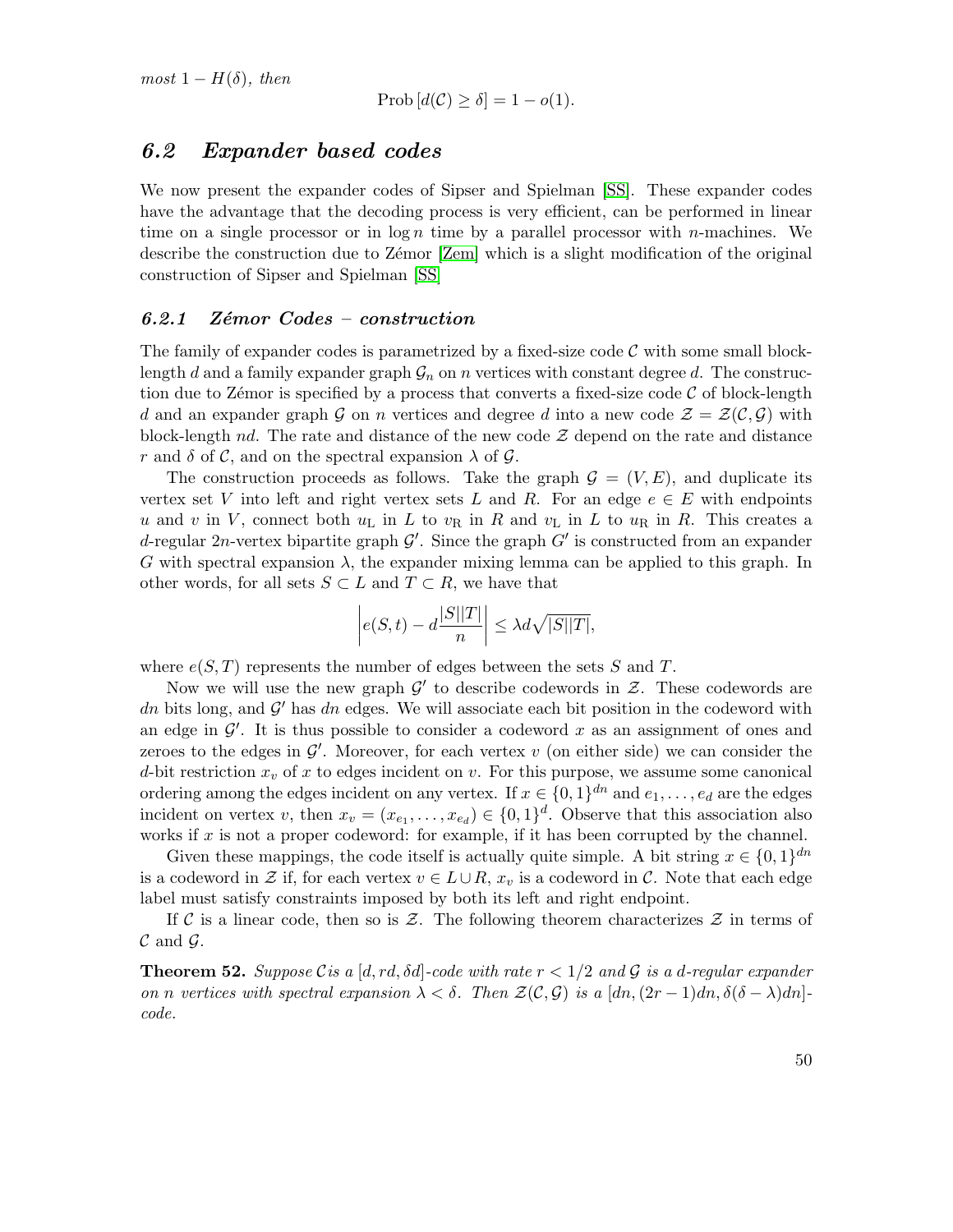*most* $1 - H(\delta)$, *then*

$$\text{Prob}\left[d(\mathcal{C}) \geq \delta\right] = 1 - o(1).$$

## 6.2 Expander based codes

We now present the expander codes of Sipser and Spielman [SS]. These expander codes have the advantage that the decoding process is very efficient, can be performed in linear time on a single processor or in $\log n$ time by a parallel processor with $n$-machines. We describe the construction due to Zémor [Zem] which is a slight modification of the original construction of Sipser and Spielman [SS]

### 6.2.1 Zémor Codes – construction

The family of expander codes is parametrized by a fixed-size code $\mathcal{C}$ with some small block-length $d$ and a family expander graph $\mathcal{G}_n$ on $n$ vertices with constant degree $d$. The construction due to Zémor is specified by a process that converts a fixed-size code $\mathcal{C}$ of block-length $d$ and an expander graph $\mathcal{G}$ on $n$ vertices and degree $d$ into a new code $\mathcal{Z} = \mathcal{Z}(\mathcal{C}, \mathcal{G})$ with block-length $nd$. The rate and distance of the new code $\mathcal{Z}$ depend on the rate and distance $r$ and $\delta$ of $\mathcal{C}$, and on the spectral expansion $\lambda$ of $\mathcal{G}$.

The construction proceeds as follows. Take the graph $\mathcal{G} = (V, E)$, and duplicate its vertex set $V$ into left and right vertex sets $L$ and $R$. For an edge $e \in E$ with endpoints $u$ and $v$ in $V$, connect both $u_{\text{L}}$ in $L$ to $v_{\text{R}}$ in $R$ and $v_{\text{L}}$ in $L$ to $u_{\text{R}}$ in $R$. This creates a $d$-regular $2n$-vertex bipartite graph $\mathcal{G}'$. Since the graph $G'$ is constructed from an expander $G$ with spectral expansion $\lambda$, the expander mixing lemma can be applied to this graph. In other words, for all sets $S \subset L$ and $T \subset R$, we have that

$$\left| e(S,t) - d\frac{|S||T|}{n} \right| \leq \lambda d \sqrt{|S||T|},$$

where $e(S,T)$ represents the number of edges between the sets $S$ and $T$.

Now we will use the new graph $\mathcal{G}'$ to describe codewords in $\mathcal{Z}$. These codewords are $dn$ bits long, and $\mathcal{G}'$ has $dn$ edges. We will associate each bit position in the codeword with an edge in $\mathcal{G}'$. It is thus possible to consider a codeword $x$ as an assignment of ones and zeroes to the edges in $\mathcal{G}'$. Moreover, for each vertex $v$ (on either side) we can consider the $d$-bit restriction $x_v$ of $x$ to edges incident on $v$. For this purpose, we assume some canonical ordering among the edges incident on any vertex. If $x \in \{0,1\}^{dn}$ and $e_1, \ldots, e_d$ are the edges incident on vertex $v$, then $x_v = (x_{e_1}, \ldots, x_{e_d}) \in \{0,1\}^d$. Observe that this association also works if $x$ is not a proper codeword: for example, if it has been corrupted by the channel.

Given these mappings, the code itself is actually quite simple. A bit string $x \in \{0,1\}^{dn}$ is a codeword in $\mathcal{Z}$ if, for each vertex $v \in L \cup R$, $x_v$ is a codeword in $\mathcal{C}$. Note that each edge label must satisfy constraints imposed by both its left and right endpoint.

If $\mathcal{C}$ is a linear code, then so is $\mathcal{Z}$. The following theorem characterizes $\mathcal{Z}$ in terms of $\mathcal{C}$ and $\mathcal{G}$.

**Theorem 52.** *Suppose* $\mathcal{C}$ *is a* $[d, rd, \delta d]$*-code with rate* $r < 1/2$ *and* $\mathcal{G}$ *is a* $d$*-regular expander on* $n$ *vertices with spectral expansion* $\lambda < \delta$*. Then* $\mathcal{Z}(\mathcal{C}, \mathcal{G})$ *is a* $[dn, (2r-1)dn, \delta(\delta - \lambda)dn]$*-code.*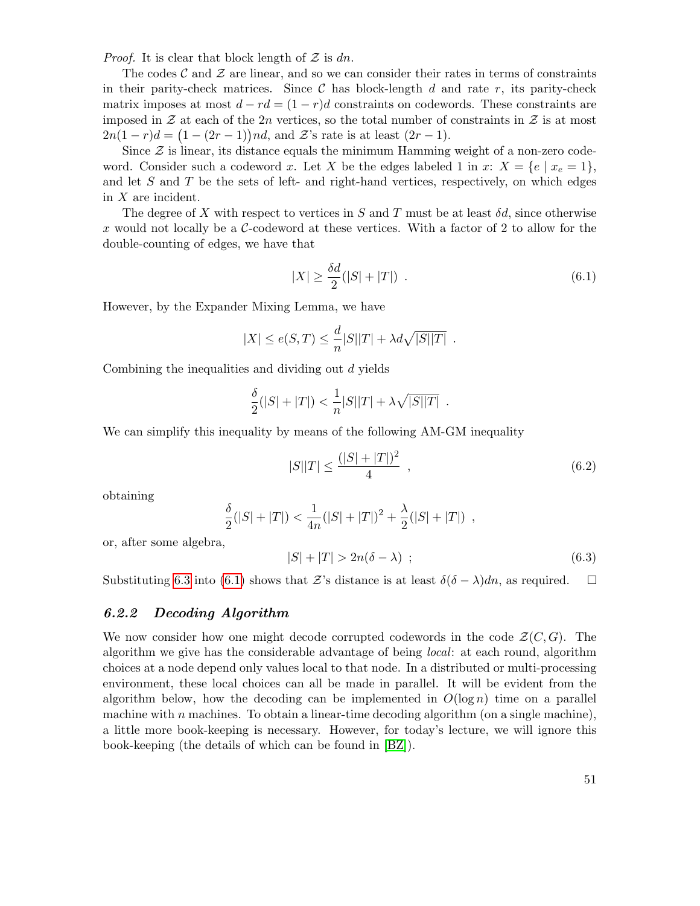*Proof.* It is clear that block length of $\mathcal{Z}$ is $dn$.

The codes $\mathcal{C}$ and $\mathcal{Z}$ are linear, and so we can consider their rates in terms of constraints in their parity-check matrices. Since $\mathcal{C}$ has block-length $d$ and rate $r$, its parity-check matrix imposes at most $d - rd = (1-r)d$ constraints on codewords. These constraints are imposed in $\mathcal{Z}$ at each of the $2n$ vertices, so the total number of constraints in $\mathcal{Z}$ is at most $2n(1-r)d = \big(1-(2r-1)\big)nd$, and $\mathcal{Z}$'s rate is at least $(2r-1)$.

Since $\mathcal{Z}$ is linear, its distance equals the minimum Hamming weight of a non-zero codeword. Consider such a codeword $x$. Let $X$ be the edges labeled 1 in $x$: $X = \{e \mid x_e = 1\}$, and let $S$ and $T$ be the sets of left- and right-hand vertices, respectively, on which edges in $X$ are incident.

The degree of $X$ with respect to vertices in $S$ and $T$ must be at least $\delta d$, since otherwise $x$ would not locally be a $\mathcal{C}$-codeword at these vertices. With a factor of 2 to allow for the double-counting of edges, we have that

$$|X| \geq \frac{\delta d}{2}(|S| + |T|) \ . \tag{6.1}$$

However, by the Expander Mixing Lemma, we have

$$|X| \leq e(S,T) \leq \frac{d}{n}|S||T| + \lambda d\sqrt{|S||T|} \ .$$

Combining the inequalities and dividing out $d$ yields

$$\frac{\delta}{2}(|S| + |T|) < \frac{1}{n}|S||T| + \lambda\sqrt{|S||T|} \ .$$

We can simplify this inequality by means of the following AM-GM inequality

$$|S||T| \leq \frac{(|S| + |T|)^2}{4} \ , \tag{6.2}$$

obtaining

$$\frac{\delta}{2}(|S| + |T|) < \frac{1}{4n}(|S| + |T|)^2 + \frac{\lambda}{2}(|S| + |T|) \ ,$$

or, after some algebra,

$$|S| + |T| > 2n(\delta - \lambda) \ ; \tag{6.3}$$

Substituting 6.3 into (6.1) shows that $\mathcal{Z}$'s distance is at least $\delta(\delta - \lambda)dn$, as required. □

### *6.2.2 Decoding Algorithm*

We now consider how one might decode corrupted codewords in the code $\mathcal{Z}(C, G)$. The algorithm we give has the considerable advantage of being *local*: at each round, algorithm choices at a node depend only values local to that node. In a distributed or multi-processing environment, these local choices can all be made in parallel. It will be evident from the algorithm below, how the decoding can be implemented in $O(\log n)$ time on a parallel machine with $n$ machines. To obtain a linear-time decoding algorithm (on a single machine), a little more book-keeping is necessary. However, for today's lecture, we will ignore this book-keeping (the details of which can be found in [BZ]).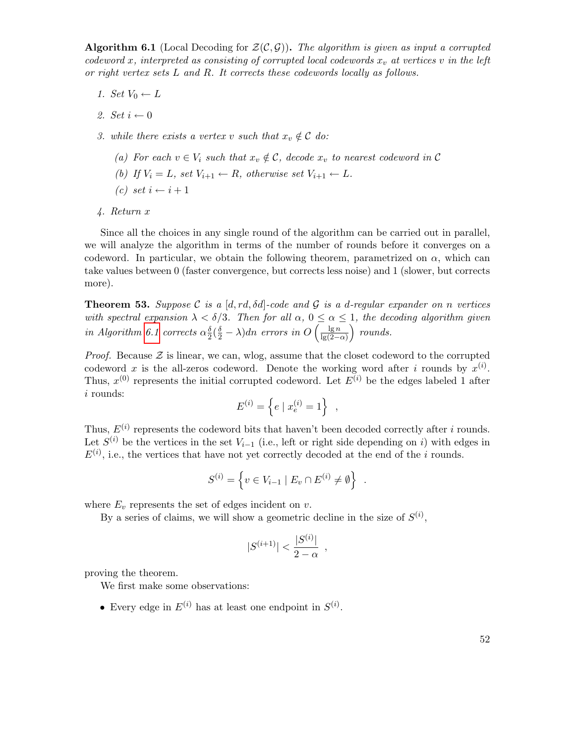**Algorithm 6.1** (Local Decoding for $\mathcal{Z}(\mathcal{C}, \mathcal{G})$)**.** *The algorithm is given as input a corrupted codeword $x$, interpreted as consisting of corrupted local codewords $x_v$ at vertices $v$ in the left or right vertex sets $L$ and $R$. It corrects these codewords locally as follows.*

1. *Set $V_0 \leftarrow L$*
2. *Set $i \leftarrow 0$*
3. *while there exists a vertex $v$ such that $x_v \notin \mathcal{C}$ do:*
   (a) *For each $v \in V_i$ such that $x_v \notin \mathcal{C}$, decode $x_v$ to nearest codeword in $\mathcal{C}$*
   (b) *If $V_i = L$, set $V_{i+1} \leftarrow R$, otherwise set $V_{i+1} \leftarrow L$.*
   (c) *set $i \leftarrow i + 1$*
4. *Return $x$*

Since all the choices in any single round of the algorithm can be carried out in parallel, we will analyze the algorithm in terms of the number of rounds before it converges on a codeword. In particular, we obtain the following theorem, parametrized on $\alpha$, which can take values between 0 (faster convergence, but corrects less noise) and 1 (slower, but corrects more).

**Theorem 53.** *Suppose $\mathcal{C}$ is a $[d, rd, \delta d]$-code and $\mathcal{G}$ is a $d$-regular expander on $n$ vertices with spectral expansion $\lambda < \delta/3$. Then for all $\alpha$, $0 \leq \alpha \leq 1$, the decoding algorithm given in Algorithm 6.1 corrects $\alpha \frac{\delta}{2}(\frac{\delta}{2} - \lambda)dn$ errors in $O\left(\frac{\lg n}{\lg(2-\alpha)}\right)$ rounds.*

*Proof.* Because $\mathcal{Z}$ is linear, we can, wlog, assume that the closet codeword to the corrupted codeword $x$ is the all-zeros codeword. Denote the working word after $i$ rounds by $x^{(i)}$. Thus, $x^{(0)}$ represents the initial corrupted codeword. Let $E^{(i)}$ be the edges labeled 1 after $i$ rounds:

$$E^{(i)} = \left\{ e \mid x_e^{(i)} = 1 \right\} \quad ,$$

Thus, $E^{(i)}$ represents the codeword bits that haven't been decoded correctly after $i$ rounds. Let $S^{(i)}$ be the vertices in the set $V_{i-1}$ (i.e., left or right side depending on $i$) with edges in $E^{(i)}$, i.e., the vertices that have not yet correctly decoded at the end of the $i$ rounds.

$$S^{(i)} = \left\{ v \in V_{i-1} \mid E_v \cap E^{(i)} \neq \emptyset \right\} \quad .$$

where $E_v$ represents the set of edges incident on $v$.

By a series of claims, we will show a geometric decline in the size of $S^{(i)}$,

$$|S^{(i+1)}| < \frac{|S^{(i)}|}{2 - \alpha} \quad ,$$

proving the theorem.

We first make some observations:

- Every edge in $E^{(i)}$ has at least one endpoint in $S^{(i)}$.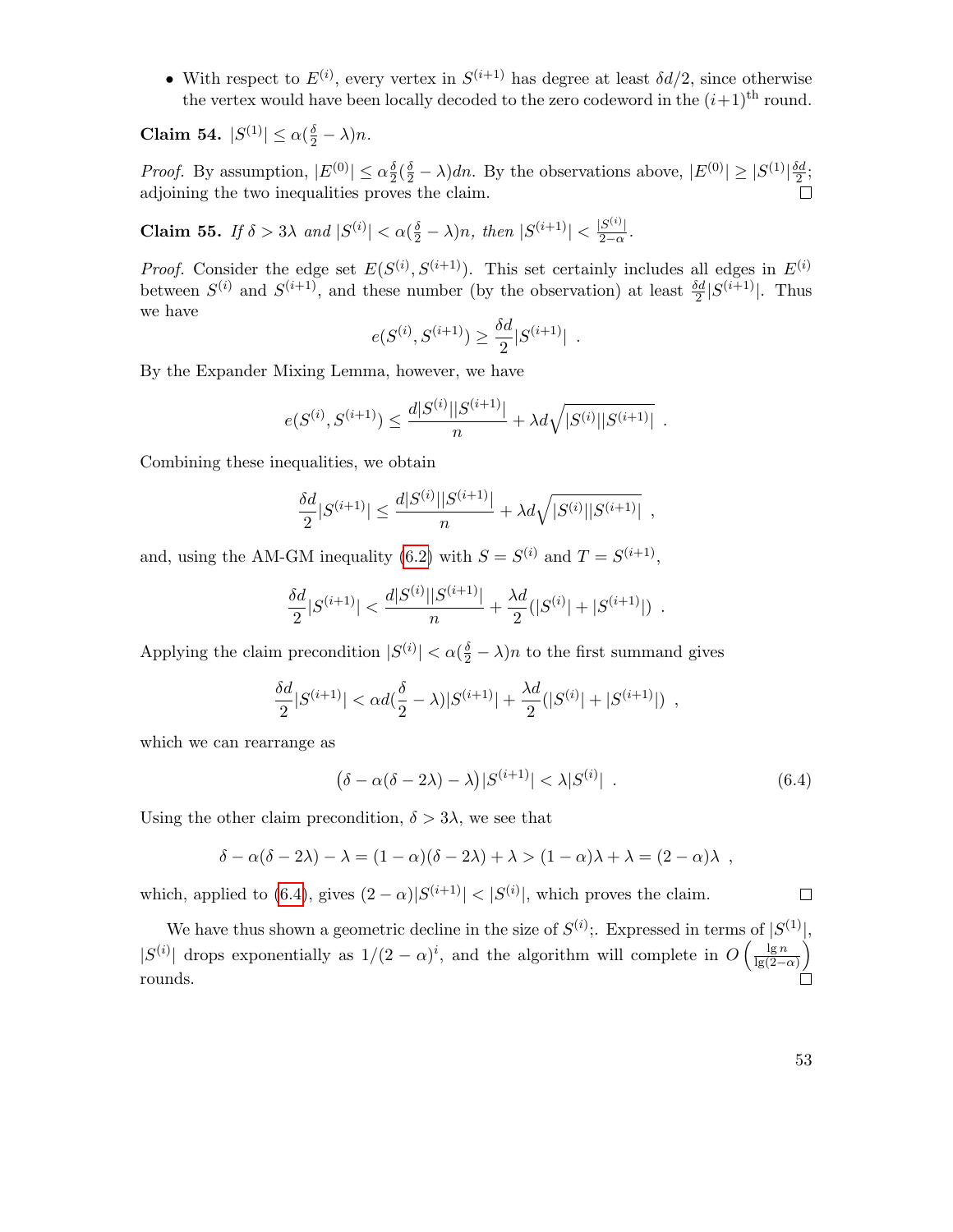- With respect to $E^{(i)}$, every vertex in $S^{(i+1)}$ has degree at least $\delta d/2$, since otherwise the vertex would have been locally decoded to the zero codeword in the $(i+1)^{\text{th}}$ round.

**Claim 54.** $|S^{(1)}| \leq \alpha(\frac{\delta}{2} - \lambda)n$.

*Proof.* By assumption, $|E^{(0)}| \leq \alpha\frac{\delta}{2}(\frac{\delta}{2} - \lambda)dn$. By the observations above, $|E^{(0)}| \geq |S^{(1)}|\frac{\delta d}{2}$; adjoining the two inequalities proves the claim. □

**Claim 55.** *If $\delta > 3\lambda$ and $|S^{(i)}| < \alpha(\frac{\delta}{2} - \lambda)n$, then $|S^{(i+1)}| < \frac{|S^{(i)}|}{2-\alpha}$.*

*Proof.* Consider the edge set $E(S^{(i)}, S^{(i+1)})$. This set certainly includes all edges in $E^{(i)}$ between $S^{(i)}$ and $S^{(i+1)}$, and these number (by the observation) at least $\frac{\delta d}{2}|S^{(i+1)}|$. Thus we have

$$e(S^{(i)}, S^{(i+1)}) \geq \frac{\delta d}{2}|S^{(i+1)}| \ .$$

By the Expander Mixing Lemma, however, we have

$$e(S^{(i)}, S^{(i+1)}) \leq \frac{d|S^{(i)}||S^{(i+1)}|}{n} + \lambda d\sqrt{|S^{(i)}||S^{(i+1)}|} \ .$$

Combining these inequalities, we obtain

$$\frac{\delta d}{2}|S^{(i+1)}| \leq \frac{d|S^{(i)}||S^{(i+1)}|}{n} + \lambda d\sqrt{|S^{(i)}||S^{(i+1)}|} \ ,$$

and, using the AM-GM inequality (6.2) with $S = S^{(i)}$ and $T = S^{(i+1)}$,

$$\frac{\delta d}{2}|S^{(i+1)}| < \frac{d|S^{(i)}||S^{(i+1)}|}{n} + \frac{\lambda d}{2}(|S^{(i)}| + |S^{(i+1)}|) \ .$$

Applying the claim precondition $|S^{(i)}| < \alpha(\frac{\delta}{2} - \lambda)n$ to the first summand gives

$$\frac{\delta d}{2}|S^{(i+1)}| < \alpha d(\frac{\delta}{2} - \lambda)|S^{(i+1)}| + \frac{\lambda d}{2}(|S^{(i)}| + |S^{(i+1)}|) \ ,$$

which we can rearrange as

$$\big(\delta - \alpha(\delta - 2\lambda) - \lambda\big)|S^{(i+1)}| < \lambda|S^{(i)}| \ . \tag{6.4}$$

Using the other claim precondition, $\delta > 3\lambda$, we see that

$$\delta - \alpha(\delta - 2\lambda) - \lambda = (1-\alpha)(\delta - 2\lambda) + \lambda > (1-\alpha)\lambda + \lambda = (2-\alpha)\lambda \ ,$$

which, applied to (6.4), gives $(2-\alpha)|S^{(i+1)}| < |S^{(i)}|$, which proves the claim. □

We have thus shown a geometric decline in the size of $S^{(i)}$;. Expressed in terms of $|S^{(1)}|$, $|S^{(i)}|$ drops exponentially as $1/(2-\alpha)^i$, and the algorithm will complete in $O\left(\frac{\lg n}{\lg(2-\alpha)}\right)$ rounds. □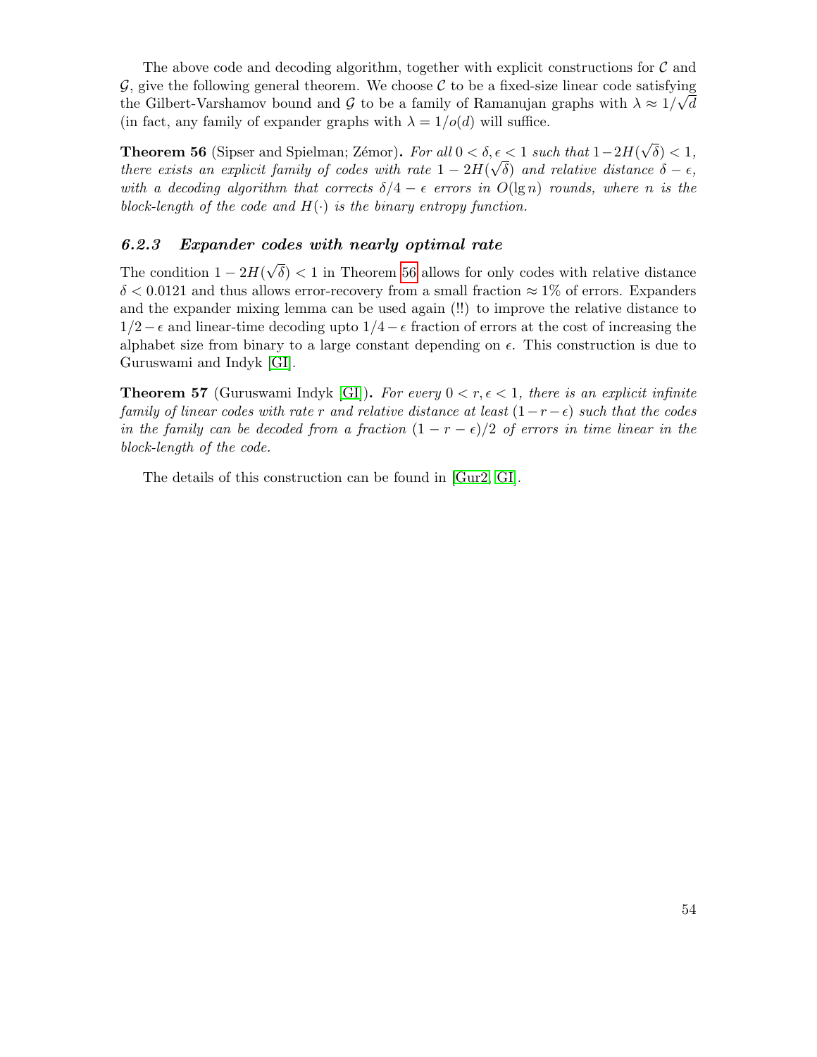The above code and decoding algorithm, together with explicit constructions for $\mathcal{C}$ and $\mathcal{G}$, give the following general theorem. We choose $\mathcal{C}$ to be a fixed-size linear code satisfying the Gilbert-Varshamov bound and $\mathcal{G}$ to be a family of Ramanujan graphs with $\lambda \approx 1/\sqrt{d}$ (in fact, any family of expander graphs with $\lambda = 1/o(d)$ will suffice.

**Theorem 56** (Sipser and Spielman; Zémor)**.** *For all $0 < \delta, \epsilon < 1$ such that $1 - 2H(\sqrt{\delta}) < 1$, there exists an explicit family of codes with rate $1 - 2H(\sqrt{\delta})$ and relative distance $\delta - \epsilon$, with a decoding algorithm that corrects $\delta/4 - \epsilon$ errors in $O(\lg n)$ rounds, where $n$ is the block-length of the code and $H(\cdot)$ is the binary entropy function.*

### 6.2.3 *Expander codes with nearly optimal rate*

The condition $1 - 2H(\sqrt{\delta}) < 1$ in Theorem 56 allows for only codes with relative distance $\delta < 0.0121$ and thus allows error-recovery from a small fraction $\approx 1\%$ of errors. Expanders and the expander mixing lemma can be used again (!!) to improve the relative distance to $1/2 - \epsilon$ and linear-time decoding upto $1/4 - \epsilon$ fraction of errors at the cost of increasing the alphabet size from binary to a large constant depending on $\epsilon$. This construction is due to Guruswami and Indyk [GI].

**Theorem 57** (Guruswami Indyk [GI])**.** *For every $0 < r, \epsilon < 1$, there is an explicit infinite family of linear codes with rate $r$ and relative distance at least $(1 - r - \epsilon)$ such that the codes in the family can be decoded from a fraction $(1 - r - \epsilon)/2$ of errors in time linear in the block-length of the code.*

The details of this construction can be found in [Gur2, GI].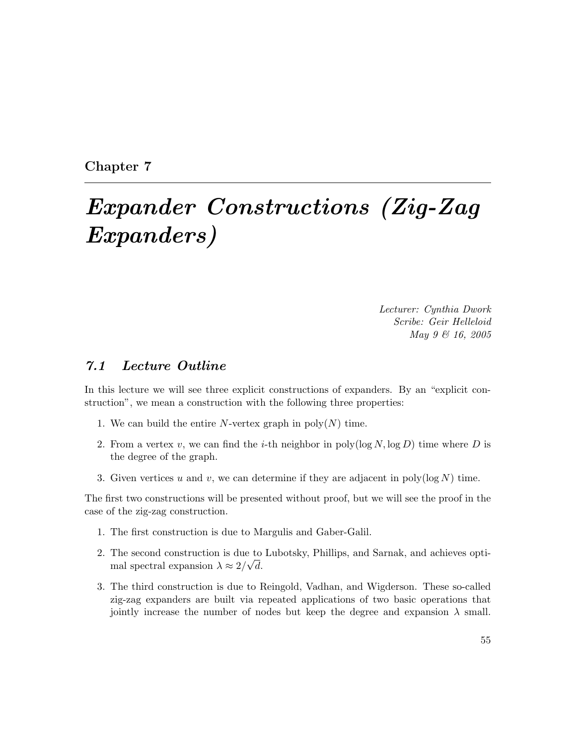# Chapter 7

# *Expander Constructions (Zig-Zag Expanders)*

*Lecturer: Cynthia Dwork*
*Scribe: Geir Helleloid*
*May 9 & 16, 2005*

## *7.1 Lecture Outline*

In this lecture we will see three explicit constructions of expanders. By an "explicit construction", we mean a construction with the following three properties:

1. We can build the entire $N$-vertex graph in $\text{poly}(N)$ time.
2. From a vertex $v$, we can find the $i$-th neighbor in $\text{poly}(\log N, \log D)$ time where $D$ is the degree of the graph.
3. Given vertices $u$ and $v$, we can determine if they are adjacent in $\text{poly}(\log N)$ time.

The first two constructions will be presented without proof, but we will see the proof in the case of the zig-zag construction.

1. The first construction is due to Margulis and Gaber-Galil.
2. The second construction is due to Lubotsky, Phillips, and Sarnak, and achieves optimal spectral expansion $\lambda \approx 2/\sqrt{d}$.
3. The third construction is due to Reingold, Vadhan, and Wigderson. These so-called zig-zag expanders are built via repeated applications of two basic operations that jointly increase the number of nodes but keep the degree and expansion $\lambda$ small.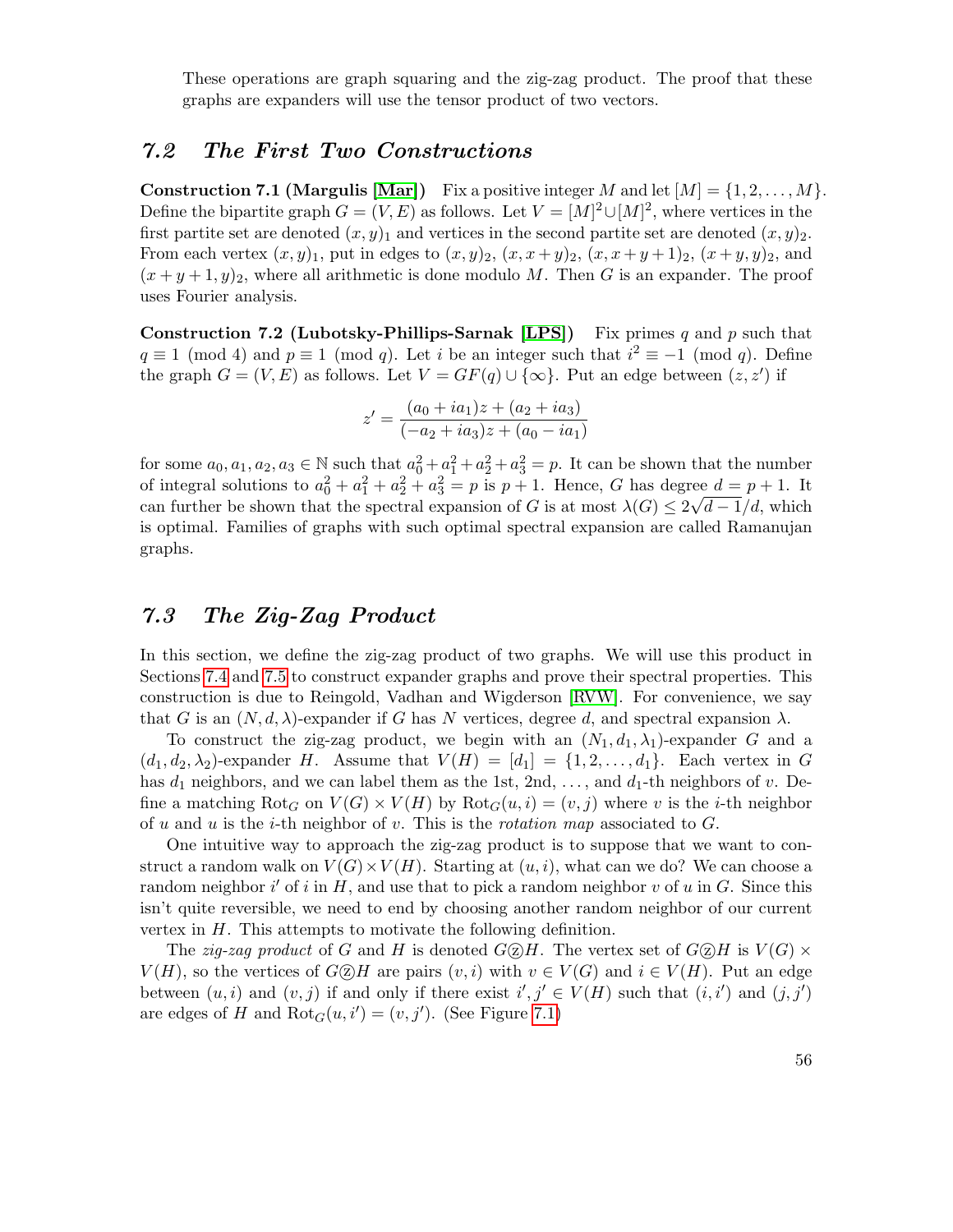These operations are graph squaring and the zig-zag product. The proof that these graphs are expanders will use the tensor product of two vectors.

## 7.2 The First Two Constructions

**Construction 7.1 (Margulis [Mar])** Fix a positive integer $M$ and let $[M] = \{1, 2, \ldots, M\}$. Define the bipartite graph $G = (V, E)$ as follows. Let $V = [M]^2 \cup [M]^2$, where vertices in the first partite set are denoted $(x, y)_1$ and vertices in the second partite set are denoted $(x, y)_2$. From each vertex $(x, y)_1$, put in edges to $(x, y)_2$, $(x, x + y)_2$, $(x, x + y + 1)_2$, $(x + y, y)_2$, and $(x + y + 1, y)_2$, where all arithmetic is done modulo $M$. Then $G$ is an expander. The proof uses Fourier analysis.

**Construction 7.2 (Lubotsky-Phillips-Sarnak [LPS])** Fix primes $q$ and $p$ such that $q \equiv 1 \pmod 4$ and $p \equiv 1 \pmod q$. Let $i$ be an integer such that $i^2 \equiv -1 \pmod q$. Define the graph $G = (V, E)$ as follows. Let $V = GF(q) \cup \{\infty\}$. Put an edge between $(z, z')$ if

$$z' = \frac{(a_0 + ia_1)z + (a_2 + ia_3)}{(-a_2 + ia_3)z + (a_0 - ia_1)}$$

for some $a_0, a_1, a_2, a_3 \in \mathbb{N}$ such that $a_0^2 + a_1^2 + a_2^2 + a_3^2 = p$. It can be shown that the number of integral solutions to $a_0^2 + a_1^2 + a_2^2 + a_3^2 = p$ is $p + 1$. Hence, $G$ has degree $d = p + 1$. It can further be shown that the spectral expansion of $G$ is at most $\lambda(G) \leq 2\sqrt{d-1}/d$, which is optimal. Families of graphs with such optimal spectral expansion are called Ramanujan graphs.

## 7.3 The Zig-Zag Product

In this section, we define the zig-zag product of two graphs. We will use this product in Sections 7.4 and 7.5 to construct expander graphs and prove their spectral properties. This construction is due to Reingold, Vadhan and Wigderson [RVW]. For convenience, we say that $G$ is an $(N, d, \lambda)$-expander if $G$ has $N$ vertices, degree $d$, and spectral expansion $\lambda$.

To construct the zig-zag product, we begin with an $(N_1, d_1, \lambda_1)$-expander $G$ and a $(d_1, d_2, \lambda_2)$-expander $H$. Assume that $V(H) = [d_1] = \{1, 2, \ldots, d_1\}$. Each vertex in $G$ has $d_1$ neighbors, and we can label them as the 1st, 2nd, ..., and $d_1$-th neighbors of $v$. Define a matching $\mathrm{Rot}_G$ on $V(G) \times V(H)$ by $\mathrm{Rot}_G(u, i) = (v, j)$ where $v$ is the $i$-th neighbor of $u$ and $u$ is the $j$-th neighbor of $v$. This is the *rotation map* associated to $G$.

One intuitive way to approach the zig-zag product is to suppose that we want to construct a random walk on $V(G) \times V(H)$. Starting at $(u, i)$, what can we do? We can choose a random neighbor $i'$ of $i$ in $H$, and use that to pick a random neighbor $v$ of $u$ in $G$. Since this isn't quite reversible, we need to end by choosing another random neighbor of our current vertex in $H$. This attempts to motivate the following definition.

The *zig-zag product* of $G$ and $H$ is denoted $G ⓩ H$. The vertex set of $G ⓩ H$ is $V(G) \times V(H)$, so the vertices of $G ⓩ H$ are pairs $(v, i)$ with $v \in V(G)$ and $i \in V(H)$. Put an edge between $(u, i)$ and $(v, j)$ if and only if there exist $i', j' \in V(H)$ such that $(i, i')$ and $(j, j')$ are edges of $H$ and $\mathrm{Rot}_G(u, i') = (v, j')$. (See Figure 7.1)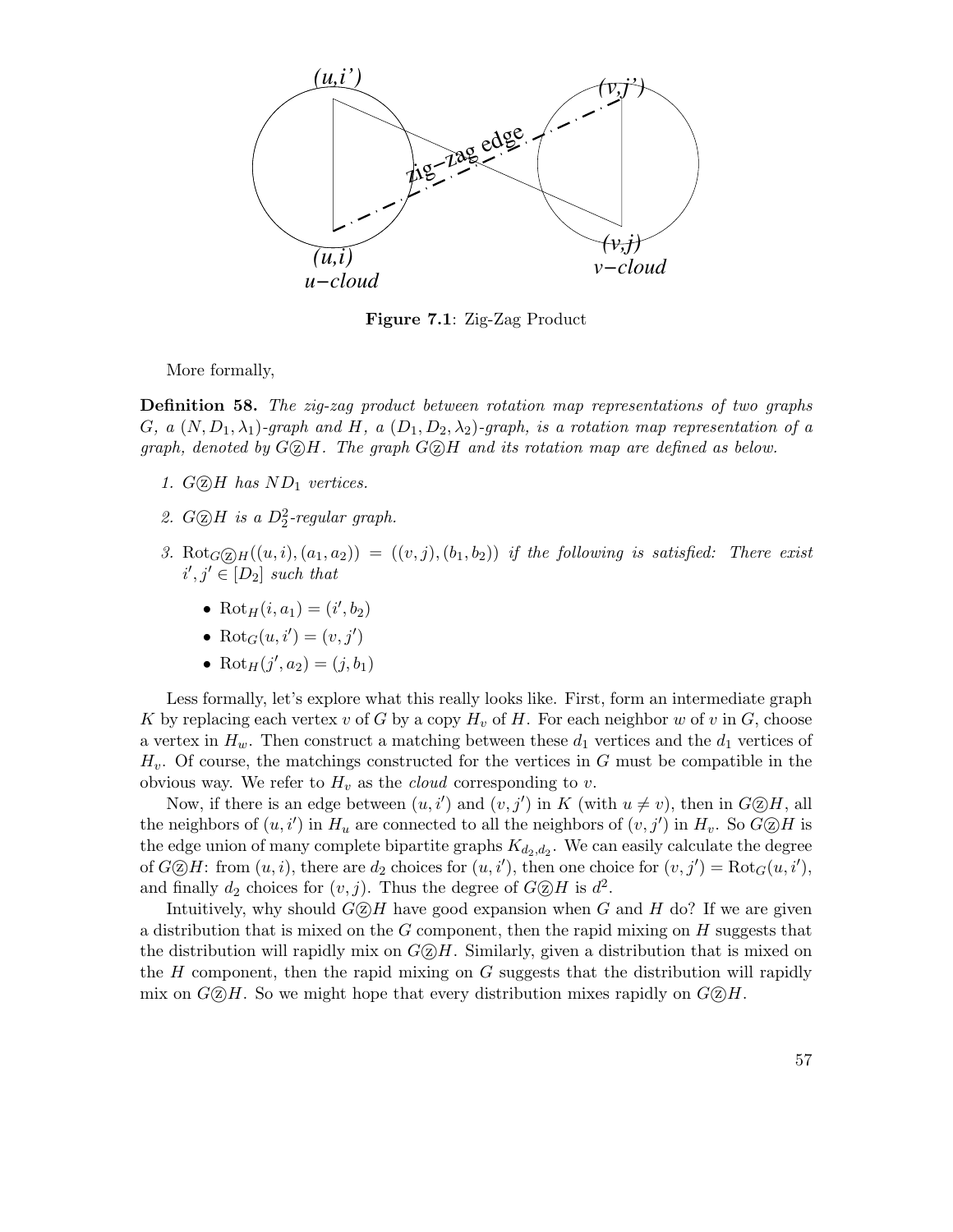Figure 7.1: Zig-Zag Product

More formally,

**Definition 58.** *The zig-zag product between rotation map representations of two graphs $G$, a $(N, D_1, \lambda_1)$-graph and $H$, a $(D_1, D_2, \lambda_2)$-graph, is a rotation map representation of a graph, denoted by $G \text{ⓩ} H$. The graph $G \text{ⓩ} H$ and its rotation map are defined as below.*

1. *$G \text{ⓩ} H$ has $ND_1$ vertices.*
2. *$G \text{ⓩ} H$ is a $D_2^2$-regular graph.*
3. *$\text{Rot}_{G \text{ⓩ} H}((u,i),(a_1,a_2)) = ((v,j),(b_1,b_2))$ if the following is satisfied: There exist $i', j' \in [D_2]$ such that*
   - $\text{Rot}_H(i, a_1) = (i', b_2)$
   - $\text{Rot}_G(u, i') = (v, j')$
   - $\text{Rot}_H(j', a_2) = (j, b_1)$

Less formally, let's explore what this really looks like. First, form an intermediate graph $K$ by replacing each vertex $v$ of $G$ by a copy $H_v$ of $H$. For each neighbor $w$ of $v$ in $G$, choose a vertex in $H_w$. Then construct a matching between these $d_1$ vertices and the $d_1$ vertices of $H_v$. Of course, the matchings constructed for the vertices in $G$ must be compatible in the obvious way. We refer to $H_v$ as the *cloud* corresponding to $v$.

Now, if there is an edge between $(u, i')$ and $(v, j')$ in $K$ (with $u \neq v$), then in $G \text{ⓩ} H$, all the neighbors of $(u, i')$ in $H_u$ are connected to all the neighbors of $(v, j')$ in $H_v$. So $G \text{ⓩ} H$ is the edge union of many complete bipartite graphs $K_{d_2, d_2}$. We can easily calculate the degree of $G \text{ⓩ} H$: from $(u, i)$, there are $d_2$ choices for $(u, i')$, then one choice for $(v, j') = \text{Rot}_G(u, i')$, and finally $d_2$ choices for $(v, j)$. Thus the degree of $G \text{ⓩ} H$ is $d^2$.

Intuitively, why should $G \text{ⓩ} H$ have good expansion when $G$ and $H$ do? If we are given a distribution that is mixed on the $G$ component, then the rapid mixing on $H$ suggests that the distribution will rapidly mix on $G \text{ⓩ} H$. Similarly, given a distribution that is mixed on the $H$ component, then the rapid mixing on $G$ suggests that the distribution will rapidly mix on $G \text{ⓩ} H$. So we might hope that every distribution mixes rapidly on $G \text{ⓩ} H$.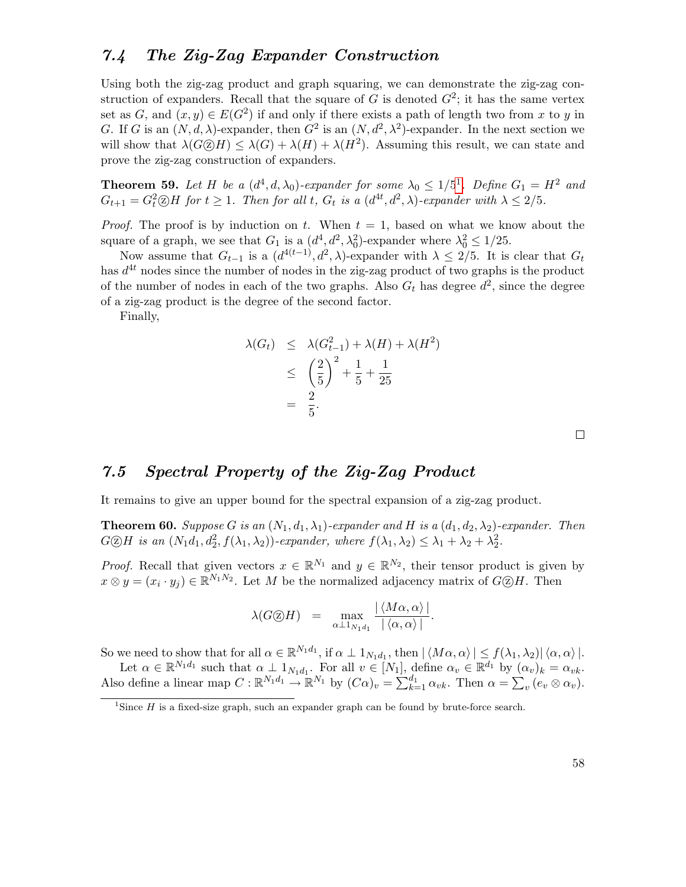## 7.4 The Zig-Zag Expander Construction

Using both the zig-zag product and graph squaring, we can demonstrate the zig-zag construction of expanders. Recall that the square of $G$ is denoted $G^2$; it has the same vertex set as $G$, and $(x, y) \in E(G^2)$ if and only if there exists a path of length two from $x$ to $y$ in $G$. If $G$ is an $(N, d, \lambda)$-expander, then $G^2$ is an $(N, d^2, \lambda^2)$-expander. In the next section we will show that $\lambda(G ⓩ H) \leq \lambda(G) + \lambda(H) + \lambda(H^2)$. Assuming this result, we can state and prove the zig-zag construction of expanders.

**Theorem 59.** *Let $H$ be a $(d^4, d, \lambda_0)$-expander for some $\lambda_0 \leq 1/5$[1]. Define $G_1 = H^2$ and $G_{t+1} = G_t^2 ⓩ H$ for $t \geq 1$. Then for all $t$, $G_t$ is a $(d^{4t}, d^2, \lambda)$-expander with $\lambda \leq 2/5$.*

*Proof.* The proof is by induction on $t$. When $t = 1$, based on what we know about the square of a graph, we see that $G_1$ is a $(d^4, d^2, \lambda_0^2)$-expander where $\lambda_0^2 \leq 1/25$.

Now assume that $G_{t-1}$ is a $(d^{4(t-1)}, d^2, \lambda)$-expander with $\lambda \leq 2/5$. It is clear that $G_t$ has $d^{4t}$ nodes since the number of nodes in the zig-zag product of two graphs is the product of the number of nodes in each of the two graphs. Also $G_t$ has degree $d^2$, since the degree of a zig-zag product is the degree of the second factor.

Finally,

$$
\begin{aligned}
\lambda(G_t) &\leq \lambda(G_{t-1}^2) + \lambda(H) + \lambda(H^2) \\
&\leq \left(\frac{2}{5}\right)^2 + \frac{1}{5} + \frac{1}{25} \\
&= \frac{2}{5}.
\end{aligned}
$$

□

## 7.5 Spectral Property of the Zig-Zag Product

It remains to give an upper bound for the spectral expansion of a zig-zag product.

**Theorem 60.** *Suppose $G$ is an $(N_1, d_1, \lambda_1)$-expander and $H$ is a $(d_1, d_2, \lambda_2)$-expander. Then $G ⓩ H$ is an $(N_1 d_1, d_2^2, f(\lambda_1, \lambda_2))$-expander, where $f(\lambda_1, \lambda_2) \leq \lambda_1 + \lambda_2 + \lambda_2^2$.*

*Proof.* Recall that given vectors $x \in \mathbb{R}^{N_1}$ and $y \in \mathbb{R}^{N_2}$, their tensor product is given by $x \otimes y = (x_i \cdot y_j) \in \mathbb{R}^{N_1 N_2}$. Let $M$ be the normalized adjacency matrix of $G ⓩ H$. Then

$$
\lambda(G ⓩ H) = \max_{\alpha \perp 1_{N_1 d_1}} \frac{|\langle M\alpha, \alpha \rangle|}{|\langle \alpha, \alpha \rangle|}.
$$

So we need to show that for all $\alpha \in \mathbb{R}^{N_1 d_1}$, if $\alpha \perp 1_{N_1 d_1}$, then $|\langle M\alpha, \alpha \rangle| \leq f(\lambda_1, \lambda_2) |\langle \alpha, \alpha \rangle|$.

Let $\alpha \in \mathbb{R}^{N_1 d_1}$ such that $\alpha \perp 1_{N_1 d_1}$. For all $v \in [N_1]$, define $\alpha_v \in \mathbb{R}^{d_1}$ by $(\alpha_v)_k = \alpha_{vk}$. Also define a linear map $C : \mathbb{R}^{N_1 d_1} \to \mathbb{R}^{N_1}$ by $(C\alpha)_v = \sum_{k=1}^{d_1} \alpha_{vk}$. Then $\alpha = \sum_v (e_v \otimes \alpha_v)$.

[1] Since $H$ is a fixed-size graph, such an expander graph can be found by brute-force search.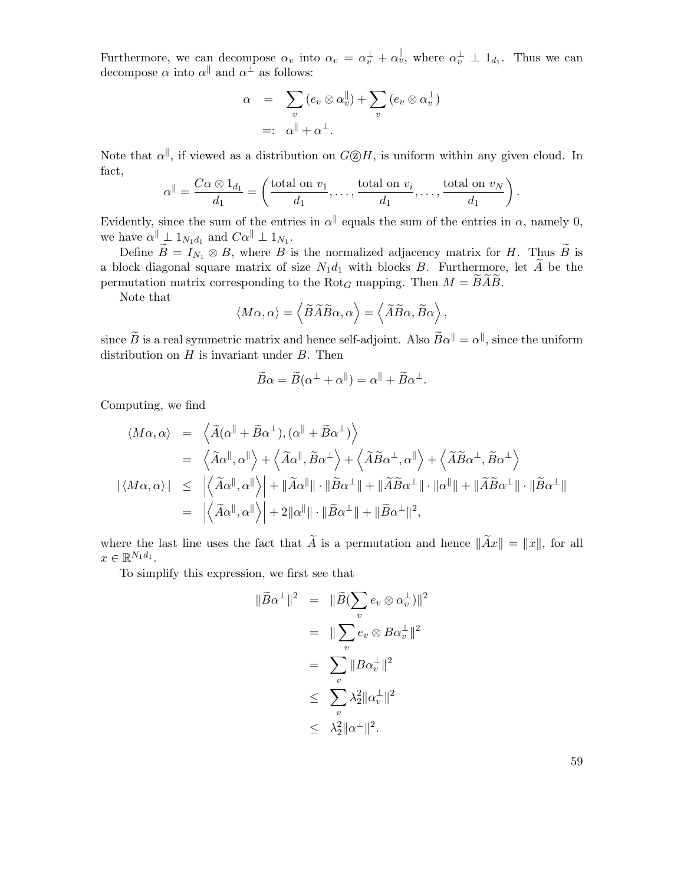Furthermore, we can decompose $\alpha_v$ into $\alpha_v = \alpha_v^\perp + \alpha_v^\parallel$, where $\alpha_v^\perp \perp 1_{d_1}$. Thus we can decompose $\alpha$ into $\alpha^\parallel$ and $\alpha^\perp$ as follows:

$$
\begin{aligned}
\alpha &= \sum_v (e_v \otimes \alpha_v^\parallel) + \sum_v (e_v \otimes \alpha_v^\perp) \\
&=: \alpha^\parallel + \alpha^\perp.
\end{aligned}
$$

Note that $\alpha^\parallel$, if viewed as a distribution on $G \textcircled{z} H$, is uniform within any given cloud. In fact,

$$
\alpha^\parallel = \frac{C\alpha \otimes 1_{d_1}}{d_1} = \left( \frac{\text{total on } v_1}{d_1}, \ldots, \frac{\text{total on } v_i}{d_1}, \ldots, \frac{\text{total on } v_N}{d_1} \right).
$$

Evidently, since the sum of the entries in $\alpha^\parallel$ equals the sum of the entries in $\alpha$, namely 0, we have $\alpha^\parallel \perp 1_{N_1 d_1}$ and $C\alpha^\parallel \perp 1_{N_1}$.

Define $\widetilde{B} = I_{N_1} \otimes B$, where $B$ is the normalized adjacency matrix for $H$. Thus $\widetilde{B}$ is a block diagonal square matrix of size $N_1 d_1$ with blocks $B$. Furthermore, let $\widetilde{A}$ be the permutation matrix corresponding to the $\mathrm{Rot}_G$ mapping. Then $M = \widetilde{B}\widetilde{A}\widetilde{B}$.

Note that

$$
\langle M\alpha, \alpha \rangle = \left\langle \widetilde{B}\widetilde{A}\widetilde{B}\alpha, \alpha \right\rangle = \left\langle \widetilde{A}\widetilde{B}\alpha, \widetilde{B}\alpha \right\rangle,
$$

since $\widetilde{B}$ is a real symmetric matrix and hence self-adjoint. Also $\widetilde{B}\alpha^\parallel = \alpha^\parallel$, since the uniform distribution on $H$ is invariant under $B$. Then

$$
\widetilde{B}\alpha = \widetilde{B}(\alpha^\perp + \alpha^\parallel) = \alpha^\parallel + \widetilde{B}\alpha^\perp.
$$

Computing, we find

$$
\begin{aligned}
\langle M\alpha, \alpha \rangle &= \left\langle \widetilde{A}(\alpha^\parallel + \widetilde{B}\alpha^\perp), (\alpha^\parallel + \widetilde{B}\alpha^\perp) \right\rangle \\
&= \left\langle \widetilde{A}\alpha^\parallel, \alpha^\parallel \right\rangle + \left\langle \widetilde{A}\alpha^\parallel, \widetilde{B}\alpha^\perp \right\rangle + \left\langle \widetilde{A}\widetilde{B}\alpha^\perp, \alpha^\parallel \right\rangle + \left\langle \widetilde{A}\widetilde{B}\alpha^\perp, \widetilde{B}\alpha^\perp \right\rangle \\
|\langle M\alpha, \alpha \rangle| &\leq \left| \left\langle \widetilde{A}\alpha^\parallel, \alpha^\parallel \right\rangle \right| + \|\widetilde{A}\alpha^\parallel\| \cdot \|\widetilde{B}\alpha^\perp\| + \|\widetilde{A}\widetilde{B}\alpha^\perp\| \cdot \|\alpha^\parallel\| + \|\widetilde{A}\widetilde{B}\alpha^\perp\| \cdot \|\widetilde{B}\alpha^\perp\| \\
&= \left| \left\langle \widetilde{A}\alpha^\parallel, \alpha^\parallel \right\rangle \right| + 2\|\alpha^\parallel\| \cdot \|\widetilde{B}\alpha^\perp\| + \|\widetilde{B}\alpha^\perp\|^2,
\end{aligned}
$$

where the last line uses the fact that $\widetilde{A}$ is a permutation and hence $\|\widetilde{A}x\| = \|x\|$, for all $x \in \mathbb{R}^{N_1 d_1}$.

To simplify this expression, we first see that

$$
\begin{aligned}
\|\widetilde{B}\alpha^\perp\|^2 &= \|\widetilde{B}(\sum_v e_v \otimes \alpha_v^\perp)\|^2 \\
&= \|\sum_v e_v \otimes B\alpha_v^\perp\|^2 \\
&= \sum_v \|B\alpha_v^\perp\|^2 \\
&\leq \sum_v \lambda_2^2 \|\alpha_v^\perp\|^2 \\
&\leq \lambda_2^2 \|\alpha^\perp\|^2.
\end{aligned}
$$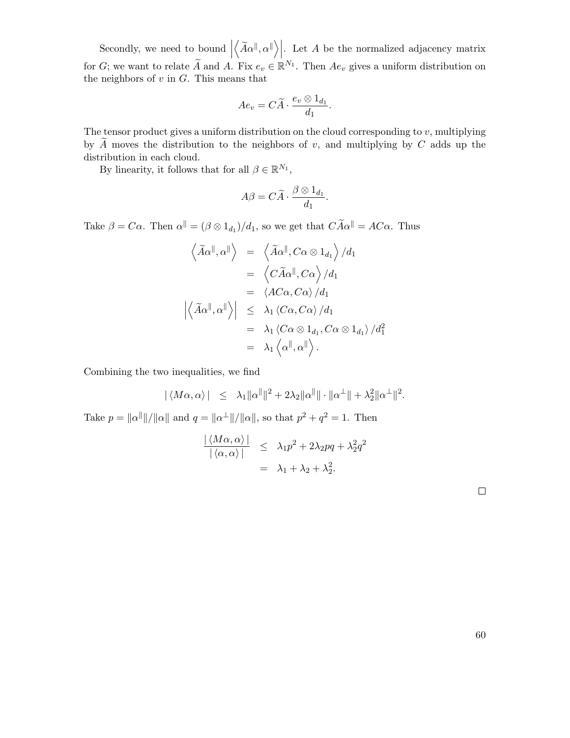Secondly, we need to bound $\left|\left\langle \widetilde{A}\alpha^{\|}, \alpha^{\|}\right\rangle\right|$. Let $A$ be the normalized adjacency matrix for $G$; we want to relate $\widetilde{A}$ and $A$. Fix $e_v \in \mathbb{R}^{N_1}$. Then $Ae_v$ gives a uniform distribution on the neighbors of $v$ in $G$. This means that

$$Ae_v = C\widetilde{A} \cdot \frac{e_v \otimes 1_{d_1}}{d_1}.$$

The tensor product gives a uniform distribution on the cloud corresponding to $v$, multiplying by $\widetilde{A}$ moves the distribution to the neighbors of $v$, and multiplying by $C$ adds up the distribution in each cloud.

By linearity, it follows that for all $\beta \in \mathbb{R}^{N_1}$,

$$A\beta = C\widetilde{A} \cdot \frac{\beta \otimes 1_{d_1}}{d_1}.$$

Take $\beta = C\alpha$. Then $\alpha^{\|} = (\beta \otimes 1_{d_1})/d_1$, so we get that $C\widetilde{A}\alpha^{\|} = AC\alpha$. Thus

$$\begin{aligned}
\left\langle \widetilde{A}\alpha^{\|}, \alpha^{\|}\right\rangle &= \left\langle \widetilde{A}\alpha^{\|}, C\alpha \otimes 1_{d_1}\right\rangle / d_1 \\
&= \left\langle C\widetilde{A}\alpha^{\|}, C\alpha\right\rangle / d_1 \\
&= \langle AC\alpha, C\alpha\rangle / d_1 \\
\left|\left\langle \widetilde{A}\alpha^{\|}, \alpha^{\|}\right\rangle\right| &\leq \lambda_1 \langle C\alpha, C\alpha\rangle / d_1 \\
&= \lambda_1 \langle C\alpha \otimes 1_{d_1}, C\alpha \otimes 1_{d_1}\rangle / d_1^2 \\
&= \lambda_1 \left\langle \alpha^{\|}, \alpha^{\|}\right\rangle.
\end{aligned}$$

Combining the two inequalities, we find

$$|\langle M\alpha, \alpha\rangle| \leq \lambda_1 \|\alpha^{\|}\|^2 + 2\lambda_2 \|\alpha^{\|}\| \cdot \|\alpha^{\perp}\| + \lambda_2^2 \|\alpha^{\perp}\|^2.$$

Take $p = \|\alpha^{\|}\|/\|\alpha\|$ and $q = \|\alpha^{\perp}\|/\|\alpha\|$, so that $p^2 + q^2 = 1$. Then

$$\begin{aligned}
\frac{|\langle M\alpha, \alpha\rangle|}{|\langle \alpha, \alpha\rangle|} &\leq \lambda_1 p^2 + 2\lambda_2 pq + \lambda_2^2 q^2 \\
&= \lambda_1 + \lambda_2 + \lambda_2^2.
\end{aligned}$$

□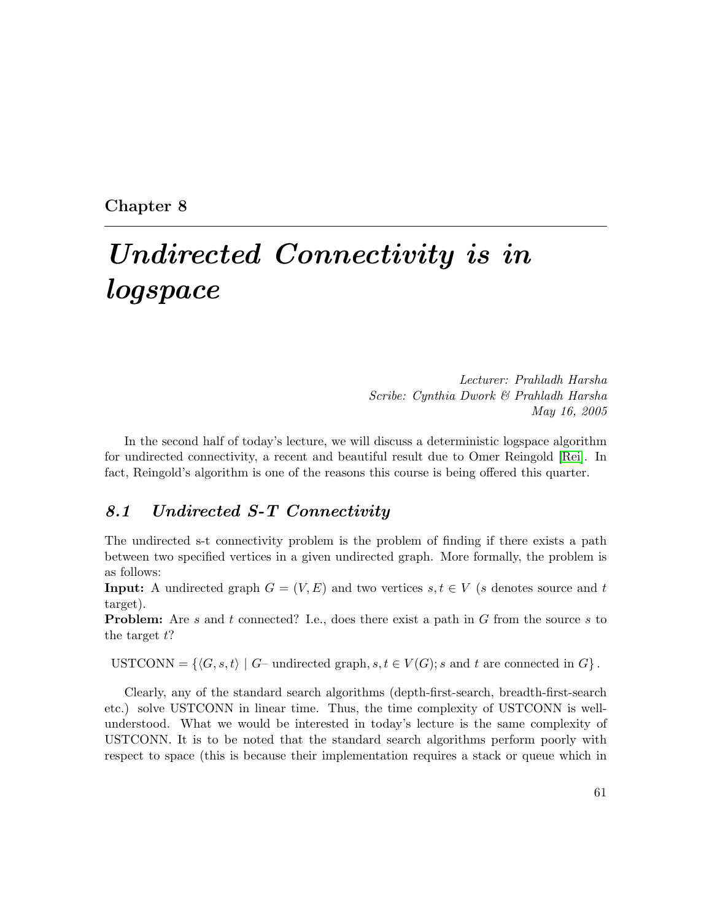Chapter 8

# *Undirected Connectivity is in logspace*

*Lecturer: Prahladh Harsha*
*Scribe: Cynthia Dwork & Prahladh Harsha*
*May 16, 2005*

In the second half of today's lecture, we will discuss a deterministic logspace algorithm for undirected connectivity, a recent and beautiful result due to Omer Reingold [Rei]. In fact, Reingold's algorithm is one of the reasons this course is being offered this quarter.

## *8.1 Undirected S-T Connectivity*

The undirected s-t connectivity problem is the problem of finding if there exists a path between two specified vertices in a given undirected graph. More formally, the problem is as follows:
**Input:** A undirected graph $G = (V, E)$ and two vertices $s, t \in V$ ($s$ denotes source and $t$ target).
**Problem:** Are $s$ and $t$ connected? I.e., does there exist a path in $G$ from the source $s$ to the target $t$?

$$\text{USTCONN} = \{\langle G, s, t\rangle \mid G\text{– undirected graph}, s, t \in V(G); s \text{ and } t \text{ are connected in } G\}.$$

Clearly, any of the standard search algorithms (depth-first-search, breadth-first-search etc.) solve USTCONN in linear time. Thus, the time complexity of USTCONN is well-understood. What we would be interested in today's lecture is the same complexity of USTCONN. It is to be noted that the standard search algorithms perform poorly with respect to space (this is because their implementation requires a stack or queue which in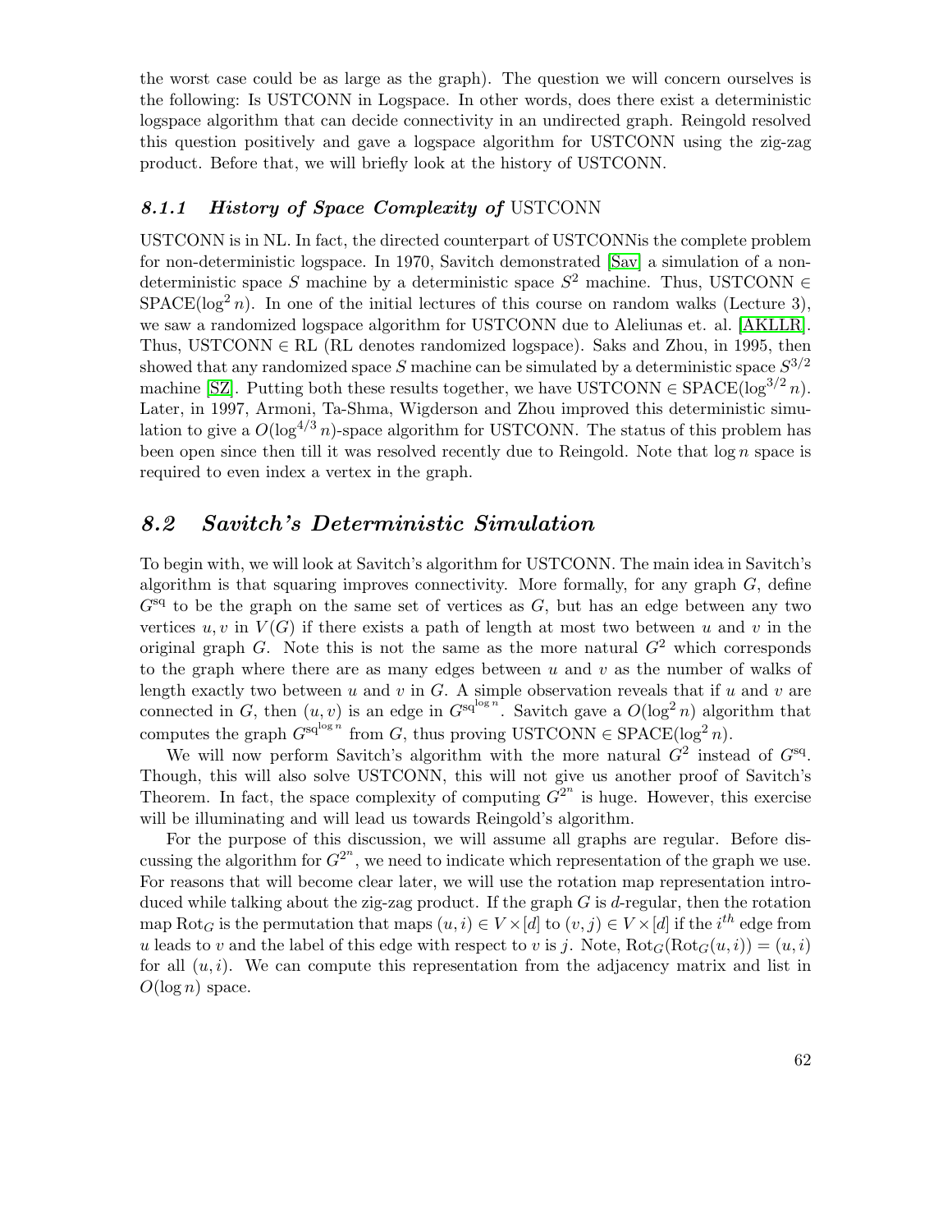the worst case could be as large as the graph). The question we will concern ourselves is the following: Is USTCONN in Logspace. In other words, does there exist a deterministic logspace algorithm that can decide connectivity in an undirected graph. Reingold resolved this question positively and gave a logspace algorithm for USTCONN using the zig-zag product. Before that, we will briefly look at the history of USTCONN.

### *8.1.1 History of Space Complexity of* USTCONN

USTCONN is in NL. In fact, the directed counterpart of USTCONNis the complete problem for non-deterministic logspace. In 1970, Savitch demonstrated [Sav] a simulation of a non-deterministic space $S$ machine by a deterministic space $S^2$ machine. Thus, USTCONN $\in$ SPACE($\log^2 n$). In one of the initial lectures of this course on random walks (Lecture 3), we saw a randomized logspace algorithm for USTCONN due to Aleliunas et. al. [AKLLR]. Thus, USTCONN $\in$ RL (RL denotes randomized logspace). Saks and Zhou, in 1995, then showed that any randomized space $S$ machine can be simulated by a deterministic space $S^{3/2}$ machine [SZ]. Putting both these results together, we have USTCONN $\in$ SPACE($\log^{3/2} n$). Later, in 1997, Armoni, Ta-Shma, Wigderson and Zhou improved this deterministic simulation to give a $O(\log^{4/3} n)$-space algorithm for USTCONN. The status of this problem has been open since then till it was resolved recently due to Reingold. Note that $\log n$ space is required to even index a vertex in the graph.

## *8.2 Savitch's Deterministic Simulation*

To begin with, we will look at Savitch's algorithm for USTCONN. The main idea in Savitch's algorithm is that squaring improves connectivity. More formally, for any graph $G$, define $G^{\text{sq}}$ to be the graph on the same set of vertices as $G$, but has an edge between any two vertices $u, v$ in $V(G)$ if there exists a path of length at most two between $u$ and $v$ in the original graph $G$. Note this is not the same as the more natural $G^2$ which corresponds to the graph where there are as many edges between $u$ and $v$ as the number of walks of length exactly two between $u$ and $v$ in $G$. A simple observation reveals that if $u$ and $v$ are connected in $G$, then $(u, v)$ is an edge in $G^{\text{sq}^{\log n}}$. Savitch gave a $O(\log^2 n)$ algorithm that computes the graph $G^{\text{sq}^{\log n}}$ from $G$, thus proving USTCONN $\in$ SPACE($\log^2 n$).

We will now perform Savitch's algorithm with the more natural $G^2$ instead of $G^{\text{sq}}$. Though, this will also solve USTCONN, this will not give us another proof of Savitch's Theorem. In fact, the space complexity of computing $G^{2^n}$ is huge. However, this exercise will be illuminating and will lead us towards Reingold's algorithm.

For the purpose of this discussion, we will assume all graphs are regular. Before discussing the algorithm for $G^{2^n}$, we need to indicate which representation of the graph we use. For reasons that will become clear later, we will use the rotation map representation introduced while talking about the zig-zag product. If the graph $G$ is $d$-regular, then the rotation map $\text{Rot}_G$ is the permutation that maps $(u, i) \in V \times [d]$ to $(v, j) \in V \times [d]$ if the $i^{th}$ edge from $u$ leads to $v$ and the label of this edge with respect to $v$ is $j$. Note, $\text{Rot}_G(\text{Rot}_G(u, i)) = (u, i)$ for all $(u, i)$. We can compute this representation from the adjacency matrix and list in $O(\log n)$ space.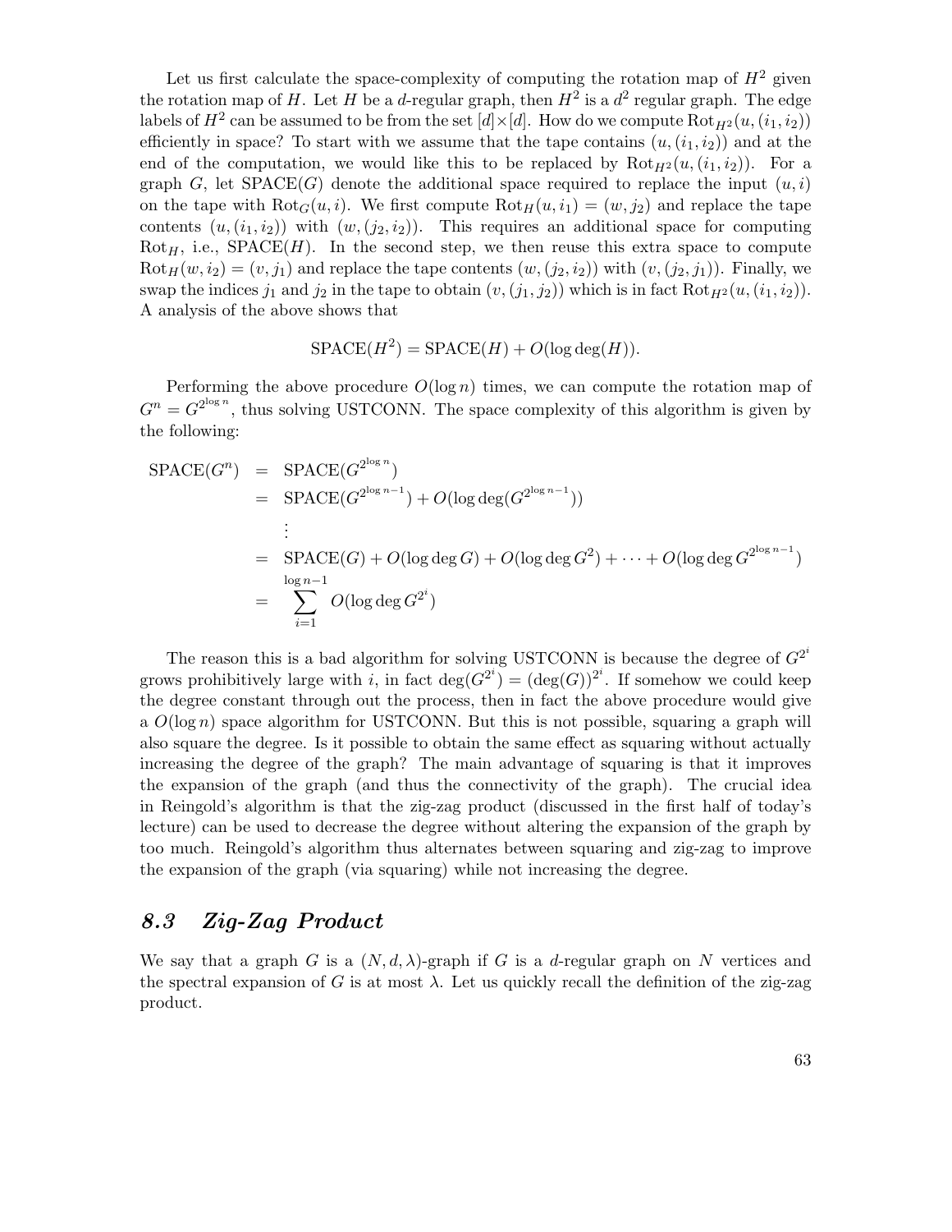Let us first calculate the space-complexity of computing the rotation map of $H^2$ given the rotation map of $H$. Let $H$ be a $d$-regular graph, then $H^2$ is a $d^2$ regular graph. The edge labels of $H^2$ can be assumed to be from the set $[d]\times[d]$. How do we compute $\text{Rot}_{H^2}(u,(i_1,i_2))$ efficiently in space? To start with we assume that the tape contains $(u,(i_1,i_2))$ and at the end of the computation, we would like this to be replaced by $\text{Rot}_{H^2}(u,(i_1,i_2))$. For a graph $G$, let $\text{SPACE}(G)$ denote the additional space required to replace the input $(u,i)$ on the tape with $\text{Rot}_G(u,i)$. We first compute $\text{Rot}_H(u,i_1) = (w,j_2)$ and replace the tape contents $(u,(i_1,i_2))$ with $(w,(j_2,i_2))$. This requires an additional space for computing $\text{Rot}_H$, i.e., $\text{SPACE}(H)$. In the second step, we then reuse this extra space to compute $\text{Rot}_H(w,i_2) = (v,j_1)$ and replace the tape contents $(w,(j_2,i_2))$ with $(v,(j_2,j_1))$. Finally, we swap the indices $j_1$ and $j_2$ in the tape to obtain $(v,(j_1,j_2))$ which is in fact $\text{Rot}_{H^2}(u,(i_1,i_2))$. A analysis of the above shows that

$$\text{SPACE}(H^2) = \text{SPACE}(H) + O(\log\deg(H)).$$

Performing the above procedure $O(\log n)$ times, we can compute the rotation map of $G^n = G^{2^{\log n}}$, thus solving USTCONN. The space complexity of this algorithm is given by the following:

$$
\begin{aligned}
\text{SPACE}(G^n) &= \text{SPACE}(G^{2^{\log n}}) \\
&= \text{SPACE}(G^{2^{\log n - 1}}) + O(\log\deg(G^{2^{\log n - 1}})) \\
&\ \ \vdots \\
&= \text{SPACE}(G) + O(\log\deg G) + O(\log\deg G^2) + \cdots + O(\log\deg G^{2^{\log n - 1}}) \\
&= \sum_{i=1}^{\log n - 1} O(\log\deg G^{2^i})
\end{aligned}
$$

The reason this is a bad algorithm for solving USTCONN is because the degree of $G^{2^i}$ grows prohibitively large with $i$, in fact $\deg(G^{2^i}) = (\deg(G))^{2^i}$. If somehow we could keep the degree constant through out the process, then in fact the above procedure would give a $O(\log n)$ space algorithm for USTCONN. But this is not possible, squaring a graph will also square the degree. Is it possible to obtain the same effect as squaring without actually increasing the degree of the graph? The main advantage of squaring is that it improves the expansion of the graph (and thus the connectivity of the graph). The crucial idea in Reingold's algorithm is that the zig-zag product (discussed in the first half of today's lecture) can be used to decrease the degree without altering the expansion of the graph by too much. Reingold's algorithm thus alternates between squaring and zig-zag to improve the expansion of the graph (via squaring) while not increasing the degree.

## *8.3 Zig-Zag Product*

We say that a graph $G$ is a $(N,d,\lambda)$-graph if $G$ is a $d$-regular graph on $N$ vertices and the spectral expansion of $G$ is at most $\lambda$. Let us quickly recall the definition of the zig-zag product.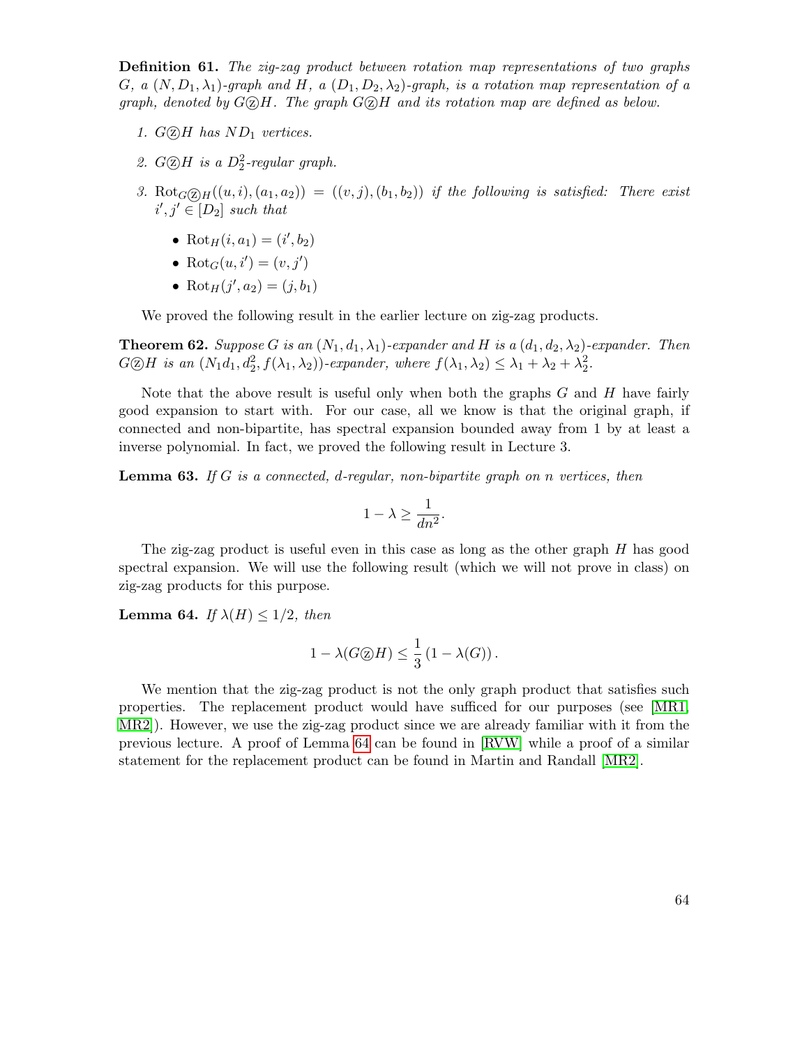**Definition 61.** *The zig-zag product between rotation map representations of two graphs $G$, a $(N, D_1, \lambda_1)$-graph and $H$, a $(D_1, D_2, \lambda_2)$-graph, is a rotation map representation of a graph, denoted by $G \textcircled{z} H$. The graph $G \textcircled{z} H$ and its rotation map are defined as below.*

1. *$G \textcircled{z} H$ has $ND_1$ vertices.*
2. *$G \textcircled{z} H$ is a $D_2^2$-regular graph.*
3. *$\mathrm{Rot}_{G \textcircled{z} H}((u, i), (a_1, a_2)) = ((v, j), (b_1, b_2))$ if the following is satisfied: There exist $i', j' \in [D_2]$ such that*
   - $\mathrm{Rot}_H(i, a_1) = (i', b_2)$
   - $\mathrm{Rot}_G(u, i') = (v, j')$
   - $\mathrm{Rot}_H(j', a_2) = (j, b_1)$

We proved the following result in the earlier lecture on zig-zag products.

**Theorem 62.** *Suppose $G$ is an $(N_1, d_1, \lambda_1)$-expander and $H$ is a $(d_1, d_2, \lambda_2)$-expander. Then $G \textcircled{z} H$ is an $(N_1 d_1, d_2^2, f(\lambda_1, \lambda_2))$-expander, where $f(\lambda_1, \lambda_2) \leq \lambda_1 + \lambda_2 + \lambda_2^2$.*

Note that the above result is useful only when both the graphs $G$ and $H$ have fairly good expansion to start with. For our case, all we know is that the original graph, if connected and non-bipartite, has spectral expansion bounded away from 1 by at least a inverse polynomial. In fact, we proved the following result in Lecture 3.

**Lemma 63.** *If $G$ is a connected, $d$-regular, non-bipartite graph on $n$ vertices, then*

$$1 - \lambda \geq \frac{1}{dn^2}.$$

The zig-zag product is useful even in this case as long as the other graph $H$ has good spectral expansion. We will use the following result (which we will not prove in class) on zig-zag products for this purpose.

**Lemma 64.** *If $\lambda(H) \leq 1/2$, then*

$$1 - \lambda(G \textcircled{z} H) \leq \frac{1}{3}\left(1 - \lambda(G)\right).$$

We mention that the zig-zag product is not the only graph product that satisfies such properties. The replacement product would have sufficed for our purposes (see [MR1, MR2]). However, we use the zig-zag product since we are already familiar with it from the previous lecture. A proof of Lemma 64 can be found in [RVW] while a proof of a similar statement for the replacement product can be found in Martin and Randall [MR2].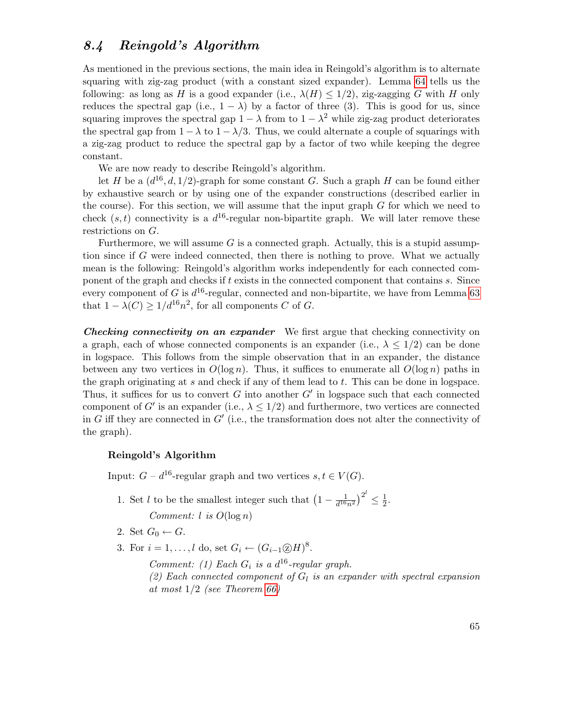## 8.4 *Reingold's Algorithm*

As mentioned in the previous sections, the main idea in Reingold's algorithm is to alternate squaring with zig-zag product (with a constant sized expander). Lemma 64 tells us the following: as long as $H$ is a good expander (i.e., $\lambda(H) \leq 1/2$), zig-zagging $G$ with $H$ only reduces the spectral gap (i.e., $1 - \lambda$) by a factor of three (3). This is good for us, since squaring improves the spectral gap $1 - \lambda$ from to $1 - \lambda^2$ while zig-zag product deteriorates the spectral gap from $1 - \lambda$ to $1 - \lambda/3$. Thus, we could alternate a couple of squarings with a zig-zag product to reduce the spectral gap by a factor of two while keeping the degree constant.

We are now ready to describe Reingold's algorithm.

let $H$ be a $(d^{16}, d, 1/2)$-graph for some constant $G$. Such a graph $H$ can be found either by exhaustive search or by using one of the expander constructions (described earlier in the course). For this section, we will assume that the input graph $G$ for which we need to check $(s, t)$ connectivity is a $d^{16}$-regular non-bipartite graph. We will later remove these restrictions on $G$.

Furthermore, we will assume $G$ is a connected graph. Actually, this is a stupid assumption since if $G$ were indeed connected, then there is nothing to prove. What we actually mean is the following: Reingold's algorithm works independently for each connected component of the graph and checks if $t$ exists in the connected component that contains $s$. Since every component of $G$ is $d^{16}$-regular, connected and non-bipartite, we have from Lemma 63 that $1 - \lambda(C) \geq 1/d^{16}n^2$, for all components $C$ of $G$.

***Checking connectivity on an expander*** We first argue that checking connectivity on a graph, each of whose connected components is an expander (i.e., $\lambda \leq 1/2$) can be done in logspace. This follows from the simple observation that in an expander, the distance between any two vertices in $O(\log n)$. Thus, it suffices to enumerate all $O(\log n)$ paths in the graph originating at $s$ and check if any of them lead to $t$. This can be done in logspace. Thus, it suffices for us to convert $G$ into another $G'$ in logspace such that each connected component of $G'$ is an expander (i.e., $\lambda \leq 1/2$) and furthermore, two vertices are connected in $G$ iff they are connected in $G'$ (i.e., the transformation does not alter the connectivity of the graph).

**Reingold's Algorithm**

Input: $G$ – $d^{16}$-regular graph and two vertices $s, t \in V(G)$.

1. Set $l$ to be the smallest integer such that $\left(1 - \frac{1}{d^{16}n^2}\right)^{2^l} \leq \frac{1}{2}$.

   *Comment: $l$ is $O(\log n)$*

2. Set $G_0 \leftarrow G$.
3. For $i = 1, \ldots, l$ do, set $G_i \leftarrow (G_{i-1} ⓩ H)^8$.

   *Comment: (1) Each $G_i$ is a $d^{16}$-regular graph.*
   *(2) Each connected component of $G_l$ is an expander with spectral expansion at most $1/2$ (see Theorem 66)*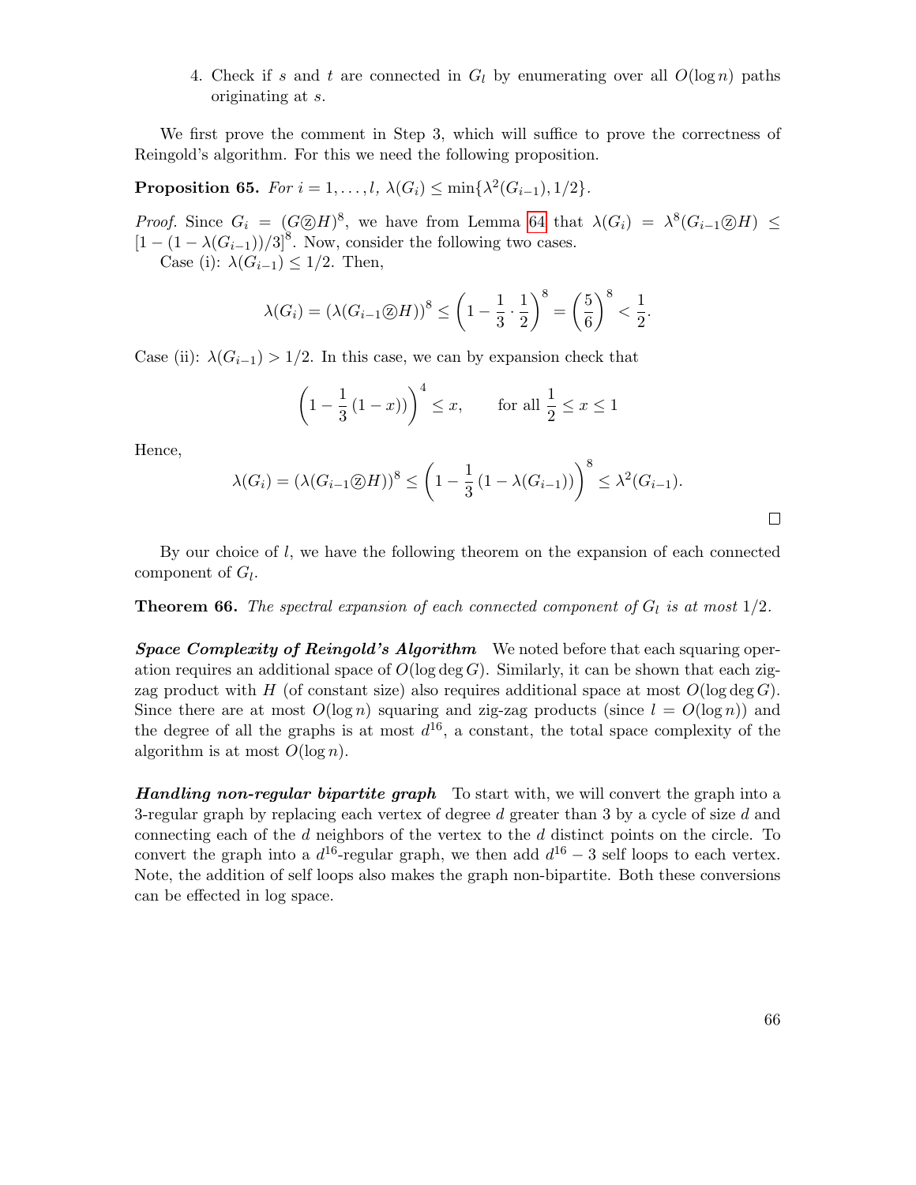4. Check if $s$ and $t$ are connected in $G_l$ by enumerating over all $O(\log n)$ paths originating at $s$.

We first prove the comment in Step 3, which will suffice to prove the correctness of Reingold's algorithm. For this we need the following proposition.

**Proposition 65.** *For $i = 1, \ldots, l$, $\lambda(G_i) \leq \min\{\lambda^2(G_{i-1}), 1/2\}$.*

*Proof.* Since $G_i = (G \text{ⓩ} H)^8$, we have from Lemma 64 that $\lambda(G_i) = \lambda^8(G_{i-1} \text{ⓩ} H) \leq [1 - (1 - \lambda(G_{i-1}))/3]^8$. Now, consider the following two cases.

Case (i): $\lambda(G_{i-1}) \leq 1/2$. Then,

$$\lambda(G_i) = (\lambda(G_{i-1} \text{ⓩ} H))^8 \leq \left(1 - \frac{1}{3} \cdot \frac{1}{2}\right)^8 = \left(\frac{5}{6}\right)^8 < \frac{1}{2}.$$

Case (ii): $\lambda(G_{i-1}) > 1/2$. In this case, we can by expansion check that

$$\left(1 - \frac{1}{3}(1 - x)\right)^4 \leq x, \qquad \text{for all } \frac{1}{2} \leq x \leq 1$$

Hence,

$$\lambda(G_i) = (\lambda(G_{i-1} \text{ⓩ} H))^8 \leq \left(1 - \frac{1}{3}(1 - \lambda(G_{i-1}))\right)^8 \leq \lambda^2(G_{i-1}).$$

□

By our choice of $l$, we have the following theorem on the expansion of each connected component of $G_l$.

**Theorem 66.** *The spectral expansion of each connected component of $G_l$ is at most $1/2$.*

***Space Complexity of Reingold's Algorithm*** We noted before that each squaring operation requires an additional space of $O(\log \deg G)$. Similarly, it can be shown that each zig-zag product with $H$ (of constant size) also requires additional space at most $O(\log \deg G)$. Since there are at most $O(\log n)$ squaring and zig-zag products (since $l = O(\log n)$) and the degree of all the graphs is at most $d^{16}$, a constant, the total space complexity of the algorithm is at most $O(\log n)$.

***Handling non-regular bipartite graph*** To start with, we will convert the graph into a 3-regular graph by replacing each vertex of degree $d$ greater than 3 by a cycle of size $d$ and connecting each of the $d$ neighbors of the vertex to the $d$ distinct points on the circle. To convert the graph into a $d^{16}$-regular graph, we then add $d^{16} - 3$ self loops to each vertex. Note, the addition of self loops also makes the graph non-bipartite. Both these conversions can be effected in log space.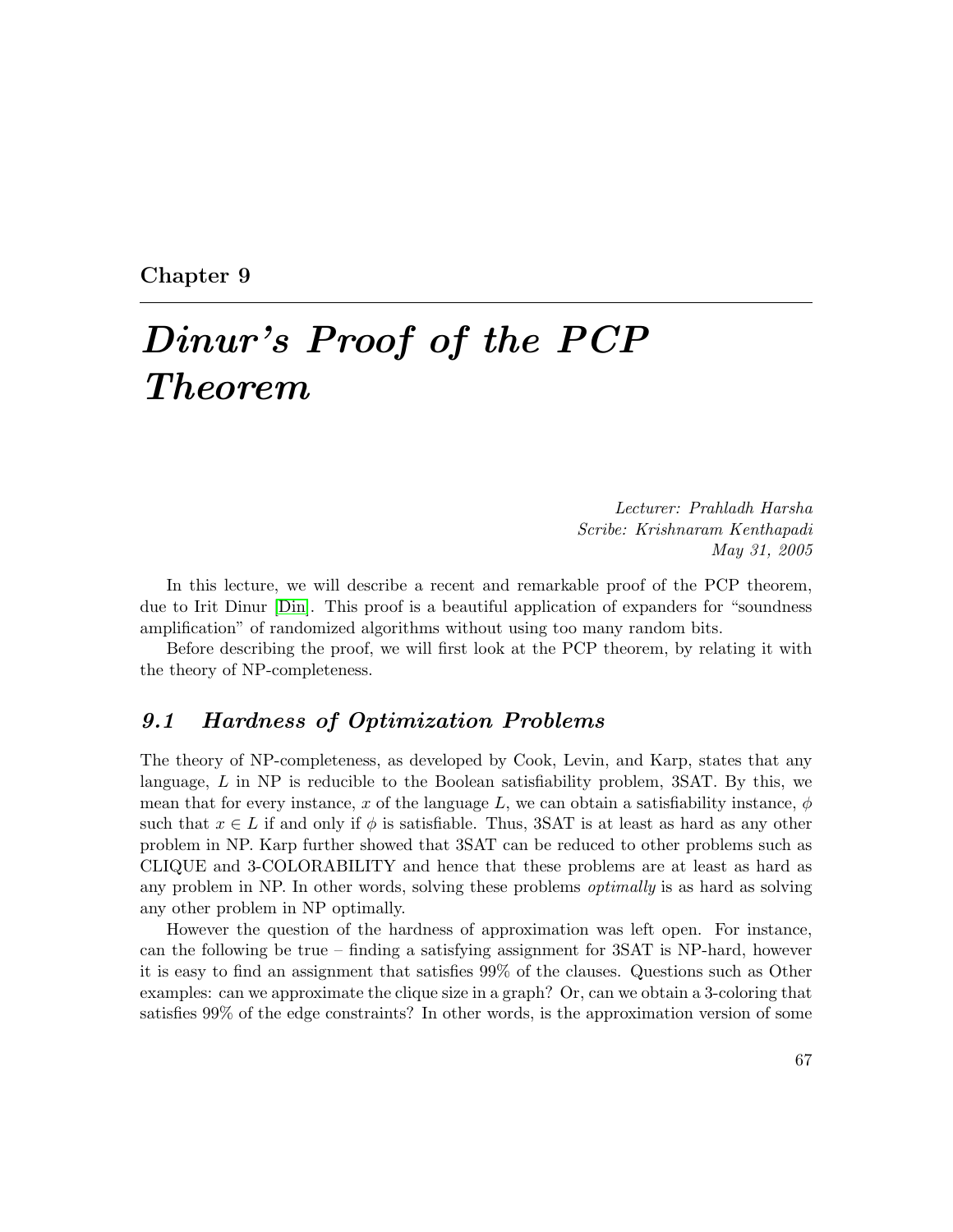Chapter 9

# *Dinur's Proof of the PCP Theorem*

*Lecturer: Prahladh Harsha*
*Scribe: Krishnaram Kenthapadi*
*May 31, 2005*

In this lecture, we will describe a recent and remarkable proof of the PCP theorem, due to Irit Dinur [Din]. This proof is a beautiful application of expanders for "soundness amplification" of randomized algorithms without using too many random bits.

Before describing the proof, we will first look at the PCP theorem, by relating it with the theory of NP-completeness.

## *9.1 Hardness of Optimization Problems*

The theory of NP-completeness, as developed by Cook, Levin, and Karp, states that any language, $L$ in NP is reducible to the Boolean satisfiability problem, 3SAT. By this, we mean that for every instance, $x$ of the language $L$, we can obtain a satisfiability instance, $\phi$ such that $x \in L$ if and only if $\phi$ is satisfiable. Thus, 3SAT is at least as hard as any other problem in NP. Karp further showed that 3SAT can be reduced to other problems such as CLIQUE and 3-COLORABILITY and hence that these problems are at least as hard as any problem in NP. In other words, solving these problems *optimally* is as hard as solving any other problem in NP optimally.

However the question of the hardness of approximation was left open. For instance, can the following be true – finding a satisfying assignment for 3SAT is NP-hard, however it is easy to find an assignment that satisfies 99% of the clauses. Questions such as Other examples: can we approximate the clique size in a graph? Or, can we obtain a 3-coloring that satisfies 99% of the edge constraints? In other words, is the approximation version of some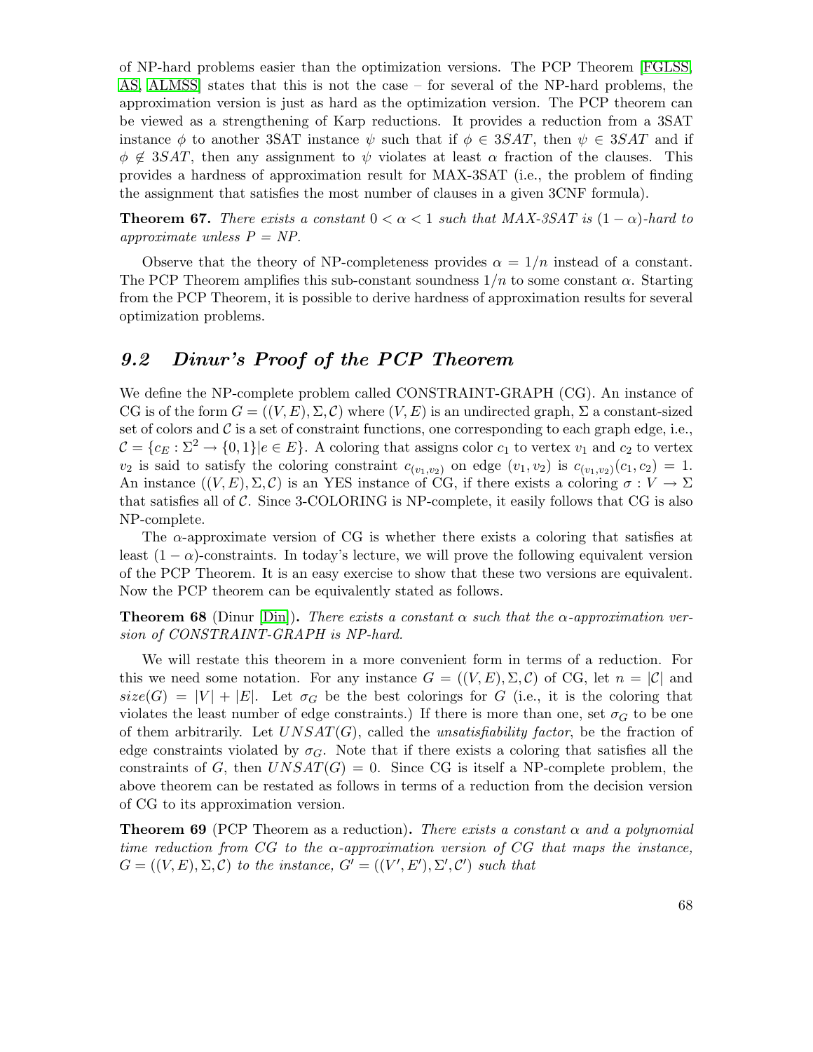of NP-hard problems easier than the optimization versions. The PCP Theorem [FGLSS, AS, ALMSS] states that this is not the case – for several of the NP-hard problems, the approximation version is just as hard as the optimization version. The PCP theorem can be viewed as a strengthening of Karp reductions. It provides a reduction from a 3SAT instance $\phi$ to another 3SAT instance $\psi$ such that if $\phi \in 3SAT$, then $\psi \in 3SAT$ and if $\phi \notin 3SAT$, then any assignment to $\psi$ violates at least $\alpha$ fraction of the clauses. This provides a hardness of approximation result for MAX-3SAT (i.e., the problem of finding the assignment that satisfies the most number of clauses in a given 3CNF formula).

**Theorem 67.** *There exists a constant $0 < \alpha < 1$ such that MAX-3SAT is $(1 - \alpha)$-hard to approximate unless $P = NP$.*

Observe that the theory of NP-completeness provides $\alpha = 1/n$ instead of a constant. The PCP Theorem amplifies this sub-constant soundness $1/n$ to some constant $\alpha$. Starting from the PCP Theorem, it is possible to derive hardness of approximation results for several optimization problems.

## 9.2 Dinur's Proof of the PCP Theorem

We define the NP-complete problem called CONSTRAINT-GRAPH (CG). An instance of CG is of the form $G = ((V, E), \Sigma, \mathcal{C})$ where $(V, E)$ is an undirected graph, $\Sigma$ a constant-sized set of colors and $\mathcal{C}$ is a set of constraint functions, one corresponding to each graph edge, i.e., $\mathcal{C} = \{c_E : \Sigma^2 \to \{0, 1\} | e \in E\}$. A coloring that assigns color $c_1$ to vertex $v_1$ and $c_2$ to vertex $v_2$ is said to satisfy the coloring constraint $c_{(v_1,v_2)}$ on edge $(v_1, v_2)$ is $c_{(v_1,v_2)}(c_1, c_2) = 1$. An instance $((V, E), \Sigma, \mathcal{C})$ is an YES instance of CG, if there exists a coloring $\sigma : V \to \Sigma$ that satisfies all of $\mathcal{C}$. Since 3-COLORING is NP-complete, it easily follows that CG is also NP-complete.

The $\alpha$-approximate version of CG is whether there exists a coloring that satisfies at least $(1 - \alpha)$-constraints. In today's lecture, we will prove the following equivalent version of the PCP Theorem. It is an easy exercise to show that these two versions are equivalent. Now the PCP theorem can be equivalently stated as follows.

**Theorem 68** (Dinur [Din])**.** *There exists a constant $\alpha$ such that the $\alpha$-approximation version of CONSTRAINT-GRAPH is NP-hard.*

We will restate this theorem in a more convenient form in terms of a reduction. For this we need some notation. For any instance $G = ((V, E), \Sigma, \mathcal{C})$ of CG, let $n = |\mathcal{C}|$ and $size(G) = |V| + |E|$. Let $\sigma_G$ be the best colorings for $G$ (i.e., it is the coloring that violates the least number of edge constraints.) If there is more than one, set $\sigma_G$ to be one of them arbitrarily. Let $UNSAT(G)$, called the *unsatisfiability factor*, be the fraction of edge constraints violated by $\sigma_G$. Note that if there exists a coloring that satisfies all the constraints of $G$, then $UNSAT(G) = 0$. Since CG is itself a NP-complete problem, the above theorem can be restated as follows in terms of a reduction from the decision version of CG to its approximation version.

**Theorem 69** (PCP Theorem as a reduction)**.** *There exists a constant $\alpha$ and a polynomial time reduction from CG to the $\alpha$-approximation version of CG that maps the instance, $G = ((V, E), \Sigma, \mathcal{C})$ to the instance, $G' = ((V', E'), \Sigma', \mathcal{C}')$ such that*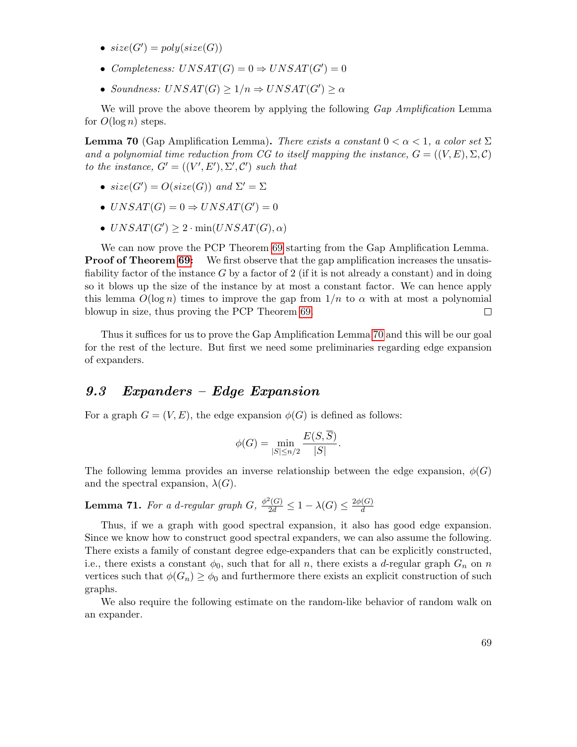- $size(G') = poly(size(G))$
- *Completeness:* $UNSAT(G) = 0 \Rightarrow UNSAT(G') = 0$
- *Soundness:* $UNSAT(G) \geq 1/n \Rightarrow UNSAT(G') \geq \alpha$

We will prove the above theorem by applying the following *Gap Amplification* Lemma for $O(\log n)$ steps.

**Lemma 70** (Gap Amplification Lemma)**.** *There exists a constant $0 < \alpha < 1$, a color set $\Sigma$ and a polynomial time reduction from CG to itself mapping the instance, $G = ((V, E), \Sigma, \mathcal{C})$ to the instance, $G' = ((V', E'), \Sigma', \mathcal{C}')$ such that*

- $size(G') = O(size(G))$ *and* $\Sigma' = \Sigma$
- $UNSAT(G) = 0 \Rightarrow UNSAT(G') = 0$
- $UNSAT(G') \geq 2 \cdot \min(UNSAT(G), \alpha)$

We can now prove the PCP Theorem 69 starting from the Gap Amplification Lemma.
**Proof of Theorem 69:** We first observe that the gap amplification increases the unsatisfiability factor of the instance $G$ by a factor of 2 (if it is not already a constant) and in doing so it blows up the size of the instance by at most a constant factor. We can hence apply this lemma $O(\log n)$ times to improve the gap from $1/n$ to $\alpha$ with at most a polynomial blowup in size, thus proving the PCP Theorem 69. □

Thus it suffices for us to prove the Gap Amplification Lemma 70 and this will be our goal for the rest of the lecture. But first we need some preliminaries regarding edge expansion of expanders.

## 9.3 *Expanders – Edge Expansion*

For a graph $G = (V, E)$, the edge expansion $\phi(G)$ is defined as follows:

$$\phi(G) = \min_{|S| \leq n/2} \frac{E(S, \overline{S})}{|S|}.$$

The following lemma provides an inverse relationship between the edge expansion, $\phi(G)$ and the spectral expansion, $\lambda(G)$.

**Lemma 71.** *For a $d$-regular graph $G$, $\frac{\phi^2(G)}{2d} \leq 1 - \lambda(G) \leq \frac{2\phi(G)}{d}$*

Thus, if we a graph with good spectral expansion, it also has good edge expansion. Since we know how to construct good spectral expanders, we can also assume the following. There exists a family of constant degree edge-expanders that can be explicitly constructed, i.e., there exists a constant $\phi_0$, such that for all $n$, there exists a $d$-regular graph $G_n$ on $n$ vertices such that $\phi(G_n) \geq \phi_0$ and furthermore there exists an explicit construction of such graphs.

We also require the following estimate on the random-like behavior of random walk on an expander.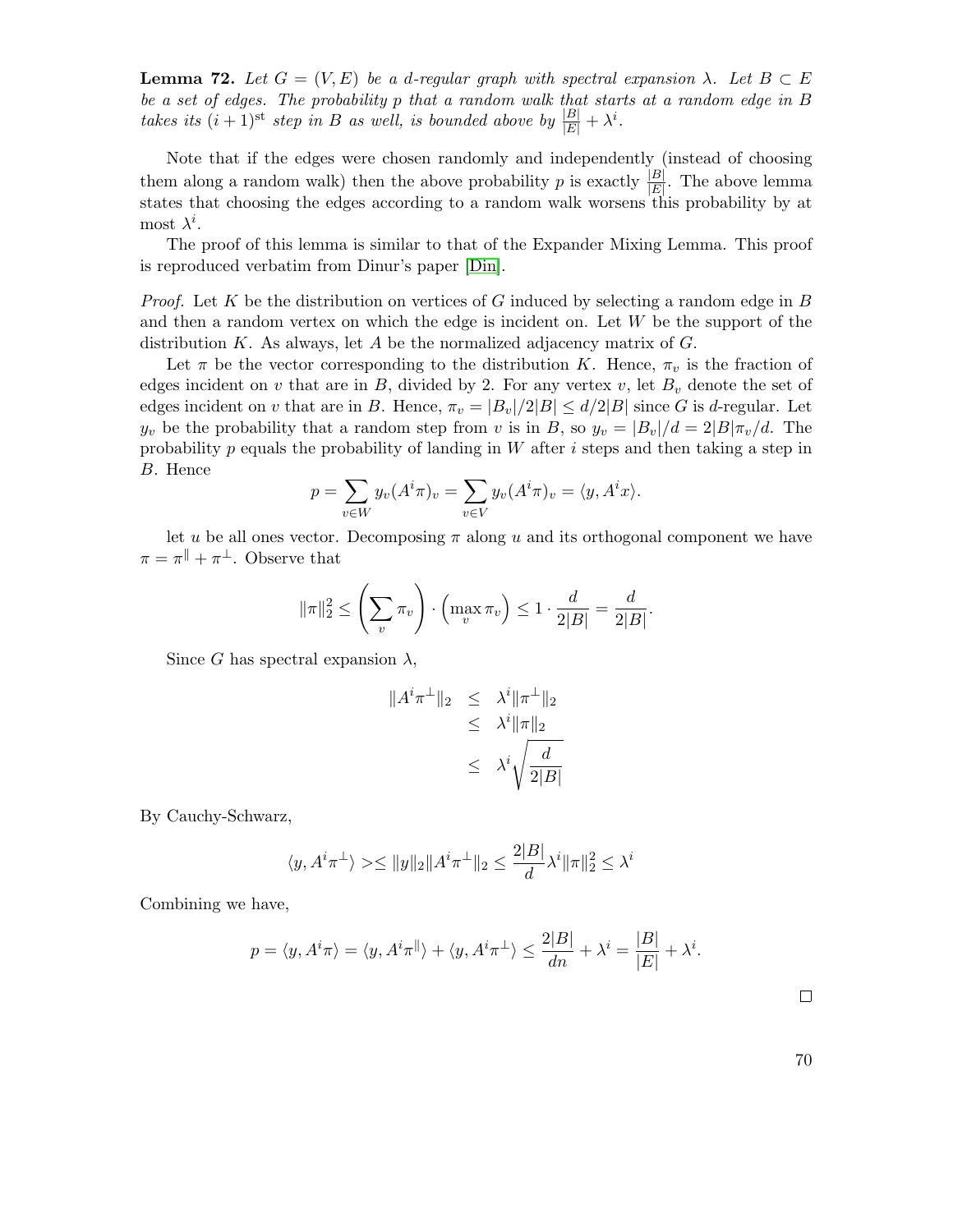**Lemma 72.** *Let $G = (V, E)$ be a $d$-regular graph with spectral expansion $\lambda$. Let $B \subset E$ be a set of edges. The probability $p$ that a random walk that starts at a random edge in $B$ takes its $(i+1)^{\text{st}}$ step in $B$ as well, is bounded above by $\frac{|B|}{|E|} + \lambda^i$.*

Note that if the edges were chosen randomly and independently (instead of choosing them along a random walk) then the above probability $p$ is exactly $\frac{|B|}{|E|}$. The above lemma states that choosing the edges according to a random walk worsens this probability by at most $\lambda^i$.

The proof of this lemma is similar to that of the Expander Mixing Lemma. This proof is reproduced verbatim from Dinur's paper [Din].

*Proof.* Let $K$ be the distribution on vertices of $G$ induced by selecting a random edge in $B$ and then a random vertex on which the edge is incident on. Let $W$ be the support of the distribution $K$. As always, let $A$ be the normalized adjacency matrix of $G$.

Let $\pi$ be the vector corresponding to the distribution $K$. Hence, $\pi_v$ is the fraction of edges incident on $v$ that are in $B$, divided by 2. For any vertex $v$, let $B_v$ denote the set of edges incident on $v$ that are in $B$. Hence, $\pi_v = |B_v|/2|B| \leq d/2|B|$ since $G$ is $d$-regular. Let $y_v$ be the probability that a random step from $v$ is in $B$, so $y_v = |B_v|/d = 2|B|\pi_v/d$. The probability $p$ equals the probability of landing in $W$ after $i$ steps and then taking a step in $B$. Hence

$$p = \sum_{v \in W} y_v (A^i \pi)_v = \sum_{v \in V} y_v (A^i \pi)_v = \langle y, A^i x \rangle.$$

let $u$ be all ones vector. Decomposing $\pi$ along $u$ and its orthogonal component we have $\pi = \pi^{\parallel} + \pi^{\perp}$. Observe that

$$\|\pi\|_2^2 \leq \left( \sum_v \pi_v \right) \cdot \left( \max_v \pi_v \right) \leq 1 \cdot \frac{d}{2|B|} = \frac{d}{2|B|}.$$

Since $G$ has spectral expansion $\lambda$,

$$\begin{aligned} \|A^i \pi^{\perp}\|_2 &\leq \lambda^i \|\pi^{\perp}\|_2 \\ &\leq \lambda^i \|\pi\|_2 \\ &\leq \lambda^i \sqrt{\frac{d}{2|B|}} \end{aligned}$$

By Cauchy-Schwarz,

$$\langle y, A^i \pi^{\perp} \rangle > \leq \|y\|_2 \|A^i \pi^{\perp}\|_2 \leq \frac{2|B|}{d} \lambda^i \|\pi\|_2^2 \leq \lambda^i$$

Combining we have,

$$p = \langle y, A^i \pi \rangle = \langle y, A^i \pi^{\parallel} \rangle + \langle y, A^i \pi^{\perp} \rangle \leq \frac{2|B|}{dn} + \lambda^i = \frac{|B|}{|E|} + \lambda^i.$$

□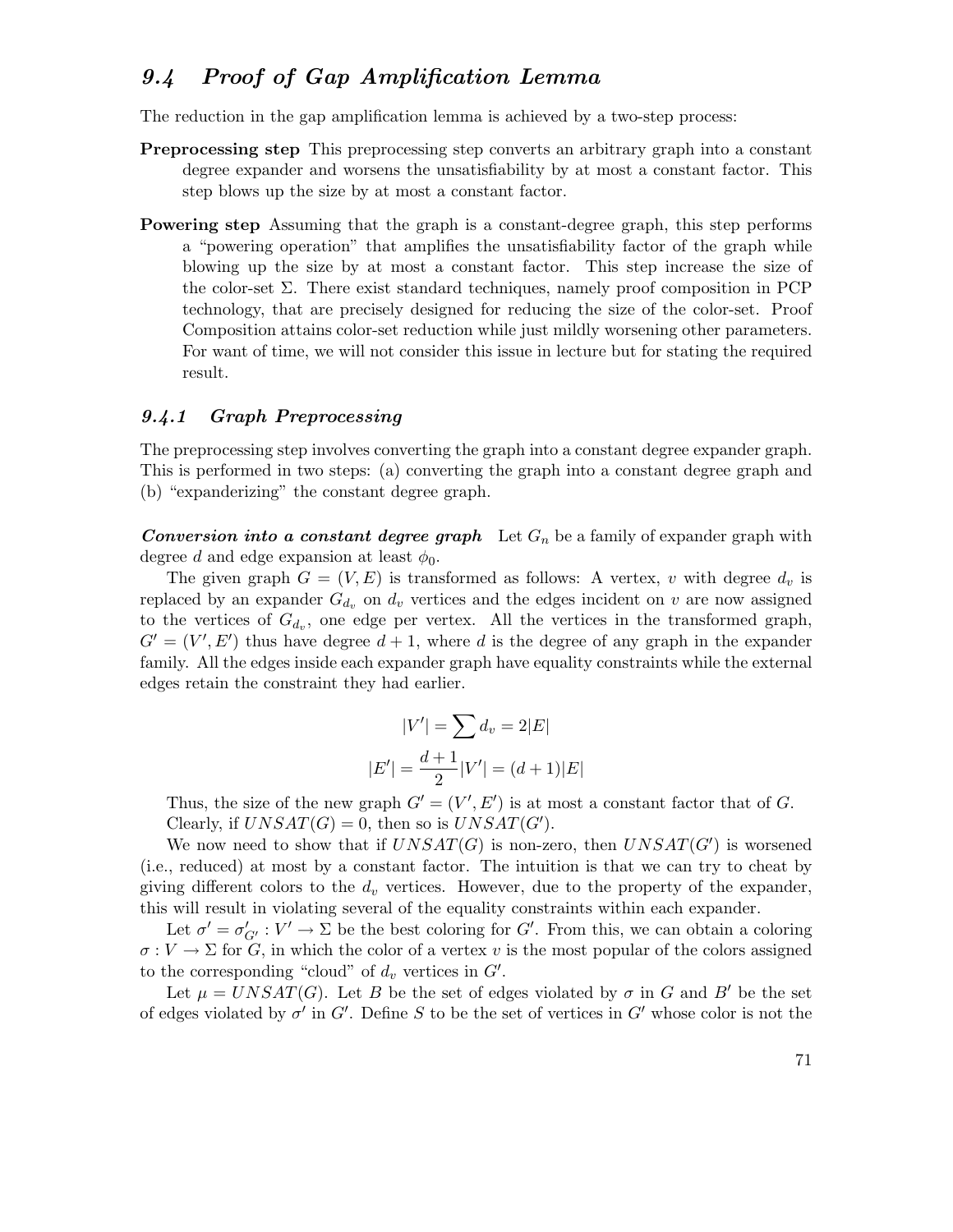## 9.4 Proof of Gap Amplification Lemma

The reduction in the gap amplification lemma is achieved by a two-step process:

**Preprocessing step** This preprocessing step converts an arbitrary graph into a constant degree expander and worsens the unsatisfiability by at most a constant factor. This step blows up the size by at most a constant factor.

**Powering step** Assuming that the graph is a constant-degree graph, this step performs a "powering operation" that amplifies the unsatisfiability factor of the graph while blowing up the size by at most a constant factor. This step increase the size of the color-set $\Sigma$. There exist standard techniques, namely proof composition in PCP technology, that are precisely designed for reducing the size of the color-set. Proof Composition attains color-set reduction while just mildly worsening other parameters. For want of time, we will not consider this issue in lecture but for stating the required result.

### 9.4.1 Graph Preprocessing

The preprocessing step involves converting the graph into a constant degree expander graph. This is performed in two steps: (a) converting the graph into a constant degree graph and (b) "expanderizing" the constant degree graph.

***Conversion into a constant degree graph*** Let $G_n$ be a family of expander graph with degree $d$ and edge expansion at least $\phi_0$.

The given graph $G = (V, E)$ is transformed as follows: A vertex, $v$ with degree $d_v$ is replaced by an expander $G_{d_v}$ on $d_v$ vertices and the edges incident on $v$ are now assigned to the vertices of $G_{d_v}$, one edge per vertex. All the vertices in the transformed graph, $G' = (V', E')$ thus have degree $d+1$, where $d$ is the degree of any graph in the expander family. All the edges inside each expander graph have equality constraints while the external edges retain the constraint they had earlier.

$$|V'| = \sum d_v = 2|E|$$

$$|E'| = \frac{d+1}{2}|V'| = (d+1)|E|$$

Thus, the size of the new graph $G' = (V', E')$ is at most a constant factor that of $G$.

Clearly, if $UNSAT(G) = 0$, then so is $UNSAT(G')$.

We now need to show that if $UNSAT(G)$ is non-zero, then $UNSAT(G')$ is worsened (i.e., reduced) at most by a constant factor. The intuition is that we can try to cheat by giving different colors to the $d_v$ vertices. However, due to the property of the expander, this will result in violating several of the equality constraints within each expander.

Let $\sigma' = \sigma'_{G'} : V' \to \Sigma$ be the best coloring for $G'$. From this, we can obtain a coloring $\sigma : V \to \Sigma$ for $G$, in which the color of a vertex $v$ is the most popular of the colors assigned to the corresponding "cloud" of $d_v$ vertices in $G'$.

Let $\mu = UNSAT(G)$. Let $B$ be the set of edges violated by $\sigma$ in $G$ and $B'$ be the set of edges violated by $\sigma'$ in $G'$. Define $S$ to be the set of vertices in $G'$ whose color is not the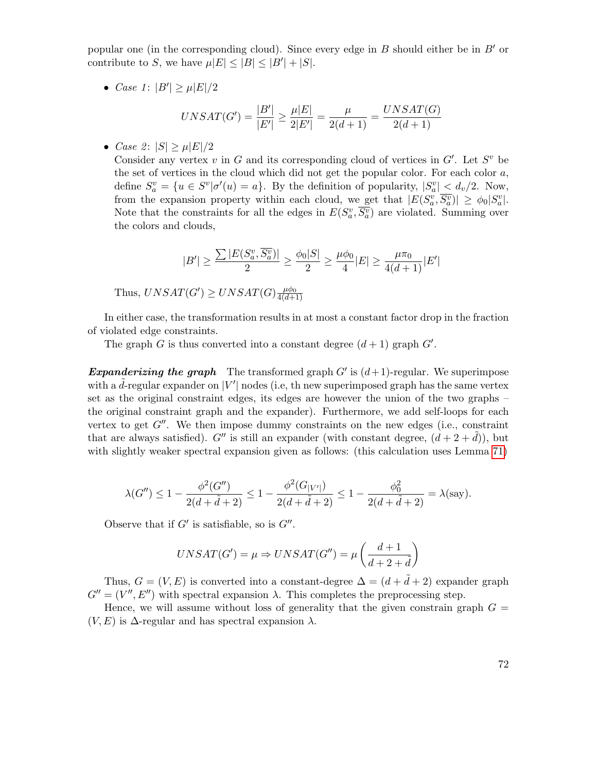popular one (in the corresponding cloud). Since every edge in $B$ should either be in $B'$ or contribute to $S$, we have $\mu|E| \leq |B| \leq |B'| + |S|$.

- *Case 1*: $|B'| \geq \mu|E|/2$
$$UNSAT(G') = \frac{|B'|}{|E'|} \geq \frac{\mu|E|}{2|E'|} = \frac{\mu}{2(d+1)} = \frac{UNSAT(G)}{2(d+1)}$$
- *Case 2*: $|S| \geq \mu|E|/2$
Consider any vertex $v$ in $G$ and its corresponding cloud of vertices in $G'$. Let $S^v$ be the set of vertices in the cloud which did not get the popular color. For each color $a$, define $S^v_a = \{u \in S^v | \sigma'(u) = a\}$. By the definition of popularity, $|S^v_a| < d_v/2$. Now, from the expansion property within each cloud, we get that $|E(S^v_a, \overline{S^v_a})| \geq \phi_0 |S^v_a|$. Note that the constraints for all the edges in $E(S^v_a, \overline{S^v_a})$ are violated. Summing over the colors and clouds,
$$|B'| \geq \frac{\sum |E(S^v_a, \overline{S^v_a})|}{2} \geq \frac{\phi_0 |S|}{2} \geq \frac{\mu\phi_0}{4}|E| \geq \frac{\mu\pi_0}{4(d+1)}|E'|$$
Thus, $UNSAT(G') \geq UNSAT(G)\frac{\mu\phi_0}{4(d+1)}$

In either case, the transformation results in at most a constant factor drop in the fraction of violated edge constraints.

The graph $G$ is thus converted into a constant degree $(d+1)$ graph $G'$.

***Expanderizing the graph*** The transformed graph $G'$ is $(d+1)$-regular. We superimpose with a $\tilde{d}$-regular expander on $|V'|$ nodes (i.e, th new superimposed graph has the same vertex set as the original constraint edges, its edges are however the union of the two graphs – the original constraint graph and the expander). Furthermore, we add self-loops for each vertex to get $G''$. We then impose dummy constraints on the new edges (i.e., constraint that are always satisfied). $G''$ is still an expander (with constant degree, $(d+2+\tilde{d})$), but with slightly weaker spectral expansion given as follows: (this calculation uses Lemma 71)

$$\lambda(G'') \leq 1 - \frac{\phi^2(G'')}{2(d+\tilde{d}+2)} \leq 1 - \frac{\phi^2(G_{|V'|})}{2(d+\tilde{d}+2)} \leq 1 - \frac{\phi_0^2}{2(d+\tilde{d}+2)} = \lambda(\text{say}).$$

Observe that if $G'$ is satisfiable, so is $G''$.

$$UNSAT(G') = \mu \Rightarrow UNSAT(G'') = \mu\left(\frac{d+1}{d+2+\tilde{d}}\right)$$

Thus, $G = (V, E)$ is converted into a constant-degree $\Delta = (d + \tilde{d} + 2)$ expander graph $G'' = (V'', E'')$ with spectral expansion $\lambda$. This completes the preprocessing step.

Hence, we will assume without loss of generality that the given constrain graph $G = (V, E)$ is $\Delta$-regular and has spectral expansion $\lambda$.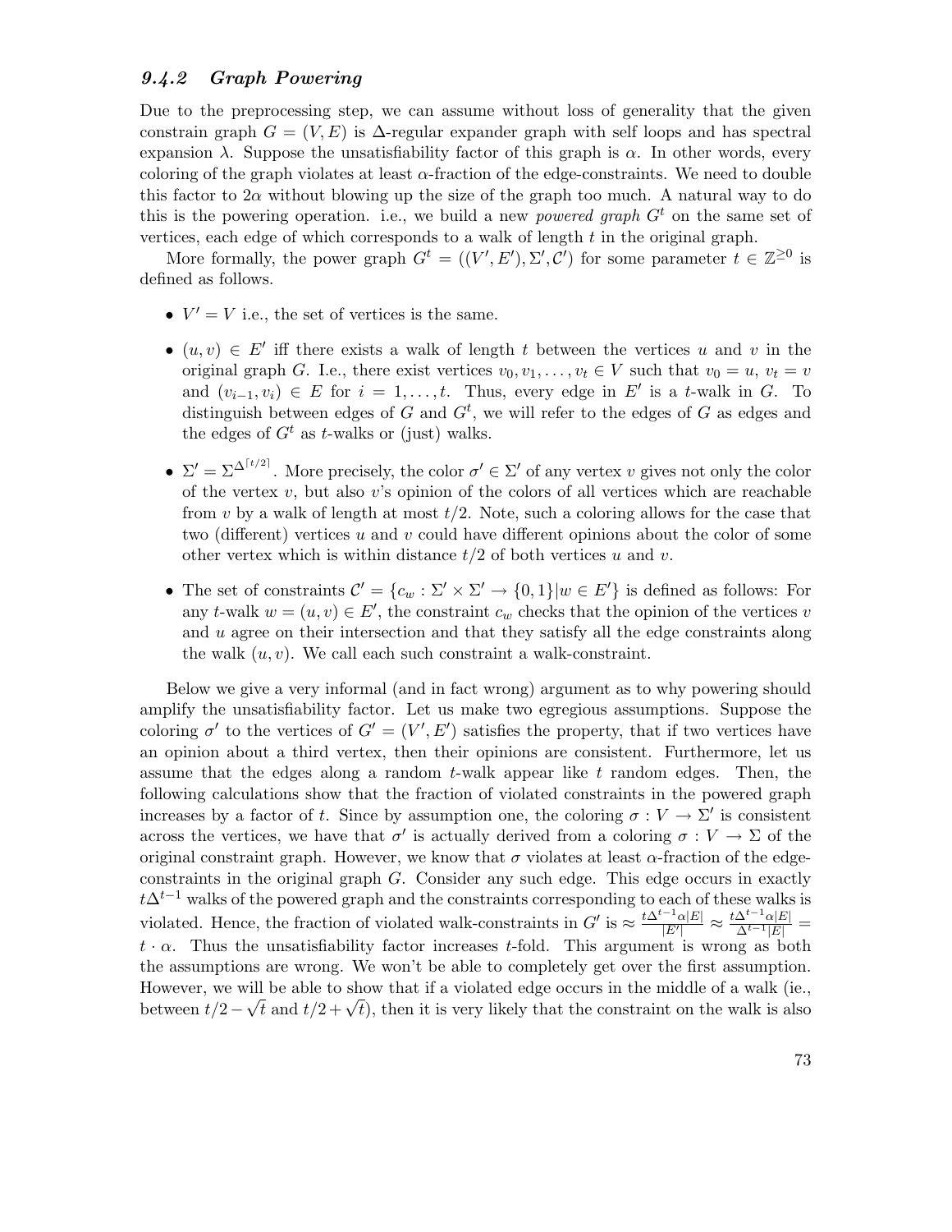### *9.4.2 Graph Powering*

Due to the preprocessing step, we can assume without loss of generality that the given constrain graph $G = (V, E)$ is $\Delta$-regular expander graph with self loops and has spectral expansion $\lambda$. Suppose the unsatisfiability factor of this graph is $\alpha$. In other words, every coloring of the graph violates at least $\alpha$-fraction of the edge-constraints. We need to double this factor to $2\alpha$ without blowing up the size of the graph too much. A natural way to do this is the powering operation. i.e., we build a new *powered graph* $G^t$ on the same set of vertices, each edge of which corresponds to a walk of length $t$ in the original graph.

More formally, the power graph $G^t = ((V', E'), \Sigma', \mathcal{C}')$ for some parameter $t \in \mathbb{Z}^{\geq 0}$ is defined as follows.

- $V' = V$ i.e., the set of vertices is the same.
- $(u, v) \in E'$ iff there exists a walk of length $t$ between the vertices $u$ and $v$ in the original graph $G$. I.e., there exist vertices $v_0, v_1, \ldots, v_t \in V$ such that $v_0 = u$, $v_t = v$ and $(v_{i-1}, v_i) \in E$ for $i = 1, \ldots, t$. Thus, every edge in $E'$ is a $t$-walk in $G$. To distinguish between edges of $G$ and $G^t$, we will refer to the edges of $G$ as edges and the edges of $G^t$ as $t$-walks or (just) walks.
- $\Sigma' = \Sigma^{\Delta^{\lceil t/2 \rceil}}$. More precisely, the color $\sigma' \in \Sigma'$ of any vertex $v$ gives not only the color of the vertex $v$, but also $v$'s opinion of the colors of all vertices which are reachable from $v$ by a walk of length at most $t/2$. Note, such a coloring allows for the case that two (different) vertices $u$ and $v$ could have different opinions about the color of some other vertex which is within distance $t/2$ of both vertices $u$ and $v$.
- The set of constraints $\mathcal{C}' = \{c_w : \Sigma' \times \Sigma' \to \{0, 1\} | w \in E'\}$ is defined as follows: For any $t$-walk $w = (u, v) \in E'$, the constraint $c_w$ checks that the opinion of the vertices $v$ and $u$ agree on their intersection and that they satisfy all the edge constraints along the walk $(u, v)$. We call each such constraint a walk-constraint.

Below we give a very informal (and in fact wrong) argument as to why powering should amplify the unsatisfiability factor. Let us make two egregious assumptions. Suppose the coloring $\sigma'$ to the vertices of $G' = (V', E')$ satisfies the property, that if two vertices have an opinion about a third vertex, then their opinions are consistent. Furthermore, let us assume that the edges along a random $t$-walk appear like $t$ random edges. Then, the following calculations show that the fraction of violated constraints in the powered graph increases by a factor of $t$. Since by assumption one, the coloring $\sigma : V \to \Sigma'$ is consistent across the vertices, we have that $\sigma'$ is actually derived from a coloring $\sigma : V \to \Sigma$ of the original constraint graph. However, we know that $\sigma$ violates at least $\alpha$-fraction of the edge-constraints in the original graph $G$. Consider any such edge. This edge occurs in exactly $t\Delta^{t-1}$ walks of the powered graph and the constraints corresponding to each of these walks is violated. Hence, the fraction of violated walk-constraints in $G'$ is $\approx \frac{t\Delta^{t-1}\alpha|E|}{|E'|} \approx \frac{t\Delta^{t-1}\alpha|E|}{\Delta^{t-1}|E|} = t \cdot \alpha$. Thus the unsatisfiability factor increases $t$-fold. This argument is wrong as both the assumptions are wrong. We won't be able to completely get over the first assumption. However, we will be able to show that if a violated edge occurs in the middle of a walk (ie., between $t/2 - \sqrt{t}$ and $t/2 + \sqrt{t}$), then it is very likely that the constraint on the walk is also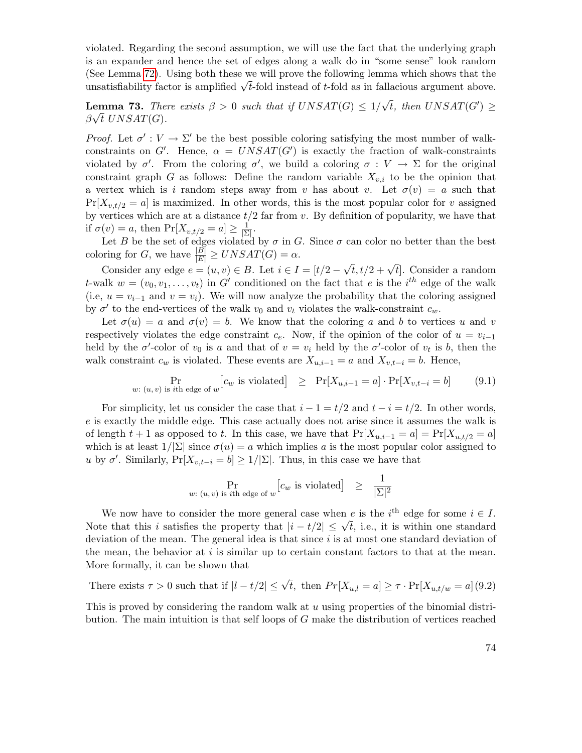violated. Regarding the second assumption, we will use the fact that the underlying graph is an expander and hence the set of edges along a walk do in "some sense" look random (See Lemma 72). Using both these we will prove the following lemma which shows that the unsatisfiability factor is amplified $\sqrt{t}$-fold instead of $t$-fold as in fallacious argument above.

**Lemma 73.** *There exists $\beta > 0$ such that if $UNSAT(G) \leq 1/\sqrt{t}$, then $UNSAT(G') \geq \beta\sqrt{t}\ UNSAT(G)$.*

*Proof.* Let $\sigma' : V \to \Sigma'$ be the best possible coloring satisfying the most number of walk-constraints on $G'$. Hence, $\alpha = UNSAT(G')$ is exactly the fraction of walk-constraints violated by $\sigma'$. From the coloring $\sigma'$, we build a coloring $\sigma : V \to \Sigma$ for the original constraint graph $G$ as follows: Define the random variable $X_{v,i}$ to be the opinion that a vertex which is $i$ random steps away from $v$ has about $v$. Let $\sigma(v) = a$ such that $\Pr[X_{v,t/2} = a]$ is maximized. In other words, this is the most popular color for $v$ assigned by vertices which are at a distance $t/2$ far from $v$. By definition of popularity, we have that if $\sigma(v) = a$, then $\Pr[X_{v,t/2} = a] \geq \frac{1}{|\Sigma|}$.

Let $B$ be the set of edges violated by $\sigma$ in $G$. Since $\sigma$ can color no better than the best coloring for $G$, we have $\frac{|B|}{|E|} \geq UNSAT(G) = \alpha$.

Consider any edge $e = (u, v) \in B$. Let $i \in I = [t/2 - \sqrt{t}, t/2 + \sqrt{t}]$. Consider a random $t$-walk $w = (v_0, v_1, \ldots, v_t)$ in $G'$ conditioned on the fact that $e$ is the $i^{th}$ edge of the walk (i.e, $u = v_{i-1}$ and $v = v_i$). We will now analyze the probability that the coloring assigned by $\sigma'$ to the end-vertices of the walk $v_0$ and $v_t$ violates the walk-constraint $c_w$.

Let $\sigma(u) = a$ and $\sigma(v) = b$. We know that the coloring $a$ and $b$ to vertices $u$ and $v$ respectively violates the edge constraint $c_e$. Now, if the opinion of the color of $u = v_{i-1}$ held by the $\sigma'$-color of $v_0$ is $a$ and that of $v = v_i$ held by the $\sigma'$-color of $v_t$ is $b$, then the walk constraint $c_w$ is violated. These events are $X_{u,i-1} = a$ and $X_{v,t-i} = b$. Hence,

$$\Pr_{w:\ (u,v) \text{ is } i\text{th edge of } w}\left[c_w \text{ is violated}\right] \;\geq\; \Pr[X_{u,i-1} = a] \cdot \Pr[X_{v,t-i} = b] \tag{9.1}$$

For simplicity, let us consider the case that $i - 1 = t/2$ and $t - i = t/2$. In other words, $e$ is exactly the middle edge. This case actually does not arise since it assumes the walk is of length $t+1$ as opposed to $t$. In this case, we have that $\Pr[X_{u,i-1} = a] = \Pr[X_{u,t/2} = a]$ which is at least $1/|\Sigma|$ since $\sigma(u) = a$ which implies $a$ is the most popular color assigned to $u$ by $\sigma'$. Similarly, $\Pr[X_{v,t-i} = b] \geq 1/|\Sigma|$. Thus, in this case we have that

$$\Pr_{w:\ (u,v) \text{ is } i\text{th edge of } w}\left[c_w \text{ is violated}\right] \;\geq\; \frac{1}{|\Sigma|^2}$$

We now have to consider the more general case when $e$ is the $i^{\text{th}}$ edge for some $i \in I$. Note that this $i$ satisfies the property that $|i - t/2| \leq \sqrt{t}$, i.e., it is within one standard deviation of the mean. The general idea is that since $i$ is at most one standard deviation of the mean, the behavior at $i$ is similar up to certain constant factors to that at the mean. More formally, it can be shown that

$$\text{There exists } \tau > 0 \text{ such that if } |l - t/2| \leq \sqrt{t}, \text{ then } Pr[X_{u,l} = a] \geq \tau \cdot \Pr[X_{u,t/w} = a] \tag{9.2}$$

This is proved by considering the random walk at $u$ using properties of the binomial distribution. The main intuition is that self loops of $G$ make the distribution of vertices reached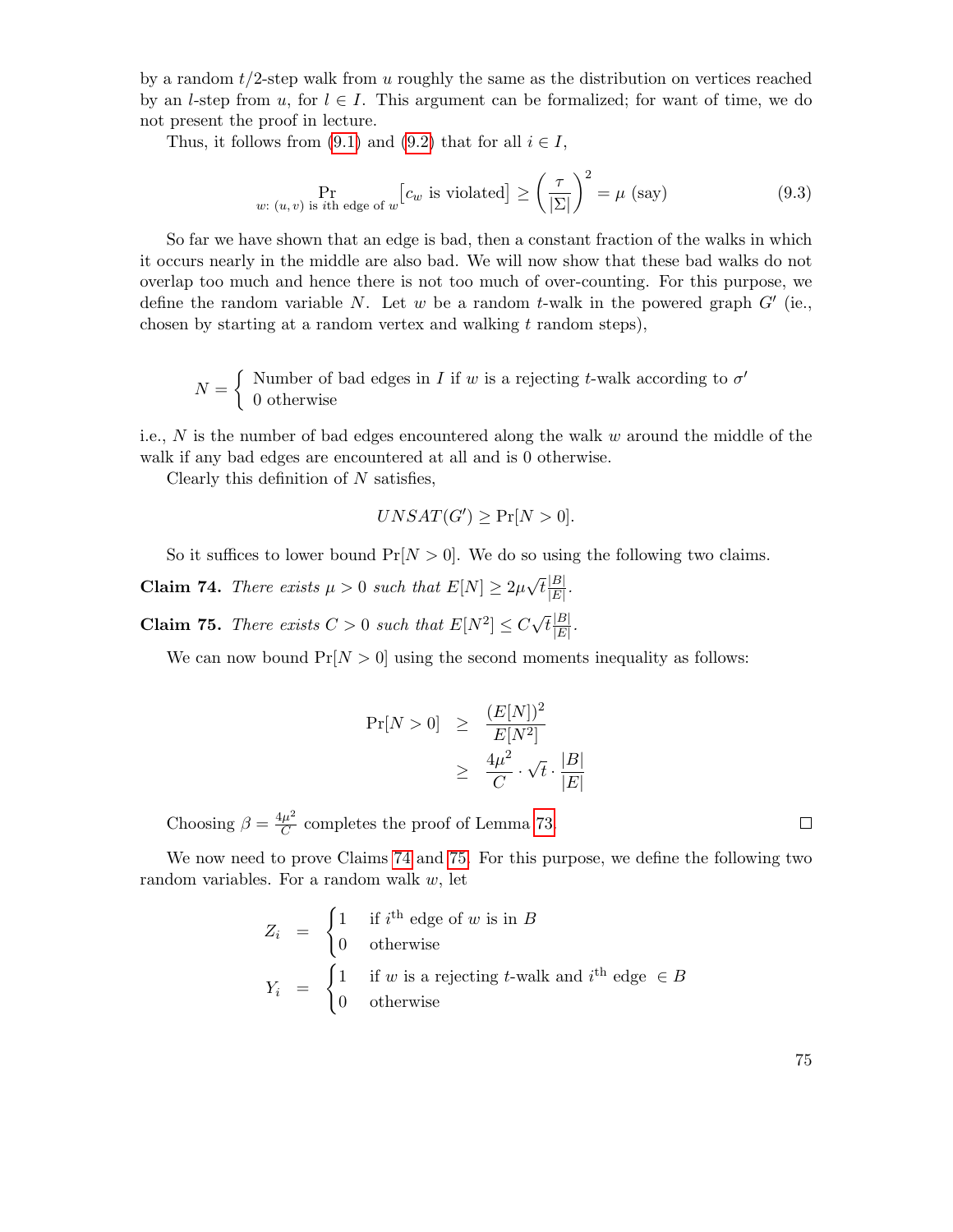by a random $t/2$-step walk from $u$ roughly the same as the distribution on vertices reached by an $l$-step from $u$, for $l \in I$. This argument can be formalized; for want of time, we do not present the proof in lecture.

Thus, it follows from (9.1) and (9.2) that for all $i \in I$,

$$\Pr_{w:\,(u,v)\text{ is }i\text{th edge of }w}\left[c_w \text{ is violated}\right] \geq \left(\frac{\tau}{|\Sigma|}\right)^2 = \mu \text{ (say)} \tag{9.3}$$

So far we have shown that an edge is bad, then a constant fraction of the walks in which it occurs nearly in the middle are also bad. We will now show that these bad walks do not overlap too much and hence there is not too much of over-counting. For this purpose, we define the random variable $N$. Let $w$ be a random $t$-walk in the powered graph $G'$ (ie., chosen by starting at a random vertex and walking $t$ random steps),

$$N = \begin{cases} \text{Number of bad edges in } I \text{ if } w \text{ is a rejecting } t\text{-walk according to } \sigma' \\ 0 \text{ otherwise} \end{cases}$$

i.e., $N$ is the number of bad edges encountered along the walk $w$ around the middle of the walk if any bad edges are encountered at all and is 0 otherwise.

Clearly this definition of $N$ satisfies,

$$UNSAT(G') \geq \Pr[N > 0].$$

So it suffices to lower bound $\Pr[N > 0]$. We do so using the following two claims.

**Claim 74.** *There exists $\mu > 0$ such that $E[N] \geq 2\mu\sqrt{t}\frac{|B|}{|E|}$.*

**Claim 75.** *There exists $C > 0$ such that $E[N^2] \leq C\sqrt{t}\frac{|B|}{|E|}$.*

We can now bound $\Pr[N > 0]$ using the second moments inequality as follows:

$$\begin{aligned}
\Pr[N > 0] &\geq \frac{(E[N])^2}{E[N^2]} \\
&\geq \frac{4\mu^2}{C} \cdot \sqrt{t} \cdot \frac{|B|}{|E|}
\end{aligned}$$

Choosing $\beta = \frac{4\mu^2}{C}$ completes the proof of Lemma 73. □

We now need to prove Claims 74 and 75. For this purpose, we define the following two random variables. For a random walk $w$, let

$$\begin{aligned}
Z_i &= \begin{cases} 1 & \text{if } i^{\text{th}} \text{ edge of } w \text{ is in } B \\ 0 & \text{otherwise} \end{cases} \\
Y_i &= \begin{cases} 1 & \text{if } w \text{ is a rejecting } t\text{-walk and } i^{\text{th}} \text{ edge } \in B \\ 0 & \text{otherwise} \end{cases}
\end{aligned}$$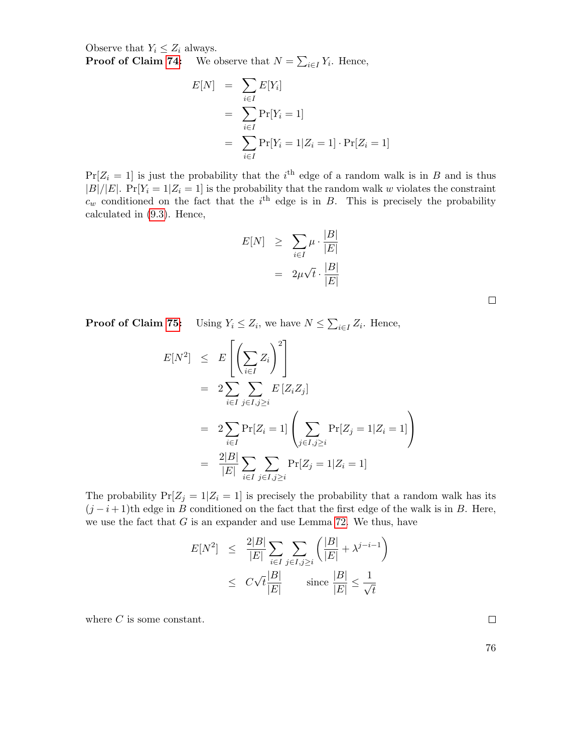Observe that $Y_i \leq Z_i$ always.

**Proof of Claim 74:** We observe that $N = \sum_{i \in I} Y_i$. Hence,

$$
\begin{aligned}
E[N] &= \sum_{i \in I} E[Y_i] \\
&= \sum_{i \in I} \Pr[Y_i = 1] \\
&= \sum_{i \in I} \Pr[Y_i = 1 | Z_i = 1] \cdot \Pr[Z_i = 1]
\end{aligned}
$$

$\Pr[Z_i = 1]$ is just the probability that the $i^{\text{th}}$ edge of a random walk is in $B$ and is thus $|B|/|E|$. $\Pr[Y_i = 1 | Z_i = 1]$ is the probability that the random walk $w$ violates the constraint $c_w$ conditioned on the fact that the $i^{\text{th}}$ edge is in $B$. This is precisely the probability calculated in (9.3). Hence,

$$
\begin{aligned}
E[N] &\geq \sum_{i \in I} \mu \cdot \frac{|B|}{|E|} \\
&= 2\mu\sqrt{t} \cdot \frac{|B|}{|E|}
\end{aligned}
$$

□

**Proof of Claim 75:** Using $Y_i \leq Z_i$, we have $N \leq \sum_{i \in I} Z_i$. Hence,

$$
\begin{aligned}
E[N^2] &\leq E\left[\left(\sum_{i \in I} Z_i\right)^2\right] \\
&= 2 \sum_{i \in I} \sum_{j \in I, j \geq i} E\left[Z_i Z_j\right] \\
&= 2 \sum_{i \in I} \Pr[Z_i = 1] \left(\sum_{j \in I, j \geq i} \Pr[Z_j = 1 | Z_i = 1]\right) \\
&= \frac{2|B|}{|E|} \sum_{i \in I} \sum_{j \in I, j \geq i} \Pr[Z_j = 1 | Z_i = 1]
\end{aligned}
$$

The probability $\Pr[Z_j = 1 | Z_i = 1]$ is precisely the probability that a random walk has its $(j - i + 1)$th edge in $B$ conditioned on the fact that the first edge of the walk is in $B$. Here, we use the fact that $G$ is an expander and use Lemma 72. We thus, have

$$
\begin{aligned}
E[N^2] &\leq \frac{2|B|}{|E|} \sum_{i \in I} \sum_{j \in I, j \geq i} \left(\frac{|B|}{|E|} + \lambda^{j-i-1}\right) \\
&\leq C\sqrt{t}\frac{|B|}{|E|} \qquad \text{since } \frac{|B|}{|E|} \leq \frac{1}{\sqrt{t}}
\end{aligned}
$$

where $C$ is some constant.

□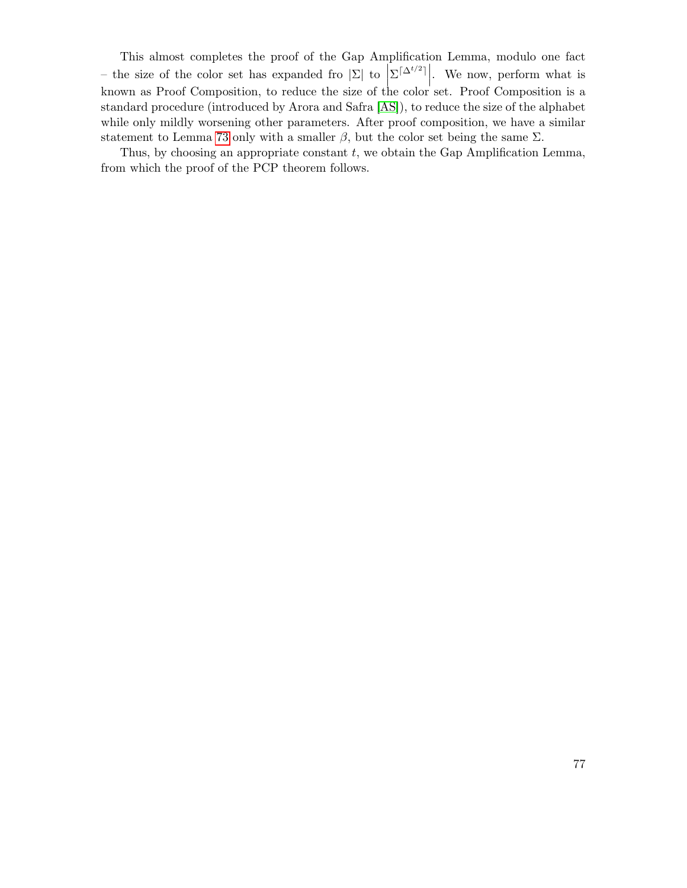This almost completes the proof of the Gap Amplification Lemma, modulo one fact – the size of the color set has expanded fro $|\Sigma|$ to $\left|\Sigma^{\lceil \Delta^{t/2} \rceil}\right|$. We now, perform what is known as Proof Composition, to reduce the size of the color set. Proof Composition is a standard procedure (introduced by Arora and Safra [AS]), to reduce the size of the alphabet while only mildly worsening other parameters. After proof composition, we have a similar statement to Lemma 73 only with a smaller $\beta$, but the color set being the same $\Sigma$.

Thus, by choosing an appropriate constant $t$, we obtain the Gap Amplification Lemma, from which the proof of the PCP theorem follows.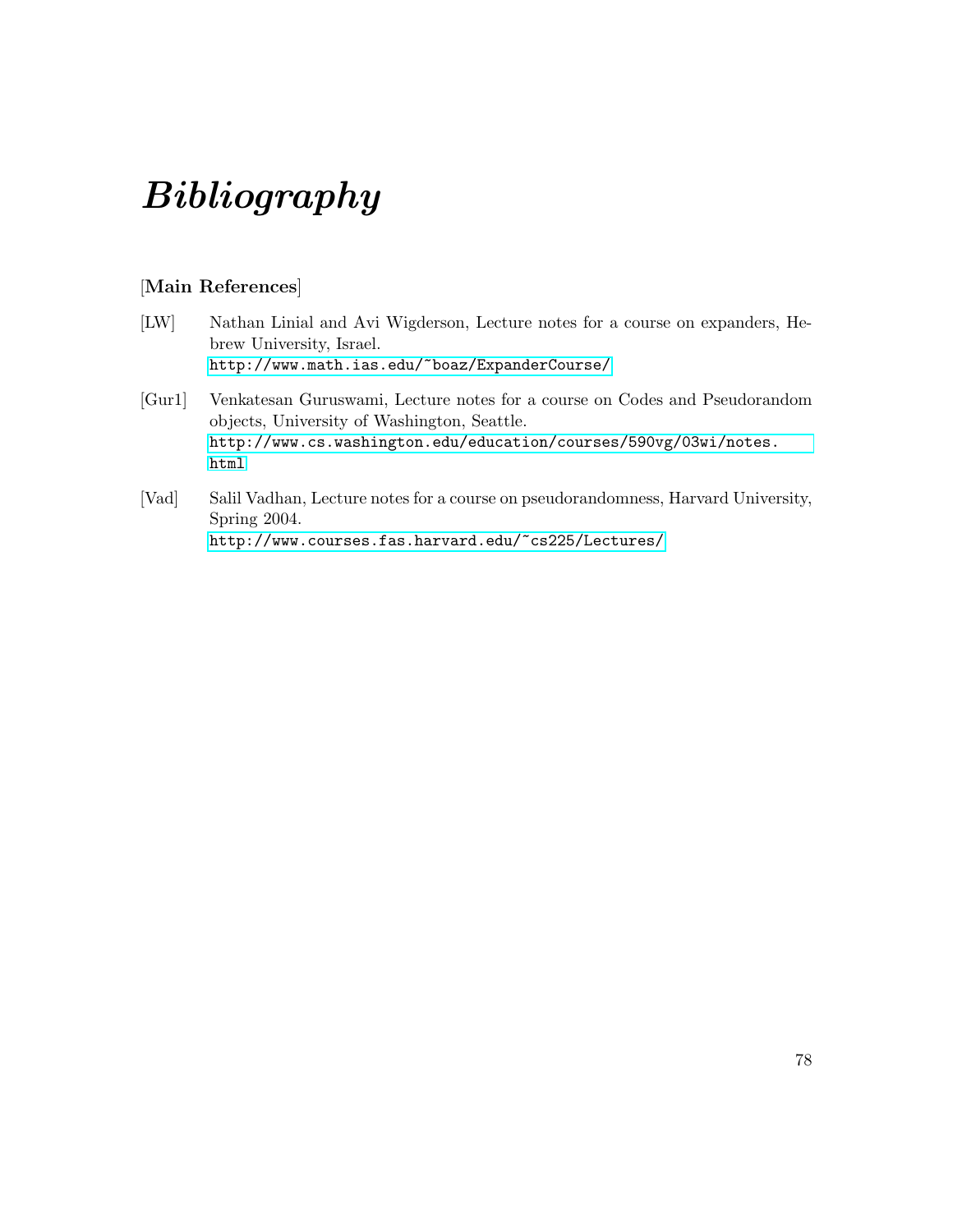# *Bibliography*

[**Main References**]

[LW] Nathan Linial and Avi Wigderson, Lecture notes for a course on expanders, Hebrew University, Israel.
http://www.math.ias.edu/~boaz/ExpanderCourse/

[Gur1] Venkatesan Guruswami, Lecture notes for a course on Codes and Pseudorandom objects, University of Washington, Seattle.
http://www.cs.washington.edu/education/courses/590vg/03wi/notes.html

[Vad] Salil Vadhan, Lecture notes for a course on pseudorandomness, Harvard University, Spring 2004.
http://www.courses.fas.harvard.edu/~cs225/Lectures/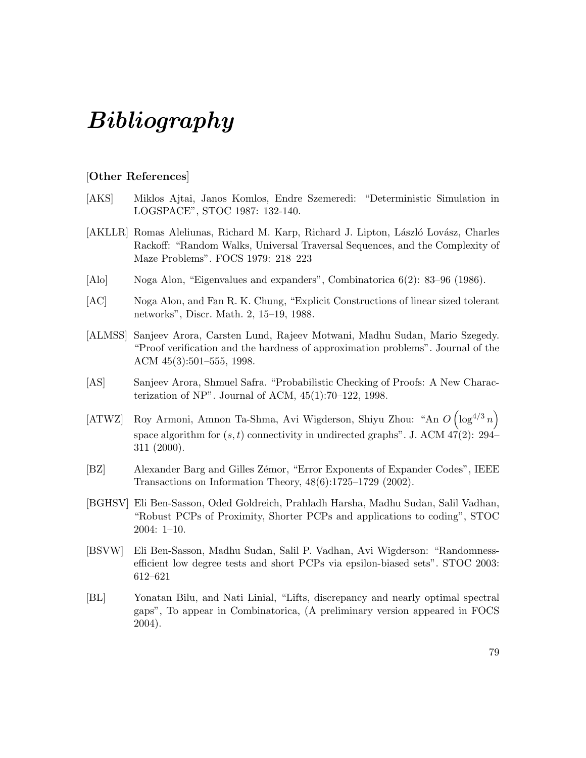# *Bibliography*

[**Other References**]

[AKS] Miklos Ajtai, Janos Komlos, Endre Szemeredi: "Deterministic Simulation in LOGSPACE", STOC 1987: 132-140.

[AKLLR] Romas Aleliunas, Richard M. Karp, Richard J. Lipton, László Lovász, Charles Rackoff: "Random Walks, Universal Traversal Sequences, and the Complexity of Maze Problems". FOCS 1979: 218–223

[Alo] Noga Alon, "Eigenvalues and expanders", Combinatorica 6(2): 83–96 (1986).

[AC] Noga Alon, and Fan R. K. Chung, "Explicit Constructions of linear sized tolerant networks", Discr. Math. 2, 15–19, 1988.

[ALMSS] Sanjeev Arora, Carsten Lund, Rajeev Motwani, Madhu Sudan, Mario Szegedy. "Proof verification and the hardness of approximation problems". Journal of the ACM 45(3):501–555, 1998.

[AS] Sanjeev Arora, Shmuel Safra. "Probabilistic Checking of Proofs: A New Characterization of NP". Journal of ACM, 45(1):70–122, 1998.

[ATWZ] Roy Armoni, Amnon Ta-Shma, Avi Wigderson, Shiyu Zhou: "An $O\left(\log^{4/3} n\right)$ space algorithm for $(s,t)$ connectivity in undirected graphs". J. ACM 47(2): 294–311 (2000).

[BZ] Alexander Barg and Gilles Zémor, "Error Exponents of Expander Codes", IEEE Transactions on Information Theory, 48(6):1725–1729 (2002).

[BGHSV] Eli Ben-Sasson, Oded Goldreich, Prahladh Harsha, Madhu Sudan, Salil Vadhan, "Robust PCPs of Proximity, Shorter PCPs and applications to coding", STOC 2004: 1–10.

[BSVW] Eli Ben-Sasson, Madhu Sudan, Salil P. Vadhan, Avi Wigderson: "Randomness-efficient low degree tests and short PCPs via epsilon-biased sets". STOC 2003: 612–621

[BL] Yonatan Bilu, and Nati Linial, "Lifts, discrepancy and nearly optimal spectral gaps", To appear in Combinatorica, (A preliminary version appeared in FOCS 2004).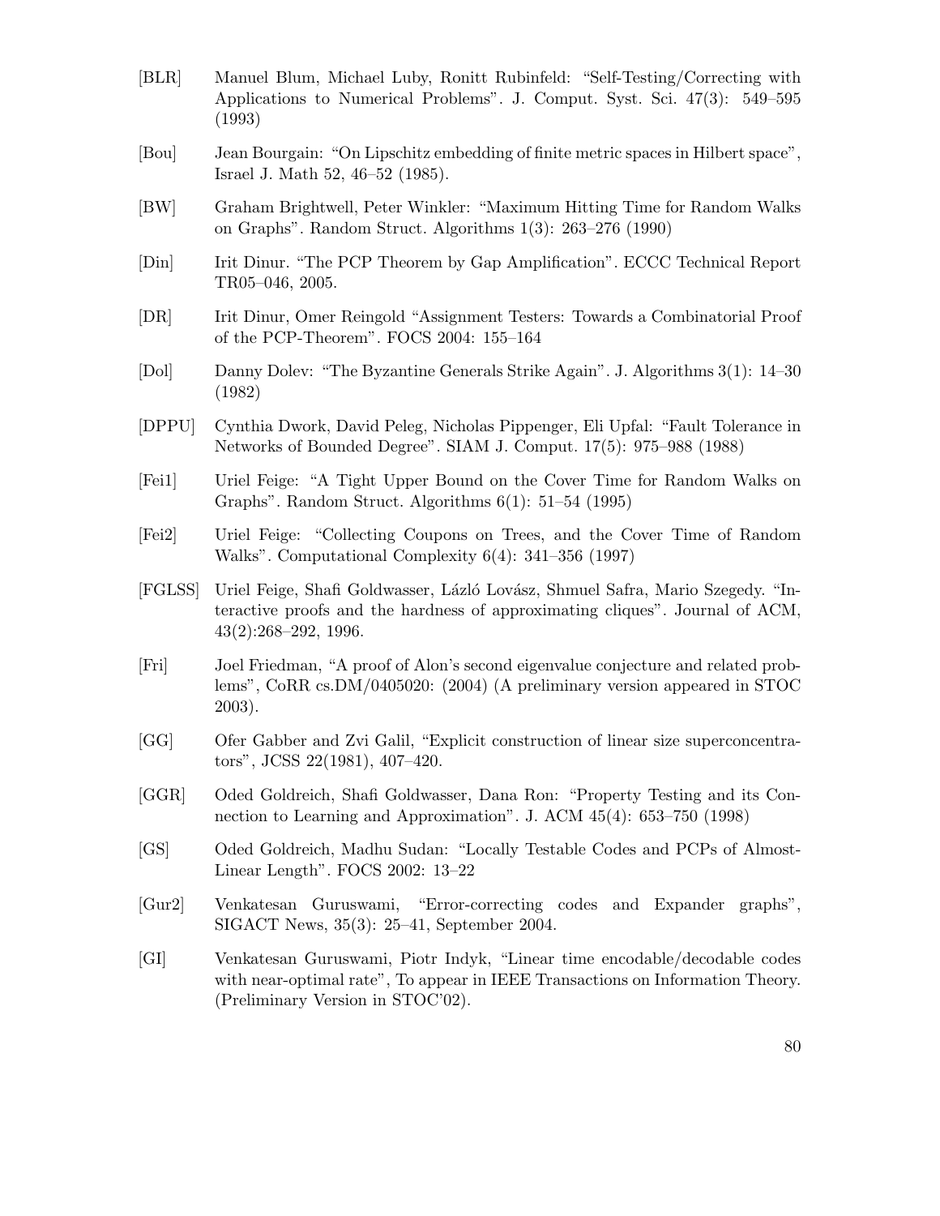[BLR] Manuel Blum, Michael Luby, Ronitt Rubinfeld: "Self-Testing/Correcting with Applications to Numerical Problems". J. Comput. Syst. Sci. 47(3): 549–595 (1993)

[Bou] Jean Bourgain: "On Lipschitz embedding of finite metric spaces in Hilbert space", Israel J. Math 52, 46–52 (1985).

[BW] Graham Brightwell, Peter Winkler: "Maximum Hitting Time for Random Walks on Graphs". Random Struct. Algorithms 1(3): 263–276 (1990)

[Din] Irit Dinur. "The PCP Theorem by Gap Amplification". ECCC Technical Report TR05–046, 2005.

[DR] Irit Dinur, Omer Reingold "Assignment Testers: Towards a Combinatorial Proof of the PCP-Theorem". FOCS 2004: 155–164

[Dol] Danny Dolev: "The Byzantine Generals Strike Again". J. Algorithms 3(1): 14–30 (1982)

[DPPU] Cynthia Dwork, David Peleg, Nicholas Pippenger, Eli Upfal: "Fault Tolerance in Networks of Bounded Degree". SIAM J. Comput. 17(5): 975–988 (1988)

[Fei1] Uriel Feige: "A Tight Upper Bound on the Cover Time for Random Walks on Graphs". Random Struct. Algorithms 6(1): 51–54 (1995)

[Fei2] Uriel Feige: "Collecting Coupons on Trees, and the Cover Time of Random Walks". Computational Complexity 6(4): 341–356 (1997)

[FGLSS] Uriel Feige, Shafi Goldwasser, Lázló Lovász, Shmuel Safra, Mario Szegedy. "Interactive proofs and the hardness of approximating cliques". Journal of ACM, 43(2):268–292, 1996.

[Fri] Joel Friedman, "A proof of Alon's second eigenvalue conjecture and related problems", CoRR cs.DM/0405020: (2004) (A preliminary version appeared in STOC 2003).

[GG] Ofer Gabber and Zvi Galil, "Explicit construction of linear size superconcentrators", JCSS 22(1981), 407–420.

[GGR] Oded Goldreich, Shafi Goldwasser, Dana Ron: "Property Testing and its Connection to Learning and Approximation". J. ACM 45(4): 653–750 (1998)

[GS] Oded Goldreich, Madhu Sudan: "Locally Testable Codes and PCPs of Almost-Linear Length". FOCS 2002: 13–22

[Gur2] Venkatesan Guruswami, "Error-correcting codes and Expander graphs", SIGACT News, 35(3): 25–41, September 2004.

[GI] Venkatesan Guruswami, Piotr Indyk, "Linear time encodable/decodable codes with near-optimal rate", To appear in IEEE Transactions on Information Theory. (Preliminary Version in STOC'02).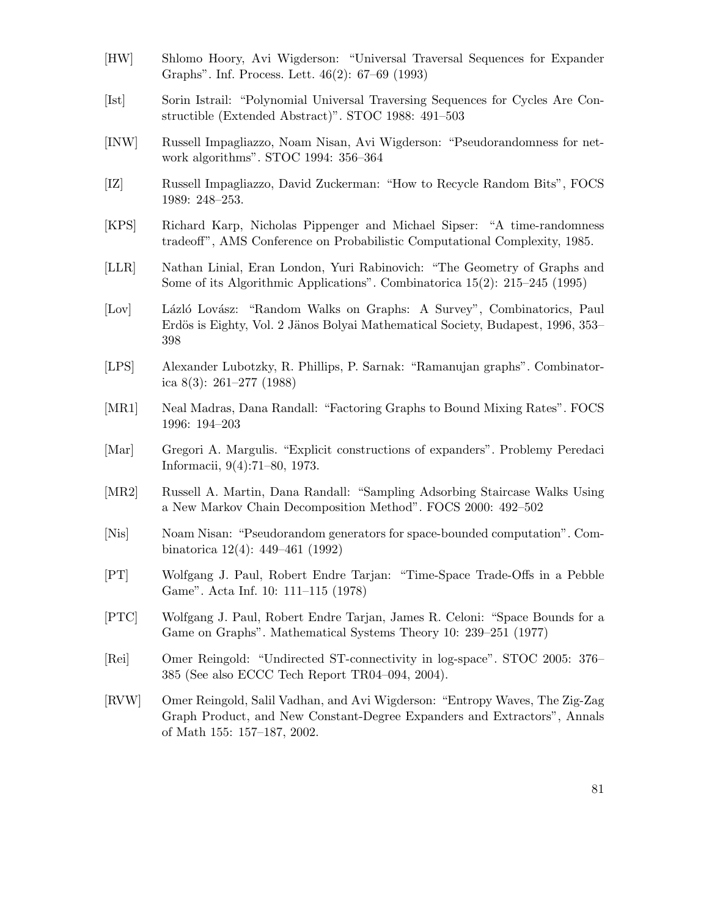[HW] Shlomo Hoory, Avi Wigderson: "Universal Traversal Sequences for Expander Graphs". Inf. Process. Lett. 46(2): 67–69 (1993)

[Ist] Sorin Istrail: "Polynomial Universal Traversing Sequences for Cycles Are Constructible (Extended Abstract)". STOC 1988: 491–503

[INW] Russell Impagliazzo, Noam Nisan, Avi Wigderson: "Pseudorandomness for network algorithms". STOC 1994: 356–364

[IZ] Russell Impagliazzo, David Zuckerman: "How to Recycle Random Bits", FOCS 1989: 248–253.

[KPS] Richard Karp, Nicholas Pippenger and Michael Sipser: "A time-randomness tradeoff", AMS Conference on Probabilistic Computational Complexity, 1985.

[LLR] Nathan Linial, Eran London, Yuri Rabinovich: "The Geometry of Graphs and Some of its Algorithmic Applications". Combinatorica 15(2): 215–245 (1995)

[Lov] Lázló Lovász: "Random Walks on Graphs: A Survey", Combinatorics, Paul Erdös is Eighty, Vol. 2 Jänos Bolyai Mathematical Society, Budapest, 1996, 353–398

[LPS] Alexander Lubotzky, R. Phillips, P. Sarnak: "Ramanujan graphs". Combinatorica 8(3): 261–277 (1988)

[MR1] Neal Madras, Dana Randall: "Factoring Graphs to Bound Mixing Rates". FOCS 1996: 194–203

[Mar] Gregori A. Margulis. "Explicit constructions of expanders". Problemy Peredaci Informacii, 9(4):71–80, 1973.

[MR2] Russell A. Martin, Dana Randall: "Sampling Adsorbing Staircase Walks Using a New Markov Chain Decomposition Method". FOCS 2000: 492–502

[Nis] Noam Nisan: "Pseudorandom generators for space-bounded computation". Combinatorica 12(4): 449–461 (1992)

[PT] Wolfgang J. Paul, Robert Endre Tarjan: "Time-Space Trade-Offs in a Pebble Game". Acta Inf. 10: 111–115 (1978)

[PTC] Wolfgang J. Paul, Robert Endre Tarjan, James R. Celoni: "Space Bounds for a Game on Graphs". Mathematical Systems Theory 10: 239–251 (1977)

[Rei] Omer Reingold: "Undirected ST-connectivity in log-space". STOC 2005: 376–385 (See also ECCC Tech Report TR04–094, 2004).

[RVW] Omer Reingold, Salil Vadhan, and Avi Wigderson: "Entropy Waves, The Zig-Zag Graph Product, and New Constant-Degree Expanders and Extractors", Annals of Math 155: 157–187, 2002.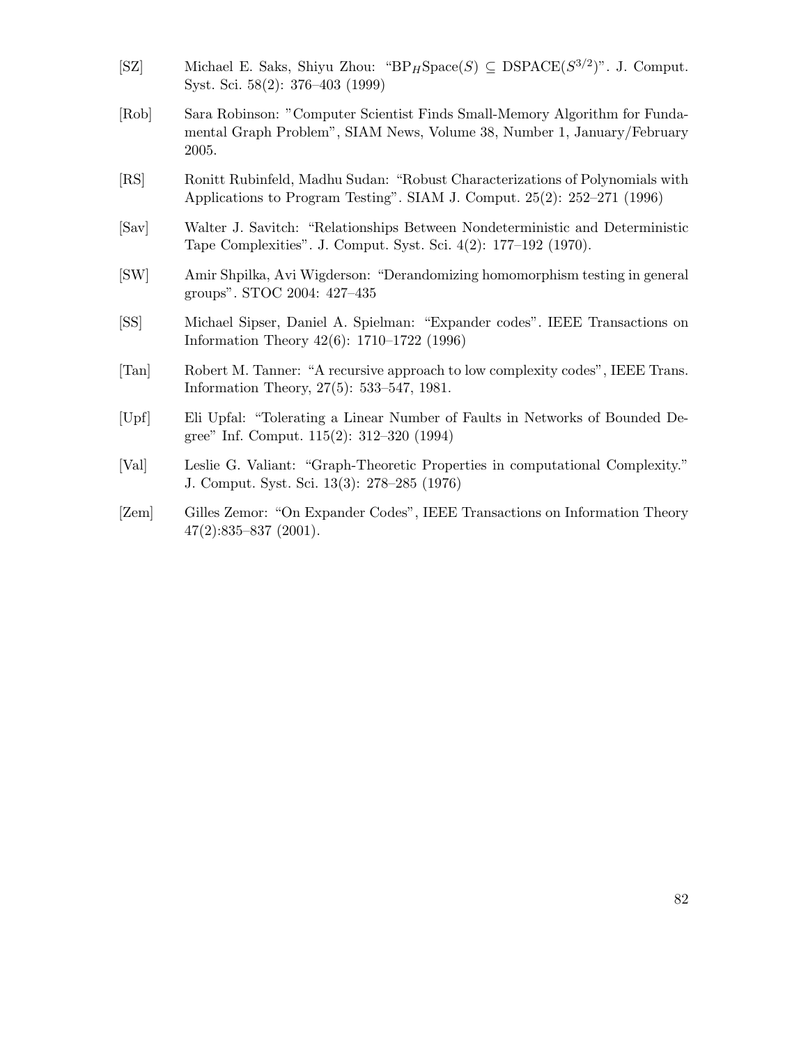[SZ] Michael E. Saks, Shiyu Zhou: "$BP_H$Space($S$) $\subseteq$ DSPACE($S^{3/2}$)". J. Comput. Syst. Sci. 58(2): 376–403 (1999)

[Rob] Sara Robinson: "Computer Scientist Finds Small-Memory Algorithm for Fundamental Graph Problem", SIAM News, Volume 38, Number 1, January/February 2005.

[RS] Ronitt Rubinfeld, Madhu Sudan: "Robust Characterizations of Polynomials with Applications to Program Testing". SIAM J. Comput. 25(2): 252–271 (1996)

[Sav] Walter J. Savitch: "Relationships Between Nondeterministic and Deterministic Tape Complexities". J. Comput. Syst. Sci. 4(2): 177–192 (1970).

[SW] Amir Shpilka, Avi Wigderson: "Derandomizing homomorphism testing in general groups". STOC 2004: 427–435

[SS] Michael Sipser, Daniel A. Spielman: "Expander codes". IEEE Transactions on Information Theory 42(6): 1710–1722 (1996)

[Tan] Robert M. Tanner: "A recursive approach to low complexity codes", IEEE Trans. Information Theory, 27(5): 533–547, 1981.

[Upf] Eli Upfal: "Tolerating a Linear Number of Faults in Networks of Bounded Degree" Inf. Comput. 115(2): 312–320 (1994)

[Val] Leslie G. Valiant: "Graph-Theoretic Properties in computational Complexity." J. Comput. Syst. Sci. 13(3): 278–285 (1976)

[Zem] Gilles Zemor: "On Expander Codes", IEEE Transactions on Information Theory 47(2):835–837 (2001).